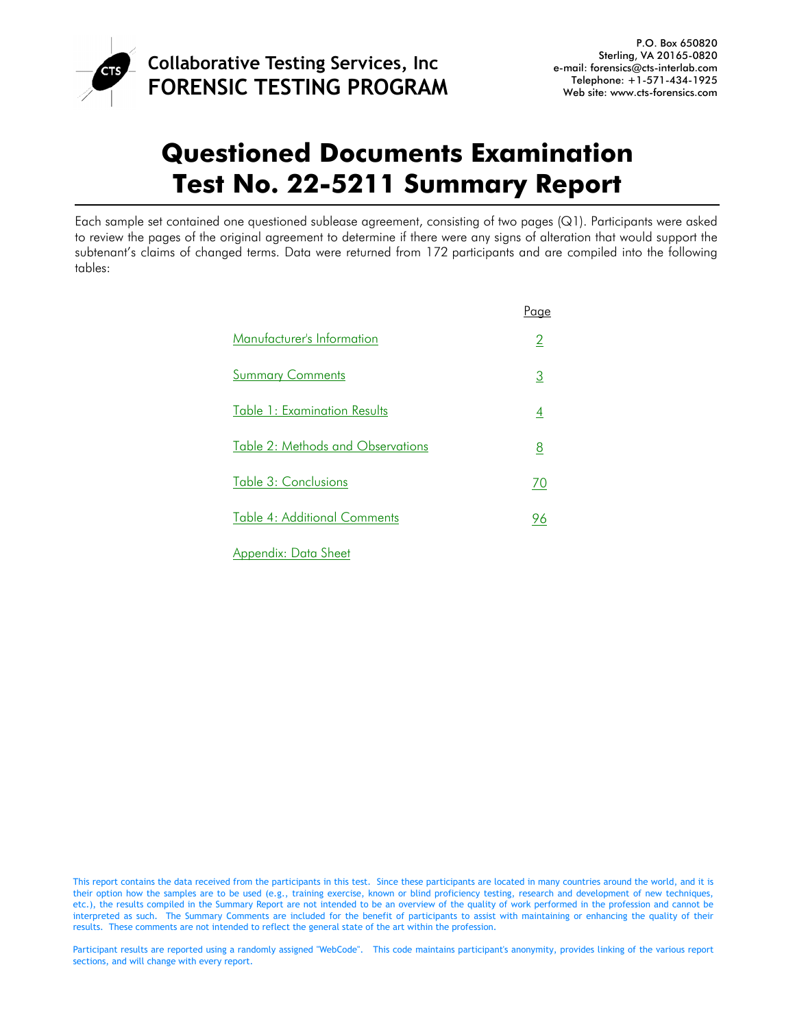Collaborative Testing Services, Inc
FORENSIC TESTING PROGRAM

P.O. Box 650820
Sterling, VA 20165-0820
e-mail: forensics@cts-interlab.com
Telephone: +1-571-434-1925
Web site: www.cts-forensics.com

# Questioned Documents Examination Test No. 22-5211 Summary Report

Each sample set contained one questioned sublease agreement, consisting of two pages (Q1). Participants were asked to review the pages of the original agreement to determine if there were any signs of alteration that would support the subtenant's claims of changed terms. Data were returned from 172 participants and are compiled into the following tables:

| | Page |
|---|---|
| Manufacturer's Information | 2 |
| Summary Comments | 3 |
| Table 1: Examination Results | 4 |
| Table 2: Methods and Observations | 8 |
| Table 3: Conclusions | 70 |
| Table 4: Additional Comments | 96 |
| Appendix: Data Sheet | |

This report contains the data received from the participants in this test. Since these participants are located in many countries around the world, and it is their option how the samples are to be used (e.g., training exercise, known or blind proficiency testing, research and development of new techniques, etc.), the results compiled in the Summary Report are not intended to be an overview of the quality of work performed in the profession and cannot be interpreted as such. The Summary Comments are included for the benefit of participants to assist with maintaining or enhancing the quality of their results. These comments are not intended to reflect the general state of the art within the profession.

Participant results are reported using a randomly assigned "WebCode". This code maintains participant's anonymity, provides linking of the various report sections, and will change with every report.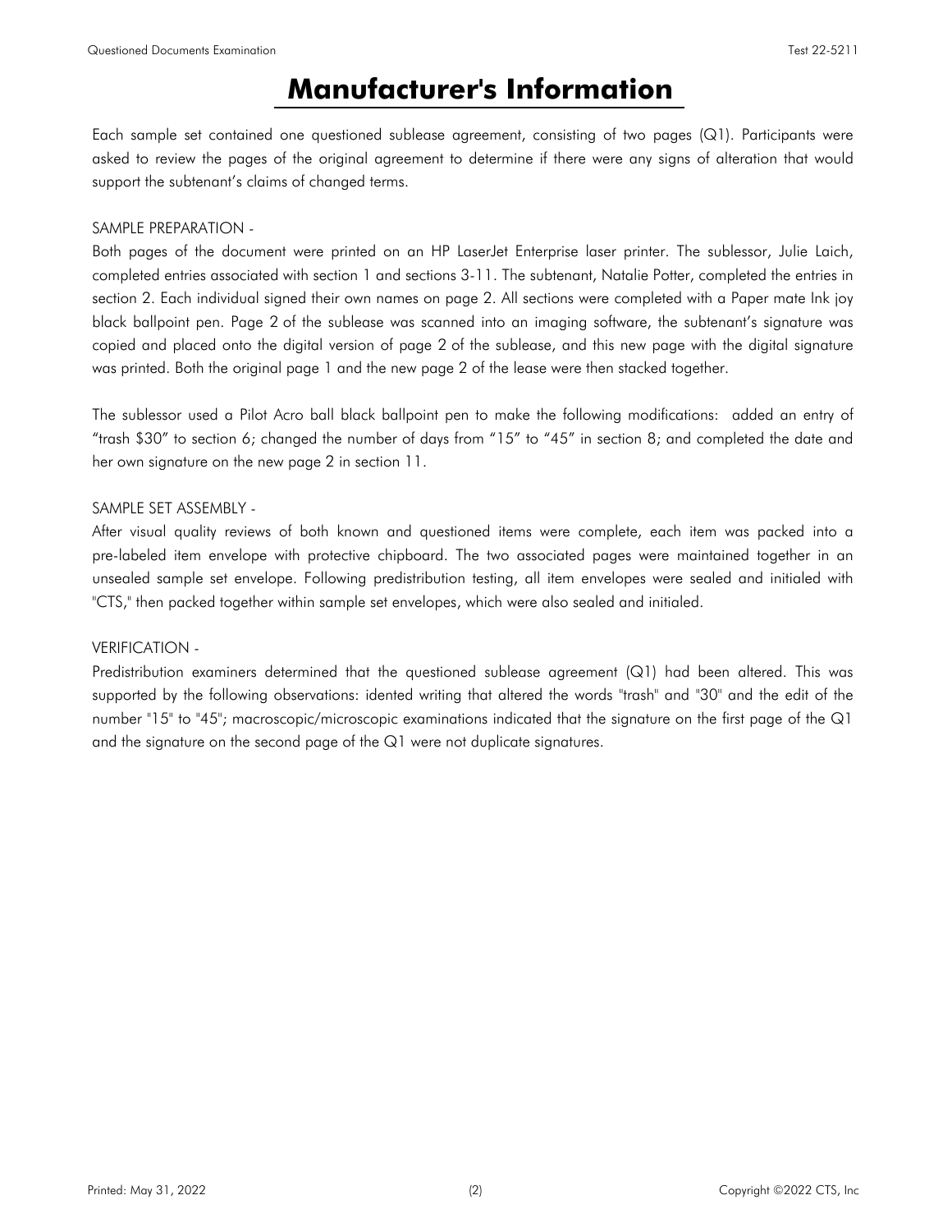# Manufacturer's Information

Each sample set contained one questioned sublease agreement, consisting of two pages (Q1). Participants were asked to review the pages of the original agreement to determine if there were any signs of alteration that would support the subtenant's claims of changed terms.

SAMPLE PREPARATION -

Both pages of the document were printed on an HP LaserJet Enterprise laser printer. The sublessor, Julie Laich, completed entries associated with section 1 and sections 3-11. The subtenant, Natalie Potter, completed the entries in section 2. Each individual signed their own names on page 2. All sections were completed with a Paper mate Ink joy black ballpoint pen. Page 2 of the sublease was scanned into an imaging software, the subtenant's signature was copied and placed onto the digital version of page 2 of the sublease, and this new page with the digital signature was printed. Both the original page 1 and the new page 2 of the lease were then stacked together.

The sublessor used a Pilot Acro ball black ballpoint pen to make the following modifications: added an entry of "trash $30" to section 6; changed the number of days from "15" to "45" in section 8; and completed the date and her own signature on the new page 2 in section 11.

SAMPLE SET ASSEMBLY -

After visual quality reviews of both known and questioned items were complete, each item was packed into a pre-labeled item envelope with protective chipboard. The two associated pages were maintained together in an unsealed sample set envelope. Following predistribution testing, all item envelopes were sealed and initialed with "CTS," then packed together within sample set envelopes, which were also sealed and initialed.

VERIFICATION -

Predistribution examiners determined that the questioned sublease agreement (Q1) had been altered. This was supported by the following observations: idented writing that altered the words "trash" and "30" and the edit of the number "15" to "45"; macroscopic/microscopic examinations indicated that the signature on the first page of the Q1 and the signature on the second page of the Q1 were not duplicate signatures.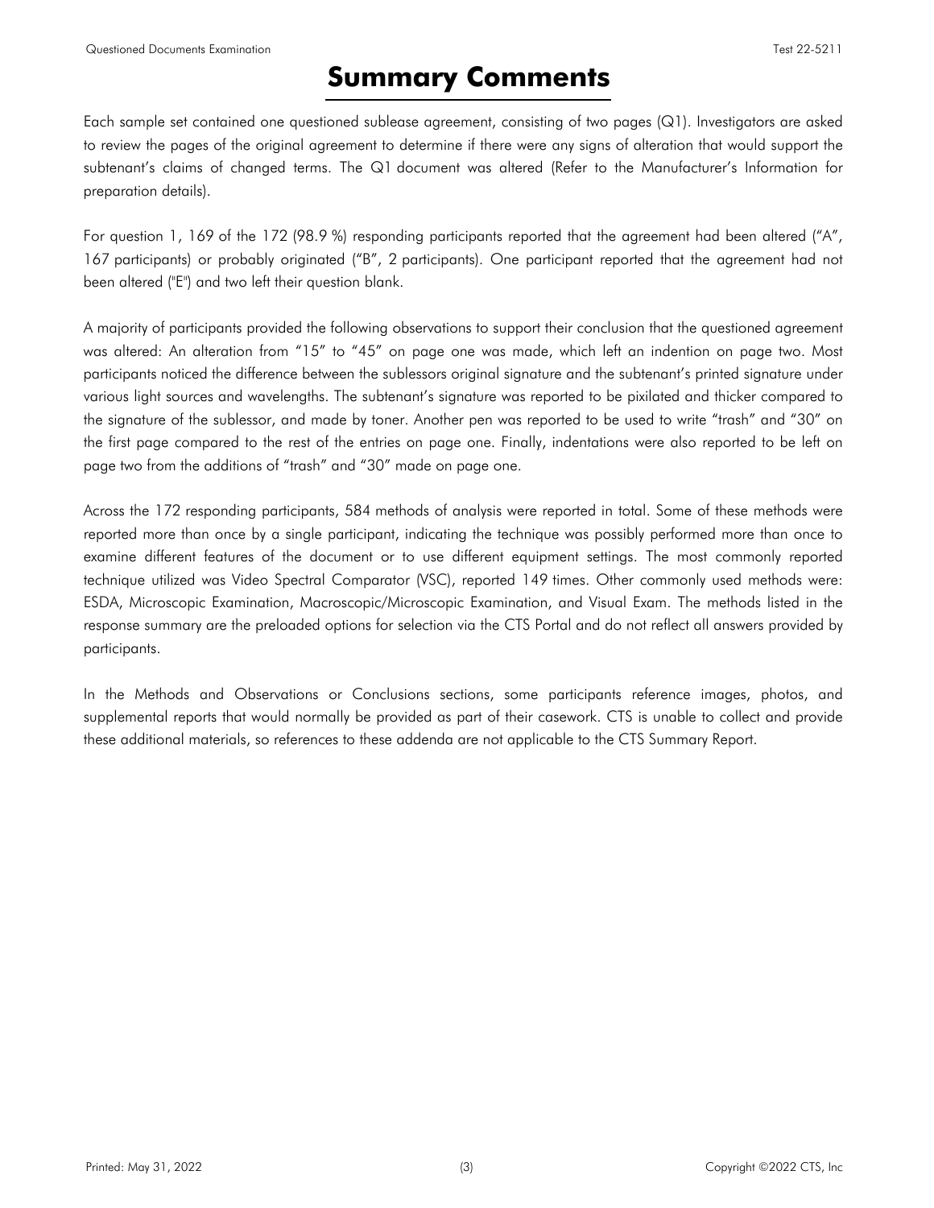# Summary Comments

Each sample set contained one questioned sublease agreement, consisting of two pages (Q1). Investigators are asked to review the pages of the original agreement to determine if there were any signs of alteration that would support the subtenant's claims of changed terms. The Q1 document was altered (Refer to the Manufacturer's Information for preparation details).

For question 1, 169 of the 172 (98.9 %) responding participants reported that the agreement had been altered ("A", 167 participants) or probably originated ("B", 2 participants). One participant reported that the agreement had not been altered ("E") and two left their question blank.

A majority of participants provided the following observations to support their conclusion that the questioned agreement was altered: An alteration from "15" to "45" on page one was made, which left an indention on page two. Most participants noticed the difference between the sublessors original signature and the subtenant's printed signature under various light sources and wavelengths. The subtenant's signature was reported to be pixilated and thicker compared to the signature of the sublessor, and made by toner. Another pen was reported to be used to write "trash" and "30" on the first page compared to the rest of the entries on page one. Finally, indentations were also reported to be left on page two from the additions of "trash" and "30" made on page one.

Across the 172 responding participants, 584 methods of analysis were reported in total. Some of these methods were reported more than once by a single participant, indicating the technique was possibly performed more than once to examine different features of the document or to use different equipment settings. The most commonly reported technique utilized was Video Spectral Comparator (VSC), reported 149 times. Other commonly used methods were: ESDA, Microscopic Examination, Macroscopic/Microscopic Examination, and Visual Exam. The methods listed in the response summary are the preloaded options for selection via the CTS Portal and do not reflect all answers provided by participants.

In the Methods and Observations or Conclusions sections, some participants reference images, photos, and supplemental reports that would normally be provided as part of their casework. CTS is unable to collect and provide these additional materials, so references to these addenda are not applicable to the CTS Summary Report.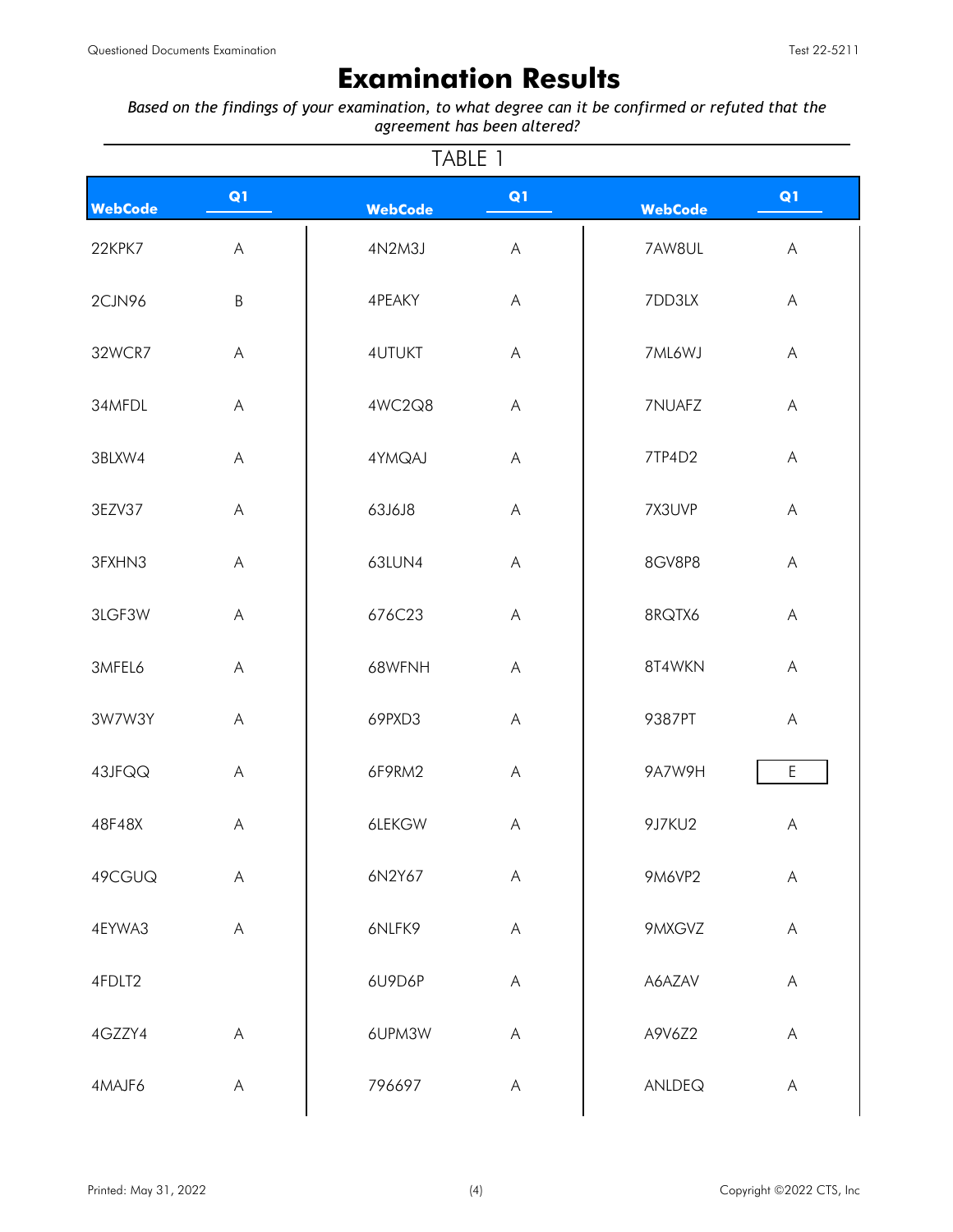# Examination Results

*Based on the findings of your examination, to what degree can it be confirmed or refuted that the agreement has been altered?*

TABLE 1

| WebCode | Q1 | WebCode | Q1 | WebCode | Q1 |
|---|---|---|---|---|---|
| 22KPK7 | A | 4N2M3J | A | 7AW8UL | A |
| 2CJN96 | B | 4PEAKY | A | 7DD3LX | A |
| 32WCR7 | A | 4UTUKT | A | 7ML6WJ | A |
| 34MFDL | A | 4WC2Q8 | A | 7NUAFZ | A |
| 3BLXW4 | A | 4YMQAJ | A | 7TP4D2 | A |
| 3EZV37 | A | 63J6J8 | A | 7X3UVP | A |
| 3FXHN3 | A | 63LUN4 | A | 8GV8P8 | A |
| 3LGF3W | A | 676C23 | A | 8RQTX6 | A |
| 3MFEL6 | A | 68WFNH | A | 8T4WKN | A |
| 3W7W3Y | A | 69PXD3 | A | 9387PT | A |
| 43JFQQ | A | 6F9RM2 | A | 9A7W9H | E |
| 48F48X | A | 6LEKGW | A | 9J7KU2 | A |
| 49CGUQ | A | 6N2Y67 | A | 9M6VP2 | A |
| 4EYWA3 | A | 6NLFK9 | A | 9MXGVZ | A |
| 4FDLT2 | | 6U9D6P | A | A6AZAV | A |
| 4GZZY4 | A | 6UPM3W | A | A9V6Z2 | A |
| 4MAJF6 | A | 796697 | A | ANLDEQ | A |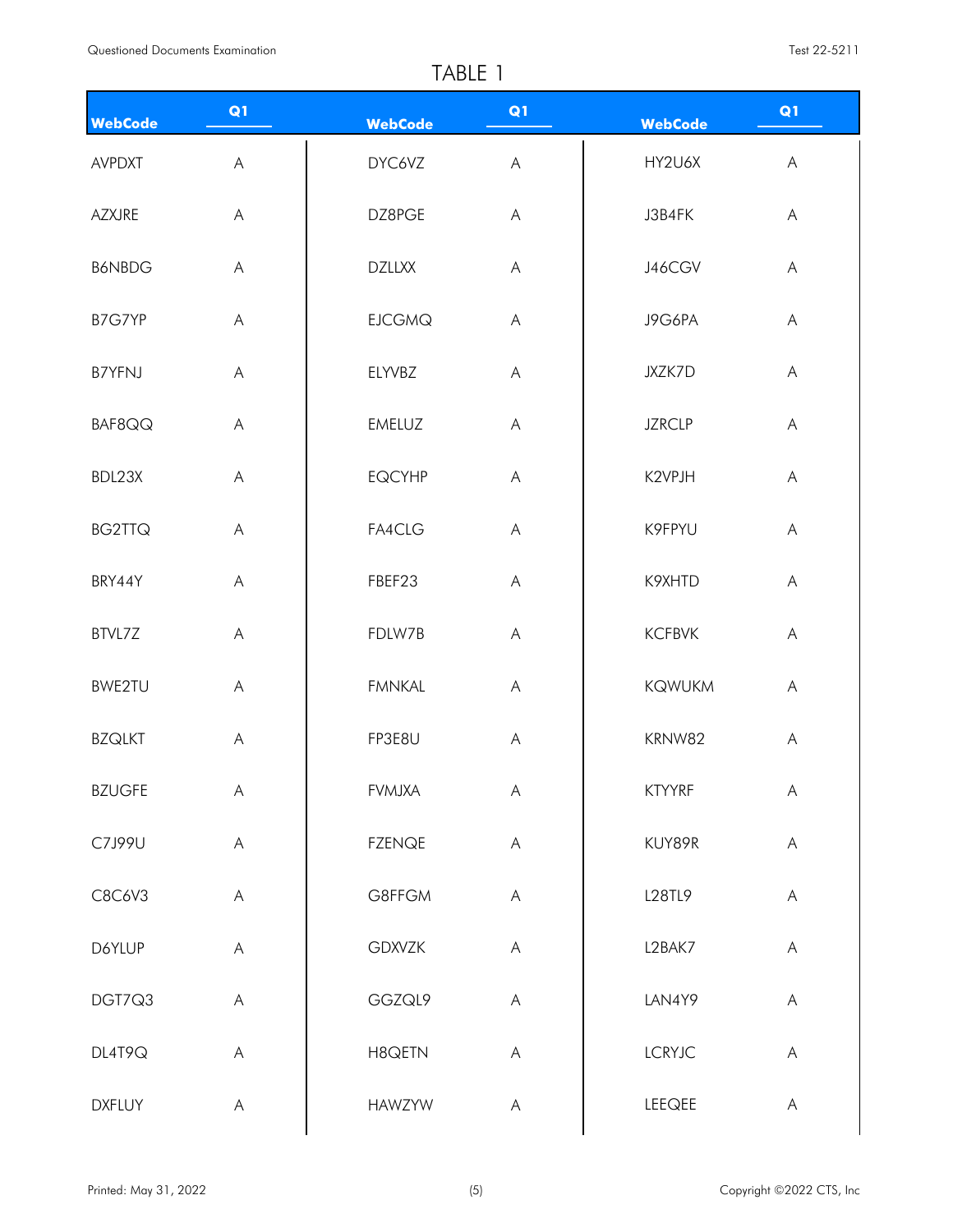TABLE 1

| WebCode | Q1 | WebCode | Q1 | WebCode | Q1 |
|---|---|---|---|---|---|
| AVPDXT | A | DYC6VZ | A | HY2U6X | A |
| AZXJRE | A | DZ8PGE | A | J3B4FK | A |
| B6NBDG | A | DZLLXX | A | J46CGV | A |
| B7G7YP | A | EJCGMQ | A | J9G6PA | A |
| B7YFNJ | A | ELYVBZ | A | JXZK7D | A |
| BAF8QQ | A | EMELUZ | A | JZRCLP | A |
| BDL23X | A | EQCYHP | A | K2VPJH | A |
| BG2TTQ | A | FA4CLG | A | K9FPYU | A |
| BRY44Y | A | FBEF23 | A | K9XHTD | A |
| BTVL7Z | A | FDLW7B | A | KCFBVK | A |
| BWE2TU | A | FMNKAL | A | KQWUKM | A |
| BZQLKT | A | FP3E8U | A | KRNW82 | A |
| BZUGFE | A | FVMJXA | A | KTYYRF | A |
| C7J99U | A | FZENQE | A | KUY89R | A |
| C8C6V3 | A | G8FFGM | A | L28TL9 | A |
| D6YLUP | A | GDXVZK | A | L2BAK7 | A |
| DGT7Q3 | A | GGZQL9 | A | LAN4Y9 | A |
| DL4T9Q | A | H8QETN | A | LCRYJC | A |
| DXFLUY | A | HAWZYW | A | LEEQEE | A |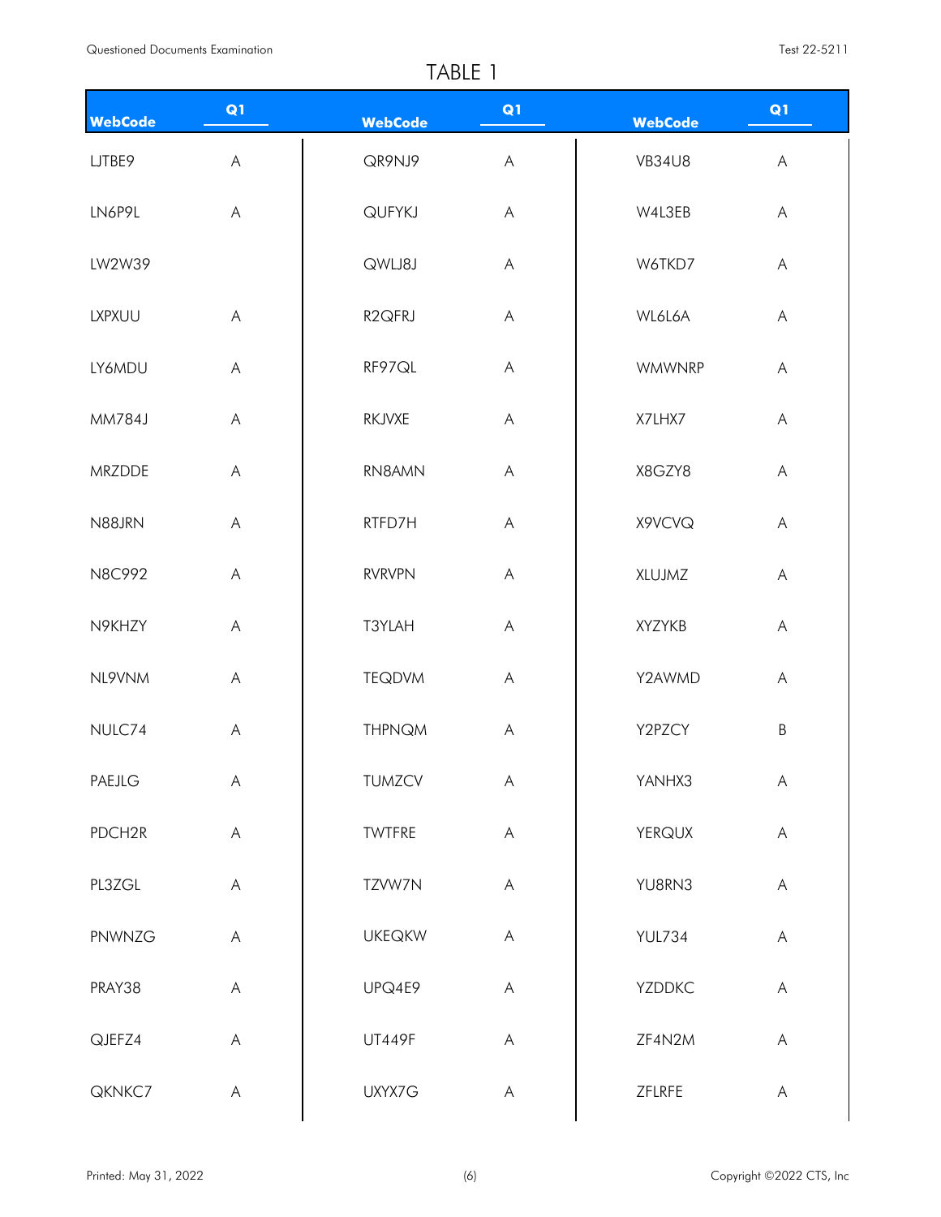# TABLE 1

| WebCode | Q1 | WebCode | Q1 | WebCode | Q1 |
|---|---|---|---|---|---|
| LJTBE9 | A | QR9NJ9 | A | VB34U8 | A |
| LN6P9L | A | QUFYKJ | A | W4L3EB | A |
| LW2W39 | | QWLJ8J | A | W6TKD7 | A |
| LXPXUU | A | R2QFRJ | A | WL6L6A | A |
| LY6MDU | A | RF97QL | A | WMWNRP | A |
| MM784J | A | RKJVXE | A | X7LHX7 | A |
| MRZDDE | A | RN8AMN | A | X8GZY8 | A |
| N88JRN | A | RTFD7H | A | X9VCVQ | A |
| N8C992 | A | RVRVPN | A | XLUJMZ | A |
| N9KHZY | A | T3YLAH | A | XYZYKB | A |
| NL9VNM | A | TEQDVM | A | Y2AWMD | A |
| NULC74 | A | THPNQM | A | Y2PZCY | B |
| PAEJLG | A | TUMZCV | A | YANHX3 | A |
| PDCH2R | A | TWTFRE | A | YERQUX | A |
| PL3ZGL | A | TZVW7N | A | YU8RN3 | A |
| PNWNZG | A | UKEQKW | A | YUL734 | A |
| PRAY38 | A | UPQ4E9 | A | YZDDKC | A |
| QJEFZ4 | A | UT449F | A | ZF4N2M | A |
| QKNKC7 | A | UXYX7G | A | ZFLRFE | A |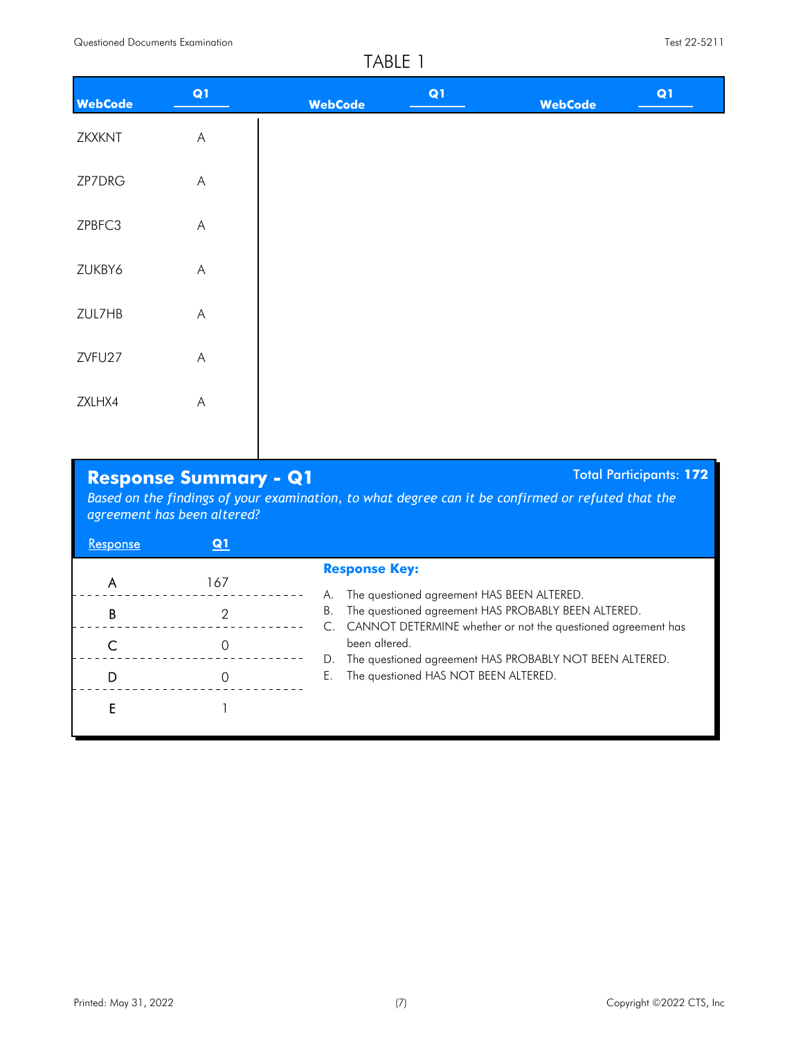# TABLE 1

| WebCode | Q1 |
|---|---|
| ZKXKNT | A |
| ZP7DRG | A |
| ZPBFC3 | A |
| ZUKBY6 | A |
| ZUL7HB | A |
| ZVFU27 | A |
| ZXLHX4 | A |

## Response Summary - Q1

Total Participants: **172**

*Based on the findings of your examination, to what degree can it be confirmed or refuted that the agreement has been altered?*

| Response | Q1 |
|---|---|
| A | 167 |
| B | 2 |
| C | 0 |
| D | 0 |
| E | 1 |

**Response Key:**

A. The questioned agreement HAS BEEN ALTERED.
B. The questioned agreement HAS PROBABLY BEEN ALTERED.
C. CANNOT DETERMINE whether or not the questioned agreement has been altered.
D. The questioned agreement HAS PROBABLY NOT BEEN ALTERED.
E. The questioned HAS NOT BEEN ALTERED.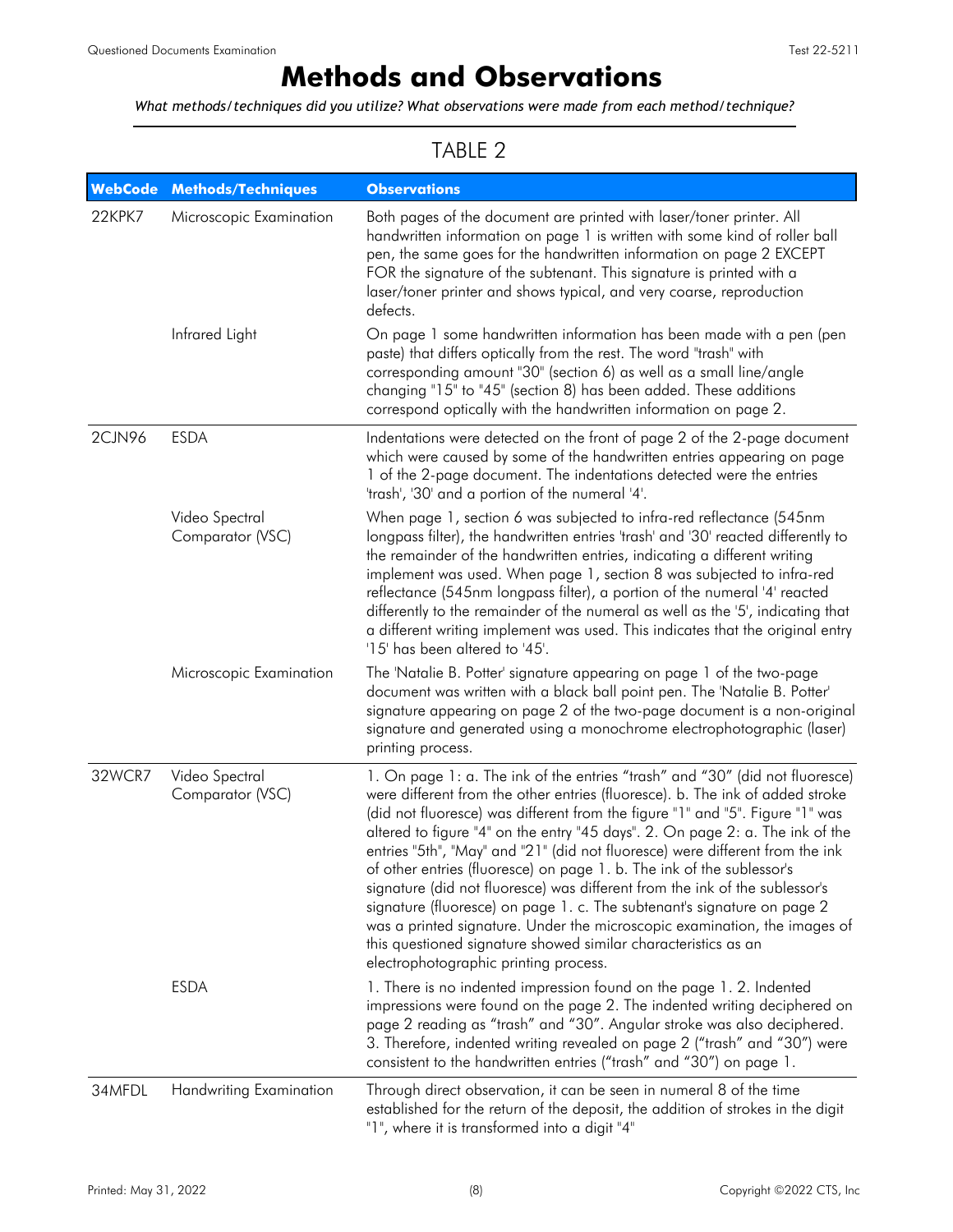# Methods and Observations

*What methods/techniques did you utilize? What observations were made from each method/technique?*

## TABLE 2

| WebCode | Methods/Techniques | Observations |
|---|---|---|
| 22KPK7 | Microscopic Examination | Both pages of the document are printed with laser/toner printer. All handwritten information on page 1 is written with some kind of roller ball pen, the same goes for the handwritten information on page 2 EXCEPT FOR the signature of the subtenant. This signature is printed with a laser/toner printer and shows typical, and very coarse, reproduction defects. |
| | Infrared Light | On page 1 some handwritten information has been made with a pen (pen paste) that differs optically from the rest. The word "trash" with corresponding amount "30" (section 6) as well as a small line/angle changing "15" to "45" (section 8) has been added. These additions correspond optically with the handwritten information on page 2. |
| 2CJN96 | ESDA | Indentations were detected on the front of page 2 of the 2-page document which were caused by some of the handwritten entries appearing on page 1 of the 2-page document. The indentations detected were the entries 'trash', '30' and a portion of the numeral '4'. |
| | Video Spectral Comparator (VSC) | When page 1, section 6 was subjected to infra-red reflectance (545nm longpass filter), the handwritten entries 'trash' and '30' reacted differently to the remainder of the handwritten entries, indicating a different writing implement was used. When page 1, section 8 was subjected to infra-red reflectance (545nm longpass filter), a portion of the numeral '4' reacted differently to the remainder of the numeral as well as the '5', indicating that a different writing implement was used. This indicates that the original entry '15' has been altered to '45'. |
| | Microscopic Examination | The 'Natalie B. Potter' signature appearing on page 1 of the two-page document was written with a black ball point pen. The 'Natalie B. Potter' signature appearing on page 2 of the two-page document is a non-original signature and generated using a monochrome electrophotographic (laser) printing process. |
| 32WCR7 | Video Spectral Comparator (VSC) | 1. On page 1: a. The ink of the entries "trash" and "30" (did not fluoresce) were different from the other entries (fluoresce). b. The ink of added stroke (did not fluoresce) was different from the figure "1" and "5". Figure "1" was altered to figure "4" on the entry "45 days". 2. On page 2: a. The ink of the entries "5th", "May" and "21" (did not fluoresce) were different from the ink of other entries (fluoresce) on page 1. b. The ink of the sublessor's signature (did not fluoresce) was different from the ink of the sublessor's signature (fluoresce) on page 1. c. The subtenant's signature on page 2 was a printed signature. Under the microscopic examination, the images of this questioned signature showed similar characteristics as an electrophotographic printing process. |
| | ESDA | 1. There is no indented impression found on the page 1. 2. Indented impressions were found on the page 2. The indented writing deciphered on page 2 reading as "trash" and "30". Angular stroke was also deciphered. 3. Therefore, indented writing revealed on page 2 ("trash" and "30") were consistent to the handwritten entries ("trash" and "30") on page 1. |
| 34MFDL | Handwriting Examination | Through direct observation, it can be seen in numeral 8 of the time established for the return of the deposit, the addition of strokes in the digit "1", where it is transformed into a digit "4" |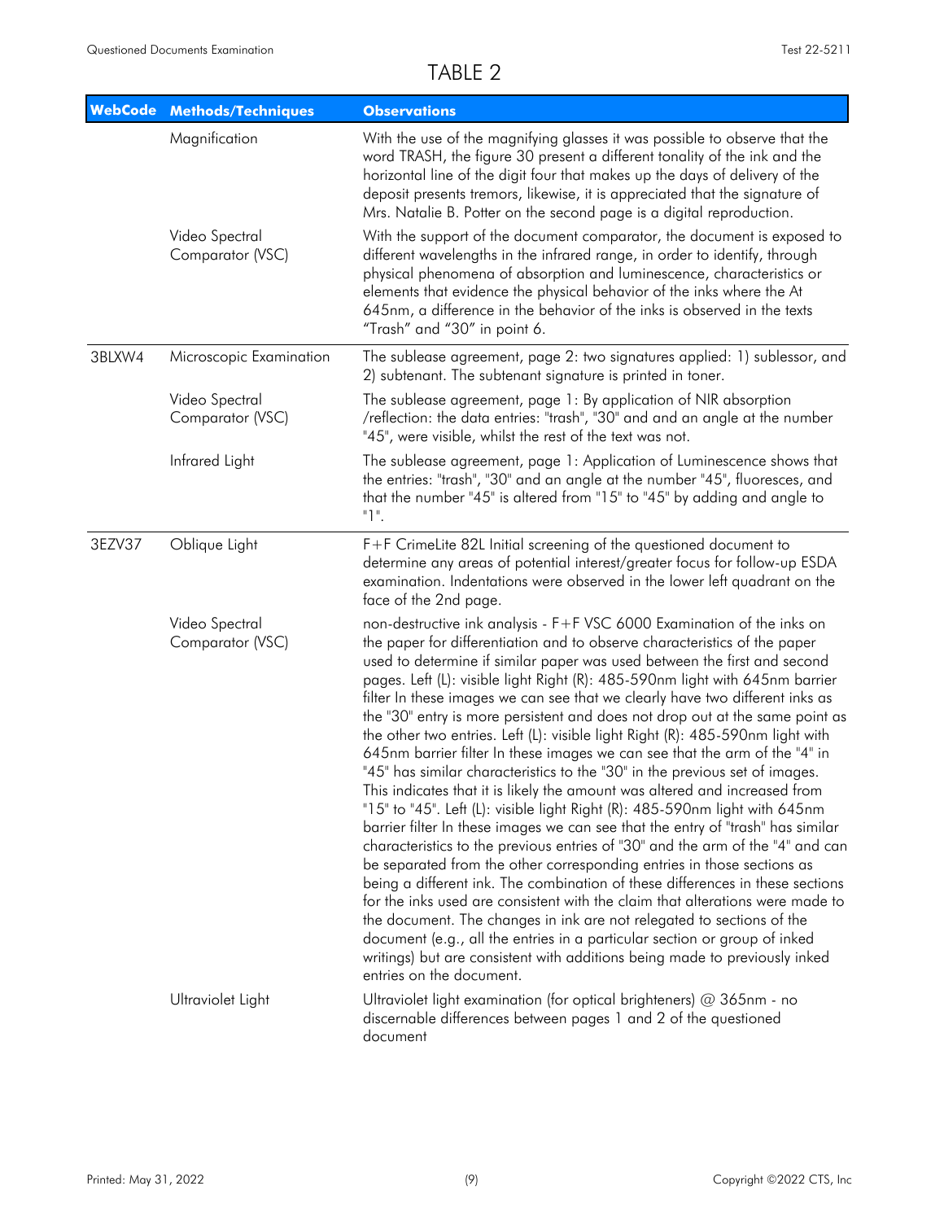# TABLE 2

| WebCode | Methods/Techniques | Observations |
|---|---|---|
| | Magnification | With the use of the magnifying glasses it was possible to observe that the word TRASH, the figure 30 present a different tonality of the ink and the horizontal line of the digit four that makes up the days of delivery of the deposit presents tremors, likewise, it is appreciated that the signature of Mrs. Natalie B. Potter on the second page is a digital reproduction. |
| | Video Spectral Comparator (VSC) | With the support of the document comparator, the document is exposed to different wavelengths in the infrared range, in order to identify, through physical phenomena of absorption and luminescence, characteristics or elements that evidence the physical behavior of the inks where the At 645nm, a difference in the behavior of the inks is observed in the texts "Trash" and "30" in point 6. |
| 3BLXW4 | Microscopic Examination | The sublease agreement, page 2: two signatures applied: 1) sublessor, and 2) subtenant. The subtenant signature is printed in toner. |
| | Video Spectral Comparator (VSC) | The sublease agreement, page 1: By application of NIR absorption /reflection: the data entries: "trash", "30" and and an angle at the number "45", were visible, whilst the rest of the text was not. |
| | Infrared Light | The sublease agreement, page 1: Application of Luminescence shows that the entries: "trash", "30" and an angle at the number "45", fluoresces, and that the number "45" is altered from "15" to "45" by adding and angle to "1". |
| 3EZV37 | Oblique Light | F+F CrimeLite 82L Initial screening of the questioned document to determine any areas of potential interest/greater focus for follow-up ESDA examination. Indentations were observed in the lower left quadrant on the face of the 2nd page. |
| | Video Spectral Comparator (VSC) | non-destructive ink analysis - F+F VSC 6000 Examination of the inks on the paper for differentiation and to observe characteristics of the paper used to determine if similar paper was used between the first and second pages. Left (L): visible light Right (R): 485-590nm light with 645nm barrier filter In these images we can see that we clearly have two different inks as the "30" entry is more persistent and does not drop out at the same point as the other two entries. Left (L): visible light Right (R): 485-590nm light with 645nm barrier filter In these images we can see that the arm of the "4" in "45" has similar characteristics to the "30" in the previous set of images. This indicates that it is likely the amount was altered and increased from "15" to "45". Left (L): visible light Right (R): 485-590nm light with 645nm barrier filter In these images we can see that the entry of "trash" has similar characteristics to the previous entries of "30" and the arm of the "4" and can be separated from the other corresponding entries in those sections as being a different ink. The combination of these differences in these sections for the inks used are consistent with the claim that alterations were made to the document. The changes in ink are not relegated to sections of the document (e.g., all the entries in a particular section or group of inked writings) but are consistent with additions being made to previously inked entries on the document. |
| | Ultraviolet Light | Ultraviolet light examination (for optical brighteners) @ 365nm - no discernable differences between pages 1 and 2 of the questioned document |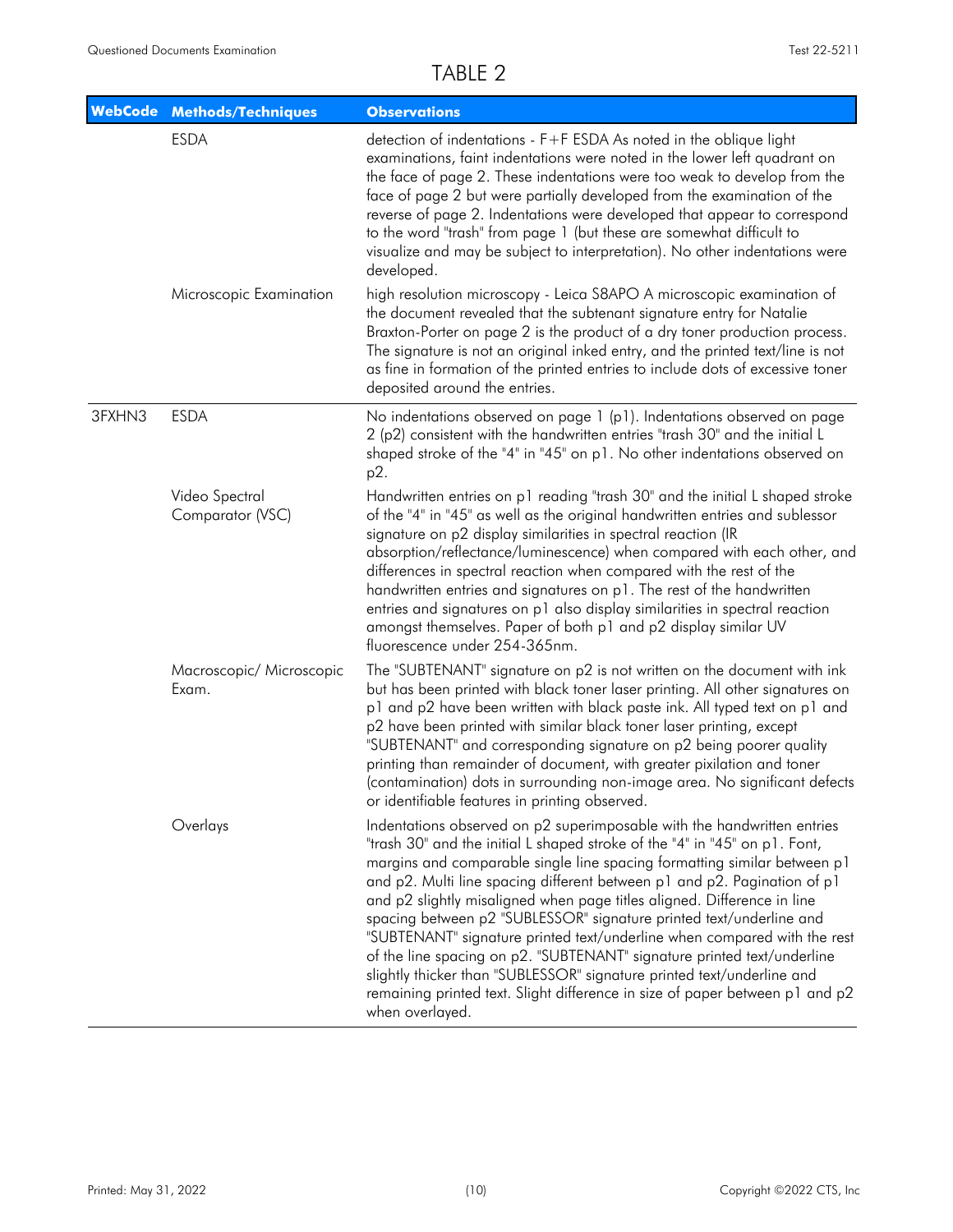# TABLE 2

| WebCode | Methods/Techniques | Observations |
|---|---|---|
| | ESDA | detection of indentations - F+F ESDA As noted in the oblique light examinations, faint indentations were noted in the lower left quadrant on the face of page 2. These indentations were too weak to develop from the face of page 2 but were partially developed from the examination of the reverse of page 2. Indentations were developed that appear to correspond to the word "trash" from page 1 (but these are somewhat difficult to visualize and may be subject to interpretation). No other indentations were developed. |
| | Microscopic Examination | high resolution microscopy - Leica S8APO A microscopic examination of the document revealed that the subtenant signature entry for Natalie Braxton-Porter on page 2 is the product of a dry toner production process. The signature is not an original inked entry, and the printed text/line is not as fine in formation of the printed entries to include dots of excessive toner deposited around the entries. |
| 3FXHN3 | ESDA | No indentations observed on page 1 (p1). Indentations observed on page 2 (p2) consistent with the handwritten entries "trash 30" and the initial L shaped stroke of the "4" in "45" on p1. No other indentations observed on p2. |
| | Video Spectral Comparator (VSC) | Handwritten entries on p1 reading "trash 30" and the initial L shaped stroke of the "4" in "45" as well as the original handwritten entries and sublessor signature on p2 display similarities in spectral reaction (IR absorption/reflectance/luminescence) when compared with each other, and differences in spectral reaction when compared with the rest of the handwritten entries and signatures on p1. The rest of the handwritten entries and signatures on p1 also display similarities in spectral reaction amongst themselves. Paper of both p1 and p2 display similar UV fluorescence under 254-365nm. |
| | Macroscopic/ Microscopic Exam. | The "SUBTENANT" signature on p2 is not written on the document with ink but has been printed with black toner laser printing. All other signatures on p1 and p2 have been written with black paste ink. All typed text on p1 and p2 have been printed with similar black toner laser printing, except "SUBTENANT" and corresponding signature on p2 being poorer quality printing than remainder of document, with greater pixilation and toner (contamination) dots in surrounding non-image area. No significant defects or identifiable features in printing observed. |
| | Overlays | Indentations observed on p2 superimposable with the handwritten entries "trash 30" and the initial L shaped stroke of the "4" in "45" on p1. Font, margins and comparable single line spacing formatting similar between p1 and p2. Multi line spacing different between p1 and p2. Pagination of p1 and p2 slightly misaligned when page titles aligned. Difference in line spacing between p2 "SUBLESSOR" signature printed text/underline and "SUBTENANT" signature printed text/underline when compared with the rest of the line spacing on p2. "SUBTENANT" signature printed text/underline slightly thicker than "SUBLESSOR" signature printed text/underline and remaining printed text. Slight difference in size of paper between p1 and p2 when overlayed. |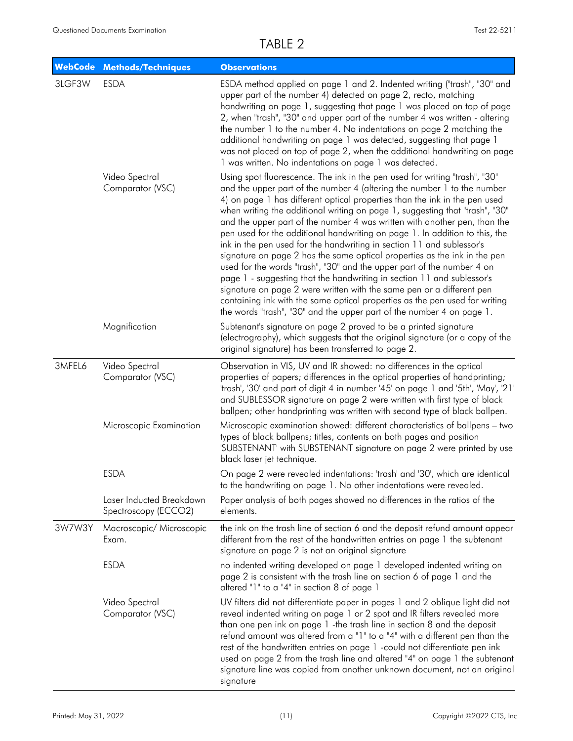# TABLE 2

| WebCode | Methods/Techniques | Observations |
|---|---|---|
| 3LGF3W | ESDA | ESDA method applied on page 1 and 2. Indented writing ("trash", "30" and upper part of the number 4) detected on page 2, recto, matching handwriting on page 1, suggesting that page 1 was placed on top of page 2, when "trash", "30" and upper part of the number 4 was written - altering the number 1 to the number 4. No indentations on page 2 matching the additional handwriting on page 1 was detected, suggesting that page 1 was not placed on top of page 2, when the additional handwriting on page 1 was written. No indentations on page 1 was detected. |
| | Video Spectral Comparator (VSC) | Using spot fluorescence. The ink in the pen used for writing "trash", "30" and the upper part of the number 4 (altering the number 1 to the number 4) on page 1 has different optical properties than the ink in the pen used when writing the additional writing on page 1, suggesting that "trash", "30" and the upper part of the number 4 was written with another pen, than the pen used for the additional handwriting on page 1. In addition to this, the ink in the pen used for the handwriting in section 11 and sublessor's signature on page 2 has the same optical properties as the ink in the pen used for the words "trash", "30" and the upper part of the number 4 on page 1 - suggesting that the handwriting in section 11 and sublessor's signature on page 2 were written with the same pen or a different pen containing ink with the same optical properties as the pen used for writing the words "trash", "30" and the upper part of the number 4 on page 1. |
| | Magnification | Subtenant's signature on page 2 proved to be a printed signature (electrography), which suggests that the original signature (or a copy of the original signature) has been transferred to page 2. |
| 3MFEL6 | Video Spectral Comparator (VSC) | Observation in VIS, UV and IR showed: no differences in the optical properties of papers; differences in the optical properties of handprinting; 'trash', '30' and part of digit 4 in number '45' on page 1 and '5th', 'May', '21' and SUBLESSOR signature on page 2 were written with first type of black ballpen; other handprinting was written with second type of black ballpen. |
| | Microscopic Examination | Microscopic examination showed: different characteristics of ballpens – two types of black ballpens; titles, contents on both pages and position 'SUBSTENANT' with SUBSTENANT signature on page 2 were printed by use black laser jet technique. |
| | ESDA | On page 2 were revealed indentations: 'trash' and '30', which are identical to the handwriting on page 1. No other indentations were revealed. |
| | Laser Induced Breakdown Spectroscopy (ECCO2) | Paper analysis of both pages showed no differences in the ratios of the elements. |
| 3W7W3Y | Macroscopic/ Microscopic Exam. | the ink on the trash line of section 6 and the deposit refund amount appear different from the rest of the handwritten entries on page 1 the subtenant signature on page 2 is not an original signature |
| | ESDA | no indented writing developed on page 1 developed indented writing on page 2 is consistent with the trash line on section 6 of page 1 and the altered "1" to a "4" in section 8 of page 1 |
| | Video Spectral Comparator (VSC) | UV filters did not differentiate paper in pages 1 and 2 oblique light did not reveal indented writing on page 1 or 2 spot and IR filters revealed more than one pen ink on page 1 -the trash line in section 8 and the deposit refund amount was altered from a "1" to a "4" with a different pen than the rest of the handwritten entries on page 1 -could not differentiate pen ink used on page 2 from the trash line and altered "4" on page 1 the subtenant signature line was copied from another unknown document, not an original signature |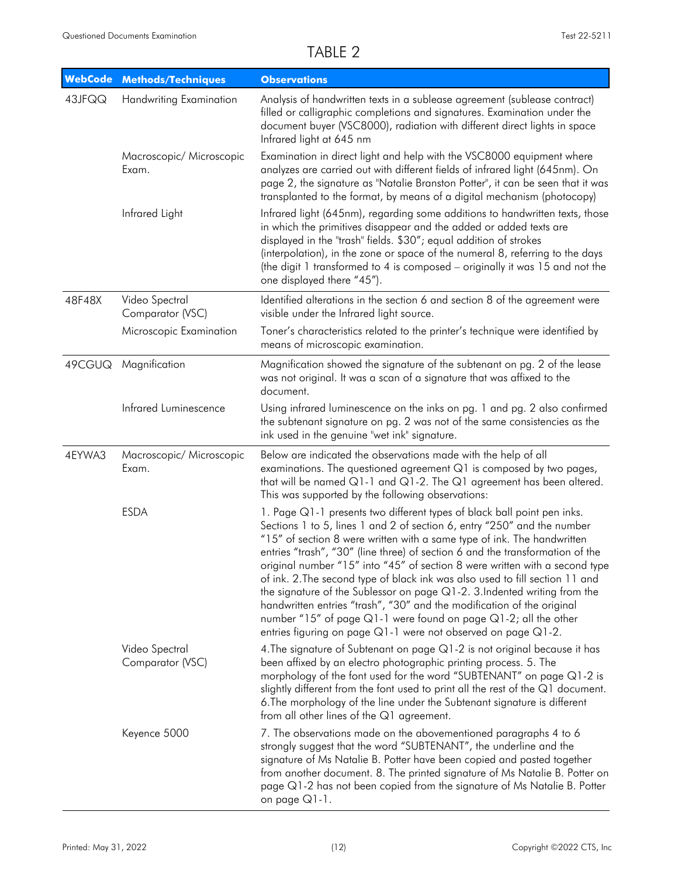# TABLE 2

| WebCode | Methods/Techniques | Observations |
|---|---|---|
| 43JFQQ | Handwriting Examination | Analysis of handwritten texts in a sublease agreement (sublease contract) filled or calligraphic completions and signatures. Examination under the document buyer (VSC8000), radiation with different direct lights in space Infrared light at 645 nm |
| | Macroscopic/ Microscopic Exam. | Examination in direct light and help with the VSC8000 equipment where analyzes are carried out with different fields of infrared light (645nm). On page 2, the signature as "Natalie Branston Potter", it can be seen that it was transplanted to the format, by means of a digital mechanism (photocopy) |
| | Infrared Light | Infrared light (645nm), regarding some additions to handwritten texts, those in which the primitives disappear and the added or added texts are displayed in the "trash" fields. $30"; equal addition of strokes (interpolation), in the zone or space of the numeral 8, referring to the days (the digit 1 transformed to 4 is composed – originally it was 15 and not the one displayed there "45"). |
| 48F48X | Video Spectral Comparator (VSC) | Identified alterations in the section 6 and section 8 of the agreement were visible under the Infrared light source. |
| | Microscopic Examination | Toner's characteristics related to the printer's technique were identified by means of microscopic examination. |
| 49CGUQ | Magnification | Magnification showed the signature of the subtenant on pg. 2 of the lease was not original. It was a scan of a signature that was affixed to the document. |
| | Infrared Luminescence | Using infrared luminescence on the inks on pg. 1 and pg. 2 also confirmed the subtenant signature on pg. 2 was not of the same consistencies as the ink used in the genuine "wet ink" signature. |
| 4EYWA3 | Macroscopic/ Microscopic Exam. | Below are indicated the observations made with the help of all examinations. The questioned agreement Q1 is composed by two pages, that will be named Q1-1 and Q1-2. The Q1 agreement has been altered. This was supported by the following observations: |
| | ESDA | 1. Page Q1-1 presents two different types of black ball point pen inks. Sections 1 to 5, lines 1 and 2 of section 6, entry "250" and the number "15" of section 8 were written with a same type of ink. The handwritten entries "trash", "30" (line three) of section 6 and the transformation of the original number "15" into "45" of section 8 were written with a second type of ink. 2.The second type of black ink was also used to fill section 11 and the signature of the Sublessor on page Q1-2. 3.Indented writing from the handwritten entries "trash", "30" and the modification of the original number "15" of page Q1-1 were found on page Q1-2; all the other entries figuring on page Q1-1 were not observed on page Q1-2. |
| | Video Spectral Comparator (VSC) | 4.The signature of Subtenant on page Q1-2 is not original because it has been affixed by an electro photographic printing process. 5. The morphology of the font used for the word "SUBTENANT" on page Q1-2 is slightly different from the font used to print all the rest of the Q1 document. 6.The morphology of the line under the Subtenant signature is different from all other lines of the Q1 agreement. |
| | Keyence 5000 | 7. The observations made on the abovementioned paragraphs 4 to 6 strongly suggest that the word "SUBTENANT", the underline and the signature of Ms Natalie B. Potter have been copied and pasted together from another document. 8. The printed signature of Ms Natalie B. Potter on page Q1-2 has not been copied from the signature of Ms Natalie B. Potter on page Q1-1. |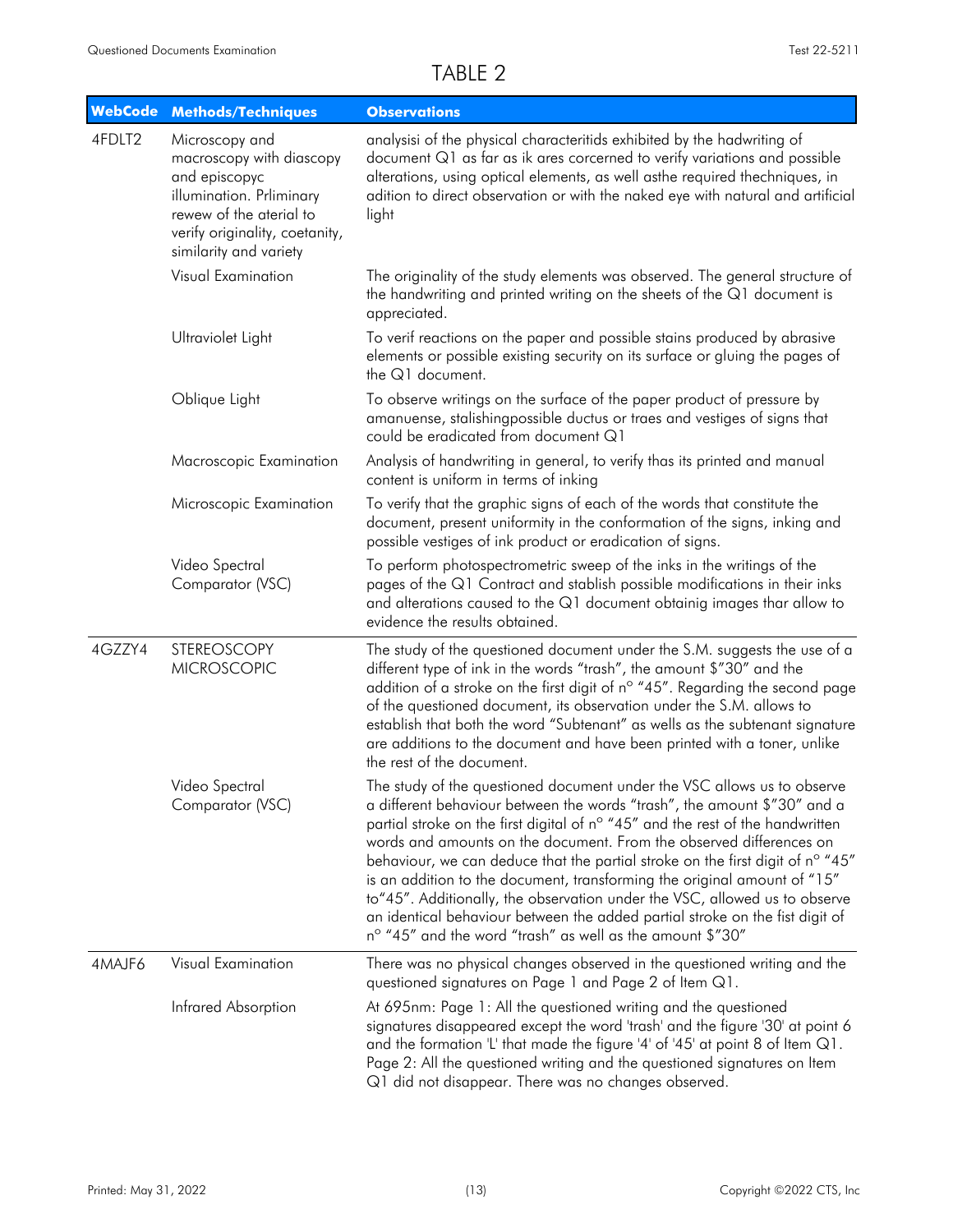# TABLE 2

| WebCode | Methods/Techniques | Observations |
|---|---|---|
| 4FDLT2 | Microscopy and macroscopy with diascopy and episcopyc illumination. Prliminary rewew of the aterial to verify originality, coetanity, similarity and variety | analysisi of the physical characteritids exhibited by the hadwriting of document Q1 as far as ik ares corcerned to verify variations and possible alterations, using optical elements, as well asthe required thechniques, in adition to direct observation or with the naked eye with natural and artificial light |
| | Visual Examination | The originality of the study elements was observed. The general structure of the handwriting and printed writing on the sheets of the Q1 document is appreciated. |
| | Ultraviolet Light | To verif reactions on the paper and possible stains produced by abrasive elements or possible existing security on its surface or gluing the pages of the Q1 document. |
| | Oblique Light | To observe writings on the surface of the paper product of pressure by amanuense, stalishingpossible ductus or traes and vestiges of signs that could be eradicated from document Q1 |
| | Macroscopic Examination | Analysis of handwriting in general, to verify thas its printed and manual content is uniform in terms of inking |
| | Microscopic Examination | To verify that the graphic signs of each of the words that constitute the document, present uniformity in the conformation of the signs, inking and possible vestiges of ink product or eradication of signs. |
| | Video Spectral Comparator (VSC) | To perform photospectrometric sweep of the inks in the writings of the pages of the Q1 Contract and stablish possible modifications in their inks and alterations caused to the Q1 document obtainig images thar allow to evidence the results obtained. |
| 4GZZY4 | STEREOSCOPY MICROSCOPIC | The study of the questioned document under the S.M. suggests the use of a different type of ink in the words "trash", the amount $"30" and the addition of a stroke on the first digit of nº "45". Regarding the second page of the questioned document, its observation under the S.M. allows to establish that both the word "Subtenant" as wells as the subtenant signature are additions to the document and have been printed with a toner, unlike the rest of the document. |
| | Video Spectral Comparator (VSC) | The study of the questioned document under the VSC allows us to observe a different behaviour between the words "trash", the amount $"30" and a partial stroke on the first digital of nº "45" and the rest of the handwritten words and amounts on the document. From the observed differences on behaviour, we can deduce that the partial stroke on the first digit of nº "45" is an addition to the document, transforming the original amount of "15" to"45". Additionally, the observation under the VSC, allowed us to observe an identical behaviour between the added partial stroke on the fist digit of nº "45" and the word "trash" as well as the amount $"30" |
| 4MAJF6 | Visual Examination | There was no physical changes observed in the questioned writing and the questioned signatures on Page 1 and Page 2 of Item Q1. |
| | Infrared Absorption | At 695nm: Page 1: All the questioned writing and the questioned signatures disappeared except the word 'trash' and the figure '30' at point 6 and the formation 'L' that made the figure '4' of '45' at point 8 of Item Q1. Page 2: All the questioned writing and the questioned signatures on Item Q1 did not disappear. There was no changes observed. |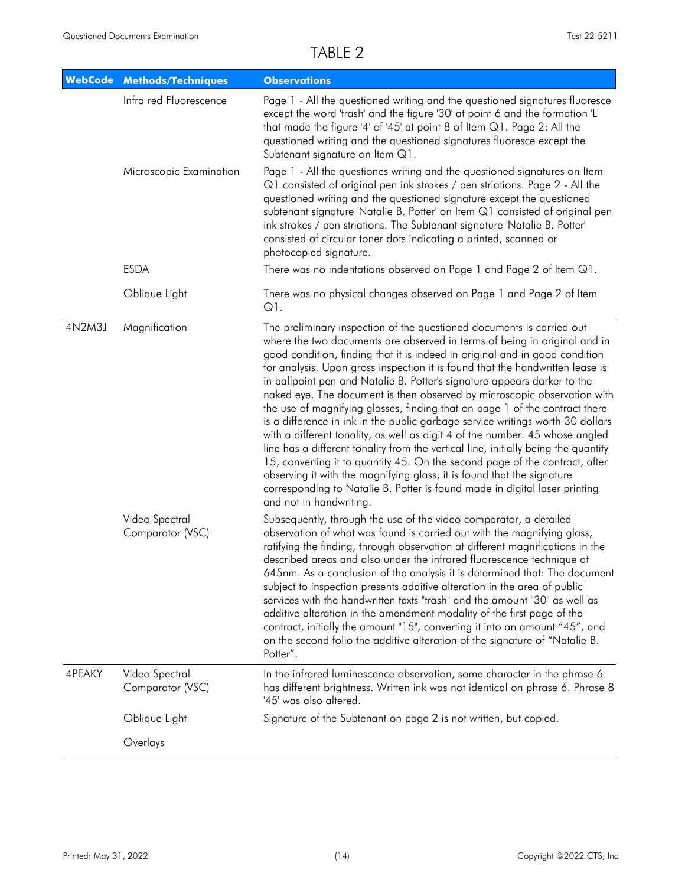# TABLE 2

| WebCode | Methods/Techniques | Observations |
| --- | --- | --- |
| | Infra red Fluorescence | Page 1 - All the questioned writing and the questioned signatures fluoresce except the word 'trash' and the figure '30' at point 6 and the formation 'L' that made the figure '4' of '45' at point 8 of Item Q1. Page 2: All the questioned writing and the questioned signatures fluoresce except the Subtenant signature on Item Q1. |
| | Microscopic Examination | Page 1 - All the questiones writing and the questioned signatures on Item Q1 consisted of original pen ink strokes / pen striations. Page 2 - All the questioned writing and the questioned signature except the questioned subtenant signature 'Natalie B. Potter' on Item Q1 consisted of original pen ink strokes / pen striations. The Subtenant signature 'Natalie B. Potter' consisted of circular toner dots indicating a printed, scanned or photocopied signature. |
| | ESDA | There was no indentations observed on Page 1 and Page 2 of Item Q1. |
| | Oblique Light | There was no physical changes observed on Page 1 and Page 2 of Item Q1. |
| 4N2M3J | Magnification | The preliminary inspection of the questioned documents is carried out where the two documents are observed in terms of being in original and in good condition, finding that it is indeed in original and in good condition for analysis. Upon gross inspection it is found that the handwritten lease is in ballpoint pen and Natalie B. Potter's signature appears darker to the naked eye. The document is then observed by microscopic observation with the use of magnifying glasses, finding that on page 1 of the contract there is a difference in ink in the public garbage service writings worth 30 dollars with a different tonality, as well as digit 4 of the number. 45 whose angled line has a different tonality from the vertical line, initially being the quantity 15, converting it to quantity 45. On the second page of the contract, after observing it with the magnifying glass, it is found that the signature corresponding to Natalie B. Potter is found made in digital laser printing and not in handwriting. |
| | Video Spectral Comparator (VSC) | Subsequently, through the use of the video comparator, a detailed observation of what was found is carried out with the magnifying glass, ratifying the finding, through observation at different magnifications in the described areas and also under the infrared fluorescence technique at 645nm. As a conclusion of the analysis it is determined that: The document subject to inspection presents additive alteration in the area of public services with the handwritten texts "trash" and the amount "30" as well as additive alteration in the amendment modality of the first page of the contract, initially the amount "15", converting it into an amount "45", and on the second folio the additive alteration of the signature of "Natalie B. Potter". |
| 4PEAKY | Video Spectral Comparator (VSC) | In the infrared luminescence observation, some character in the phrase 6 has different brightness. Written ink was not identical on phrase 6. Phrase 8 '45' was also altered. |
| | Oblique Light | Signature of the Subtenant on page 2 is not written, but copied. |
| | Overlays | |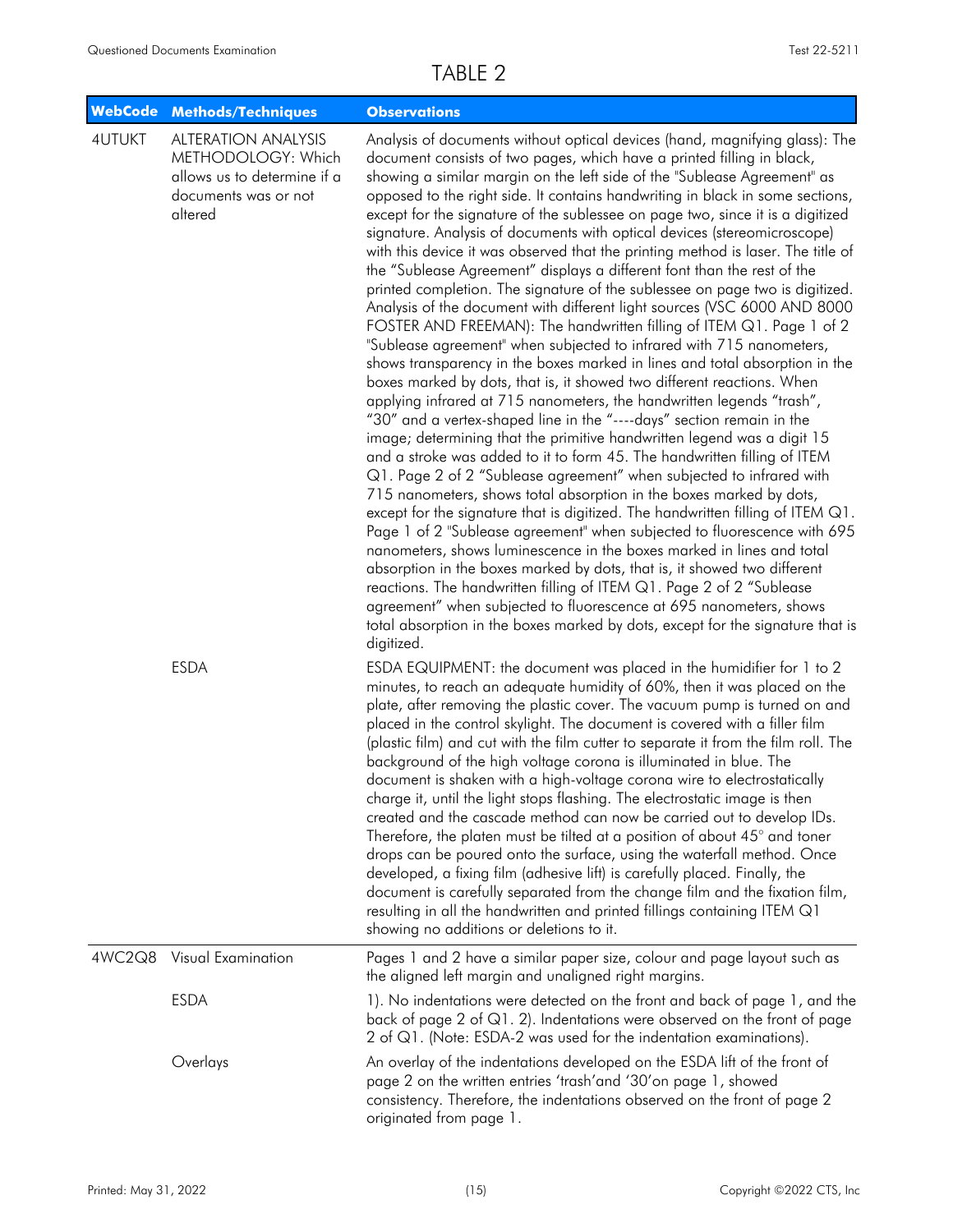# TABLE 2

| WebCode | Methods/Techniques | Observations |
|---|---|---|
| 4UTUKT | ALTERATION ANALYSIS METHODOLOGY: Which allows us to determine if a documents was or not altered | Analysis of documents without optical devices (hand, magnifying glass): The document consists of two pages, which have a printed filling in black, showing a similar margin on the left side of the "Sublease Agreement" as opposed to the right side. It contains handwriting in black in some sections, except for the signature of the sublessee on page two, since it is a digitized signature. Analysis of documents with optical devices (stereomicroscope) with this device it was observed that the printing method is laser. The title of the "Sublease Agreement" displays a different font than the rest of the printed completion. The signature of the sublessee on page two is digitized. Analysis of the document with different light sources (VSC 6000 AND 8000 FOSTER AND FREEMAN): The handwritten filling of ITEM Q1. Page 1 of 2 "Sublease agreement" when subjected to infrared with 715 nanometers, shows transparency in the boxes marked in lines and total absorption in the boxes marked by dots, that is, it showed two different reactions. When applying infrared at 715 nanometers, the handwritten legends "trash", "30" and a vertex-shaped line in the "----days" section remain in the image; determining that the primitive handwritten legend was a digit 15 and a stroke was added to it to form 45. The handwritten filling of ITEM Q1. Page 2 of 2 "Sublease agreement" when subjected to infrared with 715 nanometers, shows total absorption in the boxes marked by dots, except for the signature that is digitized. The handwritten filling of ITEM Q1. Page 1 of 2 "Sublease agreement" when subjected to fluorescence with 695 nanometers, shows luminescence in the boxes marked in lines and total absorption in the boxes marked by dots, that is, it showed two different reactions. The handwritten filling of ITEM Q1. Page 2 of 2 "Sublease agreement" when subjected to fluorescence at 695 nanometers, shows total absorption in the boxes marked by dots, except for the signature that is digitized. |
| | ESDA | ESDA EQUIPMENT: the document was placed in the humidifier for 1 to 2 minutes, to reach an adequate humidity of 60%, then it was placed on the plate, after removing the plastic cover. The vacuum pump is turned on and placed in the control skylight. The document is covered with a filler film (plastic film) and cut with the film cutter to separate it from the film roll. The background of the high voltage corona is illuminated in blue. The document is shaken with a high-voltage corona wire to electrostatically charge it, until the light stops flashing. The electrostatic image is then created and the cascade method can now be carried out to develop IDs. Therefore, the platen must be tilted at a position of about 45° and toner drops can be poured onto the surface, using the waterfall method. Once developed, a fixing film (adhesive lift) is carefully placed. Finally, the document is carefully separated from the change film and the fixation film, resulting in all the handwritten and printed fillings containing ITEM Q1 showing no additions or deletions to it. |
| 4WC2Q8 | Visual Examination | Pages 1 and 2 have a similar paper size, colour and page layout such as the aligned left margin and unaligned right margins. |
| | ESDA | 1). No indentations were detected on the front and back of page 1, and the back of page 2 of Q1. 2). Indentations were observed on the front of page 2 of Q1. (Note: ESDA-2 was used for the indentation examinations). |
| | Overlays | An overlay of the indentations developed on the ESDA lift of the front of page 2 on the written entries 'trash'and '30'on page 1, showed consistency. Therefore, the indentations observed on the front of page 2 originated from page 1. |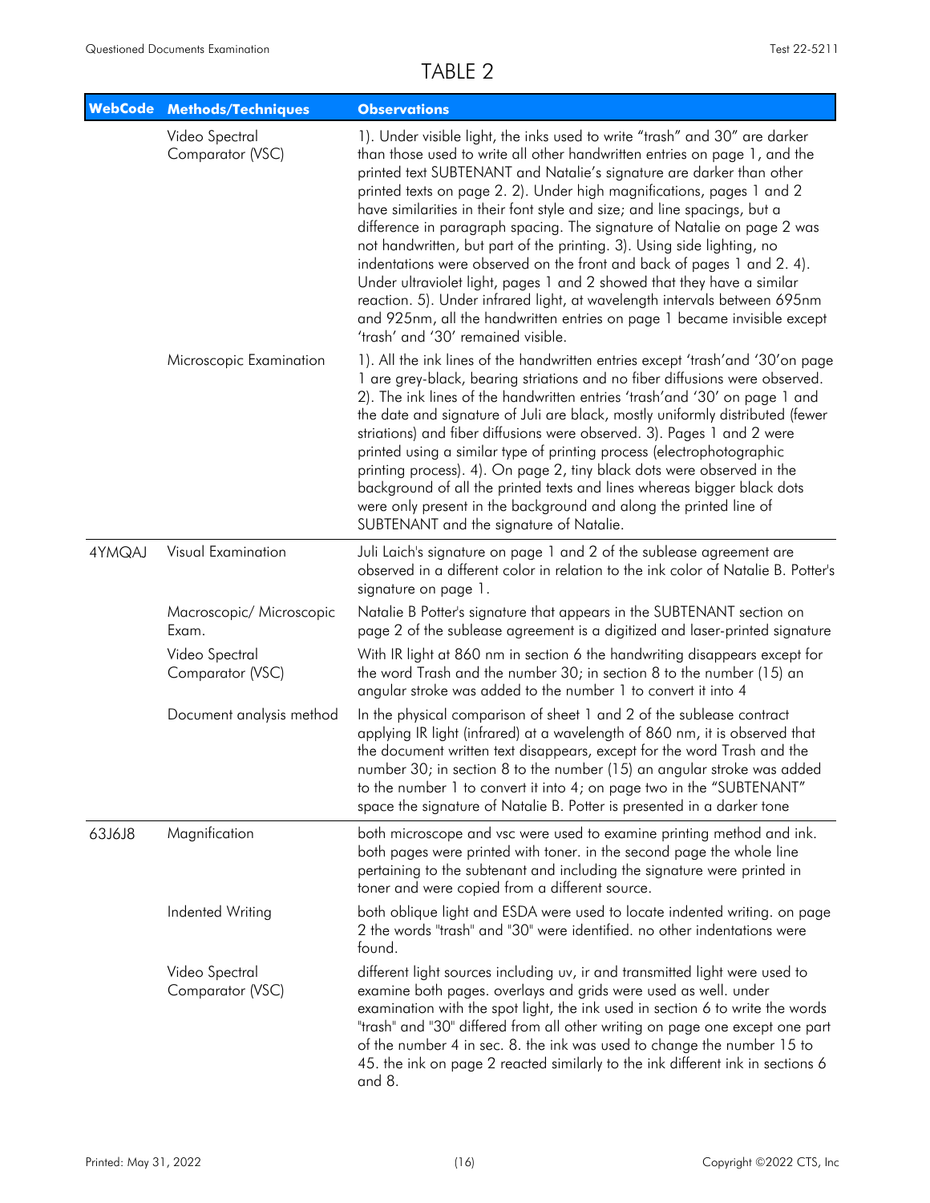# TABLE 2

| WebCode | Methods/Techniques | Observations |
|---|---|---|
| | Video Spectral Comparator (VSC) | 1). Under visible light, the inks used to write "trash" and 30" are darker than those used to write all other handwritten entries on page 1, and the printed text SUBTENANT and Natalie's signature are darker than other printed texts on page 2. 2). Under high magnifications, pages 1 and 2 have similarities in their font style and size; and line spacings, but a difference in paragraph spacing. The signature of Natalie on page 2 was not handwritten, but part of the printing. 3). Using side lighting, no indentations were observed on the front and back of pages 1 and 2. 4). Under ultraviolet light, pages 1 and 2 showed that they have a similar reaction. 5). Under infrared light, at wavelength intervals between 695nm and 925nm, all the handwritten entries on page 1 became invisible except 'trash' and '30' remained visible. |
| | Microscopic Examination | 1). All the ink lines of the handwritten entries except 'trash'and '30'on page 1 are grey-black, bearing striations and no fiber diffusions were observed. 2). The ink lines of the handwritten entries 'trash'and '30' on page 1 and the date and signature of Juli are black, mostly uniformly distributed (fewer striations) and fiber diffusions were observed. 3). Pages 1 and 2 were printed using a similar type of printing process (electrophotographic printing process). 4). On page 2, tiny black dots were observed in the background of all the printed texts and lines whereas bigger black dots were only present in the background and along the printed line of SUBTENANT and the signature of Natalie. |
| 4YMQAJ | Visual Examination | Juli Laich's signature on page 1 and 2 of the sublease agreement are observed in a different color in relation to the ink color of Natalie B. Potter's signature on page 1. |
| | Macroscopic/ Microscopic Exam. | Natalie B Potter's signature that appears in the SUBTENANT section on page 2 of the sublease agreement is a digitized and laser-printed signature |
| | Video Spectral Comparator (VSC) | With IR light at 860 nm in section 6 the handwriting disappears except for the word Trash and the number 30; in section 8 to the number (15) an angular stroke was added to the number 1 to convert it into 4 |
| | Document analysis method | In the physical comparison of sheet 1 and 2 of the sublease contract applying IR light (infrared) at a wavelength of 860 nm, it is observed that the document written text disappears, except for the word Trash and the number 30; in section 8 to the number (15) an angular stroke was added to the number 1 to convert it into 4; on page two in the "SUBTENANT" space the signature of Natalie B. Potter is presented in a darker tone |
| 63J6J8 | Magnification | both microscope and vsc were used to examine printing method and ink. both pages were printed with toner. in the second page the whole line pertaining to the subtenant and including the signature were printed in toner and were copied from a different source. |
| | Indented Writing | both oblique light and ESDA were used to locate indented writing. on page 2 the words "trash" and "30" were identified. no other indentations were found. |
| | Video Spectral Comparator (VSC) | different light sources including uv, ir and transmitted light were used to examine both pages. overlays and grids were used as well. under examination with the spot light, the ink used in section 6 to write the words "trash" and "30" differed from all other writing on page one except one part of the number 4 in sec. 8. the ink was used to change the number 15 to 45. the ink on page 2 reacted similarly to the ink different ink in sections 6 and 8. |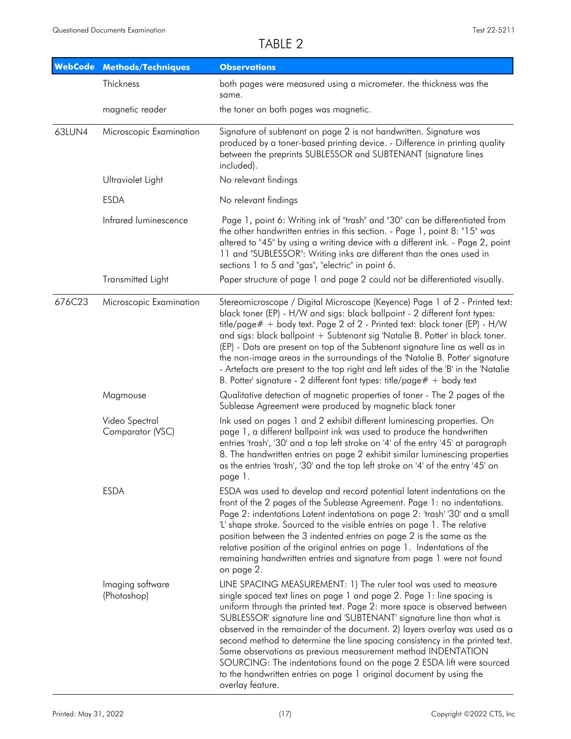TABLE 2

| WebCode | Methods/Techniques | Observations |
|---|---|---|
| | Thickness | both pages were measured using a micrometer. the thickness was the same. |
| | magnetic reader | the toner on both pages was magnetic. |
| 63LUN4 | Microscopic Examination | Signature of subtenant on page 2 is not handwritten. Signature was produced by a toner-based printing device. - Difference in printing quality between the preprints SUBLESSOR and SUBTENANT (signature lines included). |
| | Ultraviolet Light | No relevant findings |
| | ESDA | No relevant findings |
| | Infrared luminescence | Page 1, point 6: Writing ink of "trash" and "30" can be differentiated from the other handwritten entries in this section. - Page 1, point 8: "15" was altered to "45" by using a writing device with a different ink. - Page 2, point 11 and "SUBLESSOR": Writing inks are different than the ones used in sections 1 to 5 and "gas", "electric" in point 6. |
| | Transmitted Light | Paper structure of page 1 and page 2 could not be differentiated visually. |
| 676C23 | Microscopic Examination | Stereomicroscope / Digital Microscope (Keyence) Page 1 of 2 - Printed text: black toner (EP) - H/W and sigs: black ballpoint - 2 different font types: title/page# + body text. Page 2 of 2 - Printed text: black toner (EP) - H/W and sigs: black ballpoint + Subtenant sig 'Natalie B. Potter' in black toner. (EP) - Dots are present on top of the Subtenant signature line as well as in the non-image areas in the surroundings of the 'Natalie B. Potter' signature - Artefacts are present to the top right and left sides of the 'B' in the 'Natalie B. Potter' signature - 2 different font types: title/page# + body text |
| | Magmouse | Qualitative detection of magnetic properties of toner - The 2 pages of the Sublease Agreement were produced by magnetic black toner |
| | Video Spectral Comparator (VSC) | Ink used on pages 1 and 2 exhibit different luminescing properties. On page 1, a different ballpoint ink was used to produce the handwritten entries 'trash', '30' and a top left stroke on '4' of the entry '45' at paragraph 8. The handwritten entries on page 2 exhibit similar luminescing properties as the entries 'trash', '30' and the top left stroke on '4' of the entry '45' on page 1. |
| | ESDA | ESDA was used to develop and record potential latent indentations on the front of the 2 pages of the Sublease Agreement. Page 1: no indentations. Page 2: indentations Latent indentations on page 2: 'trash' '30' and a small 'L' shape stroke. Sourced to the visible entries on page 1. The relative position between the 3 indented entries on page 2 is the same as the relative position of the original entries on page 1. Indentations of the remaining handwritten entries and signature from page 1 were not found on page 2. |
| | Imaging software (Photoshop) | LINE SPACING MEASUREMENT: 1) The ruler tool was used to measure single spaced text lines on page 1 and page 2. Page 1: line spacing is uniform through the printed text. Page 2: more space is observed between 'SUBLESSOR' signature line and 'SUBTENANT' signature line than what is observed in the remainder of the document. 2) layers overlay was used as a second method to determine the line spacing consistency in the printed text. Same observations as previous measurement method INDENTATION SOURCING: The indentations found on the page 2 ESDA lift were sourced to the handwritten entries on page 1 original document by using the overlay feature. |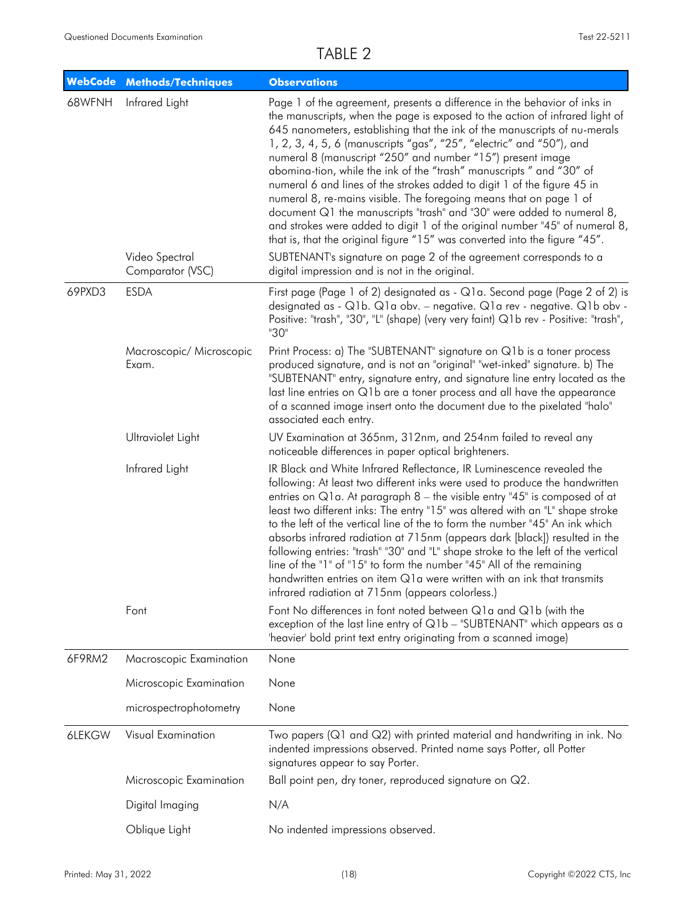# TABLE 2

| WebCode | Methods/Techniques | Observations |
|---|---|---|
| 68WFNH | Infrared Light | Page 1 of the agreement, presents a difference in the behavior of inks in the manuscripts, when the page is exposed to the action of infrared light of 645 nanometers, establishing that the ink of the manuscripts of nu-merals 1, 2, 3, 4, 5, 6 (manuscripts "gas", "25", "electric" and "50"), and numeral 8 (manuscript "250" and number "15") present image abomina-tion, while the ink of the "trash" manuscripts " and "30" of numeral 6 and lines of the strokes added to digit 1 of the figure 45 in numeral 8, re-mains visible. The foregoing means that on page 1 of document Q1 the manuscripts "trash" and "30" were added to numeral 8, and strokes were added to digit 1 of the original number "45" of numeral 8, that is, that the original figure "15" was converted into the figure "45". |
| | Video Spectral Comparator (VSC) | SUBTENANT's signature on page 2 of the agreement corresponds to a digital impression and is not in the original. |
| 69PXD3 | ESDA | First page (Page 1 of 2) designated as - Q1a. Second page (Page 2 of 2) is designated as - Q1b. Q1a obv. – negative. Q1a rev - negative. Q1b obv - Positive: "trash", "30", "L" (shape) (very very faint) Q1b rev - Positive: "trash", "30" |
| | Macroscopic/ Microscopic Exam. | Print Process: a) The "SUBTENANT" signature on Q1b is a toner process produced signature, and is not an "original" "wet-inked" signature. b) The "SUBTENANT" entry, signature entry, and signature line entry located as the last line entries on Q1b are a toner process and all have the appearance of a scanned image insert onto the document due to the pixelated "halo" associated each entry. |
| | Ultraviolet Light | UV Examination at 365nm, 312nm, and 254nm failed to reveal any noticeable differences in paper optical brighteners. |
| | Infrared Light | IR Black and White Infrared Reflectance, IR Luminescence revealed the following: At least two different inks were used to produce the handwritten entries on Q1a. At paragraph 8 – the visible entry "45" is composed of at least two different inks: The entry "15" was altered with an "L" shape stroke to the left of the vertical line of the to form the number "45" An ink which absorbs infrared radiation at 715nm (appears dark [black]) resulted in the following entries: "trash" "30" and "L" shape stroke to the left of the vertical line of the "1" of "15" to form the number "45" All of the remaining handwritten entries on item Q1a were written with an ink that transmits infrared radiation at 715nm (appears colorless.) |
| | Font | Font No differences in font noted between Q1a and Q1b (with the exception of the last line entry of Q1b – "SUBTENANT" which appears as a 'heavier' bold print text entry originating from a scanned image) |
| 6F9RM2 | Macroscopic Examination | None |
| | Microscopic Examination | None |
| | microspectrophotometry | None |
| 6LEKGW | Visual Examination | Two papers (Q1 and Q2) with printed material and handwriting in ink. No indented impressions observed. Printed name says Potter, all Potter signatures appear to say Porter. |
| | Microscopic Examination | Ball point pen, dry toner, reproduced signature on Q2. |
| | Digital Imaging | N/A |
| | Oblique Light | No indented impressions observed. |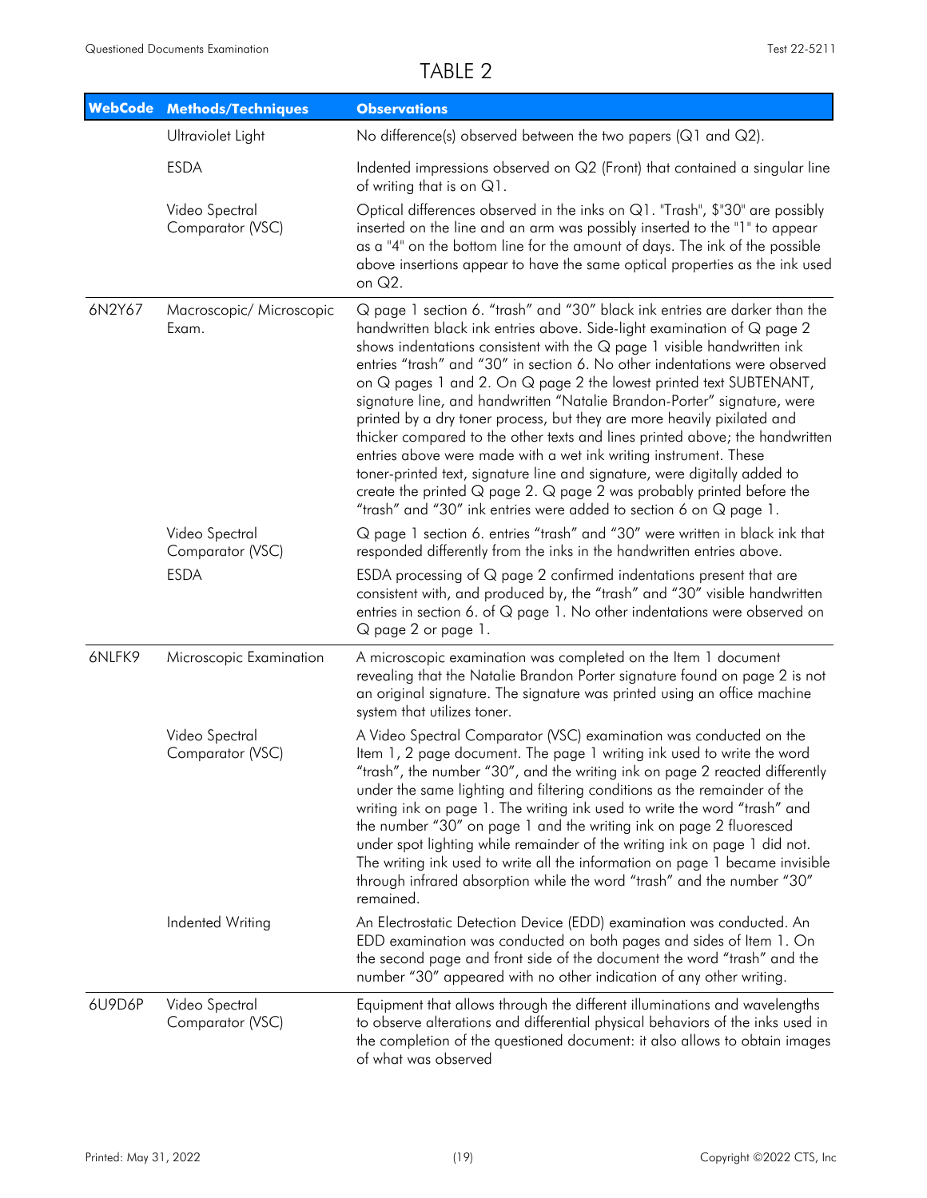# TABLE 2

| WebCode | Methods/Techniques | Observations |
|---|---|---|
| | Ultraviolet Light | No difference(s) observed between the two papers (Q1 and Q2). |
| | ESDA | Indented impressions observed on Q2 (Front) that contained a singular line of writing that is on Q1. |
| | Video Spectral Comparator (VSC) | Optical differences observed in the inks on Q1. "Trash", $"30" are possibly inserted on the line and an arm was possibly inserted to the "1" to appear as a "4" on the bottom line for the amount of days. The ink of the possible above insertions appear to have the same optical properties as the ink used on Q2. |
| 6N2Y67 | Macroscopic/ Microscopic Exam. | Q page 1 section 6. "trash" and "30" black ink entries are darker than the handwritten black ink entries above. Side-light examination of Q page 2 shows indentations consistent with the Q page 1 visible handwritten ink entries "trash" and "30" in section 6. No other indentations were observed on Q pages 1 and 2. On Q page 2 the lowest printed text SUBTENANT, signature line, and handwritten "Natalie Brandon-Porter" signature, were printed by a dry toner process, but they are more heavily pixilated and thicker compared to the other texts and lines printed above; the handwritten entries above were made with a wet ink writing instrument. These toner-printed text, signature line and signature, were digitally added to create the printed Q page 2. Q page 2 was probably printed before the "trash" and "30" ink entries were added to section 6 on Q page 1. |
| | Video Spectral Comparator (VSC) | Q page 1 section 6. entries "trash" and "30" were written in black ink that responded differently from the inks in the handwritten entries above. |
| | ESDA | ESDA processing of Q page 2 confirmed indentations present that are consistent with, and produced by, the "trash" and "30" visible handwritten entries in section 6. of Q page 1. No other indentations were observed on Q page 2 or page 1. |
| 6NLFK9 | Microscopic Examination | A microscopic examination was completed on the Item 1 document revealing that the Natalie Brandon Porter signature found on page 2 is not an original signature. The signature was printed using an office machine system that utilizes toner. |
| | Video Spectral Comparator (VSC) | A Video Spectral Comparator (VSC) examination was conducted on the Item 1, 2 page document. The page 1 writing ink used to write the word "trash", the number "30", and the writing ink on page 2 reacted differently under the same lighting and filtering conditions as the remainder of the writing ink on page 1. The writing ink used to write the word "trash" and the number "30" on page 1 and the writing ink on page 2 fluoresced under spot lighting while remainder of the writing ink on page 1 did not. The writing ink used to write all the information on page 1 became invisible through infrared absorption while the word "trash" and the number "30" remained. |
| | Indented Writing | An Electrostatic Detection Device (EDD) examination was conducted. An EDD examination was conducted on both pages and sides of Item 1. On the second page and front side of the document the word "trash" and the number "30" appeared with no other indication of any other writing. |
| 6U9D6P | Video Spectral Comparator (VSC) | Equipment that allows through the different illuminations and wavelengths to observe alterations and differential physical behaviors of the inks used in the completion of the questioned document: it also allows to obtain images of what was observed |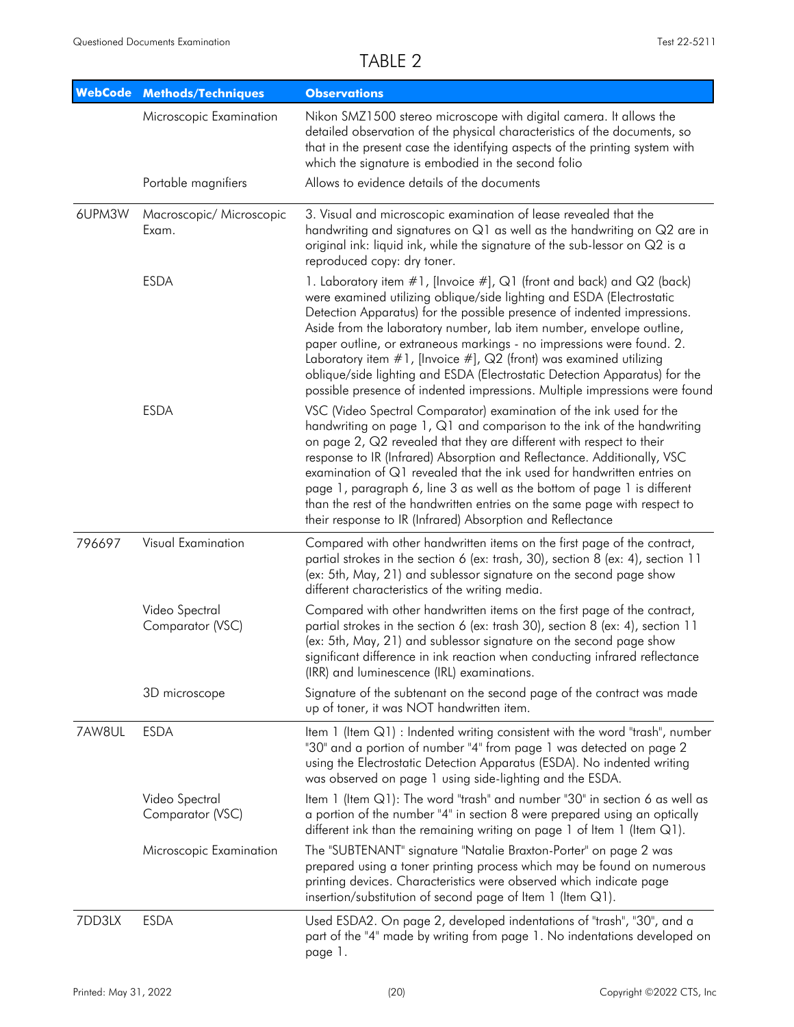TABLE 2

| WebCode | Methods/Techniques | Observations |
|---|---|---|
| | Microscopic Examination | Nikon SMZ1500 stereo microscope with digital camera. It allows the detailed observation of the physical characteristics of the documents, so that in the present case the identifying aspects of the printing system with which the signature is embodied in the second folio |
| | Portable magnifiers | Allows to evidence details of the documents |
| 6UPM3W | Macroscopic/ Microscopic Exam. | 3. Visual and microscopic examination of lease revealed that the handwriting and signatures on Q1 as well as the handwriting on Q2 are in original ink: liquid ink, while the signature of the sub-lessor on Q2 is a reproduced copy: dry toner. |
| | ESDA | 1. Laboratory item #1, [Invoice #], Q1 (front and back) and Q2 (back) were examined utilizing oblique/side lighting and ESDA (Electrostatic Detection Apparatus) for the possible presence of indented impressions. Aside from the laboratory number, lab item number, envelope outline, paper outline, or extraneous markings - no impressions were found. 2. Laboratory item #1, [Invoice #], Q2 (front) was examined utilizing oblique/side lighting and ESDA (Electrostatic Detection Apparatus) for the possible presence of indented impressions. Multiple impressions were found |
| | ESDA | VSC (Video Spectral Comparator) examination of the ink used for the handwriting on page 1, Q1 and comparison to the ink of the handwriting on page 2, Q2 revealed that they are different with respect to their response to IR (Infrared) Absorption and Reflectance. Additionally, VSC examination of Q1 revealed that the ink used for handwritten entries on page 1, paragraph 6, line 3 as well as the bottom of page 1 is different than the rest of the handwritten entries on the same page with respect to their response to IR (Infrared) Absorption and Reflectance |
| 796697 | Visual Examination | Compared with other handwritten items on the first page of the contract, partial strokes in the section 6 (ex: trash, 30), section 8 (ex: 4), section 11 (ex: 5th, May, 21) and sublessor signature on the second page show different characteristics of the writing media. |
| | Video Spectral Comparator (VSC) | Compared with other handwritten items on the first page of the contract, partial strokes in the section 6 (ex: trash 30), section 8 (ex: 4), section 11 (ex: 5th, May, 21) and sublessor signature on the second page show significant difference in ink reaction when conducting infrared reflectance (IRR) and luminescence (IRL) examinations. |
| | 3D microscope | Signature of the subtenant on the second page of the contract was made up of toner, it was NOT handwritten item. |
| 7AW8UL | ESDA | Item 1 (Item Q1) : Indented writing consistent with the word "trash", number "30" and a portion of number "4" from page 1 was detected on page 2 using the Electrostatic Detection Apparatus (ESDA). No indented writing was observed on page 1 using side-lighting and the ESDA. |
| | Video Spectral Comparator (VSC) | Item 1 (Item Q1): The word "trash" and number "30" in section 6 as well as a portion of the number "4" in section 8 were prepared using an optically different ink than the remaining writing on page 1 of Item 1 (Item Q1). |
| | Microscopic Examination | The "SUBTENANT" signature "Natalie Braxton-Porter" on page 2 was prepared using a toner printing process which may be found on numerous printing devices. Characteristics were observed which indicate page insertion/substitution of second page of Item 1 (Item Q1). |
| 7DD3LX | ESDA | Used ESDA2. On page 2, developed indentations of "trash", "30", and a part of the "4" made by writing from page 1. No indentations developed on page 1. |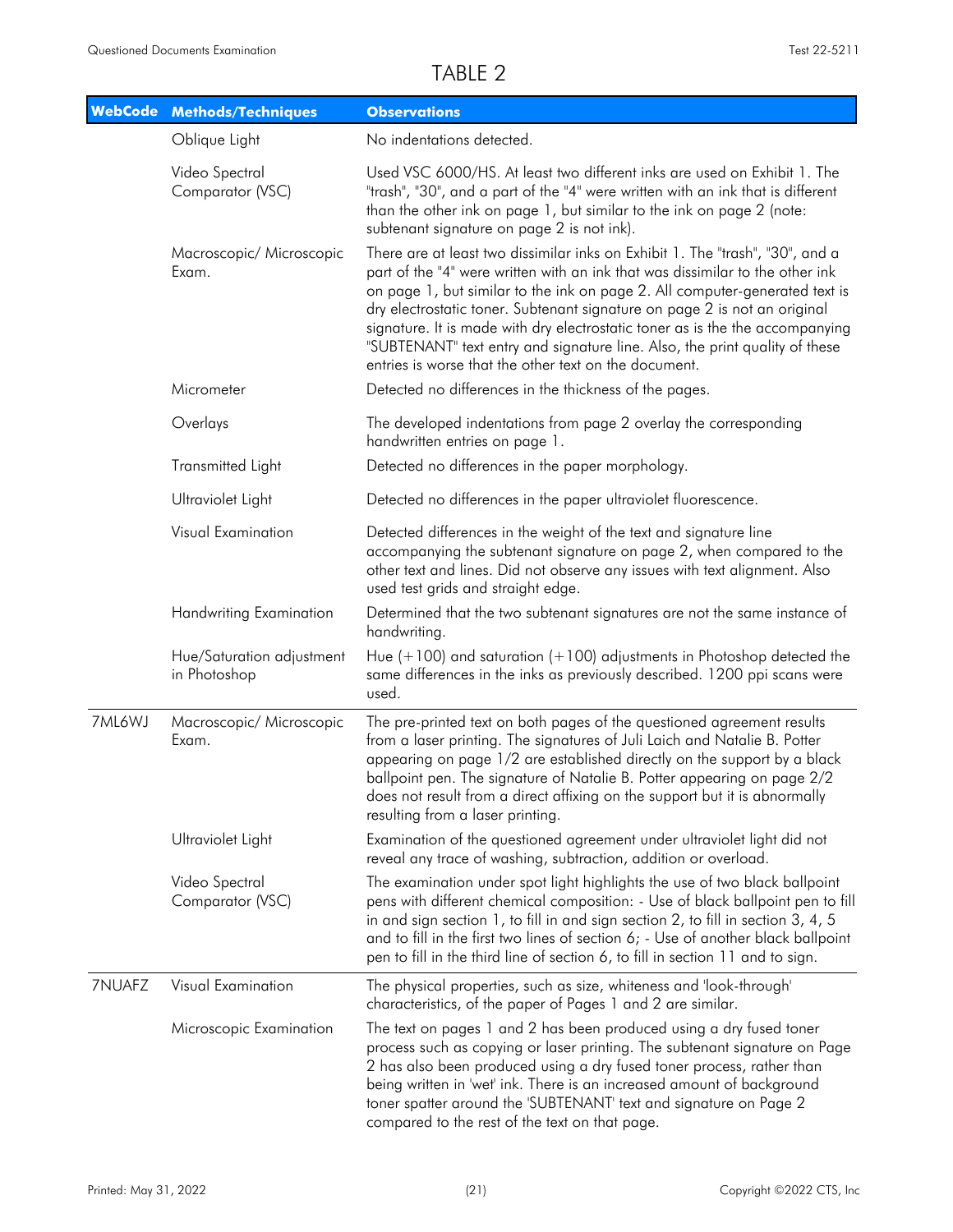# TABLE 2

| WebCode | Methods/Techniques | Observations |
|---|---|---|
| | Oblique Light | No indentations detected. |
| | Video Spectral Comparator (VSC) | Used VSC 6000/HS. At least two different inks are used on Exhibit 1. The "trash", "30", and a part of the "4" were written with an ink that is different than the other ink on page 1, but similar to the ink on page 2 (note: subtenant signature on page 2 is not ink). |
| | Macroscopic/ Microscopic Exam. | There are at least two dissimilar inks on Exhibit 1. The "trash", "30", and a part of the "4" were written with an ink that was dissimilar to the other ink on page 1, but similar to the ink on page 2. All computer-generated text is dry electrostatic toner. Subtenant signature on page 2 is not an original signature. It is made with dry electrostatic toner as is the the accompanying "SUBTENANT" text entry and signature line. Also, the print quality of these entries is worse that the other text on the document. |
| | Micrometer | Detected no differences in the thickness of the pages. |
| | Overlays | The developed indentations from page 2 overlay the corresponding handwritten entries on page 1. |
| | Transmitted Light | Detected no differences in the paper morphology. |
| | Ultraviolet Light | Detected no differences in the paper ultraviolet fluorescence. |
| | Visual Examination | Detected differences in the weight of the text and signature line accompanying the subtenant signature on page 2, when compared to the other text and lines. Did not observe any issues with text alignment. Also used test grids and straight edge. |
| | Handwriting Examination | Determined that the two subtenant signatures are not the same instance of handwriting. |
| | Hue/Saturation adjustment in Photoshop | Hue (+100) and saturation (+100) adjustments in Photoshop detected the same differences in the inks as previously described. 1200 ppi scans were used. |
| 7ML6WJ | Macroscopic/ Microscopic Exam. | The pre-printed text on both pages of the questioned agreement results from a laser printing. The signatures of Juli Laich and Natalie B. Potter appearing on page 1/2 are established directly on the support by a black ballpoint pen. The signature of Natalie B. Potter appearing on page 2/2 does not result from a direct affixing on the support but it is abnormally resulting from a laser printing. |
| | Ultraviolet Light | Examination of the questioned agreement under ultraviolet light did not reveal any trace of washing, subtraction, addition or overload. |
| | Video Spectral Comparator (VSC) | The examination under spot light highlights the use of two black ballpoint pens with different chemical composition: - Use of black ballpoint pen to fill in and sign section 1, to fill in and sign section 2, to fill in section 3, 4, 5 and to fill in the first two lines of section 6; - Use of another black ballpoint pen to fill in the third line of section 6, to fill in section 11 and to sign. |
| 7NUAFZ | Visual Examination | The physical properties, such as size, whiteness and 'look-through' characteristics, of the paper of Pages 1 and 2 are similar. |
| | Microscopic Examination | The text on pages 1 and 2 has been produced using a dry fused toner process such as copying or laser printing. The subtenant signature on Page 2 has also been produced using a dry fused toner process, rather than being written in 'wet' ink. There is an increased amount of background toner spatter around the 'SUBTENANT' text and signature on Page 2 compared to the rest of the text on that page. |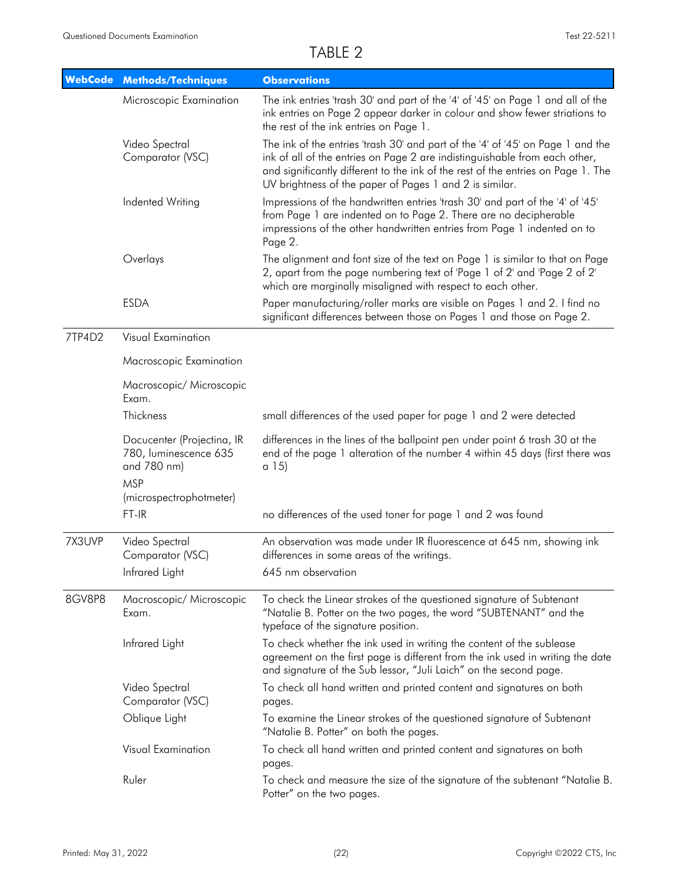# TABLE 2

| WebCode | Methods/Techniques | Observations |
|---|---|---|
| | Microscopic Examination | The ink entries 'trash 30' and part of the '4' of '45' on Page 1 and all of the ink entries on Page 2 appear darker in colour and show fewer striations to the rest of the ink entries on Page 1. |
| | Video Spectral Comparator (VSC) | The ink of the entries 'trash 30' and part of the '4' of '45' on Page 1 and the ink of all of the entries on Page 2 are indistinguishable from each other, and significantly different to the ink of the rest of the entries on Page 1. The UV brightness of the paper of Pages 1 and 2 is similar. |
| | Indented Writing | Impressions of the handwritten entries 'trash 30' and part of the '4' of '45' from Page 1 are indented on to Page 2. There are no decipherable impressions of the other handwritten entries from Page 1 indented on to Page 2. |
| | Overlays | The alignment and font size of the text on Page 1 is similar to that on Page 2, apart from the page numbering text of 'Page 1 of 2' and 'Page 2 of 2' which are marginally misaligned with respect to each other. |
| | ESDA | Paper manufacturing/roller marks are visible on Pages 1 and 2. I find no significant differences between those on Pages 1 and those on Page 2. |
| 7TP4D2 | Visual Examination | |
| | Macroscopic Examination | |
| | Macroscopic/ Microscopic Exam. | |
| | Thickness | small differences of the used paper for page 1 and 2 were detected |
| | Docucenter (Projectina, IR 780, luminescence 635 and 780 nm) | differences in the lines of the ballpoint pen under point 6 trash 30 at the end of the page 1 alteration of the number 4 within 45 days (first there was a 15) |
| | MSP (microspectrophotmeter) | |
| | FT-IR | no differences of the used toner for page 1 and 2 was found |
| 7X3UVP | Video Spectral Comparator (VSC) | An observation was made under IR fluorescence at 645 nm, showing ink differences in some areas of the writings. |
| | Infrared Light | 645 nm observation |
| 8GV8P8 | Macroscopic/ Microscopic Exam. | To check the Linear strokes of the questioned signature of Subtenant "Natalie B. Potter on the two pages, the word "SUBTENANT" and the typeface of the signature position. |
| | Infrared Light | To check whether the ink used in writing the content of the sublease agreement on the first page is different from the ink used in writing the date and signature of the Sub lessor, "Juli Laich" on the second page. |
| | Video Spectral Comparator (VSC) | To check all hand written and printed content and signatures on both pages. |
| | Oblique Light | To examine the Linear strokes of the questioned signature of Subtenant "Natalie B. Potter" on both the pages. |
| | Visual Examination | To check all hand written and printed content and signatures on both pages. |
| | Ruler | To check and measure the size of the signature of the subtenant "Natalie B. Potter" on the two pages. |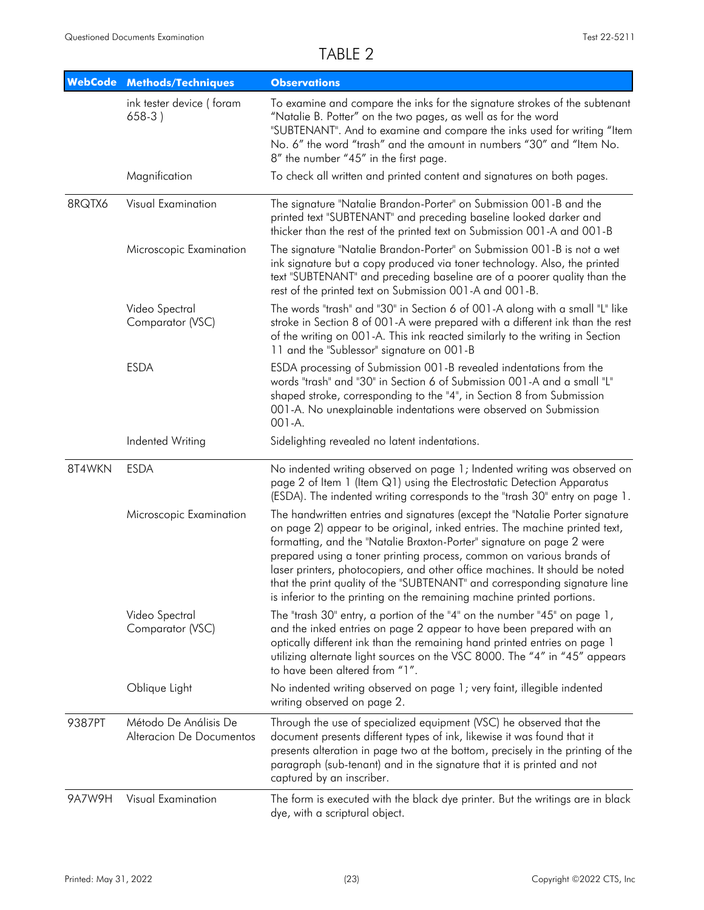# TABLE 2

| WebCode | Methods/Techniques | Observations |
|---|---|---|
| | ink tester device ( foram 658-3 ) | To examine and compare the inks for the signature strokes of the subtenant "Natalie B. Potter" on the two pages, as well as for the word "SUBTENANT". And to examine and compare the inks used for writing "Item No. 6" the word "trash" and the amount in numbers "30" and "Item No. 8" the number "45" in the first page. |
| | Magnification | To check all written and printed content and signatures on both pages. |
| 8RQTX6 | Visual Examination | The signature "Natalie Brandon-Porter" on Submission 001-B and the printed text "SUBTENANT" and preceding baseline looked darker and thicker than the rest of the printed text on Submission 001-A and 001-B |
| | Microscopic Examination | The signature "Natalie Brandon-Porter" on Submission 001-B is not a wet ink signature but a copy produced via toner technology. Also, the printed text "SUBTENANT" and preceding baseline are of a poorer quality than the rest of the printed text on Submission 001-A and 001-B. |
| | Video Spectral Comparator (VSC) | The words "trash" and "30" in Section 6 of 001-A along with a small "L" like stroke in Section 8 of 001-A were prepared with a different ink than the rest of the writing on 001-A. This ink reacted similarly to the writing in Section 11 and the "Sublessor" signature on 001-B |
| | ESDA | ESDA processing of Submission 001-B revealed indentations from the words "trash" and "30" in Section 6 of Submission 001-A and a small "L" shaped stroke, corresponding to the "4", in Section 8 from Submission 001-A. No unexplainable indentations were observed on Submission 001-A. |
| | Indented Writing | Sidelighting revealed no latent indentations. |
| 8T4WKN | ESDA | No indented writing observed on page 1; Indented writing was observed on page 2 of Item 1 (Item Q1) using the Electrostatic Detection Apparatus (ESDA). The indented writing corresponds to the "trash 30" entry on page 1. |
| | Microscopic Examination | The handwritten entries and signatures (except the "Natalie Porter signature on page 2) appear to be original, inked entries. The machine printed text, formatting, and the "Natalie Braxton-Porter" signature on page 2 were prepared using a toner printing process, common on various brands of laser printers, photocopiers, and other office machines. It should be noted that the print quality of the "SUBTENANT" and corresponding signature line is inferior to the printing on the remaining machine printed portions. |
| | Video Spectral Comparator (VSC) | The "trash 30" entry, a portion of the "4" on the number "45" on page 1, and the inked entries on page 2 appear to have been prepared with an optically different ink than the remaining hand printed entries on page 1 utilizing alternate light sources on the VSC 8000. The "4" in "45" appears to have been altered from "1". |
| | Oblique Light | No indented writing observed on page 1; very faint, illegible indented writing observed on page 2. |
| 9387PT | Método De Análisis De Alteracion De Documentos | Through the use of specialized equipment (VSC) he observed that the document presents different types of ink, likewise it was found that it presents alteration in page two at the bottom, precisely in the printing of the paragraph (sub-tenant) and in the signature that it is printed and not captured by an inscriber. |
| 9A7W9H | Visual Examination | The form is executed with the black dye printer. But the writings are in black dye, with a scriptural object. |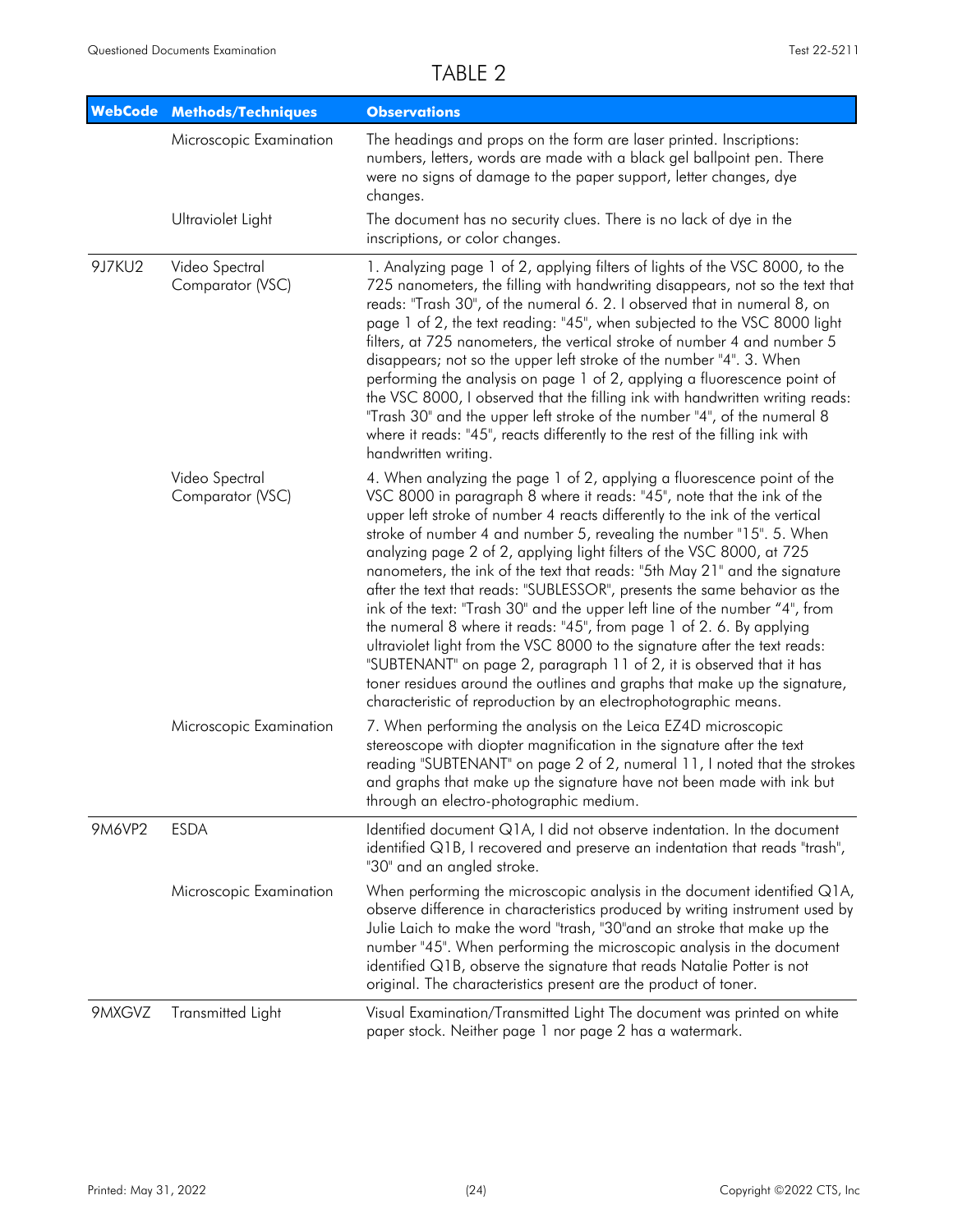# TABLE 2

| WebCode | Methods/Techniques | Observations |
|---|---|---|
| | Microscopic Examination | The headings and props on the form are laser printed. Inscriptions: numbers, letters, words are made with a black gel ballpoint pen. There were no signs of damage to the paper support, letter changes, dye changes. |
| | Ultraviolet Light | The document has no security clues. There is no lack of dye in the inscriptions, or color changes. |
| 9J7KU2 | Video Spectral Comparator (VSC) | 1. Analyzing page 1 of 2, applying filters of lights of the VSC 8000, to the 725 nanometers, the filling with handwriting disappears, not so the text that reads: "Trash 30", of the numeral 6. 2. I observed that in numeral 8, on page 1 of 2, the text reading: "45", when subjected to the VSC 8000 light filters, at 725 nanometers, the vertical stroke of number 4 and number 5 disappears; not so the upper left stroke of the number "4". 3. When performing the analysis on page 1 of 2, applying a fluorescence point of the VSC 8000, I observed that the filling ink with handwritten writing reads: "Trash 30" and the upper left stroke of the number "4", of the numeral 8 where it reads: "45", reacts differently to the rest of the filling ink with handwritten writing. |
| | Video Spectral Comparator (VSC) | 4. When analyzing the page 1 of 2, applying a fluorescence point of the VSC 8000 in paragraph 8 where it reads: "45", note that the ink of the upper left stroke of number 4 reacts differently to the ink of the vertical stroke of number 4 and number 5, revealing the number "15". 5. When analyzing page 2 of 2, applying light filters of the VSC 8000, at 725 nanometers, the ink of the text that reads: "5th May 21" and the signature after the text that reads: "SUBLESSOR", presents the same behavior as the ink of the text: "Trash 30" and the upper left line of the number "4", from the numeral 8 where it reads: "45", from page 1 of 2. 6. By applying ultraviolet light from the VSC 8000 to the signature after the text reads: "SUBTENANT" on page 2, paragraph 11 of 2, it is observed that it has toner residues around the outlines and graphs that make up the signature, characteristic of reproduction by an electrophotographic means. |
| | Microscopic Examination | 7. When performing the analysis on the Leica EZ4D microscopic stereoscope with diopter magnification in the signature after the text reading "SUBTENANT" on page 2 of 2, numeral 11, I noted that the strokes and graphs that make up the signature have not been made with ink but through an electro-photographic medium. |
| 9M6VP2 | ESDA | Identified document Q1A, I did not observe indentation. In the document identified Q1B, I recovered and preserve an indentation that reads "trash", "30" and an angled stroke. |
| | Microscopic Examination | When performing the microscopic analysis in the document identified Q1A, observe difference in characteristics produced by writing instrument used by Julie Laich to make the word "trash, "30"and an stroke that make up the number "45". When performing the microscopic analysis in the document identified Q1B, observe the signature that reads Natalie Potter is not original. The characteristics present are the product of toner. |
| 9MXGVZ | Transmitted Light | Visual Examination/Transmitted Light The document was printed on white paper stock. Neither page 1 nor page 2 has a watermark. |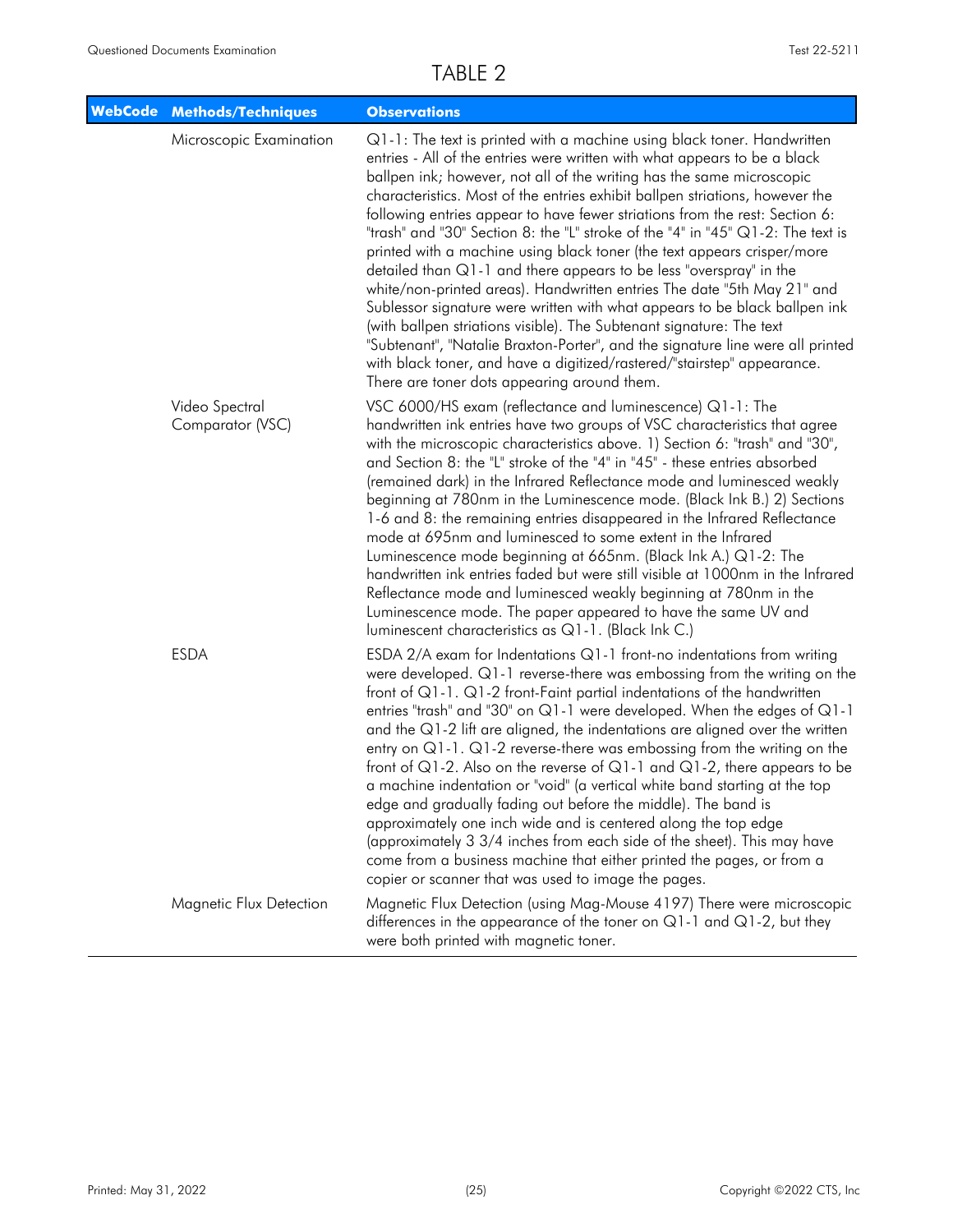# TABLE 2

| WebCode | Methods/Techniques | Observations |
|---|---|---|
| | Microscopic Examination | Q1-1: The text is printed with a machine using black toner. Handwritten entries - All of the entries were written with what appears to be a black ballpen ink; however, not all of the writing has the same microscopic characteristics. Most of the entries exhibit ballpen striations, however the following entries appear to have fewer striations from the rest: Section 6: "trash" and "30" Section 8: the "L" stroke of the "4" in "45" Q1-2: The text is printed with a machine using black toner (the text appears crisper/more detailed than Q1-1 and there appears to be less "overspray" in the white/non-printed areas). Handwritten entries The date "5th May 21" and Sublessor signature were written with what appears to be black ballpen ink (with ballpen striations visible). The Subtenant signature: The text "Subtenant", "Natalie Braxton-Porter", and the signature line were all printed with black toner, and have a digitized/rastered/"stairstep" appearance. There are toner dots appearing around them. |
| | Video Spectral Comparator (VSC) | VSC 6000/HS exam (reflectance and luminescence) Q1-1: The handwritten ink entries have two groups of VSC characteristics that agree with the microscopic characteristics above. 1) Section 6: "trash" and "30", and Section 8: the "L" stroke of the "4" in "45" - these entries absorbed (remained dark) in the Infrared Reflectance mode and luminesced weakly beginning at 780nm in the Luminescence mode. (Black Ink B.) 2) Sections 1-6 and 8: the remaining entries disappeared in the Infrared Reflectance mode at 695nm and luminesced to some extent in the Infrared Luminescence mode beginning at 665nm. (Black Ink A.) Q1-2: The handwritten ink entries faded but were still visible at 1000nm in the Infrared Reflectance mode and luminesced weakly beginning at 780nm in the Luminescence mode. The paper appeared to have the same UV and luminescent characteristics as Q1-1. (Black Ink C.) |
| | ESDA | ESDA 2/A exam for Indentations Q1-1 front-no indentations from writing were developed. Q1-1 reverse-there was embossing from the writing on the front of Q1-1. Q1-2 front-Faint partial indentations of the handwritten entries "trash" and "30" on Q1-1 were developed. When the edges of Q1-1 and the Q1-2 lift are aligned, the indentations are aligned over the written entry on Q1-1. Q1-2 reverse-there was embossing from the writing on the front of Q1-2. Also on the reverse of Q1-1 and Q1-2, there appears to be a machine indentation or "void" (a vertical white band starting at the top edge and gradually fading out before the middle). The band is approximately one inch wide and is centered along the top edge (approximately 3 3/4 inches from each side of the sheet). This may have come from a business machine that either printed the pages, or from a copier or scanner that was used to image the pages. |
| | Magnetic Flux Detection | Magnetic Flux Detection (using Mag-Mouse 4197) There were microscopic differences in the appearance of the toner on Q1-1 and Q1-2, but they were both printed with magnetic toner. |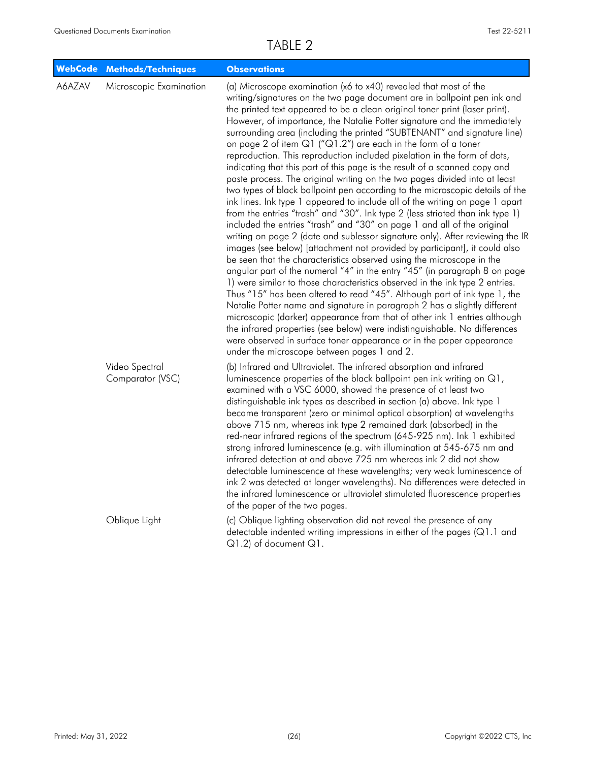# TABLE 2

| WebCode | Methods/Techniques | Observations |
|---|---|---|
| A6AZAV | Microscopic Examination | (a) Microscope examination (x6 to x40) revealed that most of the writing/signatures on the two page document are in ballpoint pen ink and the printed text appeared to be a clean original toner print (laser print). However, of importance, the Natalie Potter signature and the immediately surrounding area (including the printed "SUBTENANT" and signature line) on page 2 of item Q1 ("Q1.2") are each in the form of a toner reproduction. This reproduction included pixelation in the form of dots, indicating that this part of this page is the result of a scanned copy and paste process. The original writing on the two pages divided into at least two types of black ballpoint pen according to the microscopic details of the ink lines. Ink type 1 appeared to include all of the writing on page 1 apart from the entries "trash" and "30". Ink type 2 (less striated than ink type 1) included the entries "trash" and "30" on page 1 and all of the original writing on page 2 (date and sublessor signature only). After reviewing the IR images (see below) [attachment not provided by participant], it could also be seen that the characteristics observed using the microscope in the angular part of the numeral "4" in the entry "45" (in paragraph 8 on page 1) were similar to those characteristics observed in the ink type 2 entries. Thus "15" has been altered to read "45". Although part of ink type 1, the Natalie Potter name and signature in paragraph 2 has a slightly different microscopic (darker) appearance from that of other ink 1 entries although the infrared properties (see below) were indistinguishable. No differences were observed in surface toner appearance or in the paper appearance under the microscope between pages 1 and 2. |
| | Video Spectral Comparator (VSC) | (b) Infrared and Ultraviolet. The infrared absorption and infrared luminescence properties of the black ballpoint pen ink writing on Q1, examined with a VSC 6000, showed the presence of at least two distinguishable ink types as described in section (a) above. Ink type 1 became transparent (zero or minimal optical absorption) at wavelengths above 715 nm, whereas ink type 2 remained dark (absorbed) in the red-near infrared regions of the spectrum (645-925 nm). Ink 1 exhibited strong infrared luminescence (e.g. with illumination at 545-675 nm and infrared detection at and above 725 nm whereas ink 2 did not show detectable luminescence at these wavelengths; very weak luminescence of ink 2 was detected at longer wavelengths). No differences were detected in the infrared luminescence or ultraviolet stimulated fluorescence properties of the paper of the two pages. |
| | Oblique Light | (c) Oblique lighting observation did not reveal the presence of any detectable indented writing impressions in either of the pages (Q1.1 and Q1.2) of document Q1. |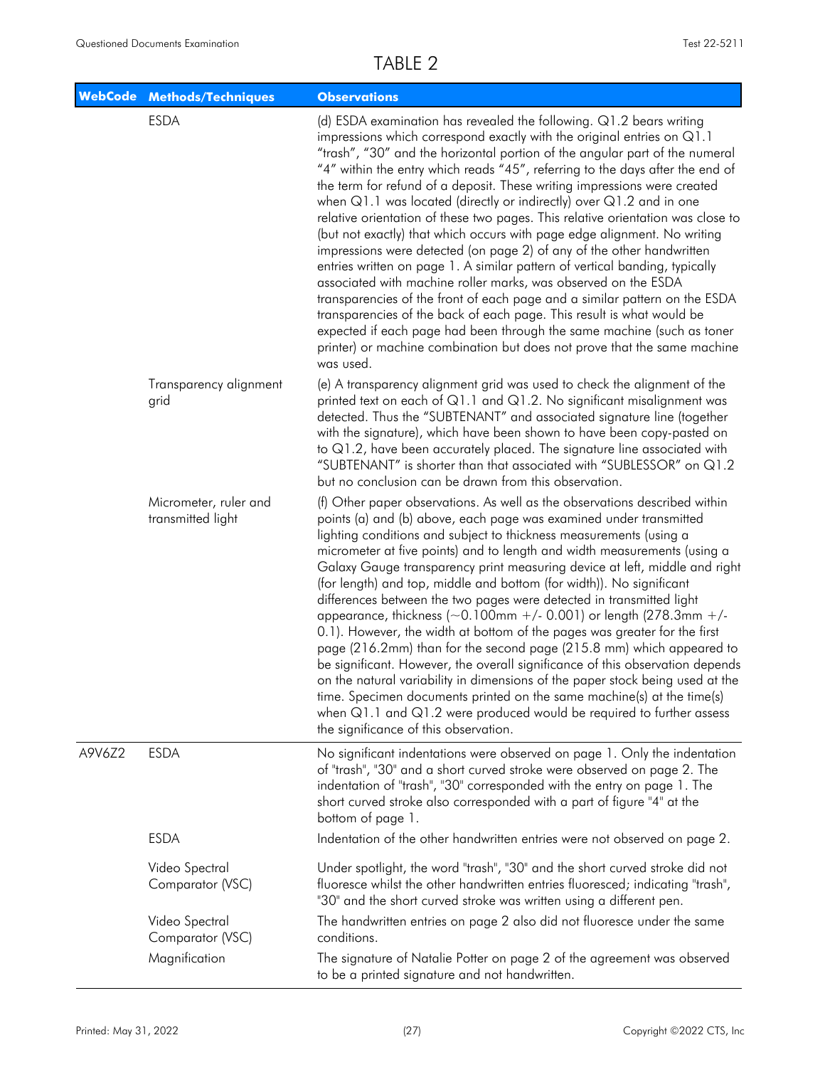# TABLE 2

| WebCode | Methods/Techniques | Observations |
|---|---|---|
| | ESDA | (d) ESDA examination has revealed the following. Q1.2 bears writing impressions which correspond exactly with the original entries on Q1.1 "trash", "30" and the horizontal portion of the angular part of the numeral "4" within the entry which reads "45", referring to the days after the end of the term for refund of a deposit. These writing impressions were created when Q1.1 was located (directly or indirectly) over Q1.2 and in one relative orientation of these two pages. This relative orientation was close to (but not exactly) that which occurs with page edge alignment. No writing impressions were detected (on page 2) of any of the other handwritten entries written on page 1. A similar pattern of vertical banding, typically associated with machine roller marks, was observed on the ESDA transparencies of the front of each page and a similar pattern on the ESDA transparencies of the back of each page. This result is what would be expected if each page had been through the same machine (such as toner printer) or machine combination but does not prove that the same machine was used. |
| | Transparency alignment grid | (e) A transparency alignment grid was used to check the alignment of the printed text on each of Q1.1 and Q1.2. No significant misalignment was detected. Thus the "SUBTENANT" and associated signature line (together with the signature), which have been shown to have been copy-pasted on to Q1.2, have been accurately placed. The signature line associated with "SUBTENANT" is shorter than that associated with "SUBLESSOR" on Q1.2 but no conclusion can be drawn from this observation. |
| | Micrometer, ruler and transmitted light | (f) Other paper observations. As well as the observations described within points (a) and (b) above, each page was examined under transmitted lighting conditions and subject to thickness measurements (using a micrometer at five points) and to length and width measurements (using a Galaxy Gauge transparency print measuring device at left, middle and right (for length) and top, middle and bottom (for width)). No significant differences between the two pages were detected in transmitted light appearance, thickness (~0.100mm +/- 0.001) or length (278.3mm +/- 0.1). However, the width at bottom of the pages was greater for the first page (216.2mm) than for the second page (215.8 mm) which appeared to be significant. However, the overall significance of this observation depends on the natural variability in dimensions of the paper stock being used at the time. Specimen documents printed on the same machine(s) at the time(s) when Q1.1 and Q1.2 were produced would be required to further assess the significance of this observation. |
| A9V6Z2 | ESDA | No significant indentations were observed on page 1. Only the indentation of "trash", "30" and a short curved stroke were observed on page 2. The indentation of "trash", "30" corresponded with the entry on page 1. The short curved stroke also corresponded with a part of figure "4" at the bottom of page 1. |
| | ESDA | Indentation of the other handwritten entries were not observed on page 2. |
| | Video Spectral Comparator (VSC) | Under spotlight, the word "trash", "30" and the short curved stroke did not fluoresce whilst the other handwritten entries fluoresced; indicating "trash", "30" and the short curved stroke was written using a different pen. |
| | Video Spectral Comparator (VSC) | The handwritten entries on page 2 also did not fluoresce under the same conditions. |
| | Magnification | The signature of Natalie Potter on page 2 of the agreement was observed to be a printed signature and not handwritten. |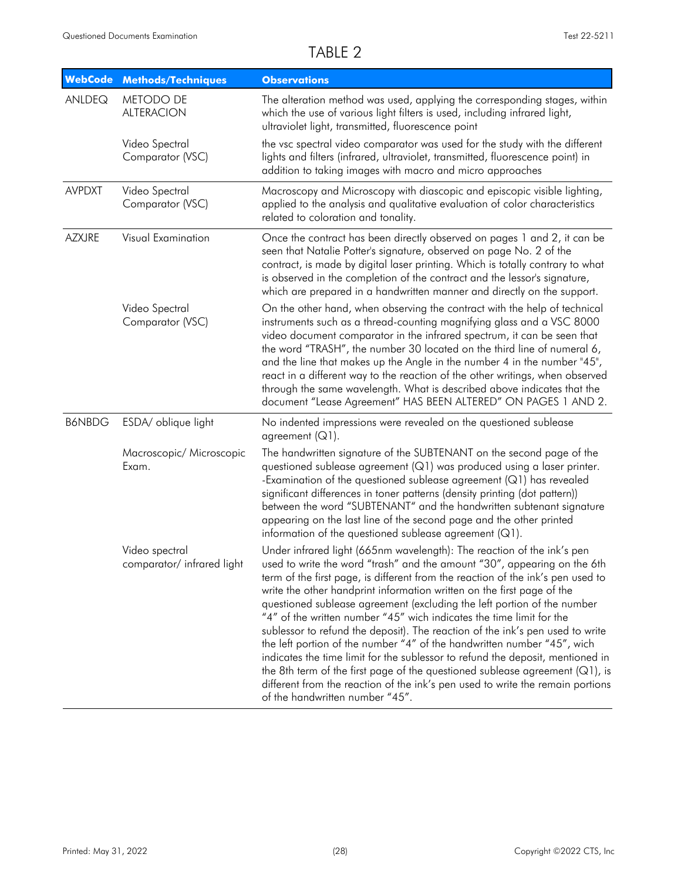## TABLE 2

| WebCode | Methods/Techniques | Observations |
|---|---|---|
| ANLDEQ | METODO DE ALTERACION | The alteration method was used, applying the corresponding stages, within which the use of various light filters is used, including infrared light, ultraviolet light, transmitted, fluorescence point |
| | Video Spectral Comparator (VSC) | the vsc spectral video comparator was used for the study with the different lights and filters (infrared, ultraviolet, transmitted, fluorescence point) in addition to taking images with macro and micro approaches |
| AVPDXT | Video Spectral Comparator (VSC) | Macroscopy and Microscopy with diascopic and episcopic visible lighting, applied to the analysis and qualitative evaluation of color characteristics related to coloration and tonality. |
| AZXJRE | Visual Examination | Once the contract has been directly observed on pages 1 and 2, it can be seen that Natalie Potter's signature, observed on page No. 2 of the contract, is made by digital laser printing. Which is totally contrary to what is observed in the completion of the contract and the lessor's signature, which are prepared in a handwritten manner and directly on the support. |
| | Video Spectral Comparator (VSC) | On the other hand, when observing the contract with the help of technical instruments such as a thread-counting magnifying glass and a VSC 8000 video document comparator in the infrared spectrum, it can be seen that the word "TRASH", the number 30 located on the third line of numeral 6, and the line that makes up the Angle in the number 4 in the number "45", react in a different way to the reaction of the other writings, when observed through the same wavelength. What is described above indicates that the document "Lease Agreement" HAS BEEN ALTERED" ON PAGES 1 AND 2. |
| B6NBDG | ESDA/ oblique light | No indented impressions were revealed on the questioned sublease agreement (Q1). |
| | Macroscopic/ Microscopic Exam. | The handwritten signature of the SUBTENANT on the second page of the questioned sublease agreement (Q1) was produced using a laser printer. -Examination of the questioned sublease agreement (Q1) has revealed significant differences in toner patterns (density printing (dot pattern)) between the word "SUBTENANT" and the handwritten subtenant signature appearing on the last line of the second page and the other printed information of the questioned sublease agreement (Q1). |
| | Video spectral comparator/ infrared light | Under infrared light (665nm wavelength): The reaction of the ink's pen used to write the word "trash" and the amount "30", appearing on the 6th term of the first page, is different from the reaction of the ink's pen used to write the other handprint information written on the first page of the questioned sublease agreement (excluding the left portion of the number "4" of the written number "45" wich indicates the time limit for the sublessor to refund the deposit). The reaction of the ink's pen used to write the left portion of the number "4" of the handwritten number "45", wich indicates the time limit for the sublessor to refund the deposit, mentioned in the 8th term of the first page of the questioned sublease agreement (Q1), is different from the reaction of the ink's pen used to write the remain portions of the handwritten number "45". |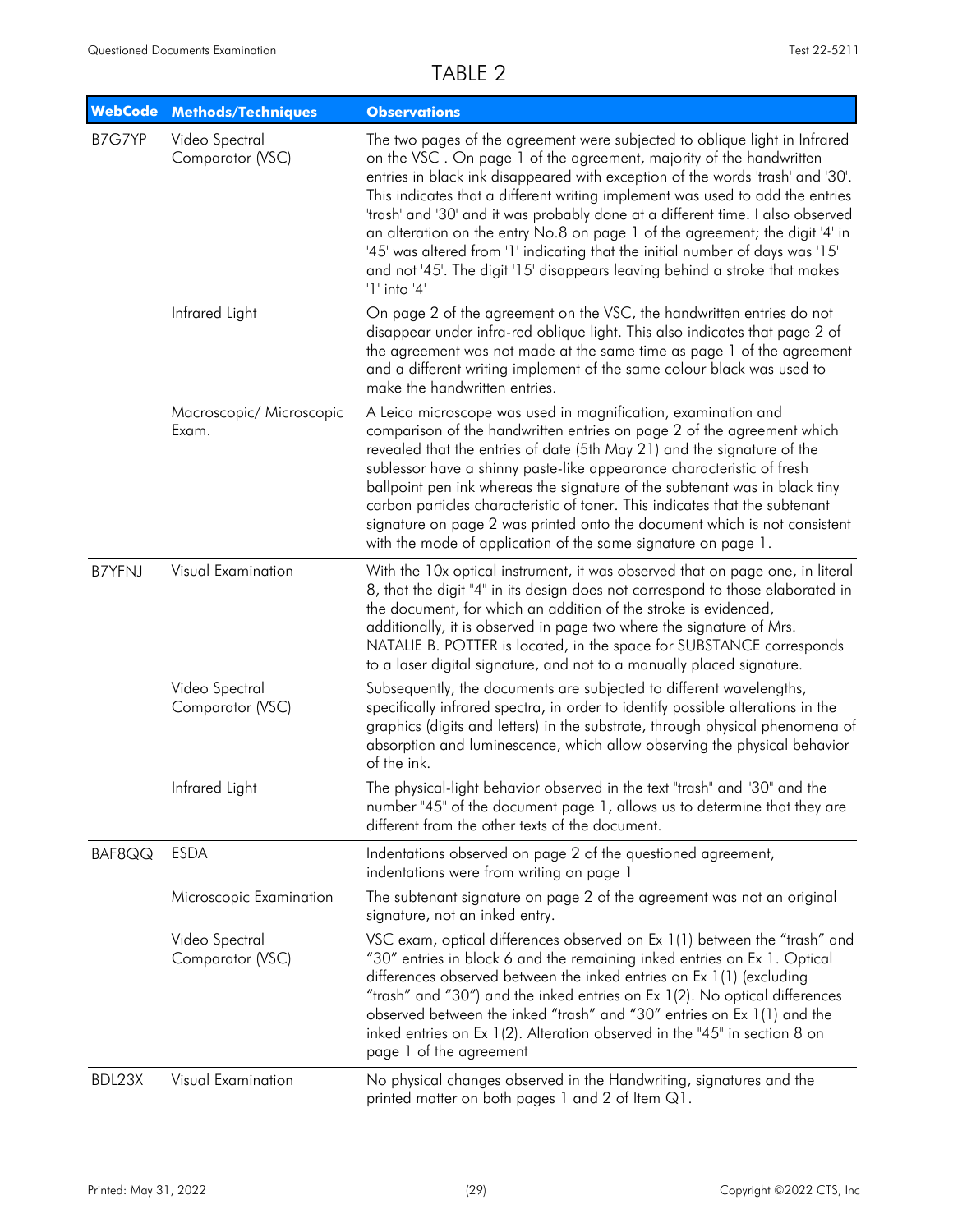# TABLE 2

| WebCode | Methods/Techniques | Observations |
|---|---|---|
| B7G7YP | Video Spectral Comparator (VSC) | The two pages of the agreement were subjected to oblique light in Infrared on the VSC . On page 1 of the agreement, majority of the handwritten entries in black ink disappeared with exception of the words 'trash' and '30'. This indicates that a different writing implement was used to add the entries 'trash' and '30' and it was probably done at a different time. I also observed an alteration on the entry No.8 on page 1 of the agreement; the digit '4' in '45' was altered from '1' indicating that the initial number of days was '15' and not '45'. The digit '15' disappears leaving behind a stroke that makes '1' into '4' |
| | Infrared Light | On page 2 of the agreement on the VSC, the handwritten entries do not disappear under infra-red oblique light. This also indicates that page 2 of the agreement was not made at the same time as page 1 of the agreement and a different writing implement of the same colour black was used to make the handwritten entries. |
| | Macroscopic/ Microscopic Exam. | A Leica microscope was used in magnification, examination and comparison of the handwritten entries on page 2 of the agreement which revealed that the entries of date (5th May 21) and the signature of the sublessor have a shinny paste-like appearance characteristic of fresh ballpoint pen ink whereas the signature of the subtenant was in black tiny carbon particles characteristic of toner. This indicates that the subtenant signature on page 2 was printed onto the document which is not consistent with the mode of application of the same signature on page 1. |
| B7YFNJ | Visual Examination | With the 10x optical instrument, it was observed that on page one, in literal 8, that the digit "4" in its design does not correspond to those elaborated in the document, for which an addition of the stroke is evidenced, additionally, it is observed in page two where the signature of Mrs. NATALIE B. POTTER is located, in the space for SUBSTANCE corresponds to a laser digital signature, and not to a manually placed signature. |
| | Video Spectral Comparator (VSC) | Subsequently, the documents are subjected to different wavelengths, specifically infrared spectra, in order to identify possible alterations in the graphics (digits and letters) in the substrate, through physical phenomena of absorption and luminescence, which allow observing the physical behavior of the ink. |
| | Infrared Light | The physical-light behavior observed in the text "trash" and "30" and the number "45" of the document page 1, allows us to determine that they are different from the other texts of the document. |
| BAF8QQ | ESDA | Indentations observed on page 2 of the questioned agreement, indentations were from writing on page 1 |
| | Microscopic Examination | The subtenant signature on page 2 of the agreement was not an original signature, not an inked entry. |
| | Video Spectral Comparator (VSC) | VSC exam, optical differences observed on Ex 1(1) between the "trash" and "30" entries in block 6 and the remaining inked entries on Ex 1. Optical differences observed between the inked entries on Ex 1(1) (excluding "trash" and "30") and the inked entries on Ex 1(2). No optical differences observed between the inked "trash" and "30" entries on Ex 1(1) and the inked entries on Ex 1(2). Alteration observed in the "45" in section 8 on page 1 of the agreement |
| BDL23X | Visual Examination | No physical changes observed in the Handwriting, signatures and the printed matter on both pages 1 and 2 of Item Q1. |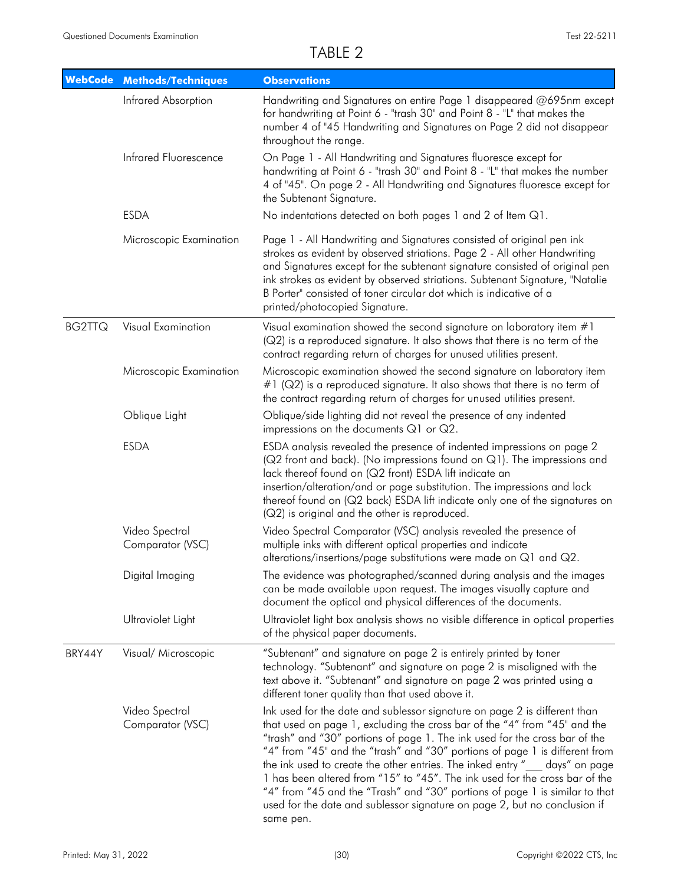# TABLE 2

| WebCode | Methods/Techniques | Observations |
|---|---|---|
| | Infrared Absorption | Handwriting and Signatures on entire Page 1 disappeared @695nm except for handwriting at Point 6 - "trash 30" and Point 8 - "L" that makes the number 4 of "45 Handwriting and Signatures on Page 2 did not disappear throughout the range. |
| | Infrared Fluorescence | On Page 1 - All Handwriting and Signatures fluoresce except for handwriting at Point 6 - "trash 30" and Point 8 - "L" that makes the number 4 of "45". On page 2 - All Handwriting and Signatures fluoresce except for the Subtenant Signature. |
| | ESDA | No indentations detected on both pages 1 and 2 of Item Q1. |
| | Microscopic Examination | Page 1 - All Handwriting and Signatures consisted of original pen ink strokes as evident by observed striations. Page 2 - All other Handwriting and Signatures except for the subtenant signature consisted of original pen ink strokes as evident by observed striations. Subtenant Signature, "Natalie B Porter" consisted of toner circular dot which is indicative of a printed/photocopied Signature. |
| BG2TTQ | Visual Examination | Visual examination showed the second signature on laboratory item #1 (Q2) is a reproduced signature. It also shows that there is no term of the contract regarding return of charges for unused utilities present. |
| | Microscopic Examination | Microscopic examination showed the second signature on laboratory item #1 (Q2) is a reproduced signature. It also shows that there is no term of the contract regarding return of charges for unused utilities present. |
| | Oblique Light | Oblique/side lighting did not reveal the presence of any indented impressions on the documents Q1 or Q2. |
| | ESDA | ESDA analysis revealed the presence of indented impressions on page 2 (Q2 front and back). (No impressions found on Q1). The impressions and lack thereof found on (Q2 front) ESDA lift indicate an insertion/alteration/and or page substitution. The impressions and lack thereof found on (Q2 back) ESDA lift indicate only one of the signatures on (Q2) is original and the other is reproduced. |
| | Video Spectral Comparator (VSC) | Video Spectral Comparator (VSC) analysis revealed the presence of multiple inks with different optical properties and indicate alterations/insertions/page substitutions were made on Q1 and Q2. |
| | Digital Imaging | The evidence was photographed/scanned during analysis and the images can be made available upon request. The images visually capture and document the optical and physical differences of the documents. |
| | Ultraviolet Light | Ultraviolet light box analysis shows no visible difference in optical properties of the physical paper documents. |
| BRY44Y | Visual/ Microscopic | "Subtenant" and signature on page 2 is entirely printed by toner technology. "Subtenant" and signature on page 2 is misaligned with the text above it. "Subtenant" and signature on page 2 was printed using a different toner quality than that used above it. |
| | Video Spectral Comparator (VSC) | Ink used for the date and sublessor signature on page 2 is different than that used on page 1, excluding the cross bar of the "4" from "45" and the "trash" and "30" portions of page 1. The ink used for the cross bar of the "4" from "45" and the "trash" and "30" portions of page 1 is different from the ink used to create the other entries. The inked entry "___ days" on page 1 has been altered from "15" to "45". The ink used for the cross bar of the "4" from "45 and the "Trash" and "30" portions of page 1 is similar to that used for the date and sublessor signature on page 2, but no conclusion if same pen. |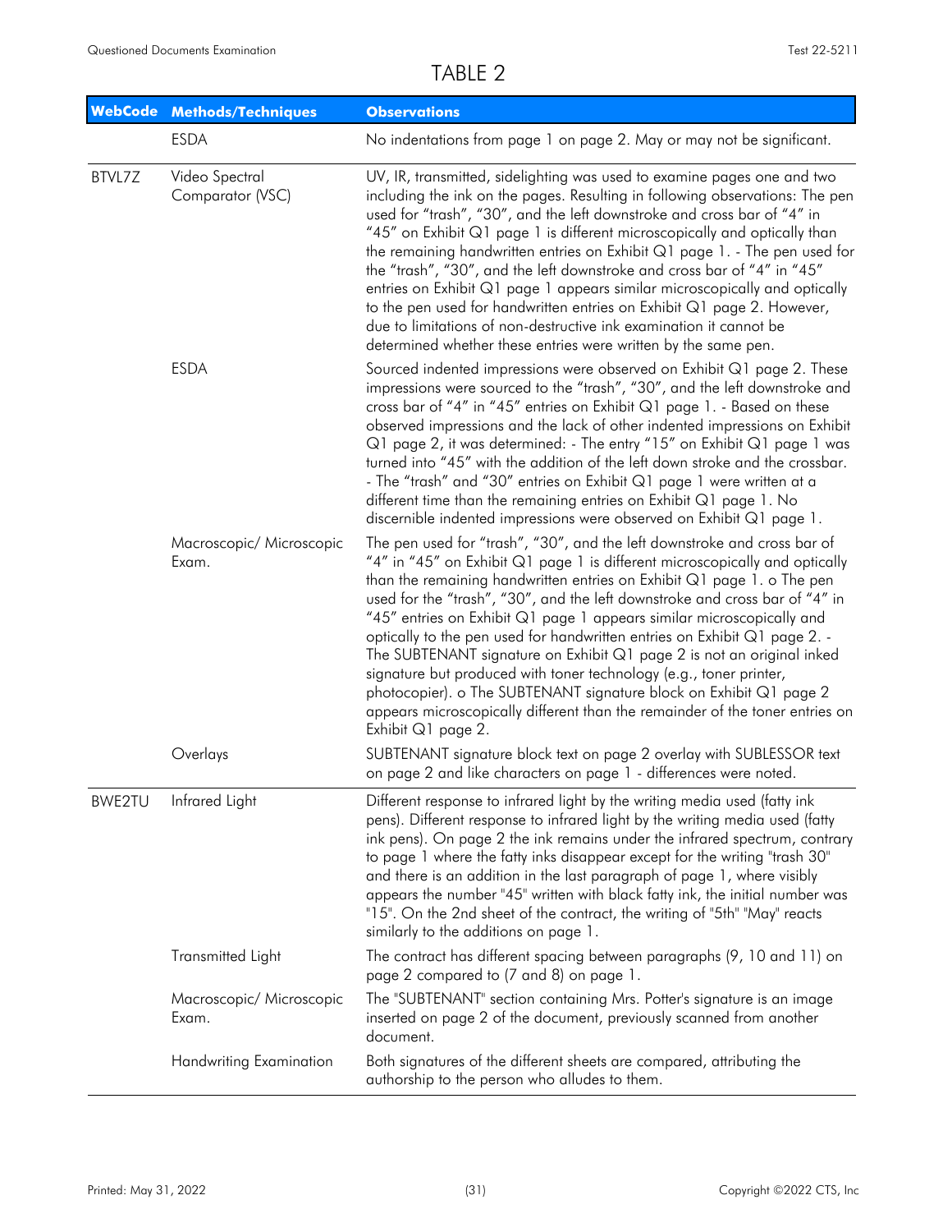# TABLE 2

| WebCode | Methods/Techniques | Observations |
|---|---|---|
| | ESDA | No indentations from page 1 on page 2. May or may not be significant. |
| BTVL7Z | Video Spectral Comparator (VSC) | UV, IR, transmitted, sidelighting was used to examine pages one and two including the ink on the pages. Resulting in following observations: The pen used for "trash", "30", and the left downstroke and cross bar of "4" in "45" on Exhibit Q1 page 1 is different microscopically and optically than the remaining handwritten entries on Exhibit Q1 page 1. - The pen used for the "trash", "30", and the left downstroke and cross bar of "4" in "45" entries on Exhibit Q1 page 1 appears similar microscopically and optically to the pen used for handwritten entries on Exhibit Q1 page 2. However, due to limitations of non-destructive ink examination it cannot be determined whether these entries were written by the same pen. |
| | ESDA | Sourced indented impressions were observed on Exhibit Q1 page 2. These impressions were sourced to the "trash", "30", and the left downstroke and cross bar of "4" in "45" entries on Exhibit Q1 page 1. - Based on these observed impressions and the lack of other indented impressions on Exhibit Q1 page 2, it was determined: - The entry "15" on Exhibit Q1 page 1 was turned into "45" with the addition of the left down stroke and the crossbar. - The "trash" and "30" entries on Exhibit Q1 page 1 were written at a different time than the remaining entries on Exhibit Q1 page 1. No discernible indented impressions were observed on Exhibit Q1 page 1. |
| | Macroscopic/ Microscopic Exam. | The pen used for "trash", "30", and the left downstroke and cross bar of "4" in "45" on Exhibit Q1 page 1 is different microscopically and optically than the remaining handwritten entries on Exhibit Q1 page 1. o The pen used for the "trash", "30", and the left downstroke and cross bar of "4" in "45" entries on Exhibit Q1 page 1 appears similar microscopically and optically to the pen used for handwritten entries on Exhibit Q1 page 2. - The SUBTENANT signature on Exhibit Q1 page 2 is not an original inked signature but produced with toner technology (e.g., toner printer, photocopier). o The SUBTENANT signature block on Exhibit Q1 page 2 appears microscopically different than the remainder of the toner entries on Exhibit Q1 page 2. |
| | Overlays | SUBTENANT signature block text on page 2 overlay with SUBLESSOR text on page 2 and like characters on page 1 - differences were noted. |
| BWE2TU | Infrared Light | Different response to infrared light by the writing media used (fatty ink pens). Different response to infrared light by the writing media used (fatty ink pens). On page 2 the ink remains under the infrared spectrum, contrary to page 1 where the fatty inks disappear except for the writing "trash 30" and there is an addition in the last paragraph of page 1, where visibly appears the number "45" written with black fatty ink, the initial number was "15". On the 2nd sheet of the contract, the writing of "5th" "May" reacts similarly to the additions on page 1. |
| | Transmitted Light | The contract has different spacing between paragraphs (9, 10 and 11) on page 2 compared to (7 and 8) on page 1. |
| | Macroscopic/ Microscopic Exam. | The "SUBTENANT" section containing Mrs. Potter's signature is an image inserted on page 2 of the document, previously scanned from another document. |
| | Handwriting Examination | Both signatures of the different sheets are compared, attributing the authorship to the person who alludes to them. |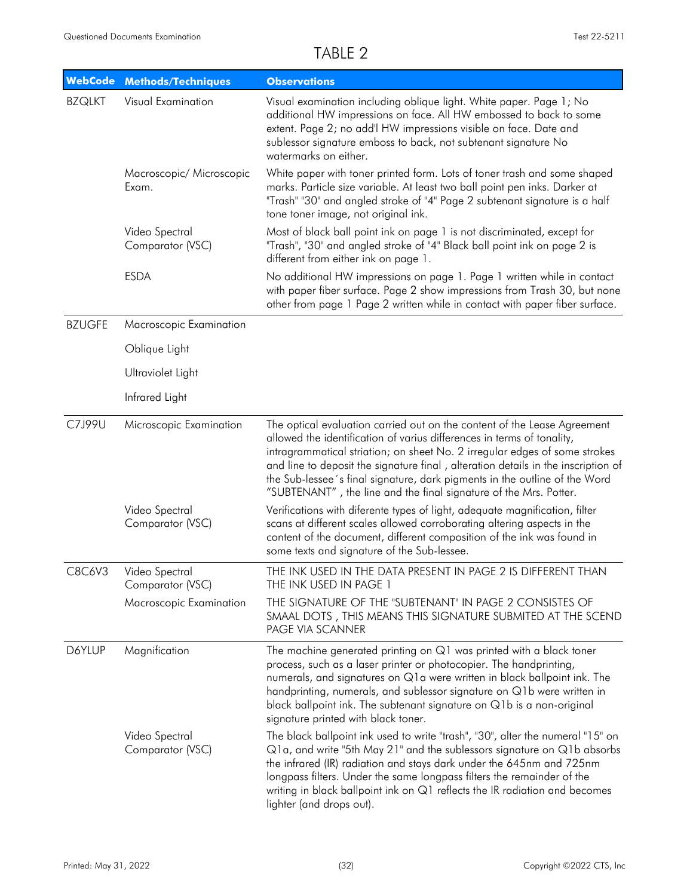# TABLE 2

| WebCode | Methods/Techniques | Observations |
| --- | --- | --- |
| BZQLKT | Visual Examination | Visual examination including oblique light. White paper. Page 1; No additional HW impressions on face. All HW embossed to back to some extent. Page 2; no add'l HW impressions visible on face. Date and sublessor signature emboss to back, not subtenant signature No watermarks on either. |
| | Macroscopic/ Microscopic Exam. | White paper with toner printed form. Lots of toner trash and some shaped marks. Particle size variable. At least two ball point pen inks. Darker at "Trash" "30" and angled stroke of "4" Page 2 subtenant signature is a half tone toner image, not original ink. |
| | Video Spectral Comparator (VSC) | Most of black ball point ink on page 1 is not discriminated, except for "Trash", "30" and angled stroke of "4" Black ball point ink on page 2 is different from either ink on page 1. |
| | ESDA | No additional HW impressions on page 1. Page 1 written while in contact with paper fiber surface. Page 2 show impressions from Trash 30, but none other from page 1 Page 2 written while in contact with paper fiber surface. |
| BZUGFE | Macroscopic Examination | |
| | Oblique Light | |
| | Ultraviolet Light | |
| | Infrared Light | |
| C7J99U | Microscopic Examination | The optical evaluation carried out on the content of the Lease Agreement allowed the identification of varius differences in terms of tonality, intragrammatical striation; on sheet No. 2 irregular edges of some strokes and line to deposit the signature final , alteration details in the inscription of the Sub-lessee´s final signature, dark pigments in the outline of the Word "SUBTENANT" , the line and the final signature of the Mrs. Potter. |
| | Video Spectral Comparator (VSC) | Verifications with diferente types of light, adequate magnification, filter scans at different scales allowed corroborating altering aspects in the content of the document, different composition of the ink was found in some texts and signature of the Sub-lessee. |
| C8C6V3 | Video Spectral Comparator (VSC) | THE INK USED IN THE DATA PRESENT IN PAGE 2 IS DIFFERENT THAN THE INK USED IN PAGE 1 |
| | Macroscopic Examination | THE SIGNATURE OF THE "SUBTENANT" IN PAGE 2 CONSISTES OF SMAAL DOTS , THIS MEANS THIS SIGNATURE SUBMITED AT THE SCEND PAGE VIA SCANNER |
| D6YLUP | Magnification | The machine generated printing on Q1 was printed with a black toner process, such as a laser printer or photocopier. The handprinting, numerals, and signatures on Q1a were written in black ballpoint ink. The handprinting, numerals, and sublessor signature on Q1b were written in black ballpoint ink. The subtenant signature on Q1b is a non-original signature printed with black toner. |
| | Video Spectral Comparator (VSC) | The black ballpoint ink used to write "trash", "30", alter the numeral "15" on Q1a, and write "5th May 21" and the sublessors signature on Q1b absorbs the infrared (IR) radiation and stays dark under the 645nm and 725nm longpass filters. Under the same longpass filters the remainder of the writing in black ballpoint ink on Q1 reflects the IR radiation and becomes lighter (and drops out). |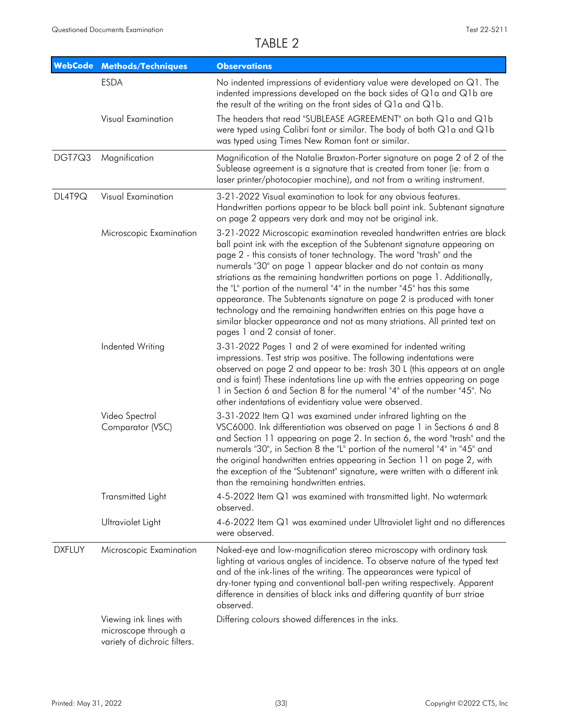# TABLE 2

| WebCode | Methods/Techniques | Observations |
| --- | --- | --- |
| | ESDA | No indented impressions of evidentiary value were developed on Q1. The indented impressions developed on the back sides of Q1a and Q1b are the result of the writing on the front sides of Q1a and Q1b. |
| | Visual Examination | The headers that read "SUBLEASE AGREEMENT" on both Q1a and Q1b were typed using Calibri font or similar. The body of both Q1a and Q1b was typed using Times New Roman font or similar. |
| DGT7Q3 | Magnification | Magnification of the Natalie Braxton-Porter signature on page 2 of 2 of the Sublease agreement is a signature that is created from toner (ie: from a laser printer/photocopier machine), and not from a writing instrument. |
| DL4T9Q | Visual Examination | 3-21-2022 Visual examination to look for any obvious features. Handwritten portions appear to be black ball point ink. Subtenant signature on page 2 appears very dark and may not be original ink. |
| | Microscopic Examination | 3-21-2022 Microscopic examination revealed handwritten entries are black ball point ink with the exception of the Subtenant signature appearing on page 2 - this consists of toner technology. The word "trash" and the numerals "30" on page 1 appear blacker and do not contain as many striations as the remaining handwritten portions on page 1. Additionally, the "L" portion of the numeral "4" in the number "45" has this same appearance. The Subtenants signature on page 2 is produced with toner technology and the remaining handwritten entries on this page have a similar blacker appearance and not as many striations. All printed text on pages 1 and 2 consist of toner. |
| | Indented Writing | 3-31-2022 Pages 1 and 2 of were examined for indented writing impressions. Test strip was positive. The following indentations were observed on page 2 and appear to be: trash 30 L (this appears at an angle and is faint) These indentations line up with the entries appearing on page 1 in Section 6 and Section 8 for the numeral "4" of the number "45". No other indentations of evidentiary value were observed. |
| | Video Spectral Comparator (VSC) | 3-31-2022 Item Q1 was examined under infrared lighting on the VSC6000. Ink differentiation was observed on page 1 in Sections 6 and 8 and Section 11 appearing on page 2. In section 6, the word "trash" and the numerals "30", in Section 8 the "L" portion of the numeral "4" in "45" and the original handwritten entries appearing in Section 11 on page 2, with the exception of the "Subtenant" signature, were written with a different ink than the remaining handwritten entries. |
| | Transmitted Light | 4-5-2022 Item Q1 was examined with transmitted light. No watermark observed. |
| | Ultraviolet Light | 4-6-2022 Item Q1 was examined under Ultraviolet light and no differences were observed. |
| DXFLUY | Microscopic Examination | Naked-eye and low-magnification stereo microscopy with ordinary task lighting at various angles of incidence. To observe nature of the typed text and of the ink-lines of the writing. The appearances were typical of dry-toner typing and conventional ball-pen writing respectively. Apparent difference in densities of black inks and differing quantity of burr striae observed. |
| | Viewing ink lines with microscope through a variety of dichroic filters. | Differing colours showed differences in the inks. |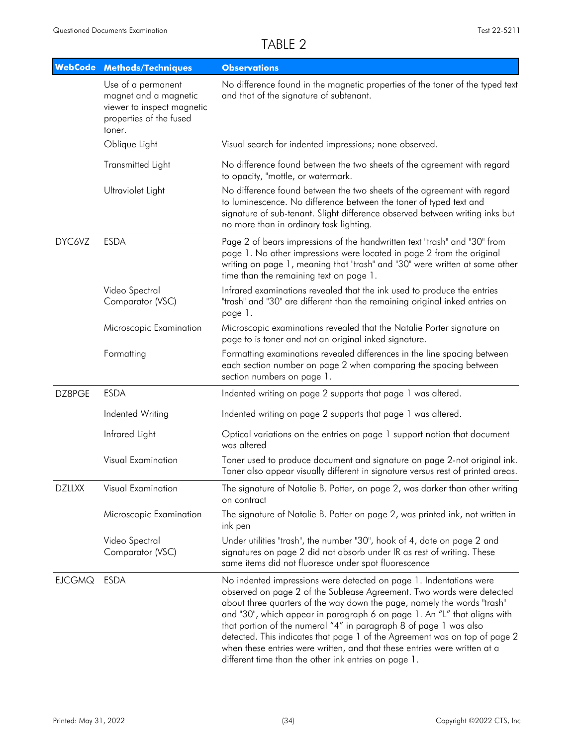# TABLE 2

| WebCode | Methods/Techniques | Observations |
|---|---|---|
| | Use of a permanent magnet and a magnetic viewer to inspect magnetic properties of the fused toner. | No difference found in the magnetic properties of the toner of the typed text and that of the signature of subtenant. |
| | Oblique Light | Visual search for indented impressions; none observed. |
| | Transmitted Light | No difference found between the two sheets of the agreement with regard to opacity, "mottle, or watermark. |
| | Ultraviolet Light | No difference found between the two sheets of the agreement with regard to luminescence. No difference between the toner of typed text and signature of sub-tenant. Slight difference observed between writing inks but no more than in ordinary task lighting. |
| DYC6VZ | ESDA | Page 2 of bears impressions of the handwritten text "trash" and "30" from page 1. No other impressions were located in page 2 from the original writing on page 1, meaning that "trash" and "30" were written at some other time than the remaining text on page 1. |
| | Video Spectral Comparator (VSC) | Infrared examinations revealed that the ink used to produce the entries "trash" and "30" are different than the remaining original inked entries on page 1. |
| | Microscopic Examination | Microscopic examinations revealed that the Natalie Porter signature on page to is toner and not an original inked signature. |
| | Formatting | Formatting examinations revealed differences in the line spacing between each section number on page 2 when comparing the spacing between section numbers on page 1. |
| DZ8PGE | ESDA | Indented writing on page 2 supports that page 1 was altered. |
| | Indented Writing | Indented writing on page 2 supports that page 1 was altered. |
| | Infrared Light | Optical variations on the entries on page 1 support notion that document was altered |
| | Visual Examination | Toner used to produce document and signature on page 2-not original ink. Toner also appear visually different in signature versus rest of printed areas. |
| DZLLXX | Visual Examination | The signature of Natalie B. Potter, on page 2, was darker than other writing on contract |
| | Microscopic Examination | The signature of Natalie B. Potter on page 2, was printed ink, not written in ink pen |
| | Video Spectral Comparator (VSC) | Under utilities "trash", the number "30", hook of 4, date on page 2 and signatures on page 2 did not absorb under IR as rest of writing. These same items did not fluoresce under spot fluorescence |
| EJCGMQ | ESDA | No indented impressions were detected on page 1. Indentations were observed on page 2 of the Sublease Agreement. Two words were detected about three quarters of the way down the page, namely the words "trash" and "30", which appear in paragraph 6 on page 1. An "L" that aligns with that portion of the numeral "4" in paragraph 8 of page 1 was also detected. This indicates that page 1 of the Agreement was on top of page 2 when these entries were written, and that these entries were written at a different time than the other ink entries on page 1. |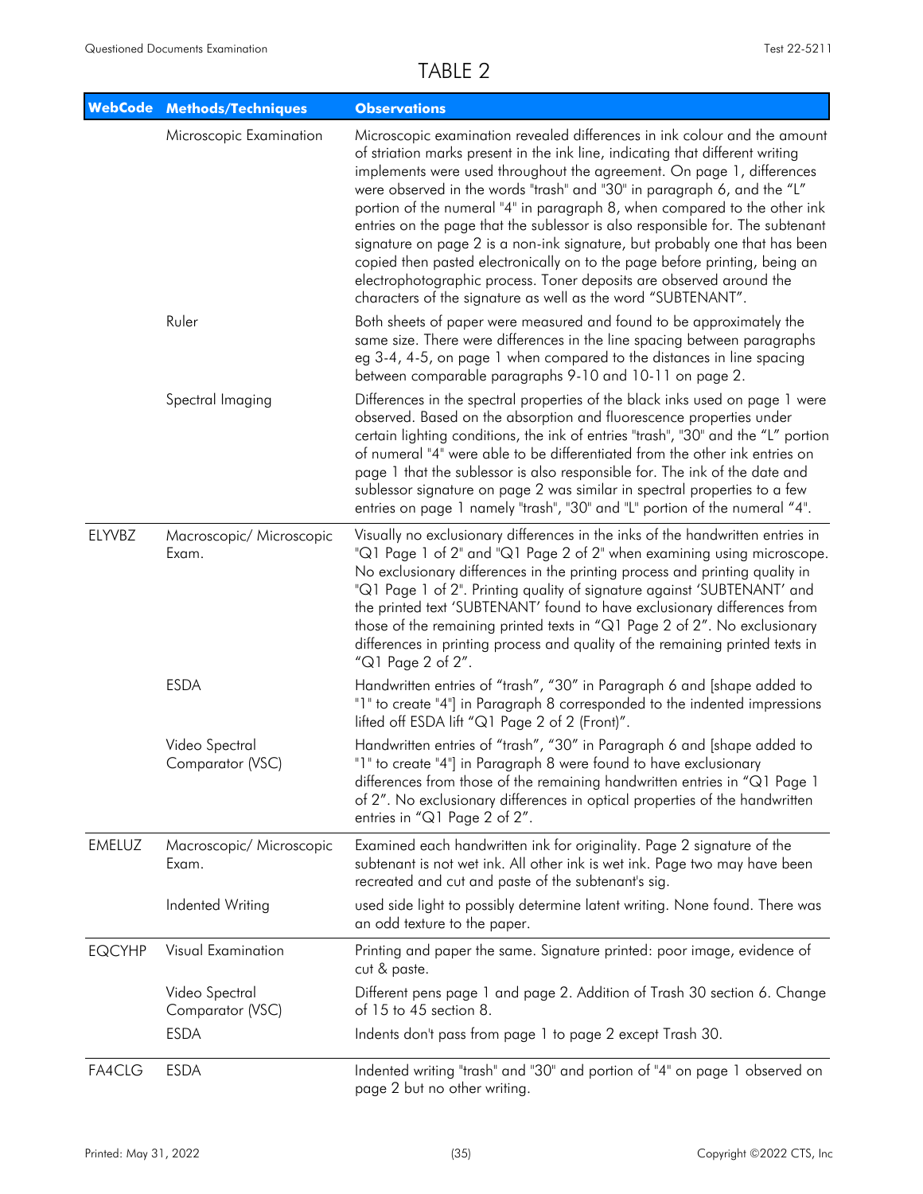# TABLE 2

| WebCode | Methods/Techniques | Observations |
|---|---|---|
| | Microscopic Examination | Microscopic examination revealed differences in ink colour and the amount of striation marks present in the ink line, indicating that different writing implements were used throughout the agreement. On page 1, differences were observed in the words "trash" and "30" in paragraph 6, and the "L" portion of the numeral "4" in paragraph 8, when compared to the other ink entries on the page that the sublessor is also responsible for. The subtenant signature on page 2 is a non-ink signature, but probably one that has been copied then pasted electronically on to the page before printing, being an electrophotographic process. Toner deposits are observed around the characters of the signature as well as the word "SUBTENANT". |
| | Ruler | Both sheets of paper were measured and found to be approximately the same size. There were differences in the line spacing between paragraphs eg 3-4, 4-5, on page 1 when compared to the distances in line spacing between comparable paragraphs 9-10 and 10-11 on page 2. |
| | Spectral Imaging | Differences in the spectral properties of the black inks used on page 1 were observed. Based on the absorption and fluorescence properties under certain lighting conditions, the ink of entries "trash", "30" and the "L" portion of numeral "4" were able to be differentiated from the other ink entries on page 1 that the sublessor is also responsible for. The ink of the date and sublessor signature on page 2 was similar in spectral properties to a few entries on page 1 namely "trash", "30" and "L" portion of the numeral "4". |
| ELYVBZ | Macroscopic/ Microscopic Exam. | Visually no exclusionary differences in the inks of the handwritten entries in "Q1 Page 1 of 2" and "Q1 Page 2 of 2" when examining using microscope. No exclusionary differences in the printing process and printing quality in "Q1 Page 1 of 2". Printing quality of signature against 'SUBTENANT' and the printed text 'SUBTENANT' found to have exclusionary differences from those of the remaining printed texts in "Q1 Page 2 of 2". No exclusionary differences in printing process and quality of the remaining printed texts in "Q1 Page 2 of 2". |
| | ESDA | Handwritten entries of "trash", "30" in Paragraph 6 and [shape added to "1" to create "4"] in Paragraph 8 corresponded to the indented impressions lifted off ESDA lift "Q1 Page 2 of 2 (Front)". |
| | Video Spectral Comparator (VSC) | Handwritten entries of "trash", "30" in Paragraph 6 and [shape added to "1" to create "4"] in Paragraph 8 were found to have exclusionary differences from those of the remaining handwritten entries in "Q1 Page 1 of 2". No exclusionary differences in optical properties of the handwritten entries in "Q1 Page 2 of 2". |
| EMELUZ | Macroscopic/ Microscopic Exam. | Examined each handwritten ink for originality. Page 2 signature of the subtenant is not wet ink. All other ink is wet ink. Page two may have been recreated and cut and paste of the subtenant's sig. |
| | Indented Writing | used side light to possibly determine latent writing. None found. There was an odd texture to the paper. |
| EQCYHP | Visual Examination | Printing and paper the same. Signature printed: poor image, evidence of cut & paste. |
| | Video Spectral Comparator (VSC) | Different pens page 1 and page 2. Addition of Trash 30 section 6. Change of 15 to 45 section 8. |
| | ESDA | Indents don't pass from page 1 to page 2 except Trash 30. |
| FA4CLG | ESDA | Indented writing "trash" and "30" and portion of "4" on page 1 observed on page 2 but no other writing. |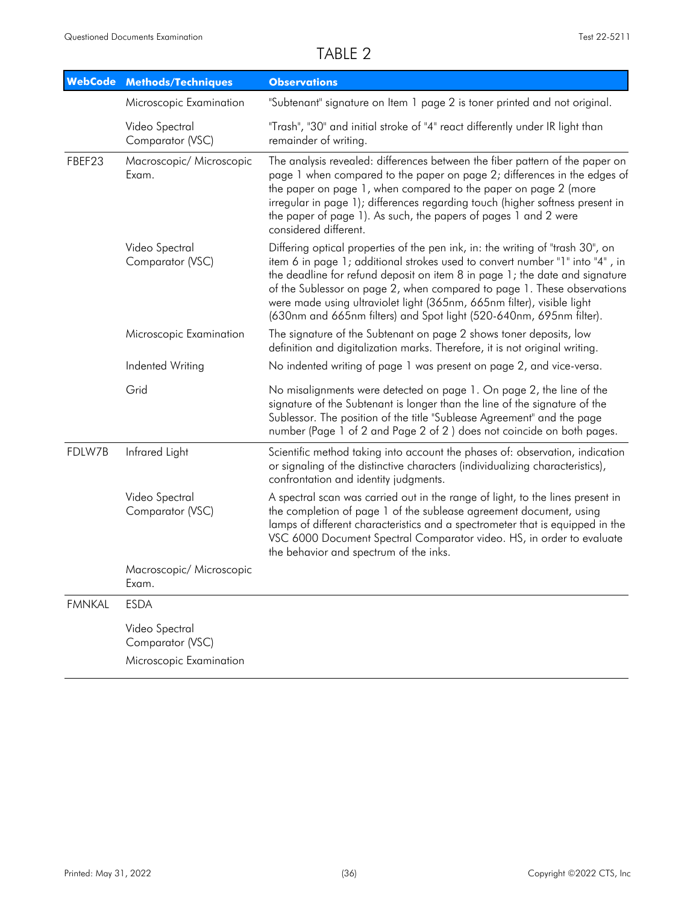# TABLE 2

| WebCode | Methods/Techniques | Observations |
| --- | --- | --- |
| | Microscopic Examination | "Subtenant" signature on Item 1 page 2 is toner printed and not original. |
| | Video Spectral Comparator (VSC) | "Trash", "30" and initial stroke of "4" react differently under IR light than remainder of writing. |
| FBEF23 | Macroscopic/ Microscopic Exam. | The analysis revealed: differences between the fiber pattern of the paper on page 1 when compared to the paper on page 2; differences in the edges of the paper on page 1, when compared to the paper on page 2 (more irregular in page 1); differences regarding touch (higher softness present in the paper of page 1). As such, the papers of pages 1 and 2 were considered different. |
| | Video Spectral Comparator (VSC) | Differing optical properties of the pen ink, in: the writing of "trash 30", on item 6 in page 1; additional strokes used to convert number "1" into "4" , in the deadline for refund deposit on item 8 in page 1; the date and signature of the Sublessor on page 2, when compared to page 1. These observations were made using ultraviolet light (365nm, 665nm filter), visible light (630nm and 665nm filters) and Spot light (520-640nm, 695nm filter). |
| | Microscopic Examination | The signature of the Subtenant on page 2 shows toner deposits, low definition and digitalization marks. Therefore, it is not original writing. |
| | Indented Writing | No indented writing of page 1 was present on page 2, and vice-versa. |
| | Grid | No misalignments were detected on page 1. On page 2, the line of the signature of the Subtenant is longer than the line of the signature of the Sublessor. The position of the title "Sublease Agreement" and the page number (Page 1 of 2 and Page 2 of 2 ) does not coincide on both pages. |
| FDLW7B | Infrared Light | Scientific method taking into account the phases of: observation, indication or signaling of the distinctive characters (individualizing characteristics), confrontation and identity judgments. |
| | Video Spectral Comparator (VSC) | A spectral scan was carried out in the range of light, to the lines present in the completion of page 1 of the sublease agreement document, using lamps of different characteristics and a spectrometer that is equipped in the VSC 6000 Document Spectral Comparator video. HS, in order to evaluate the behavior and spectrum of the inks. |
| | Macroscopic/ Microscopic Exam. | |
| FMNKAL | ESDA | |
| | Video Spectral Comparator (VSC) | |
| | Microscopic Examination | |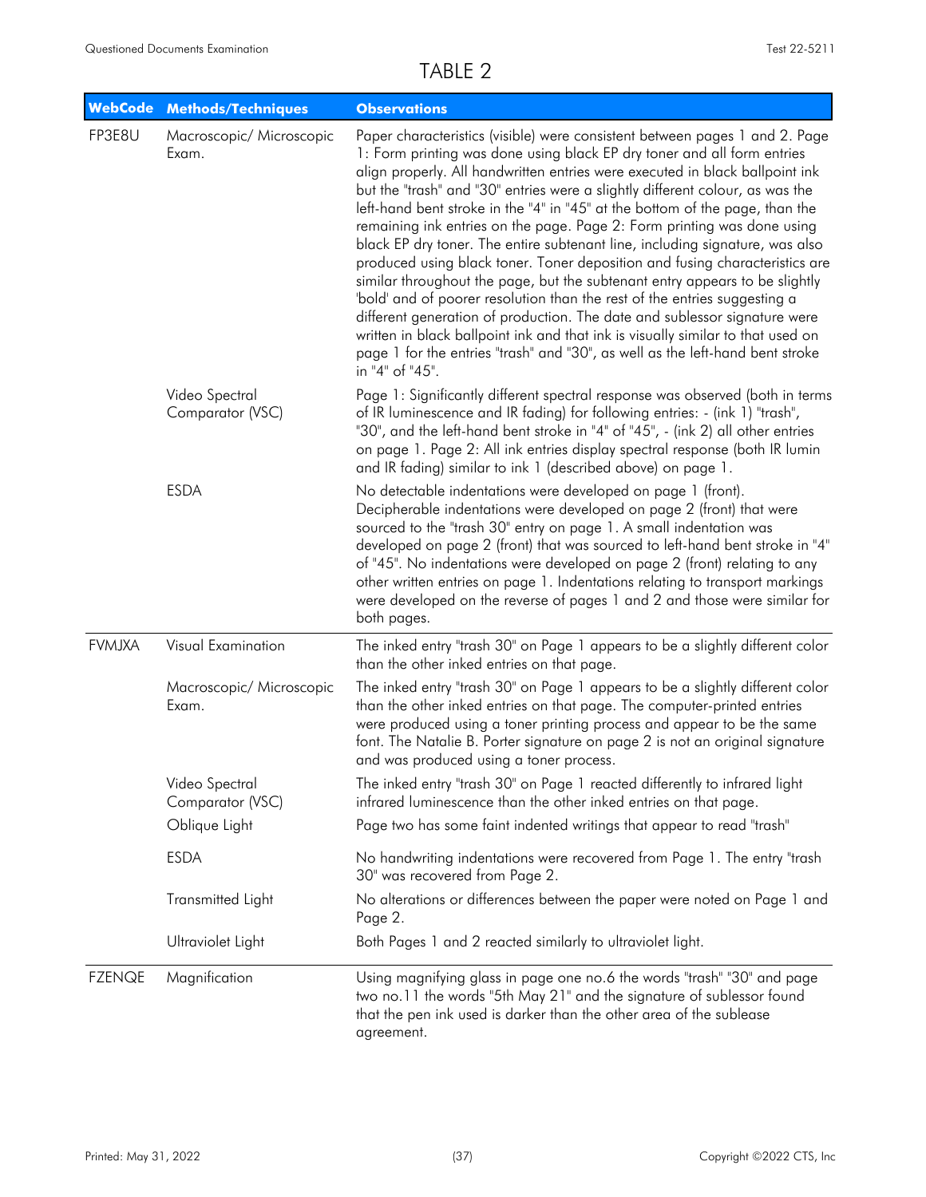# TABLE 2

| WebCode | Methods/Techniques | Observations |
|---|---|---|
| FP3E8U | Macroscopic/ Microscopic Exam. | Paper characteristics (visible) were consistent between pages 1 and 2. Page 1: Form printing was done using black EP dry toner and all form entries align properly. All handwritten entries were executed in black ballpoint ink but the "trash" and "30" entries were a slightly different colour, as was the left-hand bent stroke in the "4" in "45" at the bottom of the page, than the remaining ink entries on the page. Page 2: Form printing was done using black EP dry toner. The entire subtenant line, including signature, was also produced using black toner. Toner deposition and fusing characteristics are similar throughout the page, but the subtenant entry appears to be slightly 'bold' and of poorer resolution than the rest of the entries suggesting a different generation of production. The date and sublessor signature were written in black ballpoint ink and that ink is visually similar to that used on page 1 for the entries "trash" and "30", as well as the left-hand bent stroke in "4" of "45". |
| | Video Spectral Comparator (VSC) | Page 1: Significantly different spectral response was observed (both in terms of IR luminescence and IR fading) for following entries: - (ink 1) "trash", "30", and the left-hand bent stroke in "4" of "45", - (ink 2) all other entries on page 1. Page 2: All ink entries display spectral response (both IR lumin and IR fading) similar to ink 1 (described above) on page 1. |
| | ESDA | No detectable indentations were developed on page 1 (front). Decipherable indentations were developed on page 2 (front) that were sourced to the "trash 30" entry on page 1. A small indentation was developed on page 2 (front) that was sourced to left-hand bent stroke in "4" of "45". No indentations were developed on page 2 (front) relating to any other written entries on page 1. Indentations relating to transport markings were developed on the reverse of pages 1 and 2 and those were similar for both pages. |
| FVMJXA | Visual Examination | The inked entry "trash 30" on Page 1 appears to be a slightly different color than the other inked entries on that page. |
| | Macroscopic/ Microscopic Exam. | The inked entry "trash 30" on Page 1 appears to be a slightly different color than the other inked entries on that page. The computer-printed entries were produced using a toner printing process and appear to be the same font. The Natalie B. Porter signature on page 2 is not an original signature and was produced using a toner process. |
| | Video Spectral Comparator (VSC) | The inked entry "trash 30" on Page 1 reacted differently to infrared light infrared luminescence than the other inked entries on that page. |
| | Oblique Light | Page two has some faint indented writings that appear to read "trash" |
| | ESDA | No handwriting indentations were recovered from Page 1. The entry "trash 30" was recovered from Page 2. |
| | Transmitted Light | No alterations or differences between the paper were noted on Page 1 and Page 2. |
| | Ultraviolet Light | Both Pages 1 and 2 reacted similarly to ultraviolet light. |
| FZENQE | Magnification | Using magnifying glass in page one no.6 the words "trash" "30" and page two no.11 the words "5th May 21" and the signature of sublessor found that the pen ink used is darker than the other area of the sublease agreement. |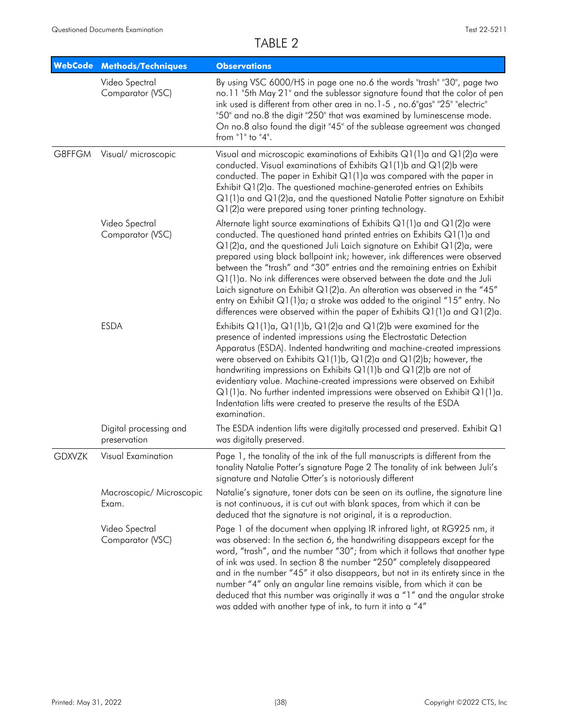# TABLE 2

| WebCode | Methods/Techniques | Observations |
|---|---|---|
| | Video Spectral Comparator (VSC) | By using VSC 6000/HS in page one no.6 the words "trash" "30", page two no.11 "5th May 21" and the sublessor signature found that the color of pen ink used is different from other area in no.1-5 , no.6"gas" "25" "electric" "50" and no.8 the digit "250" that was examined by luminescense mode. On no.8 also found the digit "45" of the sublease agreement was changed from "1" to "4". |
| G8FFGM | Visual/ microscopic | Visual and microscopic examinations of Exhibits Q1(1)a and Q1(2)a were conducted. Visual examinations of Exhibits Q1(1)b and Q1(2)b were conducted. The paper in Exhibit Q1(1)a was compared with the paper in Exhibit Q1(2)a. The questioned machine-generated entries on Exhibits Q1(1)a and Q1(2)a, and the questioned Natalie Potter signature on Exhibit Q1(2)a were prepared using toner printing technology. |
| | Video Spectral Comparator (VSC) | Alternate light source examinations of Exhibits Q1(1)a and Q1(2)a were conducted. The questioned hand printed entries on Exhibits Q1(1)a and Q1(2)a, and the questioned Juli Laich signature on Exhibit Q1(2)a, were prepared using black ballpoint ink; however, ink differences were observed between the "trash" and "30" entries and the remaining entries on Exhibit Q1(1)a. No ink differences were observed between the date and the Juli Laich signature on Exhibit Q1(2)a. An alteration was observed in the "45" entry on Exhibit Q1(1)a; a stroke was added to the original "15" entry. No differences were observed within the paper of Exhibits Q1(1)a and Q1(2)a. |
| | ESDA | Exhibits Q1(1)a, Q1(1)b, Q1(2)a and Q1(2)b were examined for the presence of indented impressions using the Electrostatic Detection Apparatus (ESDA). Indented handwriting and machine-created impressions were observed on Exhibits Q1(1)b, Q1(2)a and Q1(2)b; however, the handwriting impressions on Exhibits Q1(1)b and Q1(2)b are not of evidentiary value. Machine-created impressions were observed on Exhibit Q1(1)a. No further indented impressions were observed on Exhibit Q1(1)a. Indentation lifts were created to preserve the results of the ESDA examination. |
| | Digital processing and preservation | The ESDA indention lifts were digitally processed and preserved. Exhibit Q1 was digitally preserved. |
| GDXVZK | Visual Examination | Page 1, the tonality of the ink of the full manuscripts is different from the tonality Natalie Potter's signature Page 2 The tonality of ink between Juli's signature and Natalie Otter's is notoriously different |
| | Macroscopic/ Microscopic Exam. | Natalie's signature, toner dots can be seen on its outline, the signature line is not continuous, it is cut out with blank spaces, from which it can be deduced that the signature is not original, it is a reproduction. |
| | Video Spectral Comparator (VSC) | Page 1 of the document when applying IR infrared light, at RG925 nm, it was observed: In the section 6, the handwriting disappears except for the word, "trash", and the number "30"; from which it follows that another type of ink was used. In section 8 the number "250" completely disappeared and in the number "45" it also disappears, but not in its entirety since in the number "4" only an angular line remains visible, from which it can be deduced that this number was originally it was a "1" and the angular stroke was added with another type of ink, to turn it into a "4" |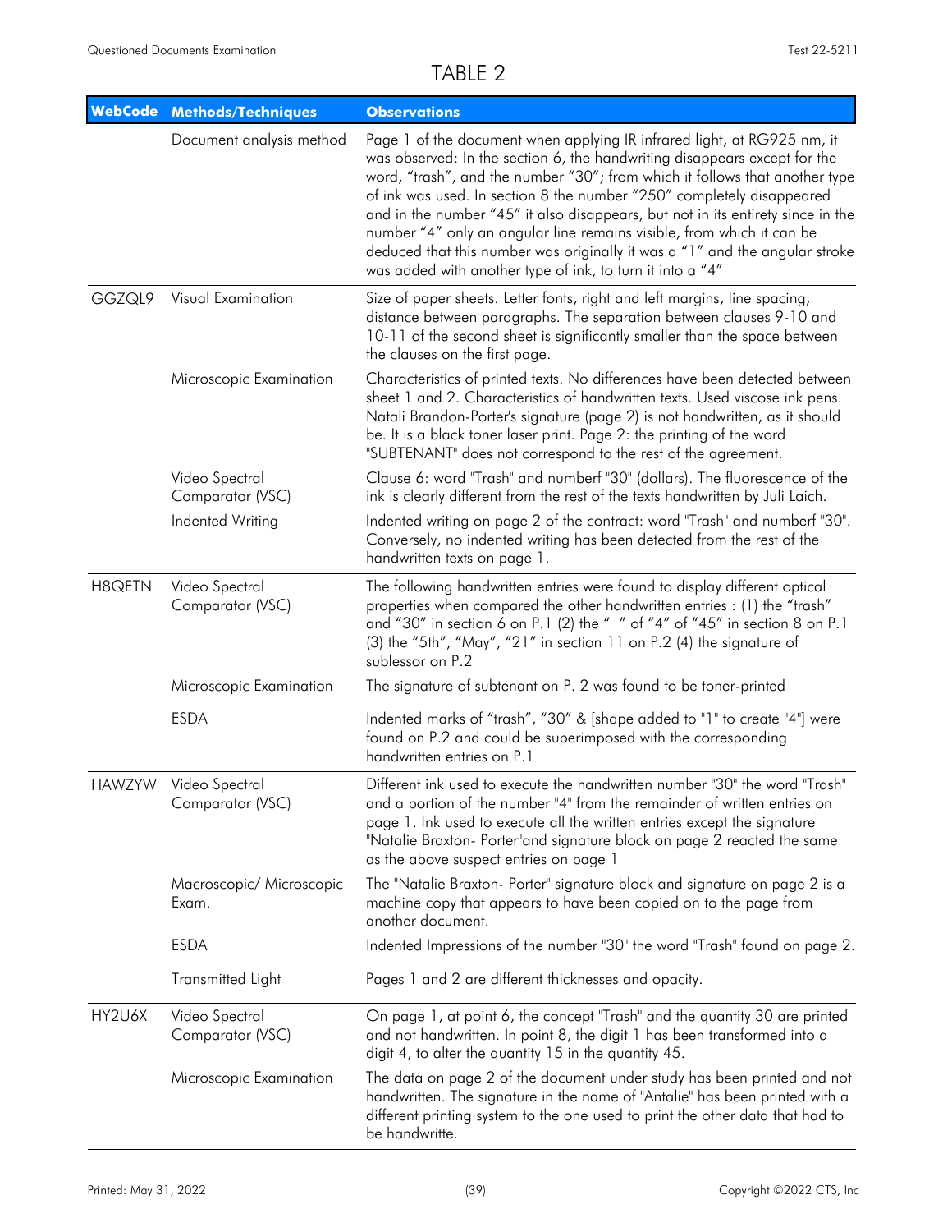# TABLE 2

| WebCode | Methods/Techniques | Observations |
|---|---|---|
| | Document analysis method | Page 1 of the document when applying IR infrared light, at RG925 nm, it was observed: In the section 6, the handwriting disappears except for the word, “trash”, and the number “30”; from which it follows that another type of ink was used. In section 8 the number “250” completely disappeared and in the number “45” it also disappears, but not in its entirety since in the number “4” only an angular line remains visible, from which it can be deduced that this number was originally it was a “1” and the angular stroke was added with another type of ink, to turn it into a “4” |
| GGZQL9 | Visual Examination | Size of paper sheets. Letter fonts, right and left margins, line spacing, distance between paragraphs. The separation between clauses 9-10 and 10-11 of the second sheet is significantly smaller than the space between the clauses on the first page. |
| | Microscopic Examination | Characteristics of printed texts. No differences have been detected between sheet 1 and 2. Characteristics of handwritten texts. Used viscose ink pens. Natali Brandon-Porter's signature (page 2) is not handwritten, as it should be. It is a black toner laser print. Page 2: the printing of the word "SUBTENANT" does not correspond to the rest of the agreement. |
| | Video Spectral Comparator (VSC) | Clause 6: word "Trash" and numberf "30" (dollars). The fluorescence of the ink is clearly different from the rest of the texts handwritten by Juli Laich. |
| | Indented Writing | Indented writing on page 2 of the contract: word "Trash" and numberf "30". Conversely, no indented writing has been detected from the rest of the handwritten texts on page 1. |
| H8QETN | Video Spectral Comparator (VSC) | The following handwritten entries were found to display different optical properties when compared the other handwritten entries : (1) the “trash” and “30” in section 6 on P.1 (2) the “ ” of “4” of “45” in section 8 on P.1 (3) the “5th”, “May”, “21” in section 11 on P.2 (4) the signature of sublessor on P.2 |
| | Microscopic Examination | The signature of subtenant on P. 2 was found to be toner-printed |
| | ESDA | Indented marks of “trash”, “30” & [shape added to "1" to create "4"] were found on P.2 and could be superimposed with the corresponding handwritten entries on P.1 |
| HAWZYW | Video Spectral Comparator (VSC) | Different ink used to execute the handwritten number "30" the word "Trash" and a portion of the number "4" from the remainder of written entries on page 1. Ink used to execute all the written entries except the signature "Natalie Braxton- Porter"and signature block on page 2 reacted the same as the above suspect entries on page 1 |
| | Macroscopic/ Microscopic Exam. | The "Natalie Braxton- Porter" signature block and signature on page 2 is a machine copy that appears to have been copied on to the page from another document. |
| | ESDA | Indented Impressions of the number "30" the word "Trash" found on page 2. |
| | Transmitted Light | Pages 1 and 2 are different thicknesses and opacity. |
| HY2U6X | Video Spectral Comparator (VSC) | On page 1, at point 6, the concept "Trash" and the quantity 30 are printed and not handwritten. In point 8, the digit 1 has been transformed into a digit 4, to alter the quantity 15 in the quantity 45. |
| | Microscopic Examination | The data on page 2 of the document under study has been printed and not handwritten. The signature in the name of "Antalie" has been printed with a different printing system to the one used to print the other data that had to be handwritte. |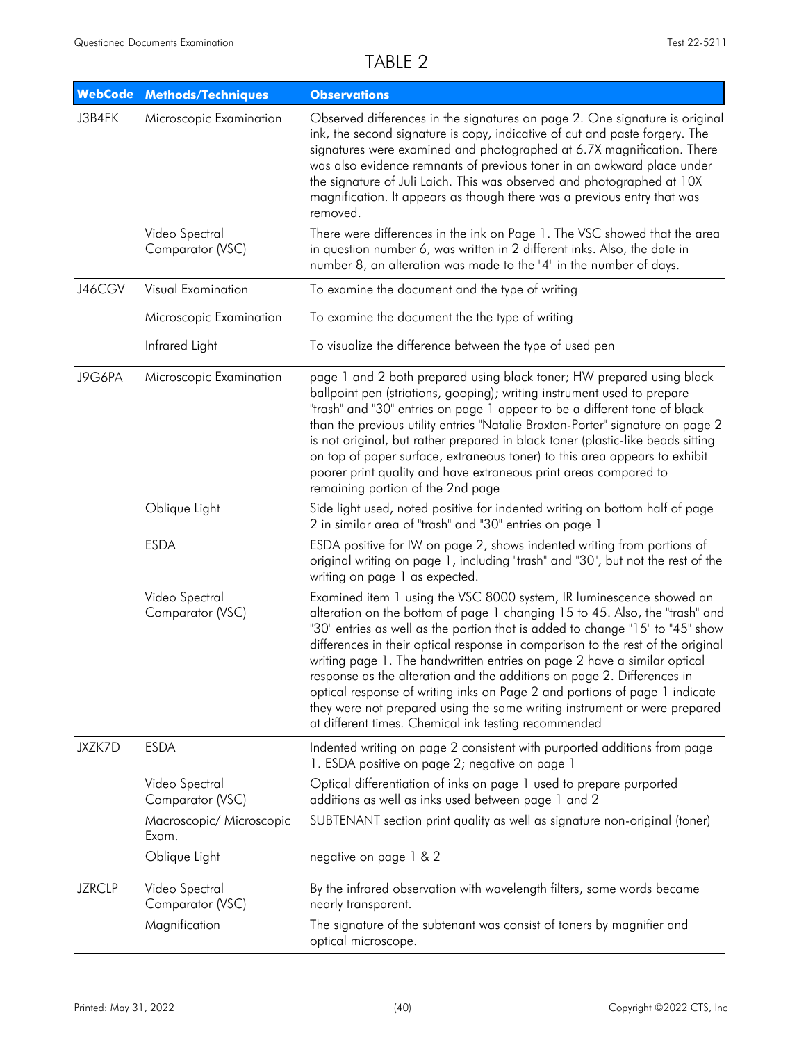# TABLE 2

| WebCode | Methods/Techniques | Observations |
|---|---|---|
| J3B4FK | Microscopic Examination | Observed differences in the signatures on page 2. One signature is original ink, the second signature is copy, indicative of cut and paste forgery. The signatures were examined and photographed at 6.7X magnification. There was also evidence remnants of previous toner in an awkward place under the signature of Juli Laich. This was observed and photographed at 10X magnification. It appears as though there was a previous entry that was removed. |
| | Video Spectral Comparator (VSC) | There were differences in the ink on Page 1. The VSC showed that the area in question number 6, was written in 2 different inks. Also, the date in number 8, an alteration was made to the "4" in the number of days. |
| J46CGV | Visual Examination | To examine the document and the type of writing |
| | Microscopic Examination | To examine the document the the type of writing |
| | Infrared Light | To visualize the difference between the type of used pen |
| J9G6PA | Microscopic Examination | page 1 and 2 both prepared using black toner; HW prepared using black ballpoint pen (striations, gooping); writing instrument used to prepare "trash" and "30" entries on page 1 appear to be a different tone of black than the previous utility entries "Natalie Braxton-Porter" signature on page 2 is not original, but rather prepared in black toner (plastic-like beads sitting on top of paper surface, extraneous toner) to this area appears to exhibit poorer print quality and have extraneous print areas compared to remaining portion of the 2nd page |
| | Oblique Light | Side light used, noted positive for indented writing on bottom half of page 2 in similar area of "trash" and "30" entries on page 1 |
| | ESDA | ESDA positive for IW on page 2, shows indented writing from portions of original writing on page 1, including "trash" and "30", but not the rest of the writing on page 1 as expected. |
| | Video Spectral Comparator (VSC) | Examined item 1 using the VSC 8000 system, IR luminescence showed an alteration on the bottom of page 1 changing 15 to 45. Also, the "trash" and "30" entries as well as the portion that is added to change "15" to "45" show differences in their optical response in comparison to the rest of the original writing page 1. The handwritten entries on page 2 have a similar optical response as the alteration and the additions on page 2. Differences in optical response of writing inks on Page 2 and portions of page 1 indicate they were not prepared using the same writing instrument or were prepared at different times. Chemical ink testing recommended |
| JXZK7D | ESDA | Indented writing on page 2 consistent with purported additions from page 1. ESDA positive on page 2; negative on page 1 |
| | Video Spectral Comparator (VSC) | Optical differentiation of inks on page 1 used to prepare purported additions as well as inks used between page 1 and 2 |
| | Macroscopic/ Microscopic Exam. | SUBTENANT section print quality as well as signature non-original (toner) |
| | Oblique Light | negative on page 1 & 2 |
| JZRCLP | Video Spectral Comparator (VSC) | By the infrared observation with wavelength filters, some words became nearly transparent. |
| | Magnification | The signature of the subtenant was consist of toners by magnifier and optical microscope. |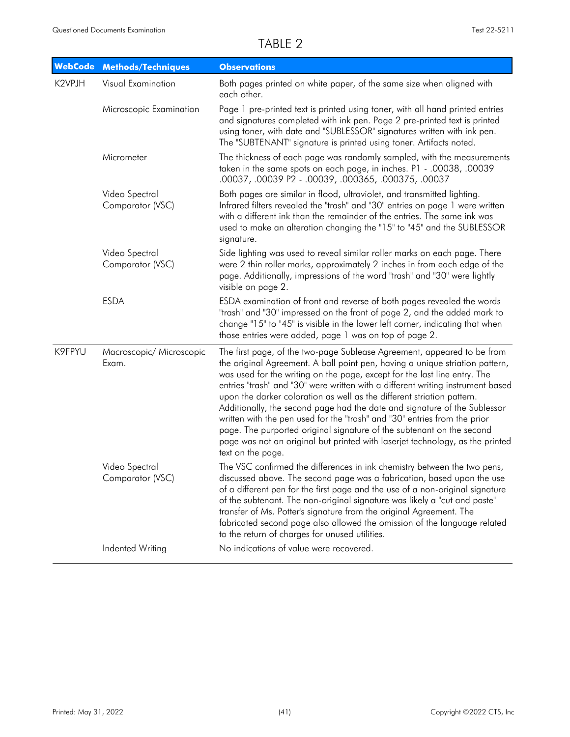# TABLE 2

| WebCode | Methods/Techniques | Observations |
| --- | --- | --- |
| K2VPJH | Visual Examination | Both pages printed on white paper, of the same size when aligned with each other. |
| | Microscopic Examination | Page 1 pre-printed text is printed using toner, with all hand printed entries and signatures completed with ink pen. Page 2 pre-printed text is printed using toner, with date and "SUBLESSOR" signatures written with ink pen. The "SUBTENANT" signature is printed using toner. Artifacts noted. |
| | Micrometer | The thickness of each page was randomly sampled, with the measurements taken in the same spots on each page, in inches. P1 - .00038, .00039 .00037, .00039 P2 - .00039, .000365, .000375, .00037 |
| | Video Spectral Comparator (VSC) | Both pages are similar in flood, ultraviolet, and transmitted lighting. Infrared filters revealed the "trash" and "30" entries on page 1 were written with a different ink than the remainder of the entries. The same ink was used to make an alteration changing the "15" to "45" and the SUBLESSOR signature. |
| | Video Spectral Comparator (VSC) | Side lighting was used to reveal similar roller marks on each page. There were 2 thin roller marks, approximately 2 inches in from each edge of the page. Additionally, impressions of the word "trash" and "30" were lightly visible on page 2. |
| | ESDA | ESDA examination of front and reverse of both pages revealed the words "trash" and "30" impressed on the front of page 2, and the added mark to change "15" to "45" is visible in the lower left corner, indicating that when those entries were added, page 1 was on top of page 2. |
| K9FPYU | Macroscopic/ Microscopic Exam. | The first page, of the two-page Sublease Agreement, appeared to be from the original Agreement. A ball point pen, having a unique striation pattern, was used for the writing on the page, except for the last line entry. The entries "trash" and "30" were written with a different writing instrument based upon the darker coloration as well as the different striation pattern. Additionally, the second page had the date and signature of the Sublessor written with the pen used for the "trash" and "30" entries from the prior page. The purported original signature of the subtenant on the second page was not an original but printed with laserjet technology, as the printed text on the page. |
| | Video Spectral Comparator (VSC) | The VSC confirmed the differences in ink chemistry between the two pens, discussed above. The second page was a fabrication, based upon the use of a different pen for the first page and the use of a non-original signature of the subtenant. The non-original signature was likely a "cut and paste" transfer of Ms. Potter's signature from the original Agreement. The fabricated second page also allowed the omission of the language related to the return of charges for unused utilities. |
| | Indented Writing | No indications of value were recovered. |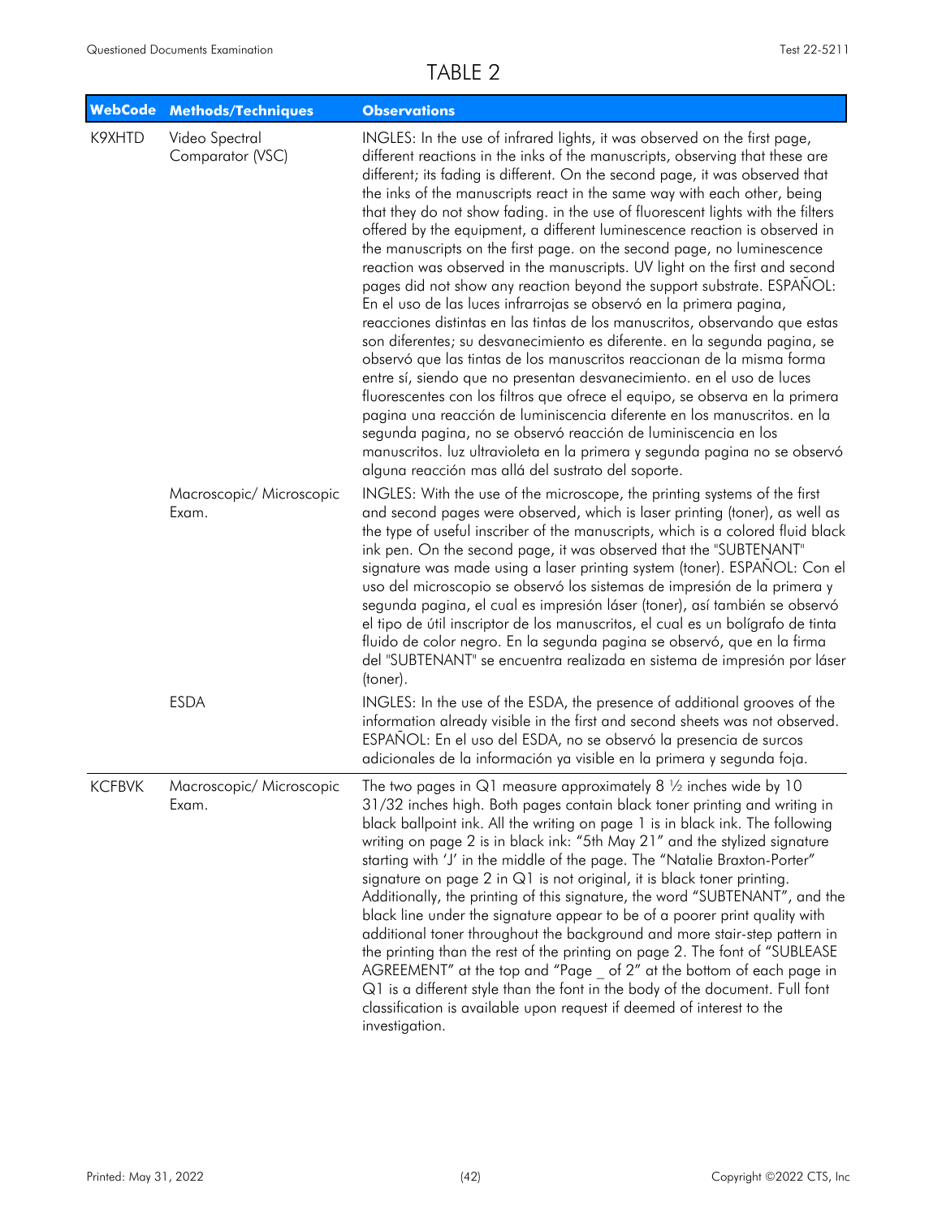# TABLE 2

| WebCode | Methods/Techniques | Observations |
|---|---|---|
| K9XHTD | Video Spectral Comparator (VSC) | INGLES: In the use of infrared lights, it was observed on the first page, different reactions in the inks of the manuscripts, observing that these are different; its fading is different. On the second page, it was observed that the inks of the manuscripts react in the same way with each other, being that they do not show fading. in the use of fluorescent lights with the filters offered by the equipment, a different luminescence reaction is observed in the manuscripts on the first page. on the second page, no luminescence reaction was observed in the manuscripts. UV light on the first and second pages did not show any reaction beyond the support substrate. ESPAÑOL: En el uso de las luces infrarrojas se observó en la primera pagina, reacciones distintas en las tintas de los manuscritos, observando que estas son diferentes; su desvanecimiento es diferente. en la segunda pagina, se observó que las tintas de los manuscritos reaccionan de la misma forma entre sí, siendo que no presentan desvanecimiento. en el uso de luces fluorescentes con los filtros que ofrece el equipo, se observa en la primera pagina una reacción de luminiscencia diferente en los manuscritos. en la segunda pagina, no se observó reacción de luminiscencia en los manuscritos. luz ultravioleta en la primera y segunda pagina no se observó alguna reacción mas allá del sustrato del soporte. |
| | Macroscopic/ Microscopic Exam. | INGLES: With the use of the microscope, the printing systems of the first and second pages were observed, which is laser printing (toner), as well as the type of useful inscriber of the manuscripts, which is a colored fluid black ink pen. On the second page, it was observed that the "SUBTENANT" signature was made using a laser printing system (toner). ESPAÑOL: Con el uso del microscopio se observó los sistemas de impresión de la primera y segunda pagina, el cual es impresión láser (toner), así también se observó el tipo de útil inscriptor de los manuscritos, el cual es un bolígrafo de tinta fluido de color negro. En la segunda pagina se observó, que en la firma del "SUBTENANT" se encuentra realizada en sistema de impresión por láser (toner). |
| | ESDA | INGLES: In the use of the ESDA, the presence of additional grooves of the information already visible in the first and second sheets was not observed. ESPAÑOL: En el uso del ESDA, no se observó la presencia de surcos adicionales de la información ya visible en la primera y segunda foja. |
| KCFBVK | Macroscopic/ Microscopic Exam. | The two pages in Q1 measure approximately 8 ½ inches wide by 10 31/32 inches high. Both pages contain black toner printing and writing in black ballpoint ink. All the writing on page 1 is in black ink. The following writing on page 2 is in black ink: "5th May 21" and the stylized signature starting with 'J' in the middle of the page. The "Natalie Braxton-Porter" signature on page 2 in Q1 is not original, it is black toner printing. Additionally, the printing of this signature, the word "SUBTENANT", and the black line under the signature appear to be of a poorer print quality with additional toner throughout the background and more stair-step pattern in the printing than the rest of the printing on page 2. The font of "SUBLEASE AGREEMENT" at the top and "Page _ of 2" at the bottom of each page in Q1 is a different style than the font in the body of the document. Full font classification is available upon request if deemed of interest to the investigation. |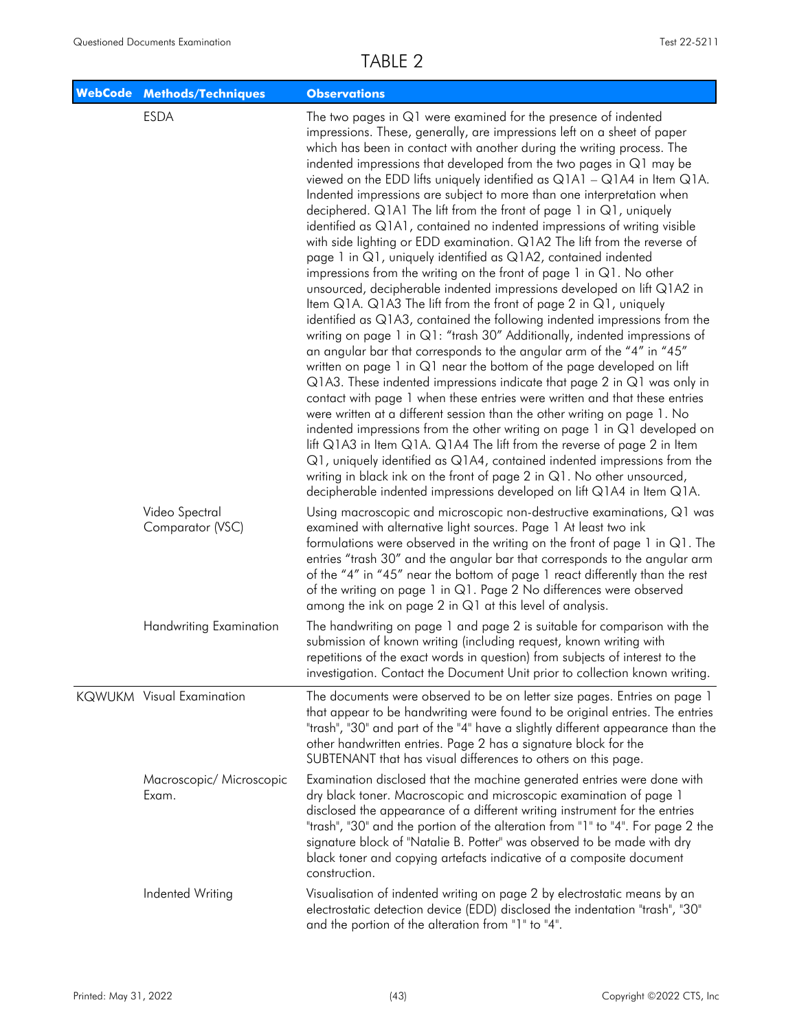# TABLE 2

| WebCode | Methods/Techniques | Observations |
| --- | --- | --- |
| | ESDA | The two pages in Q1 were examined for the presence of indented impressions. These, generally, are impressions left on a sheet of paper which has been in contact with another during the writing process. The indented impressions that developed from the two pages in Q1 may be viewed on the EDD lifts uniquely identified as Q1A1 – Q1A4 in Item Q1A. Indented impressions are subject to more than one interpretation when deciphered. Q1A1 The lift from the front of page 1 in Q1, uniquely identified as Q1A1, contained no indented impressions of writing visible with side lighting or EDD examination. Q1A2 The lift from the reverse of page 1 in Q1, uniquely identified as Q1A2, contained indented impressions from the writing on the front of page 1 in Q1. No other unsourced, decipherable indented impressions developed on lift Q1A2 in Item Q1A. Q1A3 The lift from the front of page 2 in Q1, uniquely identified as Q1A3, contained the following indented impressions from the writing on page 1 in Q1: "trash 30" Additionally, indented impressions of an angular bar that corresponds to the angular arm of the "4" in "45" written on page 1 in Q1 near the bottom of the page developed on lift Q1A3. These indented impressions indicate that page 2 in Q1 was only in contact with page 1 when these entries were written and that these entries were written at a different session than the other writing on page 1. No indented impressions from the other writing on page 1 in Q1 developed on lift Q1A3 in Item Q1A. Q1A4 The lift from the reverse of page 2 in Item Q1, uniquely identified as Q1A4, contained indented impressions from the writing in black ink on the front of page 2 in Q1. No other unsourced, decipherable indented impressions developed on lift Q1A4 in Item Q1A. |
| | Video Spectral Comparator (VSC) | Using macroscopic and microscopic non-destructive examinations, Q1 was examined with alternative light sources. Page 1 At least two ink formulations were observed in the writing on the front of page 1 in Q1. The entries "trash 30" and the angular bar that corresponds to the angular arm of the "4" in "45" near the bottom of page 1 react differently than the rest of the writing on page 1 in Q1. Page 2 No differences were observed among the ink on page 2 in Q1 at this level of analysis. |
| | Handwriting Examination | The handwriting on page 1 and page 2 is suitable for comparison with the submission of known writing (including request, known writing with repetitions of the exact words in question) from subjects of interest to the investigation. Contact the Document Unit prior to collection known writing. |
| KQWUKM | Visual Examination | The documents were observed to be on letter size pages. Entries on page 1 that appear to be handwriting were found to be original entries. The entries "trash", "30" and part of the "4" have a slightly different appearance than the other handwritten entries. Page 2 has a signature block for the SUBTENANT that has visual differences to others on this page. |
| | Macroscopic/ Microscopic Exam. | Examination disclosed that the machine generated entries were done with dry black toner. Macroscopic and microscopic examination of page 1 disclosed the appearance of a different writing instrument for the entries "trash", "30" and the portion of the alteration from "1" to "4". For page 2 the signature block of "Natalie B. Potter" was observed to be made with dry black toner and copying artefacts indicative of a composite document construction. |
| | Indented Writing | Visualisation of indented writing on page 2 by electrostatic means by an electrostatic detection device (EDD) disclosed the indentation "trash", "30" and the portion of the alteration from "1" to "4". |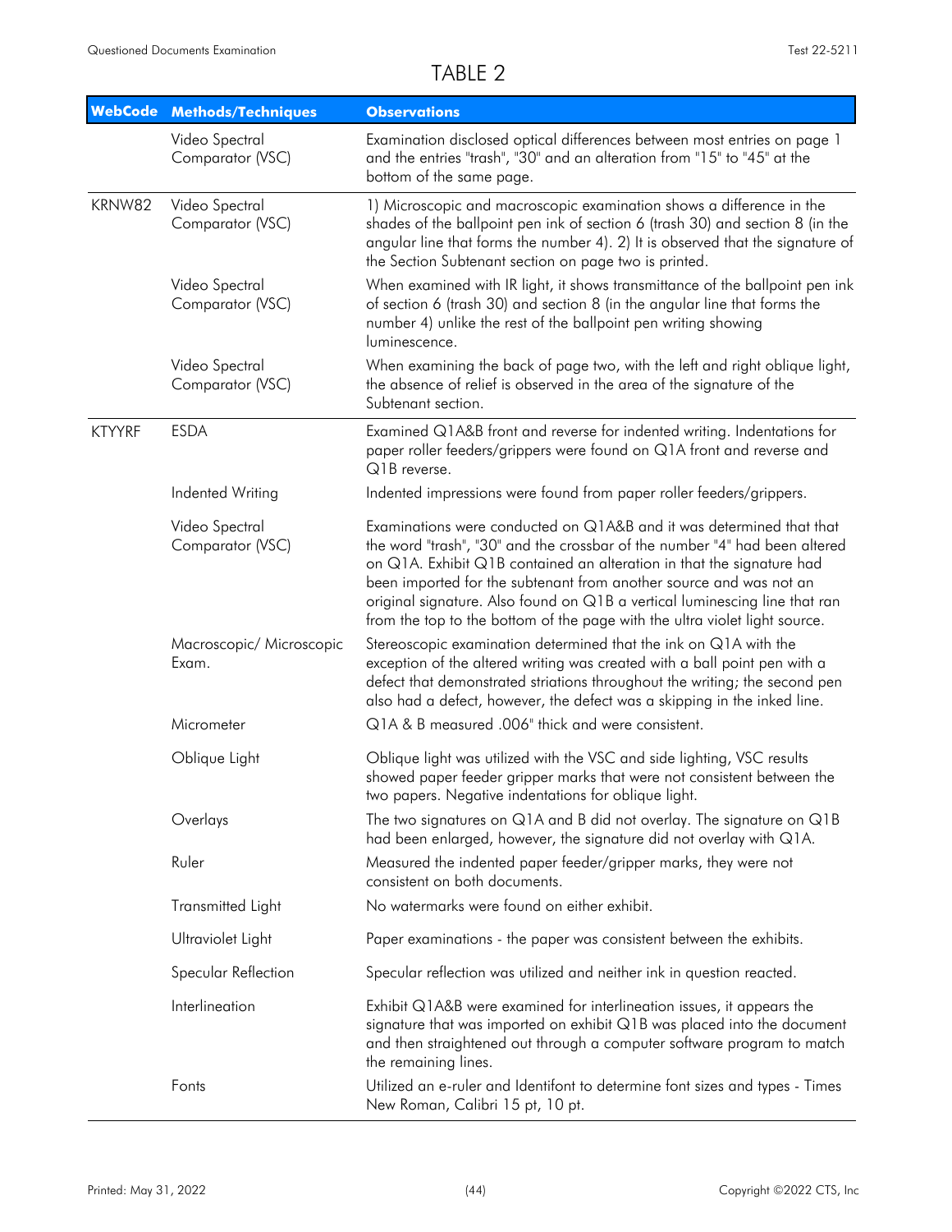# TABLE 2

| WebCode | Methods/Techniques | Observations |
| --- | --- | --- |
| | Video Spectral Comparator (VSC) | Examination disclosed optical differences between most entries on page 1 and the entries "trash", "30" and an alteration from "15" to "45" at the bottom of the same page. |
| KRNW82 | Video Spectral Comparator (VSC) | 1) Microscopic and macroscopic examination shows a difference in the shades of the ballpoint pen ink of section 6 (trash 30) and section 8 (in the angular line that forms the number 4). 2) It is observed that the signature of the Section Subtenant section on page two is printed. |
| | Video Spectral Comparator (VSC) | When examined with IR light, it shows transmittance of the ballpoint pen ink of section 6 (trash 30) and section 8 (in the angular line that forms the number 4) unlike the rest of the ballpoint pen writing showing luminescence. |
| | Video Spectral Comparator (VSC) | When examining the back of page two, with the left and right oblique light, the absence of relief is observed in the area of the signature of the Subtenant section. |
| KTYYRF | ESDA | Examined Q1A&B front and reverse for indented writing. Indentations for paper roller feeders/grippers were found on Q1A front and reverse and Q1B reverse. |
| | Indented Writing | Indented impressions were found from paper roller feeders/grippers. |
| | Video Spectral Comparator (VSC) | Examinations were conducted on Q1A&B and it was determined that that the word "trash", "30" and the crossbar of the number "4" had been altered on Q1A. Exhibit Q1B contained an alteration in that the signature had been imported for the subtenant from another source and was not an original signature. Also found on Q1B a vertical luminescing line that ran from the top to the bottom of the page with the ultra violet light source. |
| | Macroscopic/ Microscopic Exam. | Stereoscopic examination determined that the ink on Q1A with the exception of the altered writing was created with a ball point pen with a defect that demonstrated striations throughout the writing; the second pen also had a defect, however, the defect was a skipping in the inked line. |
| | Micrometer | Q1A & B measured .006" thick and were consistent. |
| | Oblique Light | Oblique light was utilized with the VSC and side lighting, VSC results showed paper feeder gripper marks that were not consistent between the two papers. Negative indentations for oblique light. |
| | Overlays | The two signatures on Q1A and B did not overlay. The signature on Q1B had been enlarged, however, the signature did not overlay with Q1A. |
| | Ruler | Measured the indented paper feeder/gripper marks, they were not consistent on both documents. |
| | Transmitted Light | No watermarks were found on either exhibit. |
| | Ultraviolet Light | Paper examinations - the paper was consistent between the exhibits. |
| | Specular Reflection | Specular reflection was utilized and neither ink in question reacted. |
| | Interlineation | Exhibit Q1A&B were examined for interlineation issues, it appears the signature that was imported on exhibit Q1B was placed into the document and then straightened out through a computer software program to match the remaining lines. |
| | Fonts | Utilized an e-ruler and Identifont to determine font sizes and types - Times New Roman, Calibri 15 pt, 10 pt. |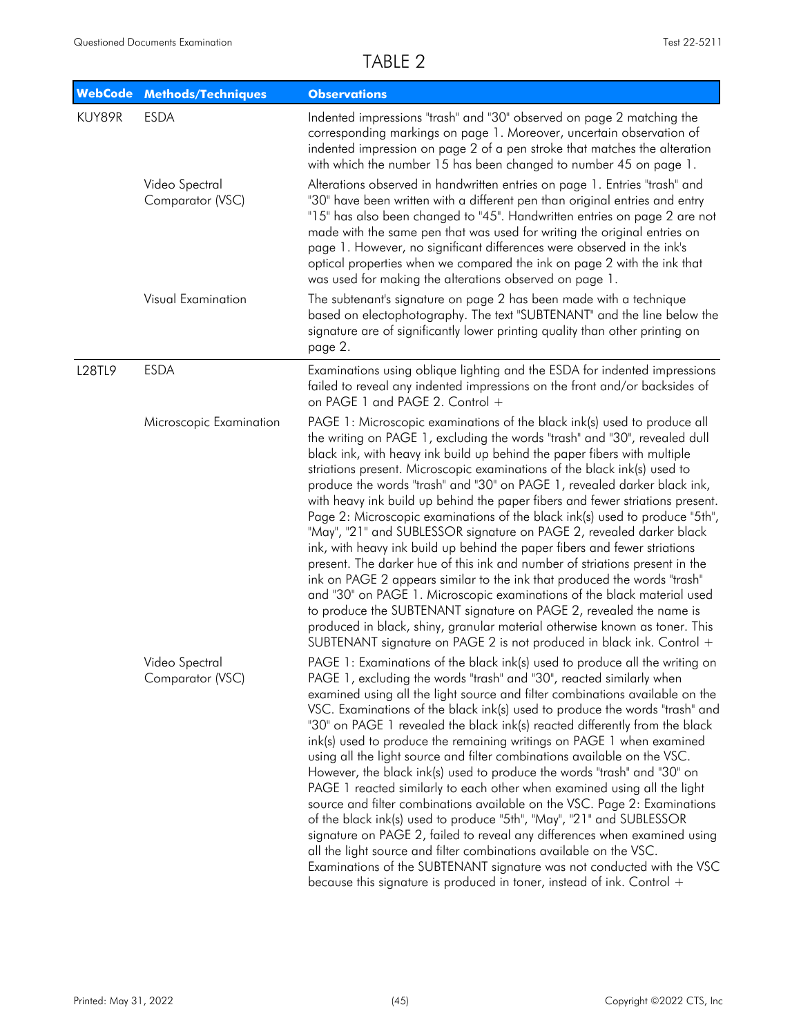# TABLE 2

| WebCode | Methods/Techniques | Observations |
|---|---|---|
| KUY89R | ESDA | Indented impressions "trash" and "30" observed on page 2 matching the corresponding markings on page 1. Moreover, uncertain observation of indented impression on page 2 of a pen stroke that matches the alteration with which the number 15 has been changed to number 45 on page 1. |
| | Video Spectral Comparator (VSC) | Alterations observed in handwritten entries on page 1. Entries "trash" and "30" have been written with a different pen than original entries and entry "15" has also been changed to "45". Handwritten entries on page 2 are not made with the same pen that was used for writing the original entries on page 1. However, no significant differences were observed in the ink's optical properties when we compared the ink on page 2 with the ink that was used for making the alterations observed on page 1. |
| | Visual Examination | The subtenant's signature on page 2 has been made with a technique based on electophotography. The text "SUBTENANT" and the line below the signature are of significantly lower printing quality than other printing on page 2. |
| L28TL9 | ESDA | Examinations using oblique lighting and the ESDA for indented impressions failed to reveal any indented impressions on the front and/or backsides of on PAGE 1 and PAGE 2. Control + |
| | Microscopic Examination | PAGE 1: Microscopic examinations of the black ink(s) used to produce all the writing on PAGE 1, excluding the words "trash" and "30", revealed dull black ink, with heavy ink build up behind the paper fibers with multiple striations present. Microscopic examinations of the black ink(s) used to produce the words "trash" and "30" on PAGE 1, revealed darker black ink, with heavy ink build up behind the paper fibers and fewer striations present. Page 2: Microscopic examinations of the black ink(s) used to produce "5th", "May", "21" and SUBLESSOR signature on PAGE 2, revealed darker black ink, with heavy ink build up behind the paper fibers and fewer striations present. The darker hue of this ink and number of striations present in the ink on PAGE 2 appears similar to the ink that produced the words "trash" and "30" on PAGE 1. Microscopic examinations of the black material used to produce the SUBTENANT signature on PAGE 2, revealed the name is produced in black, shiny, granular material otherwise known as toner. This SUBTENANT signature on PAGE 2 is not produced in black ink. Control + |
| | Video Spectral Comparator (VSC) | PAGE 1: Examinations of the black ink(s) used to produce all the writing on PAGE 1, excluding the words "trash" and "30", reacted similarly when examined using all the light source and filter combinations available on the VSC. Examinations of the black ink(s) used to produce the words "trash" and "30" on PAGE 1 revealed the black ink(s) reacted differently from the black ink(s) used to produce the remaining writings on PAGE 1 when examined using all the light source and filter combinations available on the VSC. However, the black ink(s) used to produce the words "trash" and "30" on PAGE 1 reacted similarly to each other when examined using all the light source and filter combinations available on the VSC. Page 2: Examinations of the black ink(s) used to produce "5th", "May", "21" and SUBLESSOR signature on PAGE 2, failed to reveal any differences when examined using all the light source and filter combinations available on the VSC. Examinations of the SUBTENANT signature was not conducted with the VSC because this signature is produced in toner, instead of ink. Control + |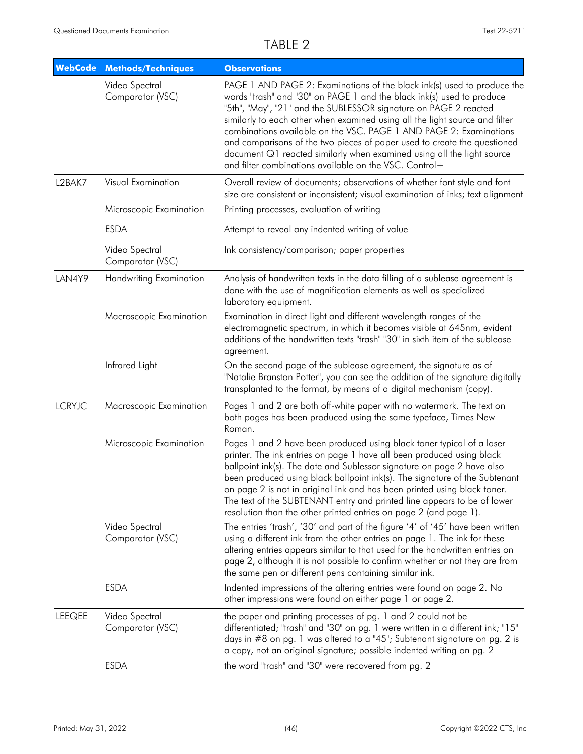# TABLE 2

| WebCode | Methods/Techniques | Observations |
|---|---|---|
| | Video Spectral Comparator (VSC) | PAGE 1 AND PAGE 2: Examinations of the black ink(s) used to produce the words "trash" and "30" on PAGE 1 and the black ink(s) used to produce "5th", "May", "21" and the SUBLESSOR signature on PAGE 2 reacted similarly to each other when examined using all the light source and filter combinations available on the VSC. PAGE 1 AND PAGE 2: Examinations and comparisons of the two pieces of paper used to create the questioned document Q1 reacted similarly when examined using all the light source and filter combinations available on the VSC. Control+ |
| L2BAK7 | Visual Examination | Overall review of documents; observations of whether font style and font size are consistent or inconsistent; visual examination of inks; text alignment |
| | Microscopic Examination | Printing processes, evaluation of writing |
| | ESDA | Attempt to reveal any indented writing of value |
| | Video Spectral Comparator (VSC) | Ink consistency/comparison; paper properties |
| LAN4Y9 | Handwriting Examination | Analysis of handwritten texts in the data filling of a sublease agreement is done with the use of magnification elements as well as specialized laboratory equipment. |
| | Macroscopic Examination | Examination in direct light and different wavelength ranges of the electromagnetic spectrum, in which it becomes visible at 645nm, evident additions of the handwritten texts "trash" "30" in sixth item of the sublease agreement. |
| | Infrared Light | On the second page of the sublease agreement, the signature as of "Natalie Branston Potter", you can see the addition of the signature digitally transplanted to the format, by means of a digital mechanism (copy). |
| LCRYJC | Macroscopic Examination | Pages 1 and 2 are both off-white paper with no watermark. The text on both pages has been produced using the same typeface, Times New Roman. |
| | Microscopic Examination | Pages 1 and 2 have been produced using black toner typical of a laser printer. The ink entries on page 1 have all been produced using black ballpoint ink(s). The date and Sublessor signature on page 2 have also been produced using black ballpoint ink(s). The signature of the Subtenant on page 2 is not in original ink and has been printed using black toner. The text of the SUBTENANT entry and printed line appears to be of lower resolution than the other printed entries on page 2 (and page 1). |
| | Video Spectral Comparator (VSC) | The entries 'trash', '30' and part of the figure '4' of '45' have been written using a different ink from the other entries on page 1. The ink for these altering entries appears similar to that used for the handwritten entries on page 2, although it is not possible to confirm whether or not they are from the same pen or different pens containing similar ink. |
| | ESDA | Indented impressions of the altering entries were found on page 2. No other impressions were found on either page 1 or page 2. |
| LEEQEE | Video Spectral Comparator (VSC) | the paper and printing processes of pg. 1 and 2 could not be differentiated; "trash" and "30" on pg. 1 were written in a different ink; "15" days in #8 on pg. 1 was altered to a "45"; Subtenant signature on pg. 2 is a copy, not an original signature; possible indented writing on pg. 2 |
| | ESDA | the word "trash" and "30" were recovered from pg. 2 |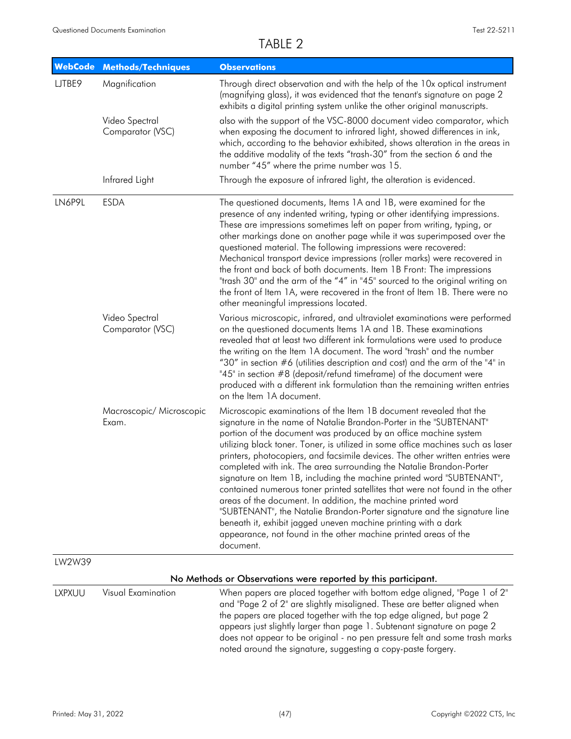# TABLE 2

| WebCode | Methods/Techniques | Observations |
|---|---|---|
| LJTBE9 | Magnification | Through direct observation and with the help of the 10x optical instrument (magnifying glass), it was evidenced that the tenant's signature on page 2 exhibits a digital printing system unlike the other original manuscripts. |
| | Video Spectral Comparator (VSC) | also with the support of the VSC-8000 document video comparator, which when exposing the document to infrared light, showed differences in ink, which, according to the behavior exhibited, shows alteration in the areas in the additive modality of the texts "trash-30" from the section 6 and the number "45" where the prime number was 15. |
| | Infrared Light | Through the exposure of infrared light, the alteration is evidenced. |
| LN6P9L | ESDA | The questioned documents, Items 1A and 1B, were examined for the presence of any indented writing, typing or other identifying impressions. These are impressions sometimes left on paper from writing, typing, or other markings done on another page while it was superimposed over the questioned material. The following impressions were recovered: Mechanical transport device impressions (roller marks) were recovered in the front and back of both documents. Item 1B Front: The impressions "trash 30" and the arm of the "4" in "45" sourced to the original writing on the front of Item 1A, were recovered in the front of Item 1B. There were no other meaningful impressions located. |
| | Video Spectral Comparator (VSC) | Various microscopic, infrared, and ultraviolet examinations were performed on the questioned documents Items 1A and 1B. These examinations revealed that at least two different ink formulations were used to produce the writing on the Item 1A document. The word "trash" and the number "30" in section #6 (utilities description and cost) and the arm of the "4" in "45" in section #8 (deposit/refund timeframe) of the document were produced with a different ink formulation than the remaining written entries on the Item 1A document. |
| | Macroscopic/ Microscopic Exam. | Microscopic examinations of the Item 1B document revealed that the signature in the name of Natalie Brandon-Porter in the "SUBTENANT" portion of the document was produced by an office machine system utilizing black toner. Toner, is utilized in some office machines such as laser printers, photocopiers, and facsimile devices. The other written entries were completed with ink. The area surrounding the Natalie Brandon-Porter signature on Item 1B, including the machine printed word "SUBTENANT", contained numerous toner printed satellites that were not found in the other areas of the document. In addition, the machine printed word "SUBTENANT", the Natalie Brandon-Porter signature and the signature line beneath it, exhibit jagged uneven machine printing with a dark appearance, not found in the other machine printed areas of the document. |
| LW2W39 | | **No Methods or Observations were reported by this participant.** |
| LXPXUU | Visual Examination | When papers are placed together with bottom edge aligned, "Page 1 of 2" and "Page 2 of 2" are slightly misaligned. These are better aligned when the papers are placed together with the top edge aligned, but page 2 appears just slightly larger than page 1. Subtenant signature on page 2 does not appear to be original - no pen pressure felt and some trash marks noted around the signature, suggesting a copy-paste forgery. |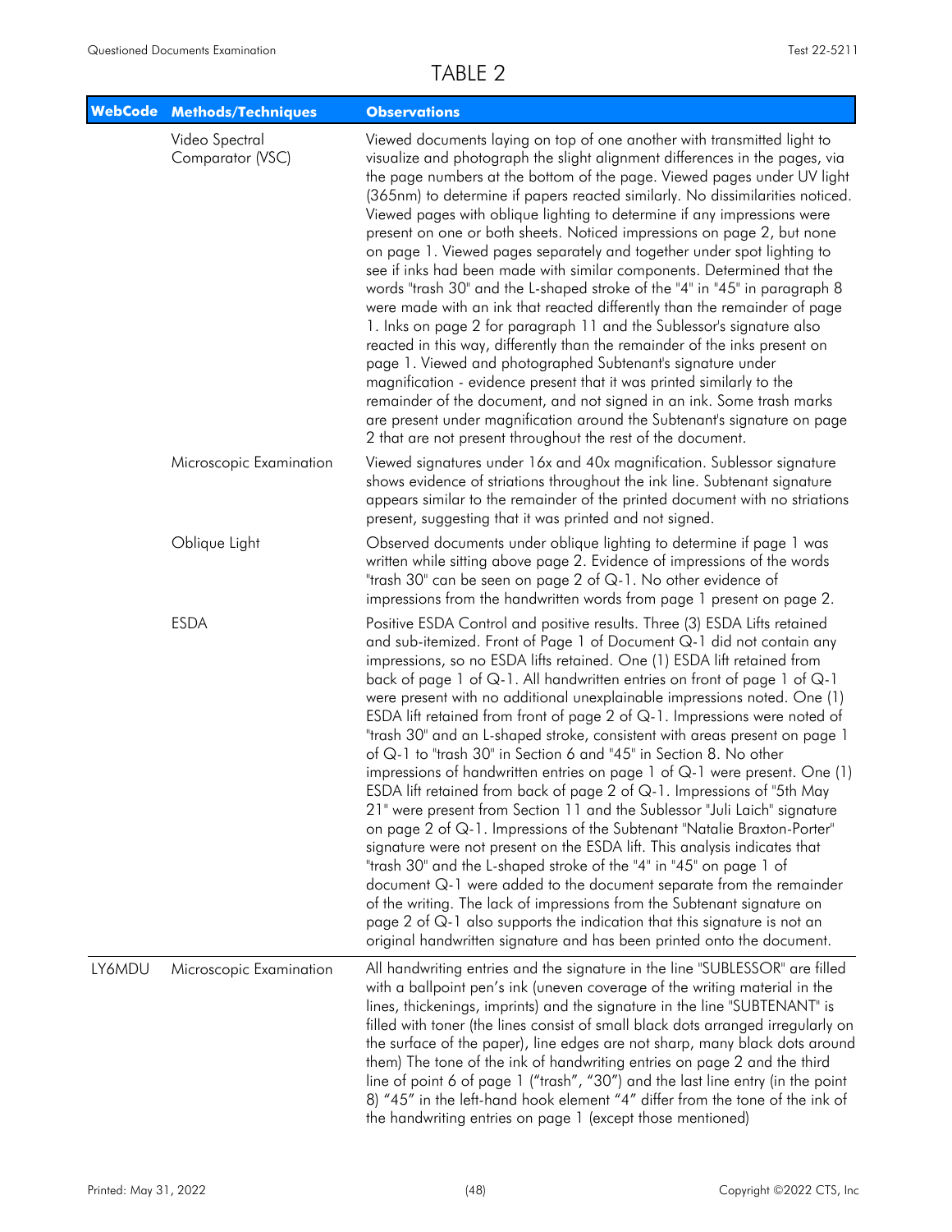# TABLE 2

| WebCode | Methods/Techniques | Observations |
|---|---|---|
| | Video Spectral Comparator (VSC) | Viewed documents laying on top of one another with transmitted light to visualize and photograph the slight alignment differences in the pages, via the page numbers at the bottom of the page. Viewed pages under UV light (365nm) to determine if papers reacted similarly. No dissimilarities noticed. Viewed pages with oblique lighting to determine if any impressions were present on one or both sheets. Noticed impressions on page 2, but none on page 1. Viewed pages separately and together under spot lighting to see if inks had been made with similar components. Determined that the words "trash 30" and the L-shaped stroke of the "4" in "45" in paragraph 8 were made with an ink that reacted differently than the remainder of page 1. Inks on page 2 for paragraph 11 and the Sublessor's signature also reacted in this way, differently than the remainder of the inks present on page 1. Viewed and photographed Subtenant's signature under magnification - evidence present that it was printed similarly to the remainder of the document, and not signed in an ink. Some trash marks are present under magnification around the Subtenant's signature on page 2 that are not present throughout the rest of the document. |
| | Microscopic Examination | Viewed signatures under 16x and 40x magnification. Sublessor signature shows evidence of striations throughout the ink line. Subtenant signature appears similar to the remainder of the printed document with no striations present, suggesting that it was printed and not signed. |
| | Oblique Light | Observed documents under oblique lighting to determine if page 1 was written while sitting above page 2. Evidence of impressions of the words "trash 30" can be seen on page 2 of Q-1. No other evidence of impressions from the handwritten words from page 1 present on page 2. |
| | ESDA | Positive ESDA Control and positive results. Three (3) ESDA Lifts retained and sub-itemized. Front of Page 1 of Document Q-1 did not contain any impressions, so no ESDA lifts retained. One (1) ESDA lift retained from back of page 1 of Q-1. All handwritten entries on front of page 1 of Q-1 were present with no additional unexplainable impressions noted. One (1) ESDA lift retained from front of page 2 of Q-1. Impressions were noted of "trash 30" and an L-shaped stroke, consistent with areas present on page 1 of Q-1 to "trash 30" in Section 6 and "45" in Section 8. No other impressions of handwritten entries on page 1 of Q-1 were present. One (1) ESDA lift retained from back of page 2 of Q-1. Impressions of "5th May 21" were present from Section 11 and the Sublessor "Juli Laich" signature on page 2 of Q-1. Impressions of the Subtenant "Natalie Braxton-Porter" signature were not present on the ESDA lift. This analysis indicates that "trash 30" and the L-shaped stroke of the "4" in "45" on page 1 of document Q-1 were added to the document separate from the remainder of the writing. The lack of impressions from the Subtenant signature on page 2 of Q-1 also supports the indication that this signature is not an original handwritten signature and has been printed onto the document. |
| LY6MDU | Microscopic Examination | All handwriting entries and the signature in the line "SUBLESSOR" are filled with a ballpoint pen's ink (uneven coverage of the writing material in the lines, thickenings, imprints) and the signature in the line "SUBTENANT" is filled with toner (the lines consist of small black dots arranged irregularly on the surface of the paper), line edges are not sharp, many black dots around them) The tone of the ink of handwriting entries on page 2 and the third line of point 6 of page 1 ("trash", "30") and the last line entry (in the point 8) "45" in the left-hand hook element "4" differ from the tone of the ink of the handwriting entries on page 1 (except those mentioned) |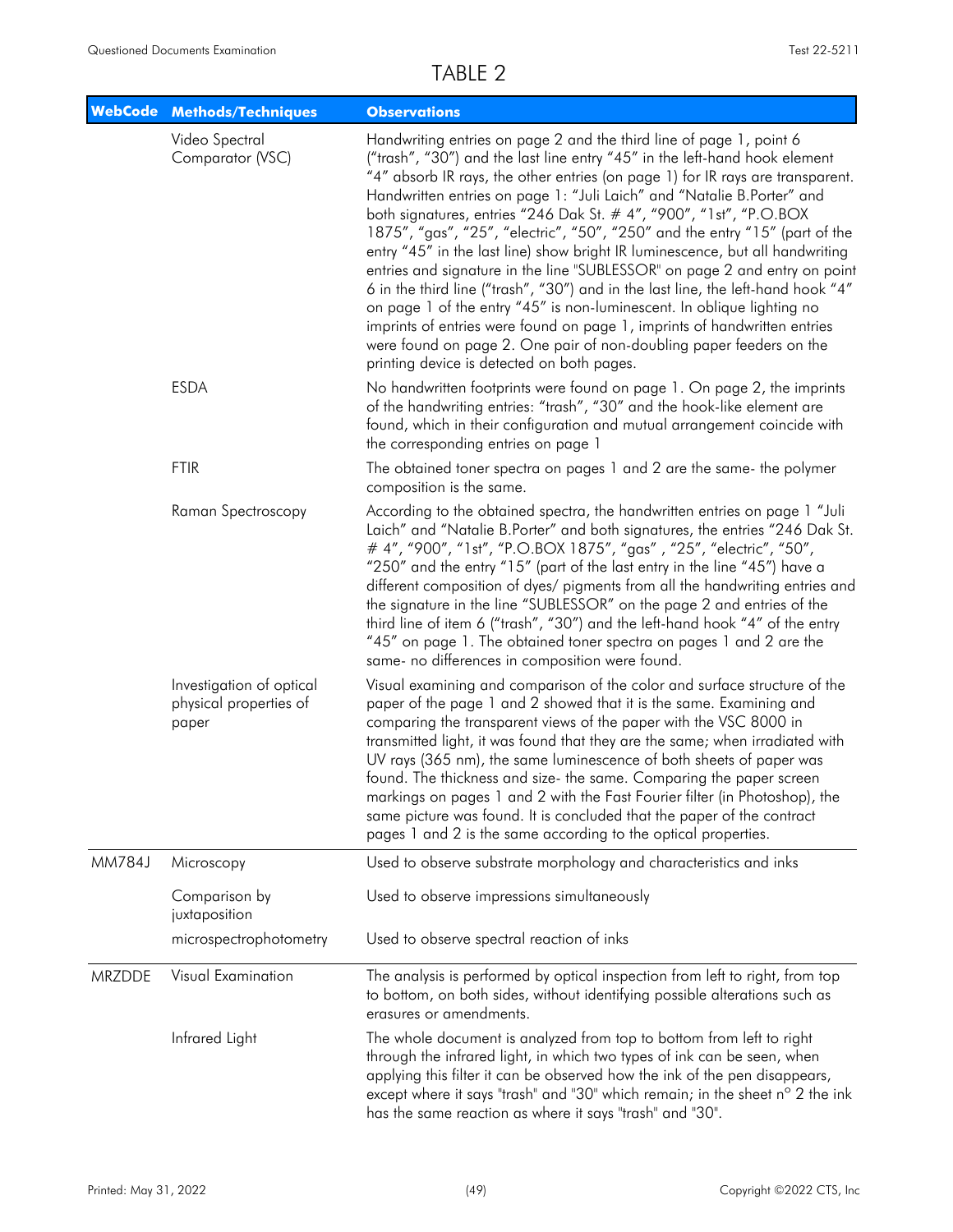# TABLE 2

| WebCode | Methods/Techniques | Observations |
|---|---|---|
| | Video Spectral Comparator (VSC) | Handwriting entries on page 2 and the third line of page 1, point 6 ("trash", "30") and the last line entry "45" in the left-hand hook element "4" absorb IR rays, the other entries (on page 1) for IR rays are transparent. Handwritten entries on page 1: "Juli Laich" and "Natalie B.Porter" and both signatures, entries "246 Dak St. # 4", "900", "1st", "P.O.BOX 1875", "gas", "25", "electric", "50", "250" and the entry "15" (part of the entry "45" in the last line) show bright IR luminescence, but all handwriting entries and signature in the line "SUBLESSOR" on page 2 and entry on point 6 in the third line ("trash", "30") and in the last line, the left-hand hook "4" on page 1 of the entry "45" is non-luminescent. In oblique lighting no imprints of entries were found on page 1, imprints of handwritten entries were found on page 2. One pair of non-doubling paper feeders on the printing device is detected on both pages. |
| | ESDA | No handwritten footprints were found on page 1. On page 2, the imprints of the handwriting entries: "trash", "30" and the hook-like element are found, which in their configuration and mutual arrangement coincide with the corresponding entries on page 1 |
| | FTIR | The obtained toner spectra on pages 1 and 2 are the same- the polymer composition is the same. |
| | Raman Spectroscopy | According to the obtained spectra, the handwritten entries on page 1 "Juli Laich" and "Natalie B.Porter" and both signatures, the entries "246 Dak St. # 4", "900", "1st", "P.O.BOX 1875", "gas" , "25", "electric", "50", "250" and the entry "15" (part of the last entry in the line "45") have a different composition of dyes/ pigments from all the handwriting entries and the signature in the line "SUBLESSOR" on the page 2 and entries of the third line of item 6 ("trash", "30") and the left-hand hook "4" of the entry "45" on page 1. The obtained toner spectra on pages 1 and 2 are the same- no differences in composition were found. |
| | Investigation of optical physical properties of paper | Visual examining and comparison of the color and surface structure of the paper of the page 1 and 2 showed that it is the same. Examining and comparing the transparent views of the paper with the VSC 8000 in transmitted light, it was found that they are the same; when irradiated with UV rays (365 nm), the same luminescence of both sheets of paper was found. The thickness and size- the same. Comparing the paper screen markings on pages 1 and 2 with the Fast Fourier filter (in Photoshop), the same picture was found. It is concluded that the paper of the contract pages 1 and 2 is the same according to the optical properties. |
| MM784J | Microscopy | Used to observe substrate morphology and characteristics and inks |
| | Comparison by juxtaposition | Used to observe impressions simultaneously |
| | microspectrophotometry | Used to observe spectral reaction of inks |
| MRZDDE | Visual Examination | The analysis is performed by optical inspection from left to right, from top to bottom, on both sides, without identifying possible alterations such as erasures or amendments. |
| | Infrared Light | The whole document is analyzed from top to bottom from left to right through the infrared light, in which two types of ink can be seen, when applying this filter it can be observed how the ink of the pen disappears, except where it says "trash" and "30" which remain; in the sheet n° 2 the ink has the same reaction as where it says "trash" and "30". |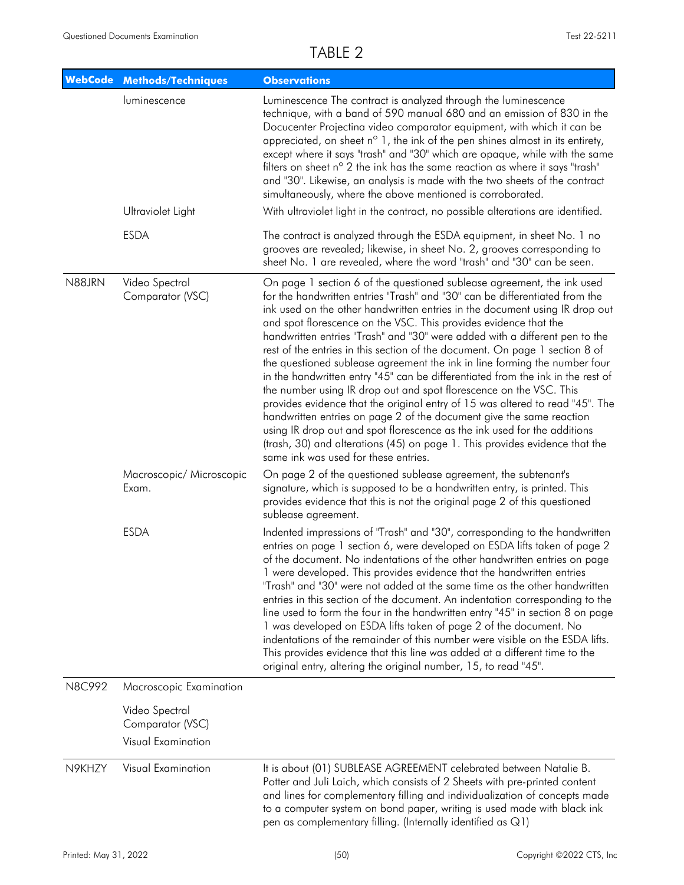TABLE 2

| WebCode | Methods/Techniques | Observations |
| --- | --- | --- |
| | luminescence | Luminescence The contract is analyzed through the luminescence technique, with a band of 590 manual 680 and an emission of 830 in the Docucenter Projectina video comparator equipment, with which it can be appreciated, on sheet n° 1, the ink of the pen shines almost in its entirety, except where it says "trash" and "30" which are opaque, while with the same filters on sheet n° 2 the ink has the same reaction as where it says "trash" and "30". Likewise, an analysis is made with the two sheets of the contract simultaneously, where the above mentioned is corroborated. |
| | Ultraviolet Light | With ultraviolet light in the contract, no possible alterations are identified. |
| | ESDA | The contract is analyzed through the ESDA equipment, in sheet No. 1 no grooves are revealed; likewise, in sheet No. 2, grooves corresponding to sheet No. 1 are revealed, where the word "trash" and "30" can be seen. |
| N88JRN | Video Spectral Comparator (VSC) | On page 1 section 6 of the questioned sublease agreement, the ink used for the handwritten entries "Trash" and "30" can be differentiated from the ink used on the other handwritten entries in the document using IR drop out and spot florescence on the VSC. This provides evidence that the handwritten entries "Trash" and "30" were added with a different pen to the rest of the entries in this section of the document. On page 1 section 8 of the questioned sublease agreement the ink in line forming the number four in the handwritten entry "45" can be differentiated from the ink in the rest of the number using IR drop out and spot florescence on the VSC. This provides evidence that the original entry of 15 was altered to read "45". The handwritten entries on page 2 of the document give the same reaction using IR drop out and spot florescence as the ink used for the additions (trash, 30) and alterations (45) on page 1. This provides evidence that the same ink was used for these entries. |
| | Macroscopic/ Microscopic Exam. | On page 2 of the questioned sublease agreement, the subtenant's signature, which is supposed to be a handwritten entry, is printed. This provides evidence that this is not the original page 2 of this questioned sublease agreement. |
| | ESDA | Indented impressions of "Trash" and "30", corresponding to the handwritten entries on page 1 section 6, were developed on ESDA lifts taken of page 2 of the document. No indentations of the other handwritten entries on page 1 were developed. This provides evidence that the handwritten entries "Trash" and "30" were not added at the same time as the other handwritten entries in this section of the document. An indentation corresponding to the line used to form the four in the handwritten entry "45" in section 8 on page 1 was developed on ESDA lifts taken of page 2 of the document. No indentations of the remainder of this number were visible on the ESDA lifts. This provides evidence that this line was added at a different time to the original entry, altering the original number, 15, to read "45". |
| N8C992 | Macroscopic Examination | |
| | Video Spectral Comparator (VSC) | |
| | Visual Examination | |
| N9KHZY | Visual Examination | It is about (01) SUBLEASE AGREEMENT celebrated between Natalie B. Potter and Juli Laich, which consists of 2 Sheets with pre-printed content and lines for complementary filling and individualization of concepts made to a computer system on bond paper, writing is used made with black ink pen as complementary filling. (Internally identified as Q1) |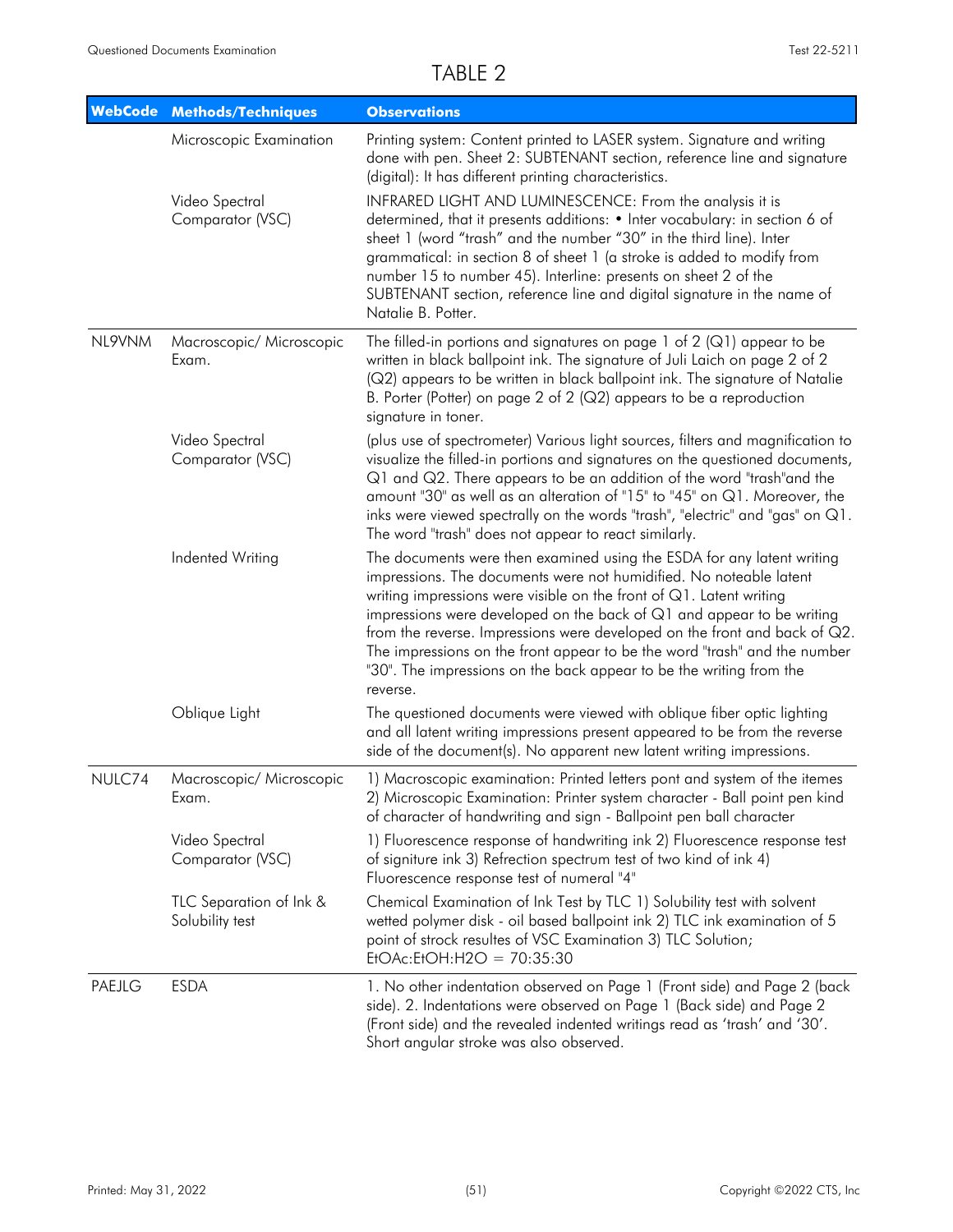# TABLE 2

| WebCode | Methods/Techniques | Observations |
|---|---|---|
| | Microscopic Examination | Printing system: Content printed to LASER system. Signature and writing done with pen. Sheet 2: SUBTENANT section, reference line and signature (digital): It has different printing characteristics. |
| | Video Spectral Comparator (VSC) | INFRARED LIGHT AND LUMINESCENCE: From the analysis it is determined, that it presents additions: • Inter vocabulary: in section 6 of sheet 1 (word "trash" and the number "30" in the third line). Inter grammatical: in section 8 of sheet 1 (a stroke is added to modify from number 15 to number 45). Interline: presents on sheet 2 of the SUBTENANT section, reference line and digital signature in the name of Natalie B. Potter. |
| NL9VNM | Macroscopic/ Microscopic Exam. | The filled-in portions and signatures on page 1 of 2 (Q1) appear to be written in black ballpoint ink. The signature of Juli Laich on page 2 of 2 (Q2) appears to be written in black ballpoint ink. The signature of Natalie B. Porter (Potter) on page 2 of 2 (Q2) appears to be a reproduction signature in toner. |
| | Video Spectral Comparator (VSC) | (plus use of spectrometer) Various light sources, filters and magnification to visualize the filled-in portions and signatures on the questioned documents, Q1 and Q2. There appears to be an addition of the word "trash"and the amount "30" as well as an alteration of "15" to "45" on Q1. Moreover, the inks were viewed spectrally on the words "trash", "electric" and "gas" on Q1. The word "trash" does not appear to react similarly. |
| | Indented Writing | The documents were then examined using the ESDA for any latent writing impressions. The documents were not humidified. No noteable latent writing impressions were visible on the front of Q1. Latent writing impressions were developed on the back of Q1 and appear to be writing from the reverse. Impressions were developed on the front and back of Q2. The impressions on the front appear to be the word "trash" and the number "30". The impressions on the back appear to be the writing from the reverse. |
| | Oblique Light | The questioned documents were viewed with oblique fiber optic lighting and all latent writing impressions present appeared to be from the reverse side of the document(s). No apparent new latent writing impressions. |
| NULC74 | Macroscopic/ Microscopic Exam. | 1) Macroscopic examination: Printed letters pont and system of the itemes 2) Microscopic Examination: Printer system character - Ball point pen kind of character of handwriting and sign - Ballpoint pen ball character |
| | Video Spectral Comparator (VSC) | 1) Fluorescence response of handwriting ink 2) Fluorescence response test of signiture ink 3) Refrection spectrum test of two kind of ink 4) Fluorescence response test of numeral "4" |
| | TLC Separation of Ink & Solubility test | Chemical Examination of Ink Test by TLC 1) Solubility test with solvent wetted polymer disk - oil based ballpoint ink 2) TLC ink examination of 5 point of strock resultes of VSC Examination 3) TLC Solution; EtOAc:EtOH:H2O = 70:35:30 |
| PAEJLG | ESDA | 1. No other indentation observed on Page 1 (Front side) and Page 2 (back side). 2. Indentations were observed on Page 1 (Back side) and Page 2 (Front side) and the revealed indented writings read as 'trash' and '30'. Short angular stroke was also observed. |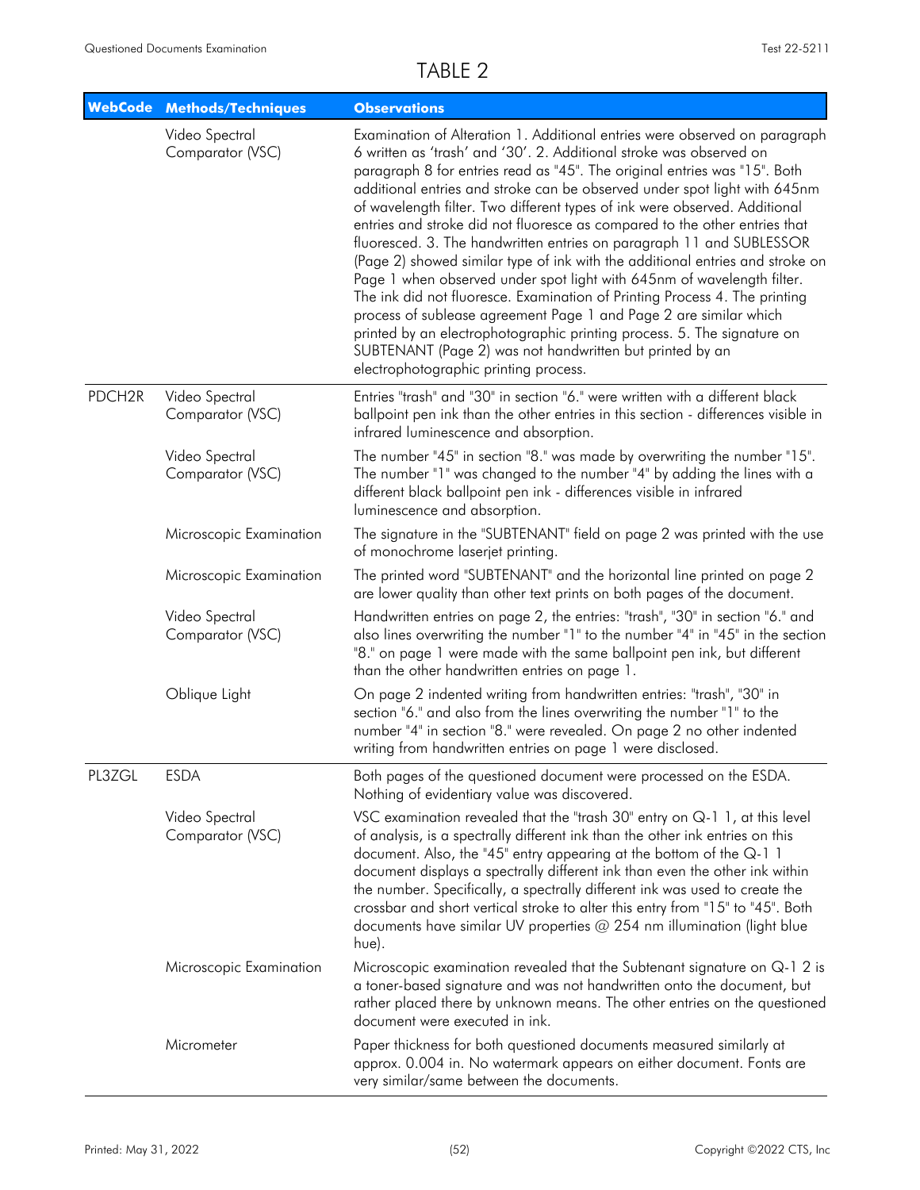# TABLE 2

| WebCode | Methods/Techniques | Observations |
|---|---|---|
| | Video Spectral Comparator (VSC) | Examination of Alteration 1. Additional entries were observed on paragraph 6 written as 'trash' and '30'. 2. Additional stroke was observed on paragraph 8 for entries read as "45". The original entries was "15". Both additional entries and stroke can be observed under spot light with 645nm of wavelength filter. Two different types of ink were observed. Additional entries and stroke did not fluoresce as compared to the other entries that fluoresced. 3. The handwritten entries on paragraph 11 and SUBLESSOR (Page 2) showed similar type of ink with the additional entries and stroke on Page 1 when observed under spot light with 645nm of wavelength filter. The ink did not fluoresce. Examination of Printing Process 4. The printing process of sublease agreement Page 1 and Page 2 are similar which printed by an electrophotographic printing process. 5. The signature on SUBTENANT (Page 2) was not handwritten but printed by an electrophotographic printing process. |
| PDCH2R | Video Spectral Comparator (VSC) | Entries "trash" and "30" in section "6." were written with a different black ballpoint pen ink than the other entries in this section - differences visible in infrared luminescence and absorption. |
| | Video Spectral Comparator (VSC) | The number "45" in section "8." was made by overwriting the number "15". The number "1" was changed to the number "4" by adding the lines with a different black ballpoint pen ink - differences visible in infrared luminescence and absorption. |
| | Microscopic Examination | The signature in the "SUBTENANT" field on page 2 was printed with the use of monochrome laserjet printing. |
| | Microscopic Examination | The printed word "SUBTENANT" and the horizontal line printed on page 2 are lower quality than other text prints on both pages of the document. |
| | Video Spectral Comparator (VSC) | Handwritten entries on page 2, the entries: "trash", "30" in section "6." and also lines overwriting the number "1" to the number "4" in "45" in the section "8." on page 1 were made with the same ballpoint pen ink, but different than the other handwritten entries on page 1. |
| | Oblique Light | On page 2 indented writing from handwritten entries: "trash", "30" in section "6." and also from the lines overwriting the number "1" to the number "4" in section "8." were revealed. On page 2 no other indented writing from handwritten entries on page 1 were disclosed. |
| PL3ZGL | ESDA | Both pages of the questioned document were processed on the ESDA. Nothing of evidentiary value was discovered. |
| | Video Spectral Comparator (VSC) | VSC examination revealed that the "trash 30" entry on Q-1 1, at this level of analysis, is a spectrally different ink than the other ink entries on this document. Also, the "45" entry appearing at the bottom of the Q-1 1 document displays a spectrally different ink than even the other ink within the number. Specifically, a spectrally different ink was used to create the crossbar and short vertical stroke to alter this entry from "15" to "45". Both documents have similar UV properties @ 254 nm illumination (light blue hue). |
| | Microscopic Examination | Microscopic examination revealed that the Subtenant signature on Q-1 2 is a toner-based signature and was not handwritten onto the document, but rather placed there by unknown means. The other entries on the questioned document were executed in ink. |
| | Micrometer | Paper thickness for both questioned documents measured similarly at approx. 0.004 in. No watermark appears on either document. Fonts are very similar/same between the documents. |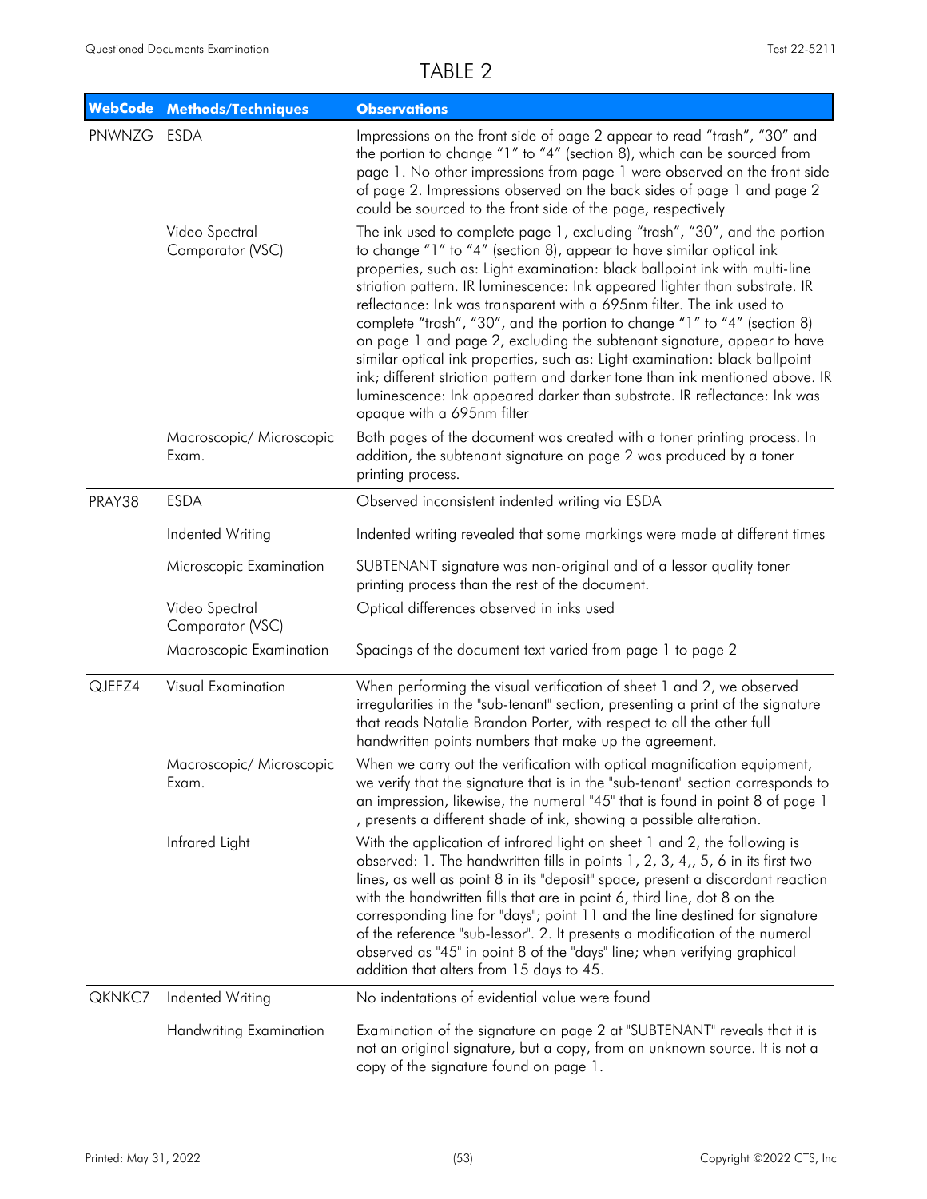# TABLE 2

| WebCode | Methods/Techniques | Observations |
| --- | --- | --- |
| PNWNZG | ESDA | Impressions on the front side of page 2 appear to read "trash", "30" and the portion to change "1" to "4" (section 8), which can be sourced from page 1. No other impressions from page 1 were observed on the front side of page 2. Impressions observed on the back sides of page 1 and page 2 could be sourced to the front side of the page, respectively |
| | Video Spectral Comparator (VSC) | The ink used to complete page 1, excluding "trash", "30", and the portion to change "1" to "4" (section 8), appear to have similar optical ink properties, such as: Light examination: black ballpoint ink with multi-line striation pattern. IR luminescence: Ink appeared lighter than substrate. IR reflectance: Ink was transparent with a 695nm filter. The ink used to complete "trash", "30", and the portion to change "1" to "4" (section 8) on page 1 and page 2, excluding the subtenant signature, appear to have similar optical ink properties, such as: Light examination: black ballpoint ink; different striation pattern and darker tone than ink mentioned above. IR luminescence: Ink appeared darker than substrate. IR reflectance: Ink was opaque with a 695nm filter |
| | Macroscopic/ Microscopic Exam. | Both pages of the document was created with a toner printing process. In addition, the subtenant signature on page 2 was produced by a toner printing process. |
| PRAY38 | ESDA | Observed inconsistent indented writing via ESDA |
| | Indented Writing | Indented writing revealed that some markings were made at different times |
| | Microscopic Examination | SUBTENANT signature was non-original and of a lessor quality toner printing process than the rest of the document. |
| | Video Spectral Comparator (VSC) | Optical differences observed in inks used |
| | Macroscopic Examination | Spacings of the document text varied from page 1 to page 2 |
| QJEFZ4 | Visual Examination | When performing the visual verification of sheet 1 and 2, we observed irregularities in the "sub-tenant" section, presenting a print of the signature that reads Natalie Brandon Porter, with respect to all the other full handwritten points numbers that make up the agreement. |
| | Macroscopic/ Microscopic Exam. | When we carry out the verification with optical magnification equipment, we verify that the signature that is in the "sub-tenant" section corresponds to an impression, likewise, the numeral "45" that is found in point 8 of page 1 , presents a different shade of ink, showing a possible alteration. |
| | Infrared Light | With the application of infrared light on sheet 1 and 2, the following is observed: 1. The handwritten fills in points 1, 2, 3, 4,, 5, 6 in its first two lines, as well as point 8 in its "deposit" space, present a discordant reaction with the handwritten fills that are in point 6, third line, dot 8 on the corresponding line for "days"; point 11 and the line destined for signature of the reference "sub-lessor". 2. It presents a modification of the numeral observed as "45" in point 8 of the "days" line; when verifying graphical addition that alters from 15 days to 45. |
| QKNKC7 | Indented Writing | No indentations of evidential value were found |
| | Handwriting Examination | Examination of the signature on page 2 at "SUBTENANT" reveals that it is not an original signature, but a copy, from an unknown source. It is not a copy of the signature found on page 1. |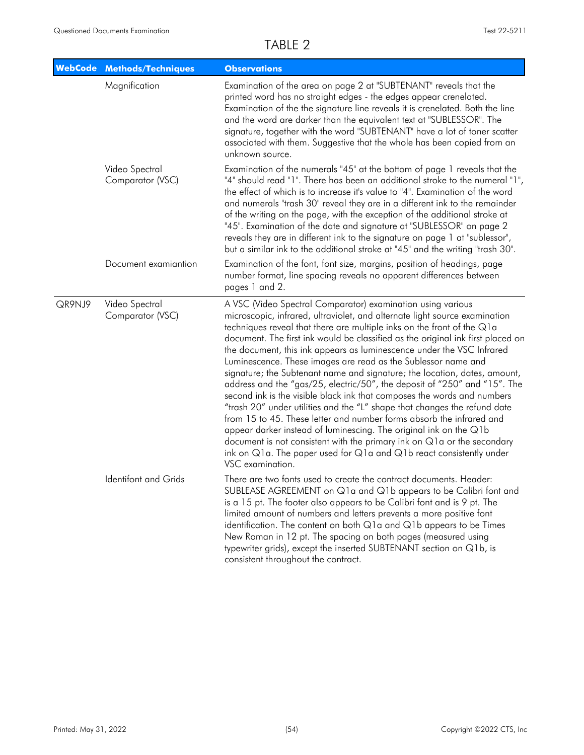# TABLE 2

| WebCode | Methods/Techniques | Observations |
|---|---|---|
| | Magnification | Examination of the area on page 2 at "SUBTENANT" reveals that the printed word has no straight edges - the edges appear crenelated. Examination of the the signature line reveals it is crenelated. Both the line and the word are darker than the equivalent text at "SUBLESSOR". The signature, together with the word "SUBTENANT" have a lot of toner scatter associated with them. Suggestive that the whole has been copied from an unknown source. |
| | Video Spectral Comparator (VSC) | Examination of the numerals "45" at the bottom of page 1 reveals that the "4" should read "1". There has been an additional stroke to the numeral "1", the effect of which is to increase it's value to "4". Examination of the word and numerals "trash 30" reveal they are in a different ink to the remainder of the writing on the page, with the exception of the additional stroke at "45". Examination of the date and signature at "SUBLESSOR" on page 2 reveals they are in different ink to the signature on page 1 at "sublessor", but a similar ink to the additional stroke at "45" and the writing "trash 30". |
| | Document examiantion | Examination of the font, font size, margins, position of headings, page number format, line spacing reveals no apparent differences between pages 1 and 2. |
| QR9NJ9 | Video Spectral Comparator (VSC) | A VSC (Video Spectral Comparator) examination using various microscopic, infrared, ultraviolet, and alternate light source examination techniques reveal that there are multiple inks on the front of the Q1a document. The first ink would be classified as the original ink first placed on the document, this ink appears as luminescence under the VSC Infrared Luminescence. These images are read as the Sublessor name and signature; the Subtenant name and signature; the location, dates, amount, address and the "gas/25, electric/50", the deposit of "250" and "15". The second ink is the visible black ink that composes the words and numbers "trash 20" under utilities and the "L" shape that changes the refund date from 15 to 45. These letter and number forms absorb the infrared and appear darker instead of luminescing. The original ink on the Q1b document is not consistent with the primary ink on Q1a or the secondary ink on Q1a. The paper used for Q1a and Q1b react consistently under VSC examination. |
| | Identifont and Grids | There are two fonts used to create the contract documents. Header: SUBLEASE AGREEMENT on Q1a and Q1b appears to be Calibri font and is a 15 pt. The footer also appears to be Calibri font and is 9 pt. The limited amount of numbers and letters prevents a more positive font identification. The content on both Q1a and Q1b appears to be Times New Roman in 12 pt. The spacing on both pages (measured using typewriter grids), except the inserted SUBTENANT section on Q1b, is consistent throughout the contract. |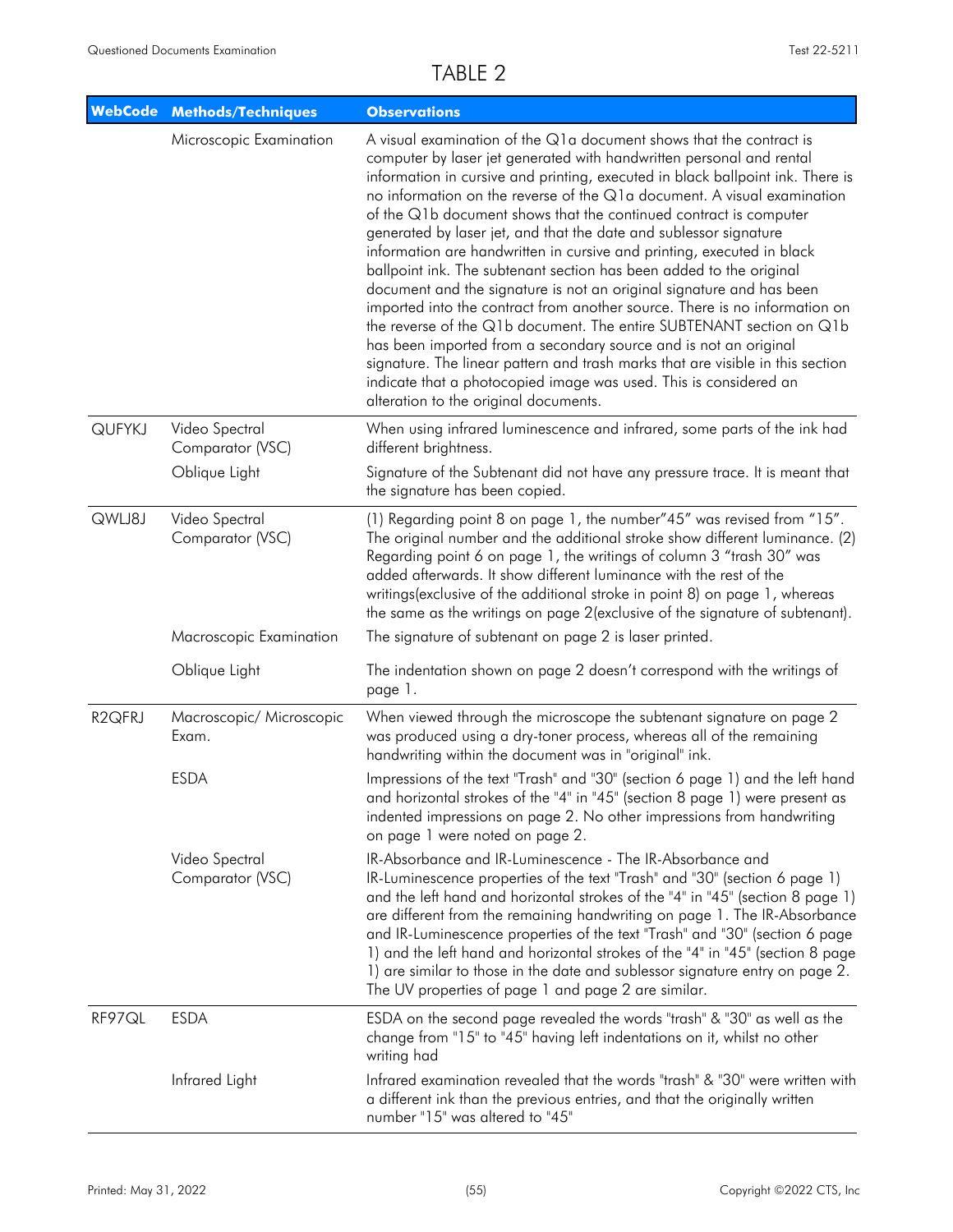# TABLE 2

| WebCode | Methods/Techniques | Observations |
|---|---|---|
| | Microscopic Examination | A visual examination of the Q1a document shows that the contract is computer by laser jet generated with handwritten personal and rental information in cursive and printing, executed in black ballpoint ink. There is no information on the reverse of the Q1a document. A visual examination of the Q1b document shows that the continued contract is computer generated by laser jet, and that the date and sublessor signature information are handwritten in cursive and printing, executed in black ballpoint ink. The subtenant section has been added to the original document and the signature is not an original signature and has been imported into the contract from another source. There is no information on the reverse of the Q1b document. The entire SUBTENANT section on Q1b has been imported from a secondary source and is not an original signature. The linear pattern and trash marks that are visible in this section indicate that a photocopied image was used. This is considered an alteration to the original documents. |
| QUFYKJ | Video Spectral Comparator (VSC) | When using infrared luminescence and infrared, some parts of the ink had different brightness. |
| | Oblique Light | Signature of the Subtenant did not have any pressure trace. It is meant that the signature has been copied. |
| QWLJ8J | Video Spectral Comparator (VSC) | (1) Regarding point 8 on page 1, the number"45" was revised from "15". The original number and the additional stroke show different luminance. (2) Regarding point 6 on page 1, the writings of column 3 "trash 30" was added afterwards. It show different luminance with the rest of the writings(exclusive of the additional stroke in point 8) on page 1, whereas the same as the writings on page 2(exclusive of the signature of subtenant). |
| | Macroscopic Examination | The signature of subtenant on page 2 is laser printed. |
| | Oblique Light | The indentation shown on page 2 doesn't correspond with the writings of page 1. |
| R2QFRJ | Macroscopic/ Microscopic Exam. | When viewed through the microscope the subtenant signature on page 2 was produced using a dry-toner process, whereas all of the remaining handwriting within the document was in "original" ink. |
| | ESDA | Impressions of the text "Trash" and "30" (section 6 page 1) and the left hand and horizontal strokes of the "4" in "45" (section 8 page 1) were present as indented impressions on page 2. No other impressions from handwriting on page 1 were noted on page 2. |
| | Video Spectral Comparator (VSC) | IR-Absorbance and IR-Luminescence - The IR-Absorbance and IR-Luminescence properties of the text "Trash" and "30" (section 6 page 1) and the left hand and horizontal strokes of the "4" in "45" (section 8 page 1) are different from the remaining handwriting on page 1. The IR-Absorbance and IR-Luminescence properties of the text "Trash" and "30" (section 6 page 1) and the left hand and horizontal strokes of the "4" in "45" (section 8 page 1) are similar to those in the date and sublessor signature entry on page 2. The UV properties of page 1 and page 2 are similar. |
| RF97QL | ESDA | ESDA on the second page revealed the words "trash" & "30" as well as the change from "15" to "45" having left indentations on it, whilst no other writing had |
| | Infrared Light | Infrared examination revealed that the words "trash" & "30" were written with a different ink than the previous entries, and that the originally written number "15" was altered to "45" |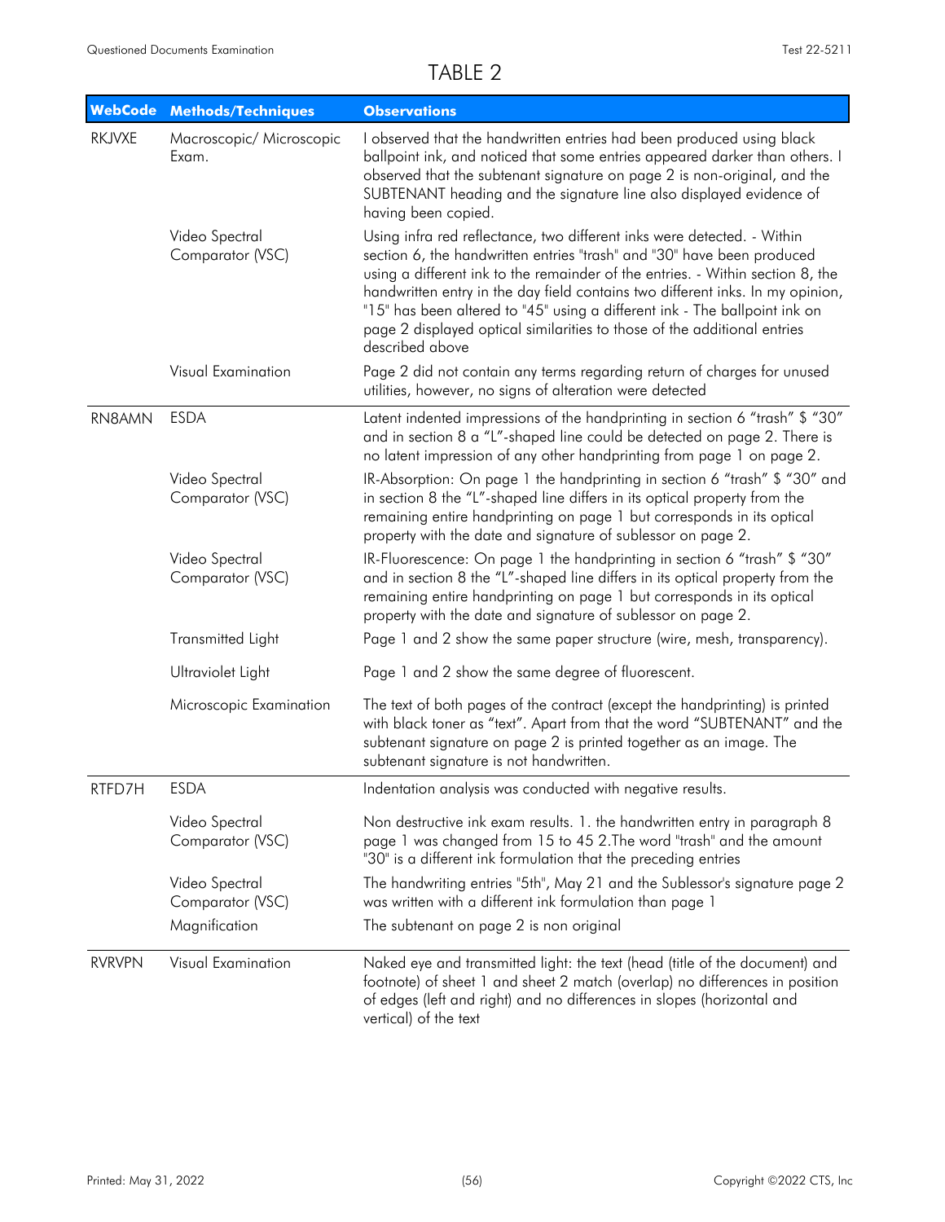# TABLE 2

| WebCode | Methods/Techniques | Observations |
| --- | --- | --- |
| RKJVXE | Macroscopic/ Microscopic Exam. | I observed that the handwritten entries had been produced using black ballpoint ink, and noticed that some entries appeared darker than others. I observed that the subtenant signature on page 2 is non-original, and the SUBTENANT heading and the signature line also displayed evidence of having been copied. |
| | Video Spectral Comparator (VSC) | Using infra red reflectance, two different inks were detected. - Within section 6, the handwritten entries "trash" and "30" have been produced using a different ink to the remainder of the entries. - Within section 8, the handwritten entry in the day field contains two different inks. In my opinion, "15" has been altered to "45" using a different ink - The ballpoint ink on page 2 displayed optical similarities to those of the additional entries described above |
| | Visual Examination | Page 2 did not contain any terms regarding return of charges for unused utilities, however, no signs of alteration were detected |
| RN8AMN | ESDA | Latent indented impressions of the handprinting in section 6 "trash" $ "30" and in section 8 a "L"-shaped line could be detected on page 2. There is no latent impression of any other handprinting from page 1 on page 2. |
| | Video Spectral Comparator (VSC) | IR-Absorption: On page 1 the handprinting in section 6 "trash" $ "30" and in section 8 the "L"-shaped line differs in its optical property from the remaining entire handprinting on page 1 but corresponds in its optical property with the date and signature of sublessor on page 2. |
| | Video Spectral Comparator (VSC) | IR-Fluorescence: On page 1 the handprinting in section 6 "trash" $ "30" and in section 8 the "L"-shaped line differs in its optical property from the remaining entire handprinting on page 1 but corresponds in its optical property with the date and signature of sublessor on page 2. |
| | Transmitted Light | Page 1 and 2 show the same paper structure (wire, mesh, transparency). |
| | Ultraviolet Light | Page 1 and 2 show the same degree of fluorescent. |
| | Microscopic Examination | The text of both pages of the contract (except the handprinting) is printed with black toner as "text". Apart from that the word "SUBTENANT" and the subtenant signature on page 2 is printed together as an image. The subtenant signature is not handwritten. |
| RTFD7H | ESDA | Indentation analysis was conducted with negative results. |
| | Video Spectral Comparator (VSC) | Non destructive ink exam results. 1. the handwritten entry in paragraph 8 page 1 was changed from 15 to 45 2.The word "trash" and the amount "30" is a different ink formulation that the preceding entries |
| | Video Spectral Comparator (VSC) | The handwriting entries "5th", May 21 and the Sublessor's signature page 2 was written with a different ink formulation than page 1 |
| | Magnification | The subtenant on page 2 is non original |
| RVRVPN | Visual Examination | Naked eye and transmitted light: the text (head (title of the document) and footnote) of sheet 1 and sheet 2 match (overlap) no differences in position of edges (left and right) and no differences in slopes (horizontal and vertical) of the text |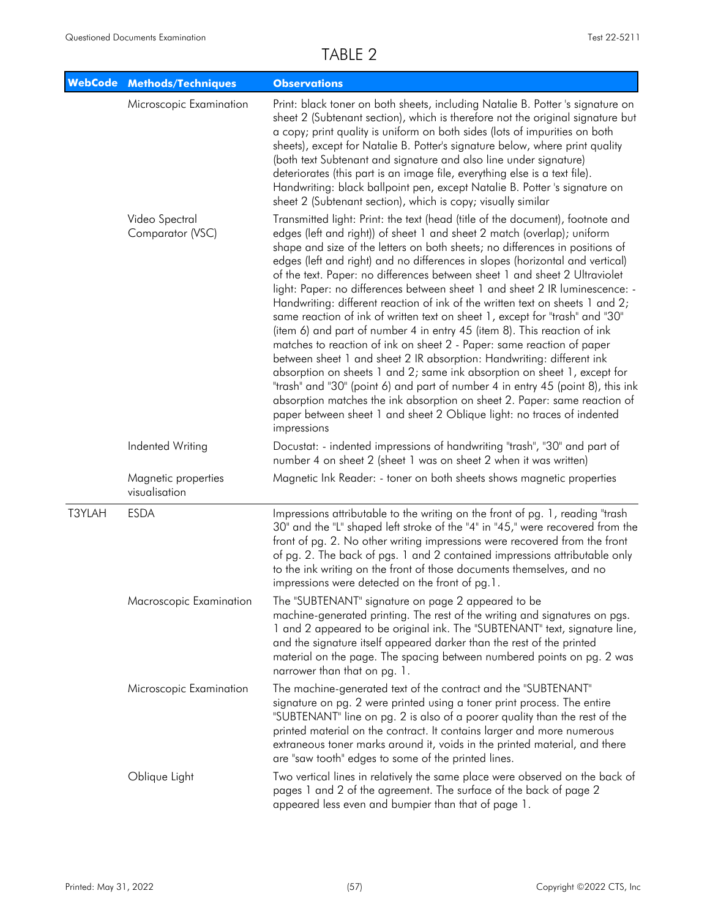# TABLE 2

| WebCode | Methods/Techniques | Observations |
|---|---|---|
| | Microscopic Examination | Print: black toner on both sheets, including Natalie B. Potter 's signature on sheet 2 (Subtenant section), which is therefore not the original signature but a copy; print quality is uniform on both sides (lots of impurities on both sheets), except for Natalie B. Potter's signature below, where print quality (both text Subtenant and signature and also line under signature) deteriorates (this part is an image file, everything else is a text file). Handwriting: black ballpoint pen, except Natalie B. Potter 's signature on sheet 2 (Subtenant section), which is copy; visually similar |
| | Video Spectral Comparator (VSC) | Transmitted light: Print: the text (head (title of the document), footnote and edges (left and right)) of sheet 1 and sheet 2 match (overlap); uniform shape and size of the letters on both sheets; no differences in positions of edges (left and right) and no differences in slopes (horizontal and vertical) of the text. Paper: no differences between sheet 1 and sheet 2 Ultraviolet light: Paper: no differences between sheet 1 and sheet 2 IR luminescence: - Handwriting: different reaction of ink of the written text on sheets 1 and 2; same reaction of ink of written text on sheet 1, except for "trash" and "30" (item 6) and part of number 4 in entry 45 (item 8). This reaction of ink matches to reaction of ink on sheet 2 - Paper: same reaction of paper between sheet 1 and sheet 2 IR absorption: Handwriting: different ink absorption on sheets 1 and 2; same ink absorption on sheet 1, except for "trash" and "30" (point 6) and part of number 4 in entry 45 (point 8), this ink absorption matches the ink absorption on sheet 2. Paper: same reaction of paper between sheet 1 and sheet 2 Oblique light: no traces of indented impressions |
| | Indented Writing | Docustat: - indented impressions of handwriting "trash", "30" and part of number 4 on sheet 2 (sheet 1 was on sheet 2 when it was written) |
| | Magnetic properties visualisation | Magnetic Ink Reader: - toner on both sheets shows magnetic properties |
| T3YLAH | ESDA | Impressions attributable to the writing on the front of pg. 1, reading "trash 30" and the "L" shaped left stroke of the "4" in "45," were recovered from the front of pg. 2. No other writing impressions were recovered from the front of pg. 2. The back of pgs. 1 and 2 contained impressions attributable only to the ink writing on the front of those documents themselves, and no impressions were detected on the front of pg.1. |
| | Macroscopic Examination | The "SUBTENANT" signature on page 2 appeared to be machine-generated printing. The rest of the writing and signatures on pgs. 1 and 2 appeared to be original ink. The "SUBTENANT" text, signature line, and the signature itself appeared darker than the rest of the printed material on the page. The spacing between numbered points on pg. 2 was narrower than that on pg. 1. |
| | Microscopic Examination | The machine-generated text of the contract and the "SUBTENANT" signature on pg. 2 were printed using a toner print process. The entire "SUBTENANT" line on pg. 2 is also of a poorer quality than the rest of the printed material on the contract. It contains larger and more numerous extraneous toner marks around it, voids in the printed material, and there are "saw tooth" edges to some of the printed lines. |
| | Oblique Light | Two vertical lines in relatively the same place were observed on the back of pages 1 and 2 of the agreement. The surface of the back of page 2 appeared less even and bumpier than that of page 1. |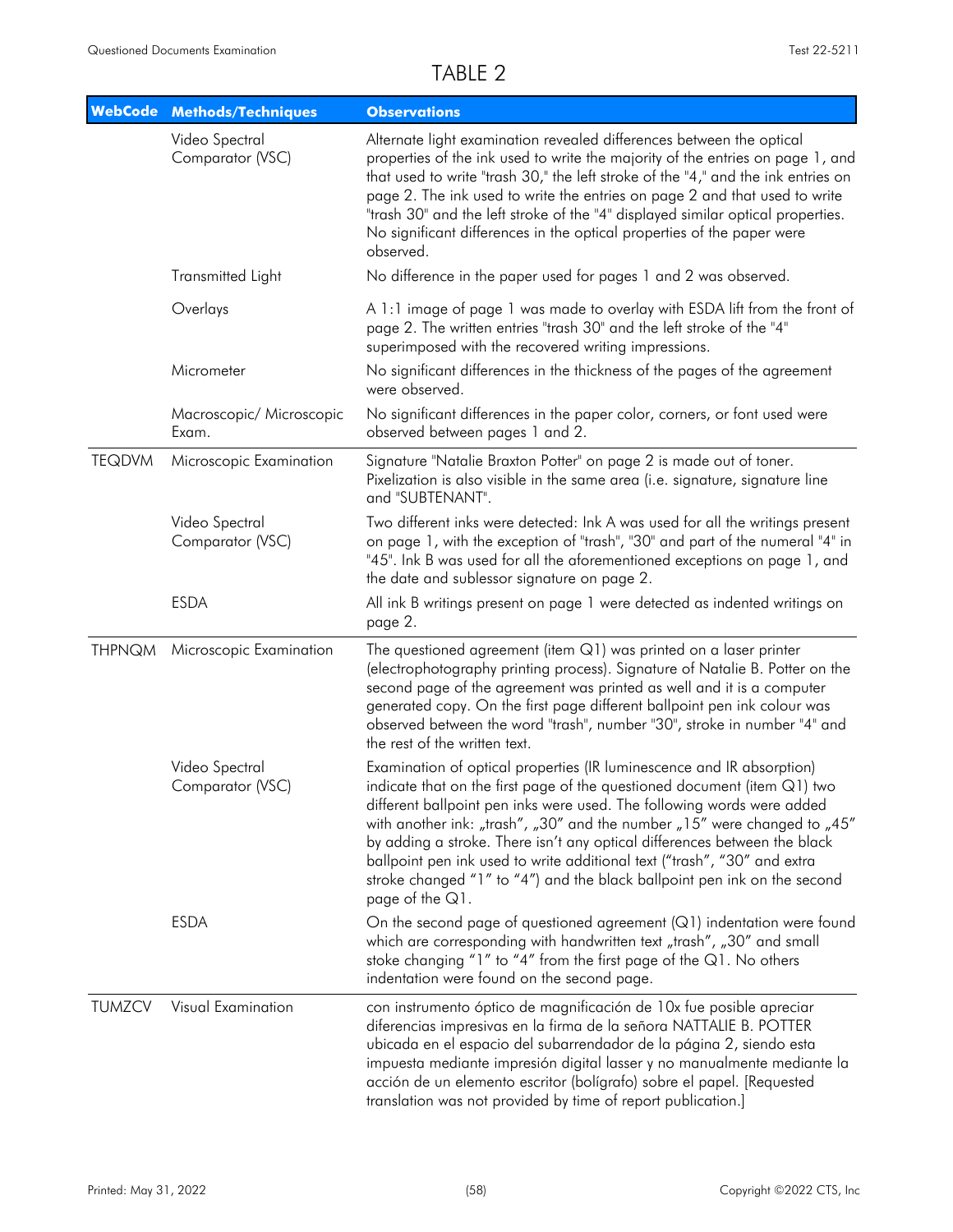# TABLE 2

| WebCode | Methods/Techniques | Observations |
|---|---|---|
| | Video Spectral Comparator (VSC) | Alternate light examination revealed differences between the optical properties of the ink used to write the majority of the entries on page 1, and that used to write "trash 30," the left stroke of the "4," and the ink entries on page 2. The ink used to write the entries on page 2 and that used to write "trash 30" and the left stroke of the "4" displayed similar optical properties. No significant differences in the optical properties of the paper were observed. |
| | Transmitted Light | No difference in the paper used for pages 1 and 2 was observed. |
| | Overlays | A 1:1 image of page 1 was made to overlay with ESDA lift from the front of page 2. The written entries "trash 30" and the left stroke of the "4" superimposed with the recovered writing impressions. |
| | Micrometer | No significant differences in the thickness of the pages of the agreement were observed. |
| | Macroscopic/ Microscopic Exam. | No significant differences in the paper color, corners, or font used were observed between pages 1 and 2. |
| TEQDVM | Microscopic Examination | Signature "Natalie Braxton Potter" on page 2 is made out of toner. Pixelization is also visible in the same area (i.e. signature, signature line and "SUBTENANT". |
| | Video Spectral Comparator (VSC) | Two different inks were detected: Ink A was used for all the writings present on page 1, with the exception of "trash", "30" and part of the numeral "4" in "45". Ink B was used for all the aforementioned exceptions on page 1, and the date and sublessor signature on page 2. |
| | ESDA | All ink B writings present on page 1 were detected as indented writings on page 2. |
| THPNQM | Microscopic Examination | The questioned agreement (item Q1) was printed on a laser printer (electrophotography printing process). Signature of Natalie B. Potter on the second page of the agreement was printed as well and it is a computer generated copy. On the first page different ballpoint pen ink colour was observed between the word "trash", number "30", stroke in number "4" and the rest of the written text. |
| | Video Spectral Comparator (VSC) | Examination of optical properties (IR luminescence and IR absorption) indicate that on the first page of the questioned document (item Q1) two different ballpoint pen inks were used. The following words were added with another ink: „trash", „30" and the number „15" were changed to „45" by adding a stroke. There isn't any optical differences between the black ballpoint pen ink used to write additional text ("trash", "30" and extra stroke changed "1" to "4") and the black ballpoint pen ink on the second page of the Q1. |
| | ESDA | On the second page of questioned agreement (Q1) indentation were found which are corresponding with handwritten text „trash", „30" and small stoke changing "1" to "4" from the first page of the Q1. No others indentation were found on the second page. |
| TUMZCV | Visual Examination | con instrumento óptico de magnificación de 10x fue posible apreciar diferencias impresivas en la firma de la señora NATTALIE B. POTTER ubicada en el espacio del subarrendador de la página 2, siendo esta impuesta mediante impresión digital lasser y no manualmente mediante la acción de un elemento escritor (bolígrafo) sobre el papel. [Requested translation was not provided by time of report publication.] |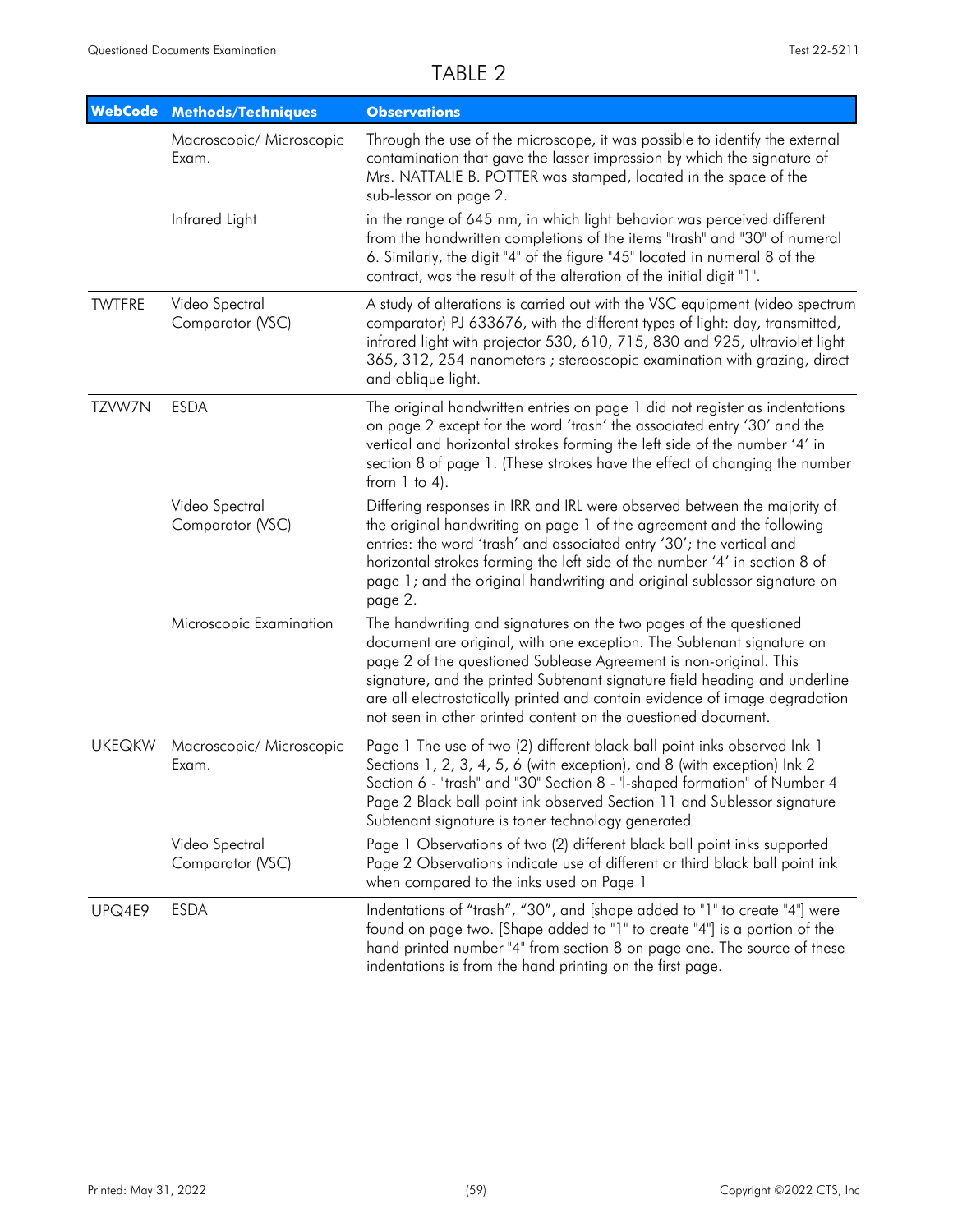# TABLE 2

| WebCode | Methods/Techniques | Observations |
|---|---|---|
| | Macroscopic/ Microscopic Exam. | Through the use of the microscope, it was possible to identify the external contamination that gave the lasser impression by which the signature of Mrs. NATTALIE B. POTTER was stamped, located in the space of the sub-lessor on page 2. |
| | Infrared Light | in the range of 645 nm, in which light behavior was perceived different from the handwritten completions of the items "trash" and "30" of numeral 6. Similarly, the digit "4" of the figure "45" located in numeral 8 of the contract, was the result of the alteration of the initial digit "1". |
| TWTFRE | Video Spectral Comparator (VSC) | A study of alterations is carried out with the VSC equipment (video spectrum comparator) PJ 633676, with the different types of light: day, transmitted, infrared light with projector 530, 610, 715, 830 and 925, ultraviolet light 365, 312, 254 nanometers ; stereoscopic examination with grazing, direct and oblique light. |
| TZVW7N | ESDA | The original handwritten entries on page 1 did not register as indentations on page 2 except for the word 'trash' the associated entry '30' and the vertical and horizontal strokes forming the left side of the number '4' in section 8 of page 1. (These strokes have the effect of changing the number from 1 to 4). |
| | Video Spectral Comparator (VSC) | Differing responses in IRR and IRL were observed between the majority of the original handwriting on page 1 of the agreement and the following entries: the word 'trash' and associated entry '30'; the vertical and horizontal strokes forming the left side of the number '4' in section 8 of page 1; and the original handwriting and original sublessor signature on page 2. |
| | Microscopic Examination | The handwriting and signatures on the two pages of the questioned document are original, with one exception. The Subtenant signature on page 2 of the questioned Sublease Agreement is non-original. This signature, and the printed Subtenant signature field heading and underline are all electrostatically printed and contain evidence of image degradation not seen in other printed content on the questioned document. |
| UKEQKW | Macroscopic/ Microscopic Exam. | Page 1 The use of two (2) different black ball point inks observed Ink 1 Sections 1, 2, 3, 4, 5, 6 (with exception), and 8 (with exception) Ink 2 Section 6 - "trash" and "30" Section 8 - 'l-shaped formation" of Number 4 Page 2 Black ball point ink observed Section 11 and Sublessor signature Subtenant signature is toner technology generated |
| | Video Spectral Comparator (VSC) | Page 1 Observations of two (2) different black ball point inks supported Page 2 Observations indicate use of different or third black ball point ink when compared to the inks used on Page 1 |
| UPQ4E9 | ESDA | Indentations of "trash", "30", and [shape added to "1" to create "4"] were found on page two. [Shape added to "1" to create "4"] is a portion of the hand printed number "4" from section 8 on page one. The source of these indentations is from the hand printing on the first page. |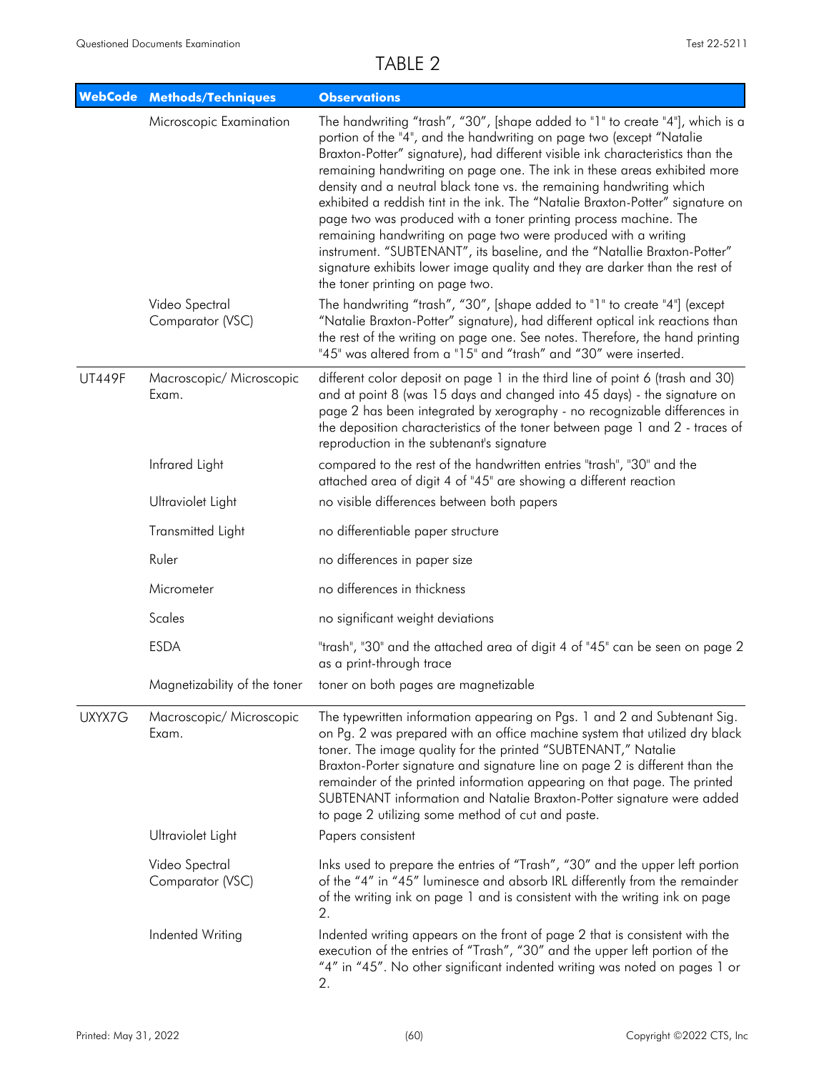# TABLE 2

| WebCode | Methods/Techniques | Observations |
|---|---|---|
| | Microscopic Examination | The handwriting "trash", "30", [shape added to "1" to create "4"], which is a portion of the "4", and the handwriting on page two (except "Natalie Braxton-Potter" signature), had different visible ink characteristics than the remaining handwriting on page one. The ink in these areas exhibited more density and a neutral black tone vs. the remaining handwriting which exhibited a reddish tint in the ink. The "Natalie Braxton-Potter" signature on page two was produced with a toner printing process machine. The remaining handwriting on page two were produced with a writing instrument. "SUBTENANT", its baseline, and the "Natallie Braxton-Potter" signature exhibits lower image quality and they are darker than the rest of the toner printing on page two. |
| | Video Spectral Comparator (VSC) | The handwriting "trash", "30", [shape added to "1" to create "4"] (except "Natalie Braxton-Potter" signature), had different optical ink reactions than the rest of the writing on page one. See notes. Therefore, the hand printing "45" was altered from a "15" and "trash" and "30" were inserted. |
| UT449F | Macroscopic/ Microscopic Exam. | different color deposit on page 1 in the third line of point 6 (trash and 30) and at point 8 (was 15 days and changed into 45 days) - the signature on page 2 has been integrated by xerography - no recognizable differences in the deposition characteristics of the toner between page 1 and 2 - traces of reproduction in the subtenant's signature |
| | Infrared Light | compared to the rest of the handwritten entries "trash", "30" and the attached area of digit 4 of "45" are showing a different reaction |
| | Ultraviolet Light | no visible differences between both papers |
| | Transmitted Light | no differentiable paper structure |
| | Ruler | no differences in paper size |
| | Micrometer | no differences in thickness |
| | Scales | no significant weight deviations |
| | ESDA | "trash", "30" and the attached area of digit 4 of "45" can be seen on page 2 as a print-through trace |
| | Magnetizability of the toner | toner on both pages are magnetizable |
| UXYX7G | Macroscopic/ Microscopic Exam. | The typewritten information appearing on Pgs. 1 and 2 and Subtenant Sig. on Pg. 2 was prepared with an office machine system that utilized dry black toner. The image quality for the printed "SUBTENANT," Natalie Braxton-Porter signature and signature line on page 2 is different than the remainder of the printed information appearing on that page. The printed SUBTENANT information and Natalie Braxton-Potter signature were added to page 2 utilizing some method of cut and paste. |
| | Ultraviolet Light | Papers consistent |
| | Video Spectral Comparator (VSC) | Inks used to prepare the entries of "Trash", "30" and the upper left portion of the "4" in "45" luminesce and absorb IRL differently from the remainder of the writing ink on page 1 and is consistent with the writing ink on page 2. |
| | Indented Writing | Indented writing appears on the front of page 2 that is consistent with the execution of the entries of "Trash", "30" and the upper left portion of the "4" in "45". No other significant indented writing was noted on pages 1 or 2. |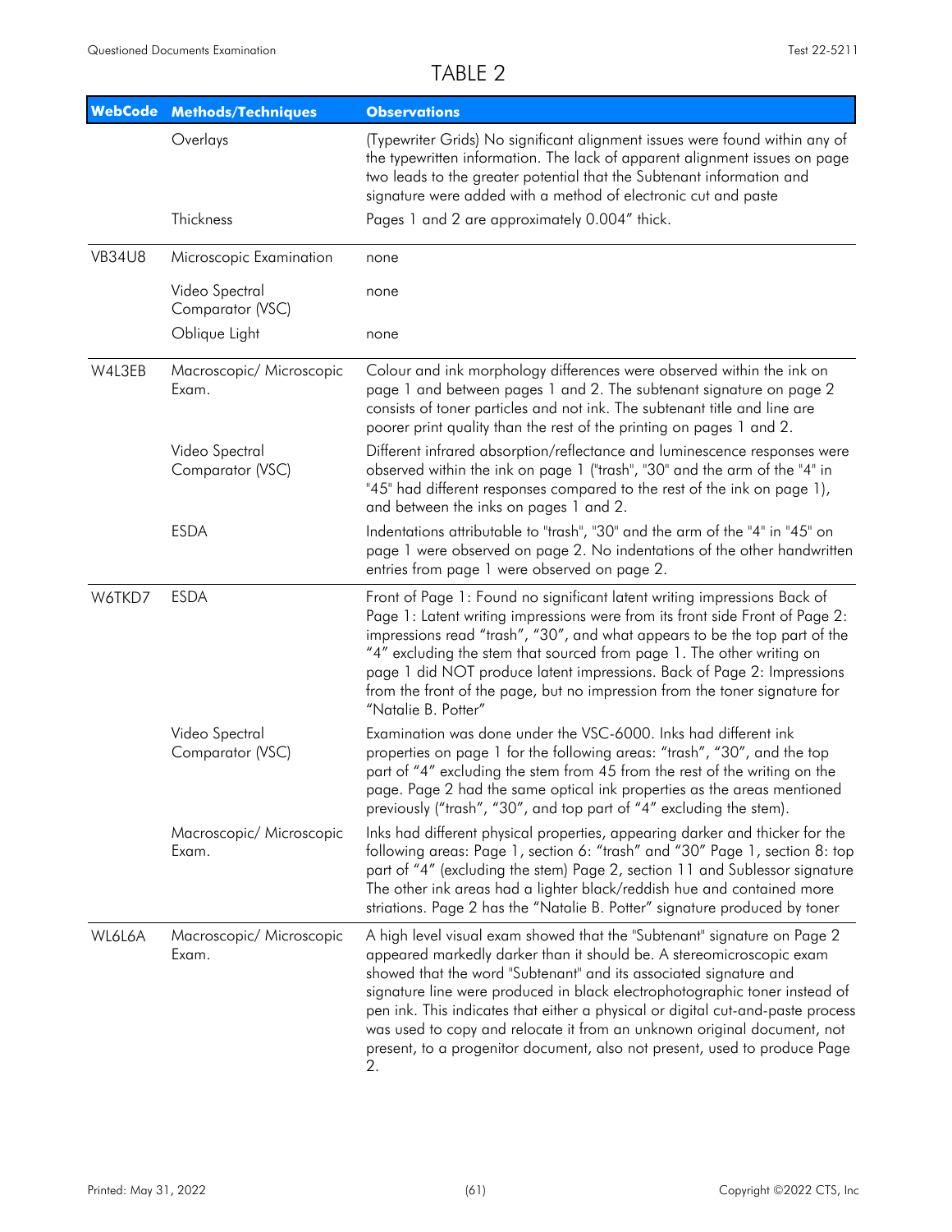# TABLE 2

| WebCode | Methods/Techniques | Observations |
|---|---|---|
| | Overlays | (Typewriter Grids) No significant alignment issues were found within any of the typewritten information. The lack of apparent alignment issues on page two leads to the greater potential that the Subtenant information and signature were added with a method of electronic cut and paste |
| | Thickness | Pages 1 and 2 are approximately 0.004" thick. |
| VB34U8 | Microscopic Examination | none |
| | Video Spectral Comparator (VSC) | none |
| | Oblique Light | none |
| W4L3EB | Macroscopic/ Microscopic Exam. | Colour and ink morphology differences were observed within the ink on page 1 and between pages 1 and 2. The subtenant signature on page 2 consists of toner particles and not ink. The subtenant title and line are poorer print quality than the rest of the printing on pages 1 and 2. |
| | Video Spectral Comparator (VSC) | Different infrared absorption/reflectance and luminescence responses were observed within the ink on page 1 ("trash", "30" and the arm of the "4" in "45" had different responses compared to the rest of the ink on page 1), and between the inks on pages 1 and 2. |
| | ESDA | Indentations attributable to "trash", "30" and the arm of the "4" in "45" on page 1 were observed on page 2. No indentations of the other handwritten entries from page 1 were observed on page 2. |
| W6TKD7 | ESDA | Front of Page 1: Found no significant latent writing impressions Back of Page 1: Latent writing impressions were from its front side Front of Page 2: impressions read "trash", "30", and what appears to be the top part of the "4" excluding the stem that sourced from page 1. The other writing on page 1 did NOT produce latent impressions. Back of Page 2: Impressions from the front of the page, but no impression from the toner signature for "Natalie B. Potter" |
| | Video Spectral Comparator (VSC) | Examination was done under the VSC-6000. Inks had different ink properties on page 1 for the following areas: "trash", "30", and the top part of "4" excluding the stem from 45 from the rest of the writing on the page. Page 2 had the same optical ink properties as the areas mentioned previously ("trash", "30", and top part of "4" excluding the stem). |
| | Macroscopic/ Microscopic Exam. | Inks had different physical properties, appearing darker and thicker for the following areas: Page 1, section 6: "trash" and "30" Page 1, section 8: top part of "4" (excluding the stem) Page 2, section 11 and Sublessor signature The other ink areas had a lighter black/reddish hue and contained more striations. Page 2 has the "Natalie B. Potter" signature produced by toner |
| WL6L6A | Macroscopic/ Microscopic Exam. | A high level visual exam showed that the "Subtenant" signature on Page 2 appeared markedly darker than it should be. A stereomicroscopic exam showed that the word "Subtenant" and its associated signature and signature line were produced in black electrophotographic toner instead of pen ink. This indicates that either a physical or digital cut-and-paste process was used to copy and relocate it from an unknown original document, not present, to a progenitor document, also not present, used to produce Page 2. |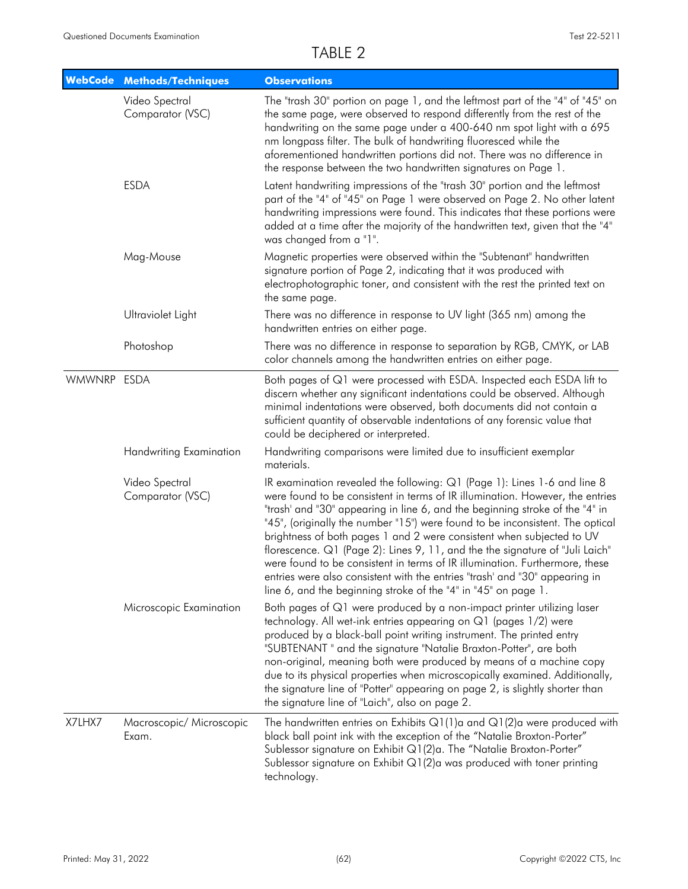# TABLE 2

| WebCode | Methods/Techniques | Observations |
|---|---|---|
| | Video Spectral Comparator (VSC) | The "trash 30" portion on page 1, and the leftmost part of the "4" of "45" on the same page, were observed to respond differently from the rest of the handwriting on the same page under a 400-640 nm spot light with a 695 nm longpass filter. The bulk of handwriting fluoresced while the aforementioned handwritten portions did not. There was no difference in the response between the two handwritten signatures on Page 1. |
| | ESDA | Latent handwriting impressions of the "trash 30" portion and the leftmost part of the "4" of "45" on Page 1 were observed on Page 2. No other latent handwriting impressions were found. This indicates that these portions were added at a time after the majority of the handwritten text, given that the "4" was changed from a "1". |
| | Mag-Mouse | Magnetic properties were observed within the "Subtenant" handwritten signature portion of Page 2, indicating that it was produced with electrophotographic toner, and consistent with the rest the printed text on the same page. |
| | Ultraviolet Light | There was no difference in response to UV light (365 nm) among the handwritten entries on either page. |
| | Photoshop | There was no difference in response to separation by RGB, CMYK, or LAB color channels among the handwritten entries on either page. |
| WMWNRP | ESDA | Both pages of Q1 were processed with ESDA. Inspected each ESDA lift to discern whether any significant indentations could be observed. Although minimal indentations were observed, both documents did not contain a sufficient quantity of observable indentations of any forensic value that could be deciphered or interpreted. |
| | Handwriting Examination | Handwriting comparisons were limited due to insufficient exemplar materials. |
| | Video Spectral Comparator (VSC) | IR examination revealed the following: Q1 (Page 1): Lines 1-6 and line 8 were found to be consistent in terms of IR illumination. However, the entries "trash' and "30" appearing in line 6, and the beginning stroke of the "4" in "45", (originally the number "15") were found to be inconsistent. The optical brightness of both pages 1 and 2 were consistent when subjected to UV florescence. Q1 (Page 2): Lines 9, 11, and the the signature of "Juli Laich" were found to be consistent in terms of IR illumination. Furthermore, these entries were also consistent with the entries "trash' and "30" appearing in line 6, and the beginning stroke of the "4" in "45" on page 1. |
| | Microscopic Examination | Both pages of Q1 were produced by a non-impact printer utilizing laser technology. All wet-ink entries appearing on Q1 (pages 1/2) were produced by a black-ball point writing instrument. The printed entry "SUBTENANT " and the signature "Natalie Braxton-Potter", are both non-original, meaning both were produced by means of a machine copy due to its physical properties when microscopically examined. Additionally, the signature line of "Potter" appearing on page 2, is slightly shorter than the signature line of "Laich", also on page 2. |
| X7LHX7 | Macroscopic/ Microscopic Exam. | The handwritten entries on Exhibits Q1(1)a and Q1(2)a were produced with black ball point ink with the exception of the "Natalie Broxton-Porter" Sublessor signature on Exhibit Q1(2)a. The "Natalie Broxton-Porter" Sublessor signature on Exhibit Q1(2)a was produced with toner printing technology. |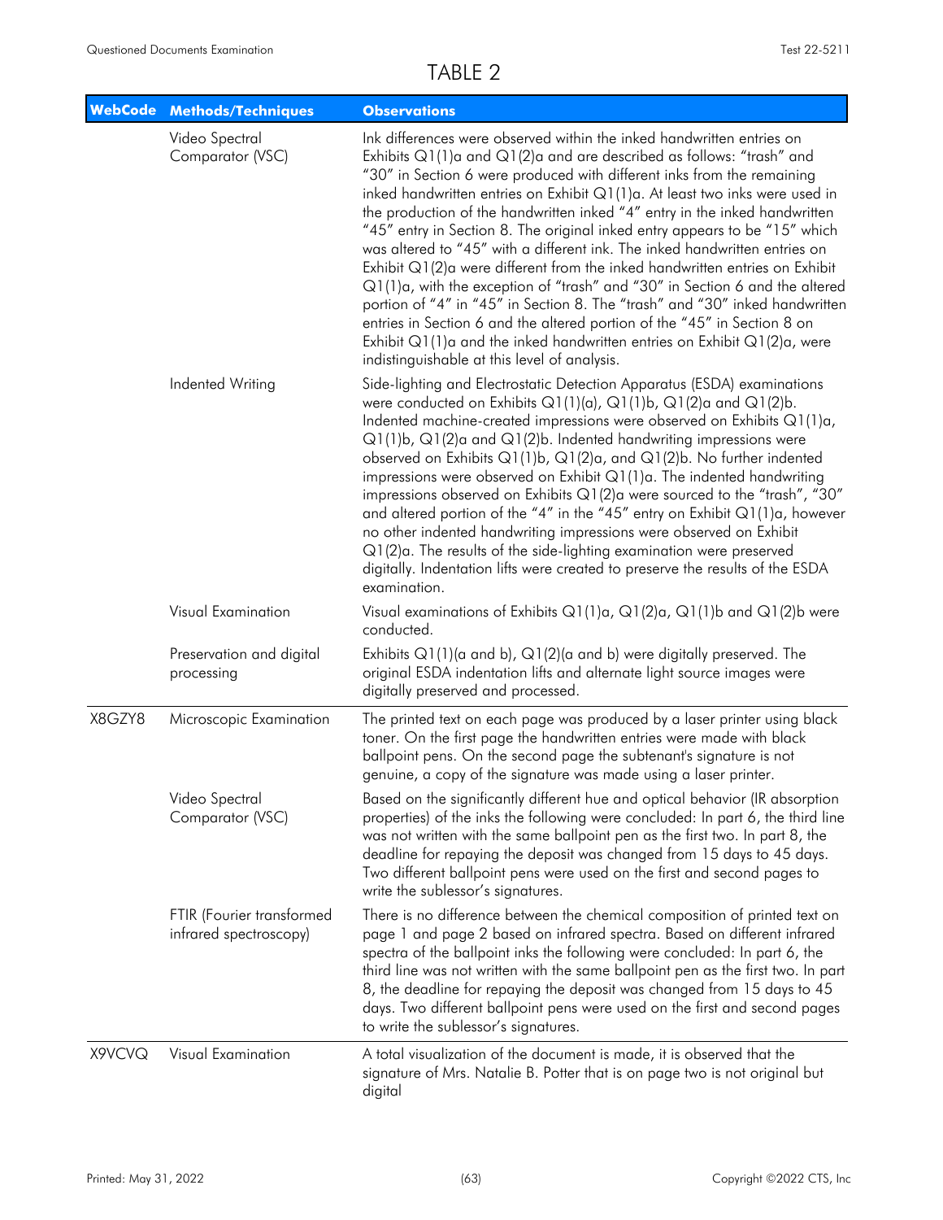# TABLE 2

| WebCode | Methods/Techniques | Observations |
|---|---|---|
| | Video Spectral Comparator (VSC) | Ink differences were observed within the inked handwritten entries on Exhibits Q1(1)a and Q1(2)a and are described as follows: "trash" and "30" in Section 6 were produced with different inks from the remaining inked handwritten entries on Exhibit Q1(1)a. At least two inks were used in the production of the handwritten inked "4" entry in the inked handwritten "45" entry in Section 8. The original inked entry appears to be "15" which was altered to "45" with a different ink. The inked handwritten entries on Exhibit Q1(2)a were different from the inked handwritten entries on Exhibit Q1(1)a, with the exception of "trash" and "30" in Section 6 and the altered portion of "4" in "45" in Section 8. The "trash" and "30" inked handwritten entries in Section 6 and the altered portion of the "45" in Section 8 on Exhibit Q1(1)a and the inked handwritten entries on Exhibit Q1(2)a, were indistinguishable at this level of analysis. |
| | Indented Writing | Side-lighting and Electrostatic Detection Apparatus (ESDA) examinations were conducted on Exhibits Q1(1)(a), Q1(1)b, Q1(2)a and Q1(2)b. Indented machine-created impressions were observed on Exhibits Q1(1)a, Q1(1)b, Q1(2)a and Q1(2)b. Indented handwriting impressions were observed on Exhibits Q1(1)b, Q1(2)a, and Q1(2)b. No further indented impressions were observed on Exhibit Q1(1)a. The indented handwriting impressions observed on Exhibits Q1(2)a were sourced to the "trash", "30" and altered portion of the "4" in the "45" entry on Exhibit Q1(1)a, however no other indented handwriting impressions were observed on Exhibit Q1(2)a. The results of the side-lighting examination were preserved digitally. Indentation lifts were created to preserve the results of the ESDA examination. |
| | Visual Examination | Visual examinations of Exhibits Q1(1)a, Q1(2)a, Q1(1)b and Q1(2)b were conducted. |
| | Preservation and digital processing | Exhibits Q1(1)(a and b), Q1(2)(a and b) were digitally preserved. The original ESDA indentation lifts and alternate light source images were digitally preserved and processed. |
| X8GZY8 | Microscopic Examination | The printed text on each page was produced by a laser printer using black toner. On the first page the handwritten entries were made with black ballpoint pens. On the second page the subtenant's signature is not genuine, a copy of the signature was made using a laser printer. |
| | Video Spectral Comparator (VSC) | Based on the significantly different hue and optical behavior (IR absorption properties) of the inks the following were concluded: In part 6, the third line was not written with the same ballpoint pen as the first two. In part 8, the deadline for repaying the deposit was changed from 15 days to 45 days. Two different ballpoint pens were used on the first and second pages to write the sublessor's signatures. |
| | FTIR (Fourier transformed infrared spectroscopy) | There is no difference between the chemical composition of printed text on page 1 and page 2 based on infrared spectra. Based on different infrared spectra of the ballpoint inks the following were concluded: In part 6, the third line was not written with the same ballpoint pen as the first two. In part 8, the deadline for repaying the deposit was changed from 15 days to 45 days. Two different ballpoint pens were used on the first and second pages to write the sublessor's signatures. |
| X9VCVQ | Visual Examination | A total visualization of the document is made, it is observed that the signature of Mrs. Natalie B. Potter that is on page two is not original but digital |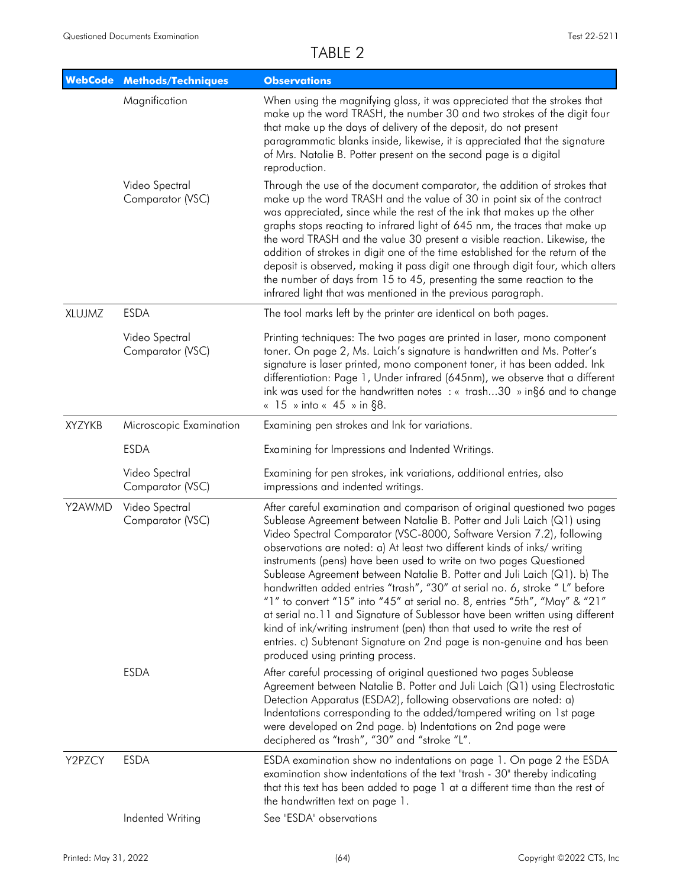# TABLE 2

| WebCode | Methods/Techniques | Observations |
|---|---|---|
| | Magnification | When using the magnifying glass, it was appreciated that the strokes that make up the word TRASH, the number 30 and two strokes of the digit four that make up the days of delivery of the deposit, do not present paragrammatic blanks inside, likewise, it is appreciated that the signature of Mrs. Natalie B. Potter present on the second page is a digital reproduction. |
| | Video Spectral Comparator (VSC) | Through the use of the document comparator, the addition of strokes that make up the word TRASH and the value of 30 in point six of the contract was appreciated, since while the rest of the ink that makes up the other graphs stops reacting to infrared light of 645 nm, the traces that make up the word TRASH and the value 30 present a visible reaction. Likewise, the addition of strokes in digit one of the time established for the return of the deposit is observed, making it pass digit one through digit four, which alters the number of days from 15 to 45, presenting the same reaction to the infrared light that was mentioned in the previous paragraph. |
| XLUJMZ | ESDA | The tool marks left by the printer are identical on both pages. |
| | Video Spectral Comparator (VSC) | Printing techniques: The two pages are printed in laser, mono component toner. On page 2, Ms. Laich's signature is handwritten and Ms. Potter's signature is laser printed, mono component toner, it has been added. Ink differentiation: Page 1, Under infrared (645nm), we observe that a different ink was used for the handwritten notes : « trash...30 » in§6 and to change « 15 » into « 45 » in §8. |
| XYZYKB | Microscopic Examination | Examining pen strokes and Ink for variations. |
| | ESDA | Examining for Impressions and Indented Writings. |
| | Video Spectral Comparator (VSC) | Examining for pen strokes, ink variations, additional entries, also impressions and indented writings. |
| Y2AWMD | Video Spectral Comparator (VSC) | After careful examination and comparison of original questioned two pages Sublease Agreement between Natalie B. Potter and Juli Laich (Q1) using Video Spectral Comparator (VSC-8000, Software Version 7.2), following observations are noted: a) At least two different kinds of inks/ writing instruments (pens) have been used to write on two pages Questioned Sublease Agreement between Natalie B. Potter and Juli Laich (Q1). b) The handwritten added entries "trash", "30" at serial no. 6, stroke " L" before "1" to convert "15" into "45" at serial no. 8, entries "5th", "May" & "21" at serial no.11 and Signature of Sublessor have been written using different kind of ink/writing instrument (pen) than that used to write the rest of entries. c) Subtenant Signature on 2nd page is non-genuine and has been produced using printing process. |
| | ESDA | After careful processing of original questioned two pages Sublease Agreement between Natalie B. Potter and Juli Laich (Q1) using Electrostatic Detection Apparatus (ESDA2), following observations are noted: a) Indentations corresponding to the added/tampered writing on 1st page were developed on 2nd page. b) Indentations on 2nd page were deciphered as "trash", "30" and "stroke "L". |
| Y2PZCY | ESDA | ESDA examination show no indentations on page 1. On page 2 the ESDA examination show indentations of the text "trash - 30" thereby indicating that this text has been added to page 1 at a different time than the rest of the handwritten text on page 1. |
| | Indented Writing | See "ESDA" observations |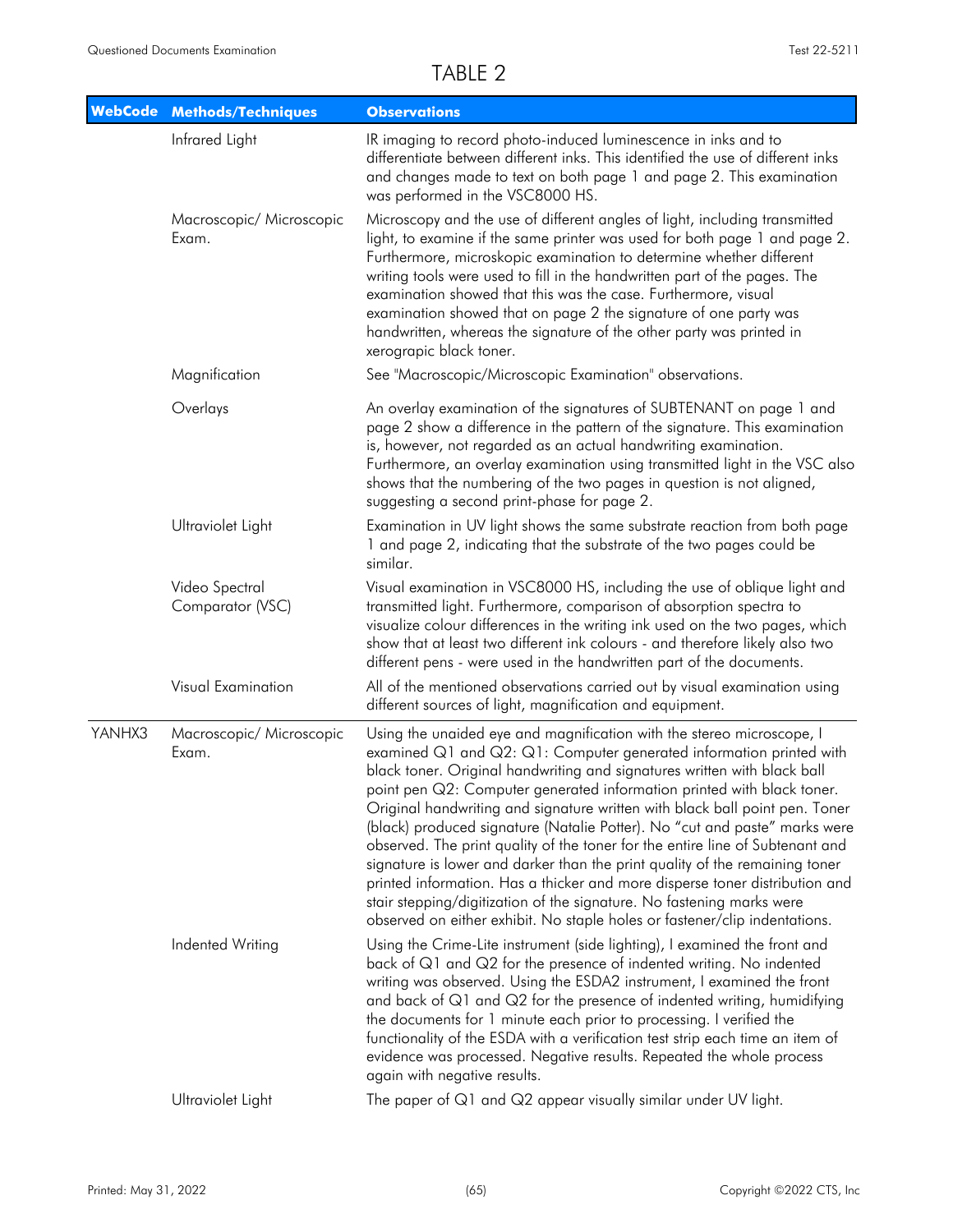# TABLE 2

| WebCode | Methods/Techniques | Observations |
|---|---|---|
| | Infrared Light | IR imaging to record photo-induced luminescence in inks and to differentiate between different inks. This identified the use of different inks and changes made to text on both page 1 and page 2. This examination was performed in the VSC8000 HS. |
| | Macroscopic/ Microscopic Exam. | Microscopy and the use of different angles of light, including transmitted light, to examine if the same printer was used for both page 1 and page 2. Furthermore, microskopic examination to determine whether different writing tools were used to fill in the handwritten part of the pages. The examination showed that this was the case. Furthermore, visual examination showed that on page 2 the signature of one party was handwritten, whereas the signature of the other party was printed in xerograpic black toner. |
| | Magnification | See "Macroscopic/Microscopic Examination" observations. |
| | Overlays | An overlay examination of the signatures of SUBTENANT on page 1 and page 2 show a difference in the pattern of the signature. This examination is, however, not regarded as an actual handwriting examination. Furthermore, an overlay examination using transmitted light in the VSC also shows that the numbering of the two pages in question is not aligned, suggesting a second print-phase for page 2. |
| | Ultraviolet Light | Examination in UV light shows the same substrate reaction from both page 1 and page 2, indicating that the substrate of the two pages could be similar. |
| | Video Spectral Comparator (VSC) | Visual examination in VSC8000 HS, including the use of oblique light and transmitted light. Furthermore, comparison of absorption spectra to visualize colour differences in the writing ink used on the two pages, which show that at least two different ink colours - and therefore likely also two different pens - were used in the handwritten part of the documents. |
| | Visual Examination | All of the mentioned observations carried out by visual examination using different sources of light, magnification and equipment. |
| YANHX3 | Macroscopic/ Microscopic Exam. | Using the unaided eye and magnification with the stereo microscope, I examined Q1 and Q2: Q1: Computer generated information printed with black toner. Original handwriting and signatures written with black ball point pen Q2: Computer generated information printed with black toner. Original handwriting and signature written with black ball point pen. Toner (black) produced signature (Natalie Potter). No "cut and paste" marks were observed. The print quality of the toner for the entire line of Subtenant and signature is lower and darker than the print quality of the remaining toner printed information. Has a thicker and more disperse toner distribution and stair stepping/digitization of the signature. No fastening marks were observed on either exhibit. No staple holes or fastener/clip indentations. |
| | Indented Writing | Using the Crime-Lite instrument (side lighting), I examined the front and back of Q1 and Q2 for the presence of indented writing. No indented writing was observed. Using the ESDA2 instrument, I examined the front and back of Q1 and Q2 for the presence of indented writing, humidifying the documents for 1 minute each prior to processing. I verified the functionality of the ESDA with a verification test strip each time an item of evidence was processed. Negative results. Repeated the whole process again with negative results. |
| | Ultraviolet Light | The paper of Q1 and Q2 appear visually similar under UV light. |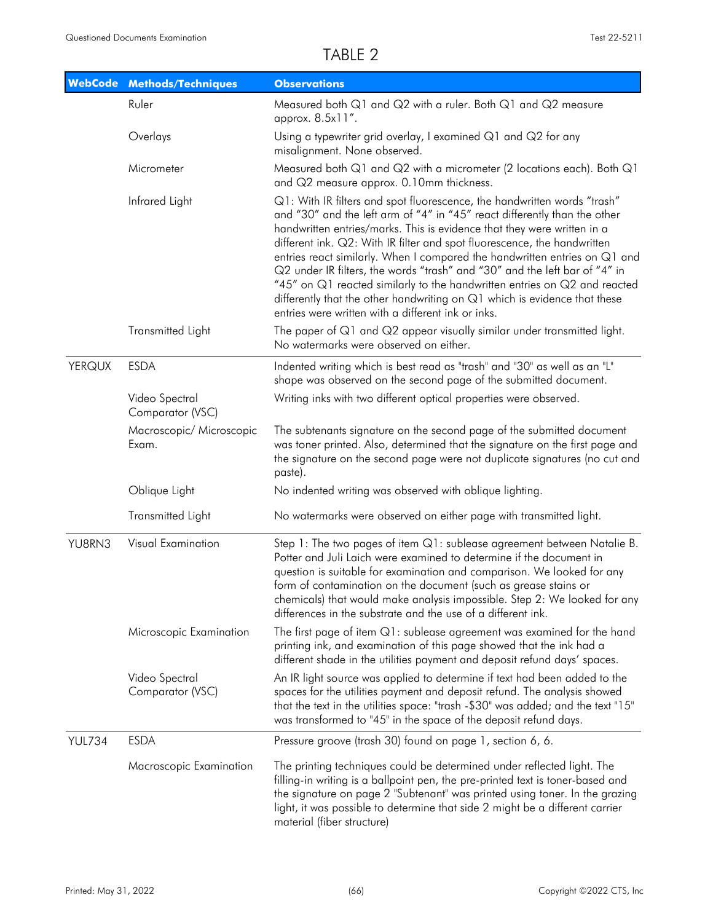# TABLE 2

| WebCode | Methods/Techniques | Observations |
|---|---|---|
| | Ruler | Measured both Q1 and Q2 with a ruler. Both Q1 and Q2 measure approx. 8.5x11". |
| | Overlays | Using a typewriter grid overlay, I examined Q1 and Q2 for any misalignment. None observed. |
| | Micrometer | Measured both Q1 and Q2 with a micrometer (2 locations each). Both Q1 and Q2 measure approx. 0.10mm thickness. |
| | Infrared Light | Q1: With IR filters and spot fluorescence, the handwritten words "trash" and "30" and the left arm of "4" in "45" react differently than the other handwritten entries/marks. This is evidence that they were written in a different ink. Q2: With IR filter and spot fluorescence, the handwritten entries react similarly. When I compared the handwritten entries on Q1 and Q2 under IR filters, the words "trash" and "30" and the left bar of "4" in "45" on Q1 reacted similarly to the handwritten entries on Q2 and reacted differently that the other handwriting on Q1 which is evidence that these entries were written with a different ink or inks. |
| | Transmitted Light | The paper of Q1 and Q2 appear visually similar under transmitted light. No watermarks were observed on either. |
| YERQUX | ESDA | Indented writing which is best read as "trash" and "30" as well as an "L" shape was observed on the second page of the submitted document. |
| | Video Spectral Comparator (VSC) | Writing inks with two different optical properties were observed. |
| | Macroscopic/ Microscopic Exam. | The subtenants signature on the second page of the submitted document was toner printed. Also, determined that the signature on the first page and the signature on the second page were not duplicate signatures (no cut and paste). |
| | Oblique Light | No indented writing was observed with oblique lighting. |
| | Transmitted Light | No watermarks were observed on either page with transmitted light. |
| YU8RN3 | Visual Examination | Step 1: The two pages of item Q1: sublease agreement between Natalie B. Potter and Juli Laich were examined to determine if the document in question is suitable for examination and comparison. We looked for any form of contamination on the document (such as grease stains or chemicals) that would make analysis impossible. Step 2: We looked for any differences in the substrate and the use of a different ink. |
| | Microscopic Examination | The first page of item Q1: sublease agreement was examined for the hand printing ink, and examination of this page showed that the ink had a different shade in the utilities payment and deposit refund days' spaces. |
| | Video Spectral Comparator (VSC) | An IR light source was applied to determine if text had been added to the spaces for the utilities payment and deposit refund. The analysis showed that the text in the utilities space: "trash -$30" was added; and the text "15" was transformed to "45" in the space of the deposit refund days. |
| YUL734 | ESDA | Pressure groove (trash 30) found on page 1, section 6, 6. |
| | Macroscopic Examination | The printing techniques could be determined under reflected light. The filling-in writing is a ballpoint pen, the pre-printed text is toner-based and the signature on page 2 "Subtenant" was printed using toner. In the grazing light, it was possible to determine that side 2 might be a different carrier material (fiber structure) |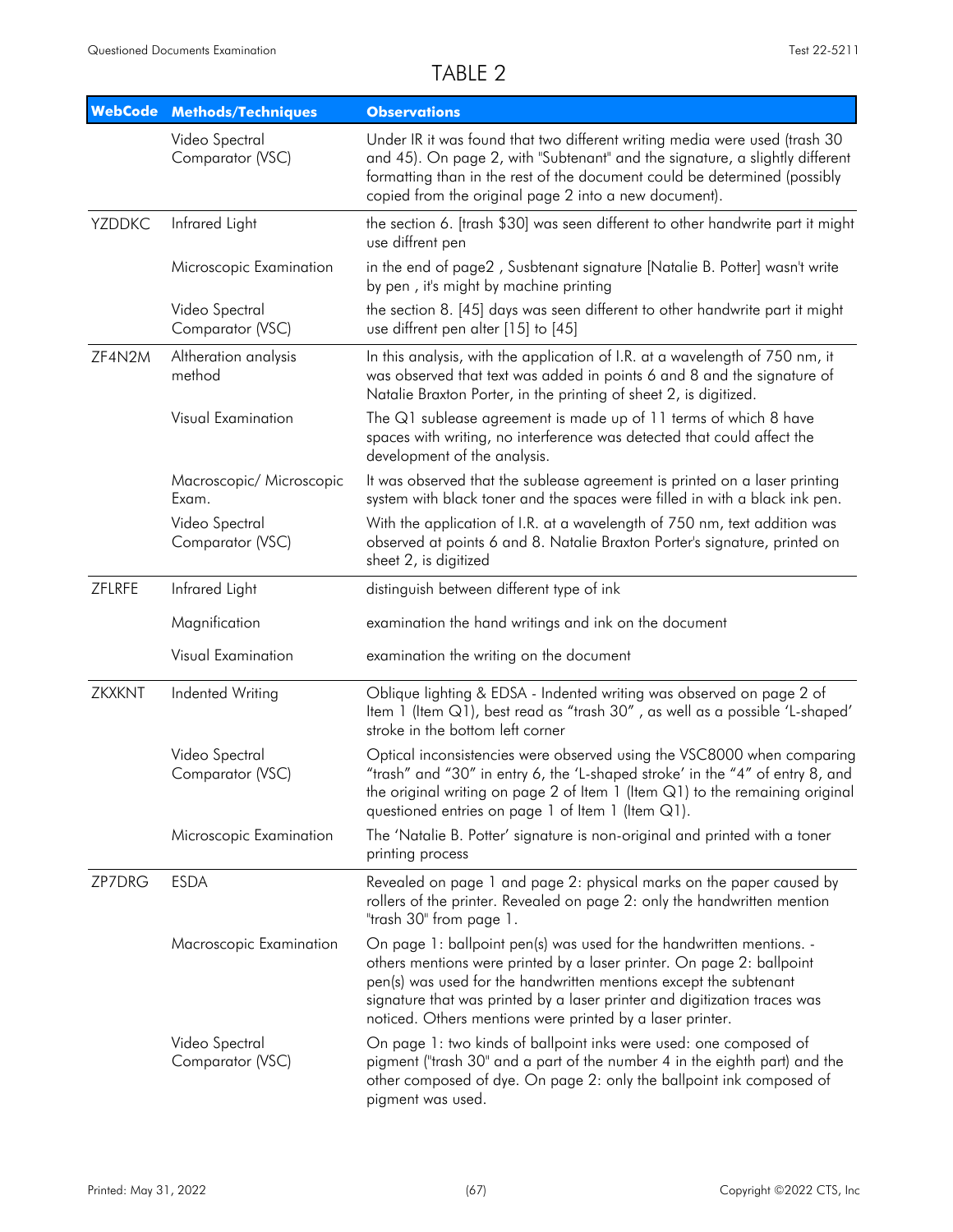# TABLE 2

| WebCode | Methods/Techniques | Observations |
|---|---|---|
| | Video Spectral Comparator (VSC) | Under IR it was found that two different writing media were used (trash 30 and 45). On page 2, with "Subtenant" and the signature, a slightly different formatting than in the rest of the document could be determined (possibly copied from the original page 2 into a new document). |
| YZDDKC | Infrared Light | the section 6. [trash $30] was seen different to other handwrite part it might use diffrent pen |
| | Microscopic Examination | in the end of page2 , Susbtenant signature [Natalie B. Potter] wasn't write by pen , it's might by machine printing |
| | Video Spectral Comparator (VSC) | the section 8. [45] days was seen different to other handwrite part it might use diffrent pen alter [15] to [45] |
| ZF4N2M | Altheration analysis method | In this analysis, with the application of I.R. at a wavelength of 750 nm, it was observed that text was added in points 6 and 8 and the signature of Natalie Braxton Porter, in the printing of sheet 2, is digitized. |
| | Visual Examination | The Q1 sublease agreement is made up of 11 terms of which 8 have spaces with writing, no interference was detected that could affect the development of the analysis. |
| | Macroscopic/ Microscopic Exam. | It was observed that the sublease agreement is printed on a laser printing system with black toner and the spaces were filled in with a black ink pen. |
| | Video Spectral Comparator (VSC) | With the application of I.R. at a wavelength of 750 nm, text addition was observed at points 6 and 8. Natalie Braxton Porter's signature, printed on sheet 2, is digitized |
| ZFLRFE | Infrared Light | distinguish between different type of ink |
| | Magnification | examination the hand writings and ink on the document |
| | Visual Examination | examination the writing on the document |
| ZKXKNT | Indented Writing | Oblique lighting & EDSA - Indented writing was observed on page 2 of Item 1 (Item Q1), best read as "trash 30" , as well as a possible 'L-shaped' stroke in the bottom left corner |
| | Video Spectral Comparator (VSC) | Optical inconsistencies were observed using the VSC8000 when comparing "trash" and "30" in entry 6, the 'L-shaped stroke' in the "4" of entry 8, and the original writing on page 2 of Item 1 (Item Q1) to the remaining original questioned entries on page 1 of Item 1 (Item Q1). |
| | Microscopic Examination | The 'Natalie B. Potter' signature is non-original and printed with a toner printing process |
| ZP7DRG | ESDA | Revealed on page 1 and page 2: physical marks on the paper caused by rollers of the printer. Revealed on page 2: only the handwritten mention "trash 30" from page 1. |
| | Macroscopic Examination | On page 1: ballpoint pen(s) was used for the handwritten mentions. - others mentions were printed by a laser printer. On page 2: ballpoint pen(s) was used for the handwritten mentions except the subtenant signature that was printed by a laser printer and digitization traces was noticed. Others mentions were printed by a laser printer. |
| | Video Spectral Comparator (VSC) | On page 1: two kinds of ballpoint inks were used: one composed of pigment ("trash 30" and a part of the number 4 in the eighth part) and the other composed of dye. On page 2: only the ballpoint ink composed of pigment was used. |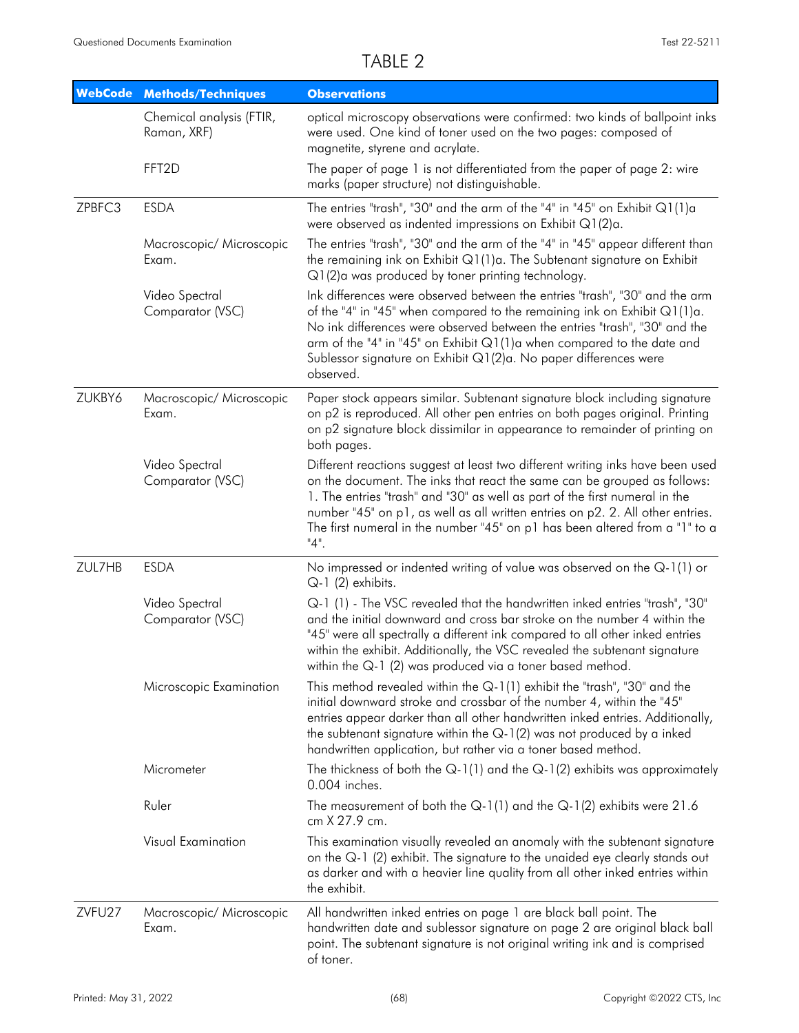# TABLE 2

| WebCode | Methods/Techniques | Observations |
|---|---|---|
| | Chemical analysis (FTIR, Raman, XRF) | optical microscopy observations were confirmed: two kinds of ballpoint inks were used. One kind of toner used on the two pages: composed of magnetite, styrene and acrylate. |
| | FFT2D | The paper of page 1 is not differentiated from the paper of page 2: wire marks (paper structure) not distinguishable. |
| ZPBFC3 | ESDA | The entries "trash", "30" and the arm of the "4" in "45" on Exhibit Q1(1)a were observed as indented impressions on Exhibit Q1(2)a. |
| | Macroscopic/ Microscopic Exam. | The entries "trash", "30" and the arm of the "4" in "45" appear different than the remaining ink on Exhibit Q1(1)a. The Subtenant signature on Exhibit Q1(2)a was produced by toner printing technology. |
| | Video Spectral Comparator (VSC) | Ink differences were observed between the entries "trash", "30" and the arm of the "4" in "45" when compared to the remaining ink on Exhibit Q1(1)a. No ink differences were observed between the entries "trash", "30" and the arm of the "4" in "45" on Exhibit Q1(1)a when compared to the date and Sublessor signature on Exhibit Q1(2)a. No paper differences were observed. |
| ZUKBY6 | Macroscopic/ Microscopic Exam. | Paper stock appears similar. Subtenant signature block including signature on p2 is reproduced. All other pen entries on both pages original. Printing on p2 signature block dissimilar in appearance to remainder of printing on both pages. |
| | Video Spectral Comparator (VSC) | Different reactions suggest at least two different writing inks have been used on the document. The inks that react the same can be grouped as follows: 1. The entries "trash" and "30" as well as part of the first numeral in the number "45" on p1, as well as all written entries on p2. 2. All other entries. The first numeral in the number "45" on p1 has been altered from a "1" to a "4". |
| ZUL7HB | ESDA | No impressed or indented writing of value was observed on the Q-1(1) or Q-1 (2) exhibits. |
| | Video Spectral Comparator (VSC) | Q-1 (1) - The VSC revealed that the handwritten inked entries "trash", "30" and the initial downward and cross bar stroke on the number 4 within the "45" were all spectrally a different ink compared to all other inked entries within the exhibit. Additionally, the VSC revealed the subtenant signature within the Q-1 (2) was produced via a toner based method. |
| | Microscopic Examination | This method revealed within the Q-1(1) exhibit the "trash", "30" and the initial downward stroke and crossbar of the number 4, within the "45" entries appear darker than all other handwritten inked entries. Additionally, the subtenant signature within the Q-1(2) was not produced by a inked handwritten application, but rather via a toner based method. |
| | Micrometer | The thickness of both the Q-1(1) and the Q-1(2) exhibits was approximately 0.004 inches. |
| | Ruler | The measurement of both the Q-1(1) and the Q-1(2) exhibits were 21.6 cm X 27.9 cm. |
| | Visual Examination | This examination visually revealed an anomaly with the subtenant signature on the Q-1 (2) exhibit. The signature to the unaided eye clearly stands out as darker and with a heavier line quality from all other inked entries within the exhibit. |
| ZVFU27 | Macroscopic/ Microscopic Exam. | All handwritten inked entries on page 1 are black ball point. The handwritten date and sublessor signature on page 2 are original black ball point. The subtenant signature is not original writing ink and is comprised of toner. |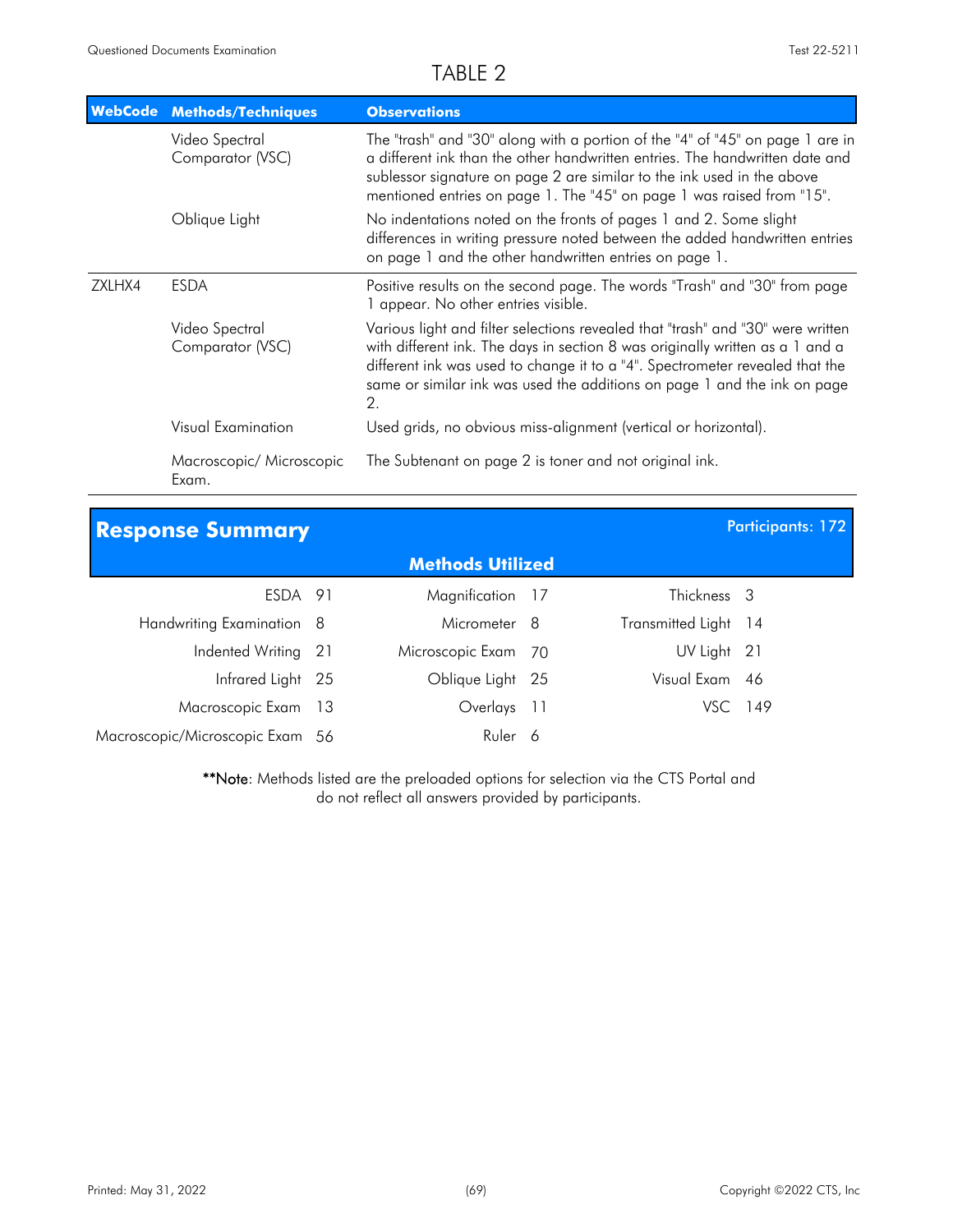# TABLE 2

| WebCode | Methods/Techniques | Observations |
| --- | --- | --- |
| | Video Spectral Comparator (VSC) | The "trash" and "30" along with a portion of the "4" of "45" on page 1 are in a different ink than the other handwritten entries. The handwritten date and sublessor signature on page 2 are similar to the ink used in the above mentioned entries on page 1. The "45" on page 1 was raised from "15". |
| | Oblique Light | No indentations noted on the fronts of pages 1 and 2. Some slight differences in writing pressure noted between the added handwritten entries on page 1 and the other handwritten entries on page 1. |
| ZXLHX4 | ESDA | Positive results on the second page. The words "Trash" and "30" from page 1 appear. No other entries visible. |
| | Video Spectral Comparator (VSC) | Various light and filter selections revealed that "trash" and "30" were written with different ink. The days in section 8 was originally written as a 1 and a different ink was used to change it to a "4". Spectrometer revealed that the same or similar ink was used the additions on page 1 and the ink on page 2. |
| | Visual Examination | Used grids, no obvious miss-alignment (vertical or horizontal). |
| | Macroscopic/ Microscopic Exam. | The Subtenant on page 2 is toner and not original ink. |

## Response Summary

Participants: 172

### Methods Utilized

| Method | Count | Method | Count | Method | Count |
| --- | --- | --- | --- | --- | --- |
| ESDA | 91 | Magnification | 17 | Thickness | 3 |
| Handwriting Examination | 8 | Micrometer | 8 | Transmitted Light | 14 |
| Indented Writing | 21 | Microscopic Exam | 70 | UV Light | 21 |
| Infrared Light | 25 | Oblique Light | 25 | Visual Exam | 46 |
| Macroscopic Exam | 13 | Overlays | 11 | VSC | 149 |
| Macroscopic/Microscopic Exam | 56 | Ruler | 6 | | |

**Note: Methods listed are the preloaded options for selection via the CTS Portal and do not reflect all answers provided by participants.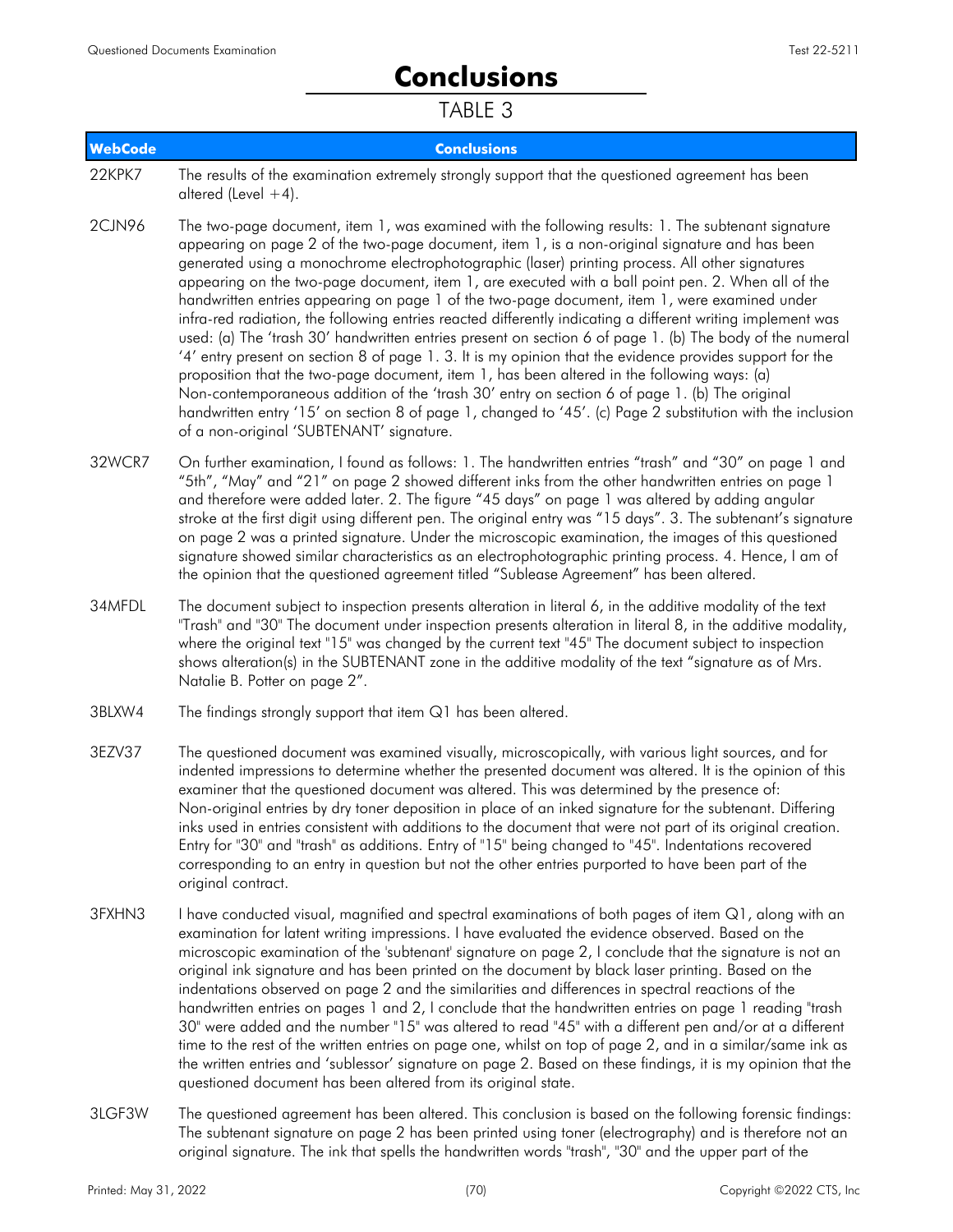# Conclusions

TABLE 3

| WebCode | Conclusions |
|---|---|
| 22KPK7 | The results of the examination extremely strongly support that the questioned agreement has been altered (Level +4). |
| 2CJN96 | The two-page document, item 1, was examined with the following results: 1. The subtenant signature appearing on page 2 of the two-page document, item 1, is a non-original signature and has been generated using a monochrome electrophotographic (laser) printing process. All other signatures appearing on the two-page document, item 1, are executed with a ball point pen. 2. When all of the handwritten entries appearing on page 1 of the two-page document, item 1, were examined under infra-red radiation, the following entries reacted differently indicating a different writing implement was used: (a) The 'trash 30' handwritten entries present on section 6 of page 1. (b) The body of the numeral '4' entry present on section 8 of page 1. 3. It is my opinion that the evidence provides support for the proposition that the two-page document, item 1, has been altered in the following ways: (a) Non-contemporaneous addition of the 'trash 30' entry on section 6 of page 1. (b) The original handwritten entry '15' on section 8 of page 1, changed to '45'. (c) Page 2 substitution with the inclusion of a non-original 'SUBTENANT' signature. |
| 32WCR7 | On further examination, I found as follows: 1. The handwritten entries "trash" and "30" on page 1 and "5th", "May" and "21" on page 2 showed different inks from the other handwritten entries on page 1 and therefore were added later. 2. The figure "45 days" on page 1 was altered by adding angular stroke at the first digit using different pen. The original entry was "15 days". 3. The subtenant's signature on page 2 was a printed signature. Under the microscopic examination, the images of this questioned signature showed similar characteristics as an electrophotographic printing process. 4. Hence, I am of the opinion that the questioned agreement titled "Sublease Agreement" has been altered. |
| 34MFDL | The document subject to inspection presents alteration in literal 6, in the additive modality of the text "Trash" and "30" The document under inspection presents alteration in literal 8, in the additive modality, where the original text "15" was changed by the current text "45" The document subject to inspection shows alteration(s) in the SUBTENANT zone in the additive modality of the text "signature as of Mrs. Natalie B. Potter on page 2". |
| 3BLXW4 | The findings strongly support that item Q1 has been altered. |
| 3EZV37 | The questioned document was examined visually, microscopically, with various light sources, and for indented impressions to determine whether the presented document was altered. It is the opinion of this examiner that the questioned document was altered. This was determined by the presence of: Non-original entries by dry toner deposition in place of an inked signature for the subtenant. Differing inks used in entries consistent with additions to the document that were not part of its original creation. Entry for "30" and "trash" as additions. Entry of "15" being changed to "45". Indentations recovered corresponding to an entry in question but not the other entries purported to have been part of the original contract. |
| 3FXHN3 | I have conducted visual, magnified and spectral examinations of both pages of item Q1, along with an examination for latent writing impressions. I have evaluated the evidence observed. Based on the microscopic examination of the 'subtenant' signature on page 2, I conclude that the signature is not an original ink signature and has been printed on the document by black laser printing. Based on the indentations observed on page 2 and the similarities and differences in spectral reactions of the handwritten entries on pages 1 and 2, I conclude that the handwritten entries on page 1 reading "trash 30" were added and the number "15" was altered to read "45" with a different pen and/or at a different time to the rest of the written entries on page one, whilst on top of page 2, and in a similar/same ink as the written entries and 'sublessor' signature on page 2. Based on these findings, it is my opinion that the questioned document has been altered from its original state. |
| 3LGF3W | The questioned agreement has been altered. This conclusion is based on the following forensic findings: The subtenant signature on page 2 has been printed using toner (electrography) and is therefore not an original signature. The ink that spells the handwritten words "trash", "30" and the upper part of the |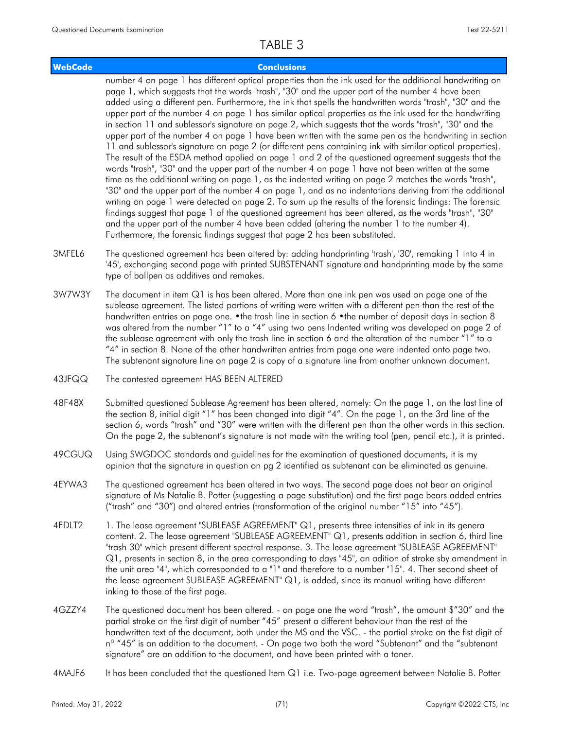# TABLE 3

| WebCode | Conclusions |
|---|---|
| | number 4 on page 1 has different optical properties than the ink used for the additional handwriting on page 1, which suggests that the words "trash", "30" and the upper part of the number 4 have been added using a different pen. Furthermore, the ink that spells the handwritten words "trash", "30" and the upper part of the number 4 on page 1 has similar optical properties as the ink used for the handwriting in section 11 and sublessor's signature on page 2, which suggests that the words "trash", "30" and the upper part of the number 4 on page 1 have been written with the same pen as the handwriting in section 11 and sublessor's signature on page 2 (or different pens containing ink with similar optical properties). The result of the ESDA method applied on page 1 and 2 of the questioned agreement suggests that the words "trash", "30" and the upper part of the number 4 on page 1 have not been written at the same time as the additional writing on page 1, as the indented writing on page 2 matches the words "trash", "30" and the upper part of the number 4 on page 1, and as no indentations deriving from the additional writing on page 1 were detected on page 2. To sum up the results of the forensic findings: The forensic findings suggest that page 1 of the questioned agreement has been altered, as the words "trash", "30" and the upper part of the number 4 have been added (altering the number 1 to the number 4). Furthermore, the forensic findings suggest that page 2 has been substituted. |
| 3MFEL6 | The questioned agreement has been altered by: adding handprinting 'trash', '30', remaking 1 into 4 in '45', exchanging second page with printed SUBSTENANT signature and handprinting made by the same type of ballpen as additives and remakes. |
| 3W7W3Y | The document in item Q1 is has been altered. More than one ink pen was used on page one of the sublease agreement. The listed portions of writing were written with a different pen than the rest of the handwritten entries on page one. •the trash line in section 6 •the number of deposit days in section 8 was altered from the number "1" to a "4" using two pens Indented writing was developed on page 2 of the sublease agreement with only the trash line in section 6 and the alteration of the number "1" to a "4" in section 8. None of the other handwritten entries from page one were indented onto page two. The subtenant signature line on page 2 is copy of a signature line from another unknown document. |
| 43JFQQ | The contested agreement HAS BEEN ALTERED |
| 48F48X | Submitted questioned Sublease Agreement has been altered, namely: On the page 1, on the last line of the section 8, initial digit "1" has been changed into digit "4". On the page 1, on the 3rd line of the section 6, words "trash" and "30" were written with the different pen than the other words in this section. On the page 2, the subtenant's signature is not made with the writing tool (pen, pencil etc.), it is printed. |
| 49CGUQ | Using SWGDOC standards and guidelines for the examination of questioned documents, it is my opinion that the signature in question on pg 2 identified as subtenant can be eliminated as genuine. |
| 4EYWA3 | The questioned agreement has been altered in two ways. The second page does not bear an original signature of Ms Natalie B. Potter (suggesting a page substitution) and the first page bears added entries ("trash" and "30") and altered entries (transformation of the original number "15" into "45"). |
| 4FDLT2 | 1. The lease agreement "SUBLEASE AGREEMENT" Q1, presents three intensities of ink in its genera content. 2. The lease agreement "SUBLEASE AGREEMENT" Q1, presents addition in section 6, third line "trash 30" which present different spectral response. 3. The lease agreement "SUBLEASE AGREEMENT" Q1, presents in section 8, in the area corresponding to days "45", an adition of stroke sby amendment in the unit area "4", which corresponded to a "1" and therefore to a number "15". 4. Ther second sheet of the lease agreement SUBLEASE AGREEMENT" Q1, is added, since its manual writing have different inking to those of the first page. |
| 4GZZY4 | The questioned document has been altered. - on page one the word "trash", the amount $"30" and the partial stroke on the first digit of number "45" present a different behaviour than the rest of the handwritten text of the document, both under the MS and the VSC. - the partial stroke on the fist digit of n° "45" is an addition to the document. - On page two both the word "Subtenant" and the "subtenant signature" are an addition to the document, and have been printed with a toner. |
| 4MAJF6 | It has been concluded that the questioned Item Q1 i.e. Two-page agreement between Natalie B. Potter |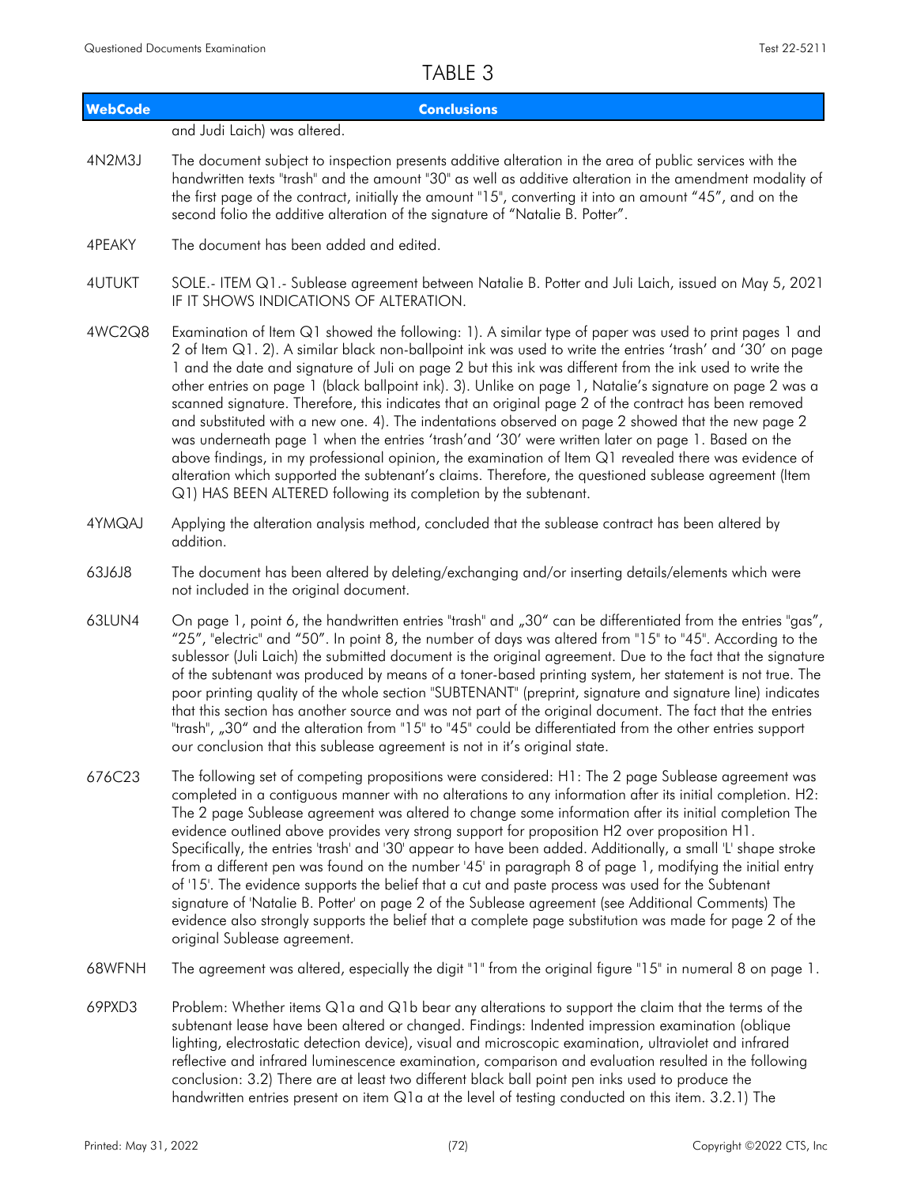## TABLE 3

| WebCode | Conclusions |
|---|---|
| | and Judi Laich) was altered. |
| 4N2M3J | The document subject to inspection presents additive alteration in the area of public services with the handwritten texts "trash" and the amount "30" as well as additive alteration in the amendment modality of the first page of the contract, initially the amount "15", converting it into an amount "45", and on the second folio the additive alteration of the signature of "Natalie B. Potter". |
| 4PEAKY | The document has been added and edited. |
| 4UTUKT | SOLE.- ITEM Q1.- Sublease agreement between Natalie B. Potter and Juli Laich, issued on May 5, 2021 IF IT SHOWS INDICATIONS OF ALTERATION. |
| 4WC2Q8 | Examination of Item Q1 showed the following: 1). A similar type of paper was used to print pages 1 and 2 of Item Q1. 2). A similar black non-ballpoint ink was used to write the entries 'trash' and '30' on page 1 and the date and signature of Juli on page 2 but this ink was different from the ink used to write the other entries on page 1 (black ballpoint ink). 3). Unlike on page 1, Natalie's signature on page 2 was a scanned signature. Therefore, this indicates that an original page 2 of the contract has been removed and substituted with a new one. 4). The indentations observed on page 2 showed that the new page 2 was underneath page 1 when the entries 'trash'and '30' were written later on page 1. Based on the above findings, in my professional opinion, the examination of Item Q1 revealed there was evidence of alteration which supported the subtenant's claims. Therefore, the questioned sublease agreement (Item Q1) HAS BEEN ALTERED following its completion by the subtenant. |
| 4YMQAJ | Applying the alteration analysis method, concluded that the sublease contract has been altered by addition. |
| 63J6J8 | The document has been altered by deleting/exchanging and/or inserting details/elements which were not included in the original document. |
| 63LUN4 | On page 1, point 6, the handwritten entries "trash" and „30" can be differentiated from the entries "gas", "25", "electric" and "50". In point 8, the number of days was altered from "15" to "45". According to the sublessor (Juli Laich) the submitted document is the original agreement. Due to the fact that the signature of the subtenant was produced by means of a toner-based printing system, her statement is not true. The poor printing quality of the whole section "SUBTENANT" (preprint, signature and signature line) indicates that this section has another source and was not part of the original document. The fact that the entries "trash", „30" and the alteration from "15" to "45" could be differentiated from the other entries support our conclusion that this sublease agreement is not in it's original state. |
| 676C23 | The following set of competing propositions were considered: H1: The 2 page Sublease agreement was completed in a contiguous manner with no alterations to any information after its initial completion. H2: The 2 page Sublease agreement was altered to change some information after its initial completion The evidence outlined above provides very strong support for proposition H2 over proposition H1. Specifically, the entries 'trash' and '30' appear to have been added. Additionally, a small 'L' shape stroke from a different pen was found on the number '45' in paragraph 8 of page 1, modifying the initial entry of '15'. The evidence supports the belief that a cut and paste process was used for the Subtenant signature of 'Natalie B. Potter' on page 2 of the Sublease agreement (see Additional Comments) The evidence also strongly supports the belief that a complete page substitution was made for page 2 of the original Sublease agreement. |
| 68WFNH | The agreement was altered, especially the digit "1" from the original figure "15" in numeral 8 on page 1. |
| 69PXD3 | Problem: Whether items Q1a and Q1b bear any alterations to support the claim that the terms of the subtenant lease have been altered or changed. Findings: Indented impression examination (oblique lighting, electrostatic detection device), visual and microscopic examination, ultraviolet and infrared reflective and infrared luminescence examination, comparison and evaluation resulted in the following conclusion: 3.2) There are at least two different black ball point pen inks used to produce the handwritten entries present on item Q1a at the level of testing conducted on this item. 3.2.1) The |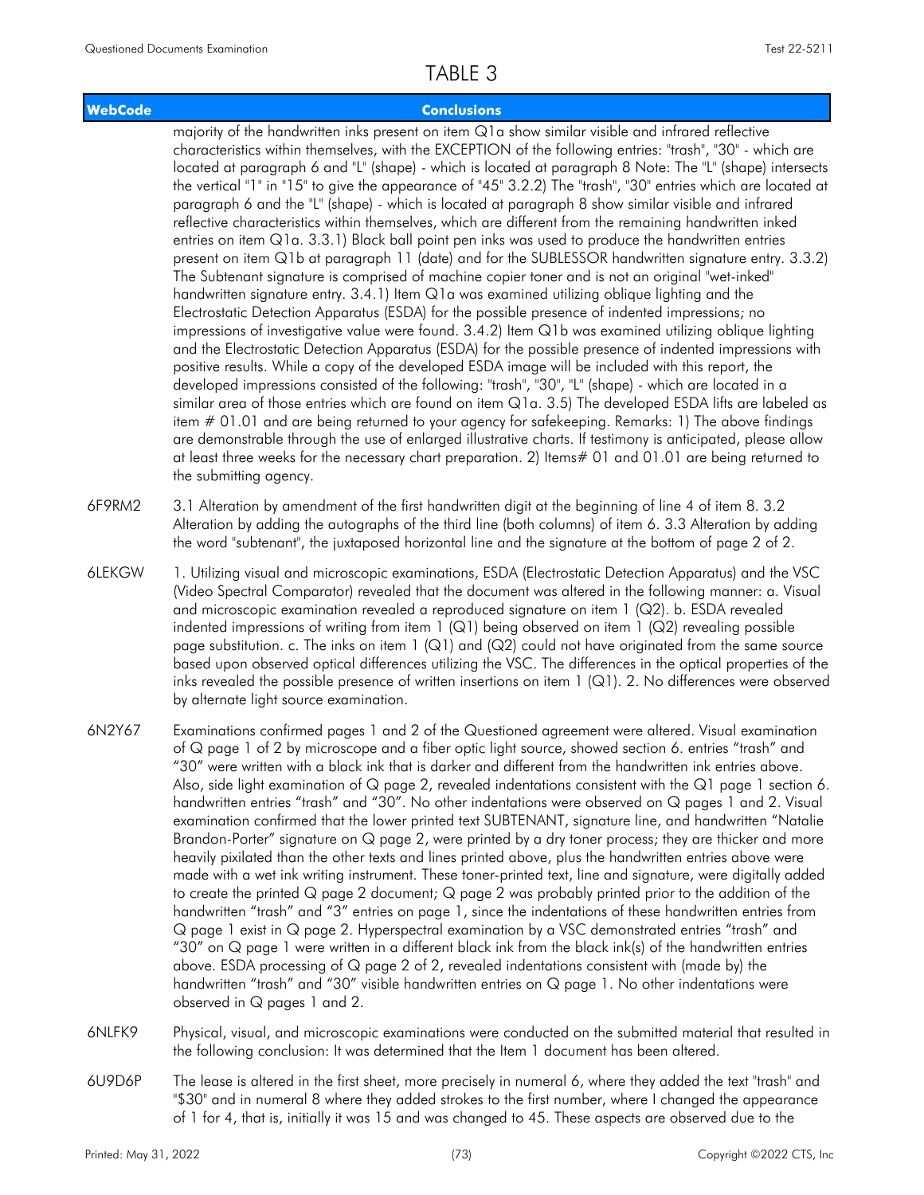# TABLE 3

| WebCode | Conclusions |
|---|---|
| | majority of the handwritten inks present on item Q1a show similar visible and infrared reflective characteristics within themselves, with the EXCEPTION of the following entries: "trash", "30" - which are located at paragraph 6 and "L" (shape) - which is located at paragraph 8 Note: The "L" (shape) intersects the vertical "1" in "15" to give the appearance of "45" 3.2.2) The "trash", "30" entries which are located at paragraph 6 and the "L" (shape) - which is located at paragraph 8 show similar visible and infrared reflective characteristics within themselves, which are different from the remaining handwritten inked entries on item Q1a. 3.3.1) Black ball point pen inks was used to produce the handwritten entries present on item Q1b at paragraph 11 (date) and for the SUBLESSOR handwritten signature entry. 3.3.2) The Subtenant signature is comprised of machine copier toner and is not an original "wet-inked" handwritten signature entry. 3.4.1) Item Q1a was examined utilizing oblique lighting and the Electrostatic Detection Apparatus (ESDA) for the possible presence of indented impressions; no impressions of investigative value were found. 3.4.2) Item Q1b was examined utilizing oblique lighting and the Electrostatic Detection Apparatus (ESDA) for the possible presence of indented impressions with positive results. While a copy of the developed ESDA image will be included with this report, the developed impressions consisted of the following: "trash", "30", "L" (shape) - which are located in a similar area of those entries which are found on item Q1a. 3.5) The developed ESDA lifts are labeled as item # 01.01 and are being returned to your agency for safekeeping. Remarks: 1) The above findings are demonstrable through the use of enlarged illustrative charts. If testimony is anticipated, please allow at least three weeks for the necessary chart preparation. 2) Items# 01 and 01.01 are being returned to the submitting agency. |
| 6F9RM2 | 3.1 Alteration by amendment of the first handwritten digit at the beginning of line 4 of item 8. 3.2 Alteration by adding the autographs of the third line (both columns) of item 6. 3.3 Alteration by adding the word "subtenant", the juxtaposed horizontal line and the signature at the bottom of page 2 of 2. |
| 6LEKGW | 1. Utilizing visual and microscopic examinations, ESDA (Electrostatic Detection Apparatus) and the VSC (Video Spectral Comparator) revealed that the document was altered in the following manner: a. Visual and microscopic examination revealed a reproduced signature on item 1 (Q2). b. ESDA revealed indented impressions of writing from item 1 (Q1) being observed on item 1 (Q2) revealing possible page substitution. c. The inks on item 1 (Q1) and (Q2) could not have originated from the same source based upon observed optical differences utilizing the VSC. The differences in the optical properties of the inks revealed the possible presence of written insertions on item 1 (Q1). 2. No differences were observed by alternate light source examination. |
| 6N2Y67 | Examinations confirmed pages 1 and 2 of the Questioned agreement were altered. Visual examination of Q page 1 of 2 by microscope and a fiber optic light source, showed section 6. entries "trash" and "30" were written with a black ink that is darker and different from the handwritten ink entries above. Also, side light examination of Q page 2, revealed indentations consistent with the Q1 page 1 section 6. handwritten entries "trash" and "30". No other indentations were observed on Q pages 1 and 2. Visual examination confirmed that the lower printed text SUBTENANT, signature line, and handwritten "Natalie Brandon-Porter" signature on Q page 2, were printed by a dry toner process; they are thicker and more heavily pixilated than the other texts and lines printed above, plus the handwritten entries above were made with a wet ink writing instrument. These toner-printed text, line and signature, were digitally added to create the printed Q page 2 document; Q page 2 was probably printed prior to the addition of the handwritten "trash" and "3" entries on page 1, since the indentations of these handwritten entries from Q page 1 exist in Q page 2. Hyperspectral examination by a VSC demonstrated entries "trash" and "30" on Q page 1 were written in a different black ink from the black ink(s) of the handwritten entries above. ESDA processing of Q page 2 of 2, revealed indentations consistent with (made by) the handwritten "trash" and "30" visible handwritten entries on Q page 1. No other indentations were observed in Q pages 1 and 2. |
| 6NLFK9 | Physical, visual, and microscopic examinations were conducted on the submitted material that resulted in the following conclusion: It was determined that the Item 1 document has been altered. |
| 6U9D6P | The lease is altered in the first sheet, more precisely in numeral 6, where they added the text "trash" and "$30" and in numeral 8 where they added strokes to the first number, where I changed the appearance of 1 for 4, that is, initially it was 15 and was changed to 45. These aspects are observed due to the |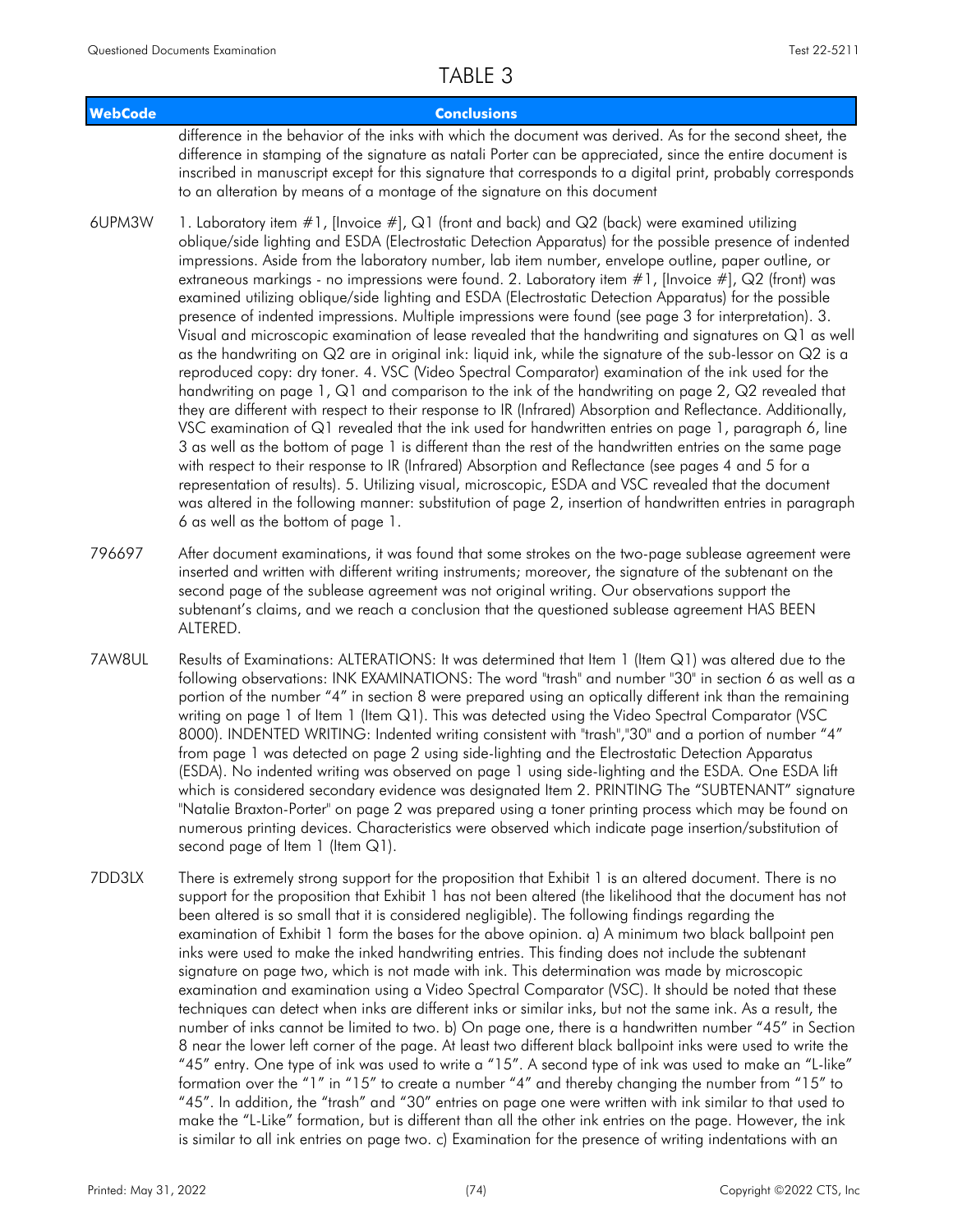## TABLE 3

| WebCode | Conclusions |
|---|---|
| | difference in the behavior of the inks with which the document was derived. As for the second sheet, the difference in stamping of the signature as natali Porter can be appreciated, since the entire document is inscribed in manuscript except for this signature that corresponds to a digital print, probably corresponds to an alteration by means of a montage of the signature on this document |
| 6UPM3W | 1. Laboratory item #1, [Invoice #], Q1 (front and back) and Q2 (back) were examined utilizing oblique/side lighting and ESDA (Electrostatic Detection Apparatus) for the possible presence of indented impressions. Aside from the laboratory number, lab item number, envelope outline, paper outline, or extraneous markings - no impressions were found. 2. Laboratory item #1, [Invoice #], Q2 (front) was examined utilizing oblique/side lighting and ESDA (Electrostatic Detection Apparatus) for the possible presence of indented impressions. Multiple impressions were found (see page 3 for interpretation). 3. Visual and microscopic examination of lease revealed that the handwriting and signatures on Q1 as well as the handwriting on Q2 are in original ink: liquid ink, while the signature of the sub-lessor on Q2 is a reproduced copy: dry toner. 4. VSC (Video Spectral Comparator) examination of the ink used for the handwriting on page 1, Q1 and comparison to the ink of the handwriting on page 2, Q2 revealed that they are different with respect to their response to IR (Infrared) Absorption and Reflectance. Additionally, VSC examination of Q1 revealed that the ink used for handwritten entries on page 1, paragraph 6, line 3 as well as the bottom of page 1 is different than the rest of the handwritten entries on the same page with respect to their response to IR (Infrared) Absorption and Reflectance (see pages 4 and 5 for a representation of results). 5. Utilizing visual, microscopic, ESDA and VSC revealed that the document was altered in the following manner: substitution of page 2, insertion of handwritten entries in paragraph 6 as well as the bottom of page 1. |
| 796697 | After document examinations, it was found that some strokes on the two-page sublease agreement were inserted and written with different writing instruments; moreover, the signature of the subtenant on the second page of the sublease agreement was not original writing. Our observations support the subtenant's claims, and we reach a conclusion that the questioned sublease agreement HAS BEEN ALTERED. |
| 7AW8UL | Results of Examinations: ALTERATIONS: It was determined that Item 1 (Item Q1) was altered due to the following observations: INK EXAMINATIONS: The word "trash" and number "30" in section 6 as well as a portion of the number "4" in section 8 were prepared using an optically different ink than the remaining writing on page 1 of Item 1 (Item Q1). This was detected using the Video Spectral Comparator (VSC 8000). INDENTED WRITING: Indented writing consistent with "trash","30" and a portion of number "4" from page 1 was detected on page 2 using side-lighting and the Electrostatic Detection Apparatus (ESDA). No indented writing was observed on page 1 using side-lighting and the ESDA. One ESDA lift which is considered secondary evidence was designated Item 2. PRINTING The "SUBTENANT" signature "Natalie Braxton-Porter" on page 2 was prepared using a toner printing process which may be found on numerous printing devices. Characteristics were observed which indicate page insertion/substitution of second page of Item 1 (Item Q1). |
| 7DD3LX | There is extremely strong support for the proposition that Exhibit 1 is an altered document. There is no support for the proposition that Exhibit 1 has not been altered (the likelihood that the document has not been altered is so small that it is considered negligible). The following findings regarding the examination of Exhibit 1 form the bases for the above opinion. a) A minimum two black ballpoint pen inks were used to make the inked handwriting entries. This finding does not include the subtenant signature on page two, which is not made with ink. This determination was made by microscopic examination and examination using a Video Spectral Comparator (VSC). It should be noted that these techniques can detect when inks are different inks or similar inks, but not the same ink. As a result, the number of inks cannot be limited to two. b) On page one, there is a handwritten number "45" in Section 8 near the lower left corner of the page. At least two different black ballpoint inks were used to write the "45" entry. One type of ink was used to write a "15". A second type of ink was used to make an "L-like" formation over the "1" in "15" to create a number "4" and thereby changing the number from "15" to "45". In addition, the "trash" and "30" entries on page one were written with ink similar to that used to make the "L-Like" formation, but is different than all the other ink entries on the page. However, the ink is similar to all ink entries on page two. c) Examination for the presence of writing indentations with an |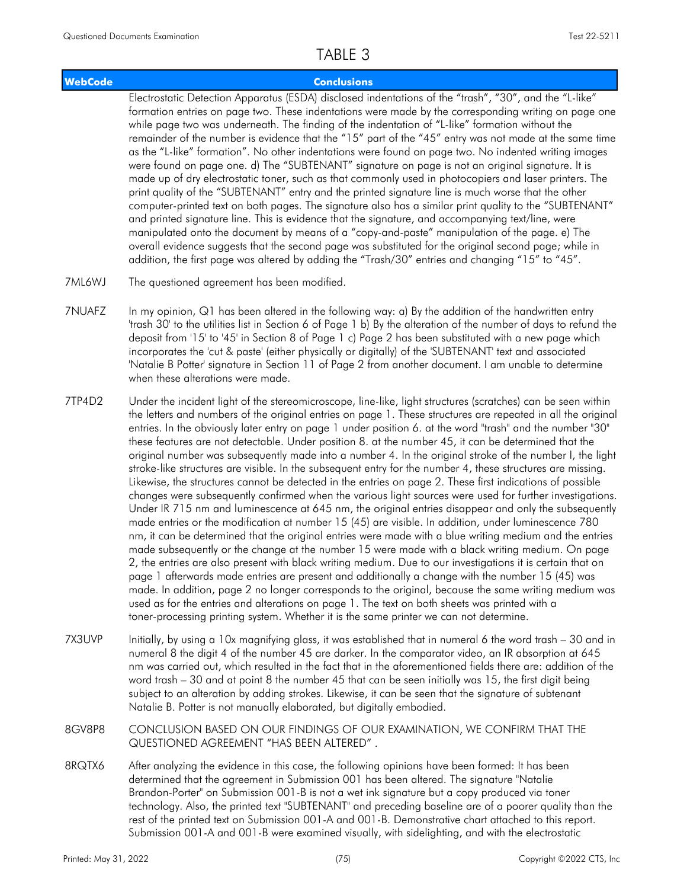## TABLE 3

| WebCode | Conclusions |
|---|---|
| | Electrostatic Detection Apparatus (ESDA) disclosed indentations of the "trash", "30", and the "L-like" formation entries on page two. These indentations were made by the corresponding writing on page one while page two was underneath. The finding of the indentation of "L-like" formation without the remainder of the number is evidence that the "15" part of the "45" entry was not made at the same time as the "L-like" formation". No other indentations were found on page two. No indented writing images were found on page one. d) The "SUBTENANT" signature on page is not an original signature. It is made up of dry electrostatic toner, such as that commonly used in photocopiers and laser printers. The print quality of the "SUBTENANT" entry and the printed signature line is much worse that the other computer-printed text on both pages. The signature also has a similar print quality to the "SUBTENANT" and printed signature line. This is evidence that the signature, and accompanying text/line, were manipulated onto the document by means of a "copy-and-paste" manipulation of the page. e) The overall evidence suggests that the second page was substituted for the original second page; while in addition, the first page was altered by adding the "Trash/30" entries and changing "15" to "45". |
| 7ML6WJ | The questioned agreement has been modified. |
| 7NUAFZ | In my opinion, Q1 has been altered in the following way: a) By the addition of the handwritten entry 'trash 30' to the utilities list in Section 6 of Page 1 b) By the alteration of the number of days to refund the deposit from '15' to '45' in Section 8 of Page 1 c) Page 2 has been substituted with a new page which incorporates the 'cut & paste' (either physically or digitally) of the 'SUBTENANT' text and associated 'Natalie B Potter' signature in Section 11 of Page 2 from another document. I am unable to determine when these alterations were made. |
| 7TP4D2 | Under the incident light of the stereomicroscope, line-like, light structures (scratches) can be seen within the letters and numbers of the original entries on page 1. These structures are repeated in all the original entries. In the obviously later entry on page 1 under position 6. at the word "trash" and the number "30" these features are not detectable. Under position 8. at the number 45, it can be determined that the original number was subsequently made into a number 4. In the original stroke of the number I, the light stroke-like structures are visible. In the subsequent entry for the number 4, these structures are missing. Likewise, the structures cannot be detected in the entries on page 2. These first indications of possible changes were subsequently confirmed when the various light sources were used for further investigations. Under IR 715 nm and luminescence at 645 nm, the original entries disappear and only the subsequently made entries or the modification at number 15 (45) are visible. In addition, under luminescence 780 nm, it can be determined that the original entries were made with a blue writing medium and the entries made subsequently or the change at the number 15 were made with a black writing medium. On page 2, the entries are also present with black writing medium. Due to our investigations it is certain that on page 1 afterwards made entries are present and additionally a change with the number 15 (45) was made. In addition, page 2 no longer corresponds to the original, because the same writing medium was used as for the entries and alterations on page 1. The text on both sheets was printed with a toner-processing printing system. Whether it is the same printer we can not determine. |
| 7X3UVP | Initially, by using a 10x magnifying glass, it was established that in numeral 6 the word trash – 30 and in numeral 8 the digit 4 of the number 45 are darker. In the comparator video, an IR absorption at 645 nm was carried out, which resulted in the fact that in the aforementioned fields there are: addition of the word trash – 30 and at point 8 the number 45 that can be seen initially was 15, the first digit being subject to an alteration by adding strokes. Likewise, it can be seen that the signature of subtenant Natalie B. Potter is not manually elaborated, but digitally embodied. |
| 8GV8P8 | CONCLUSION BASED ON OUR FINDINGS OF OUR EXAMINATION, WE CONFIRM THAT THE QUESTIONED AGREEMENT "HAS BEEN ALTERED" . |
| 8RQTX6 | After analyzing the evidence in this case, the following opinions have been formed: It has been determined that the agreement in Submission 001 has been altered. The signature "Natalie Brandon-Porter" on Submission 001-B is not a wet ink signature but a copy produced via toner technology. Also, the printed text "SUBTENANT" and preceding baseline are of a poorer quality than the rest of the printed text on Submission 001-A and 001-B. Demonstrative chart attached to this report. Submission 001-A and 001-B were examined visually, with sidelighting, and with the electrostatic |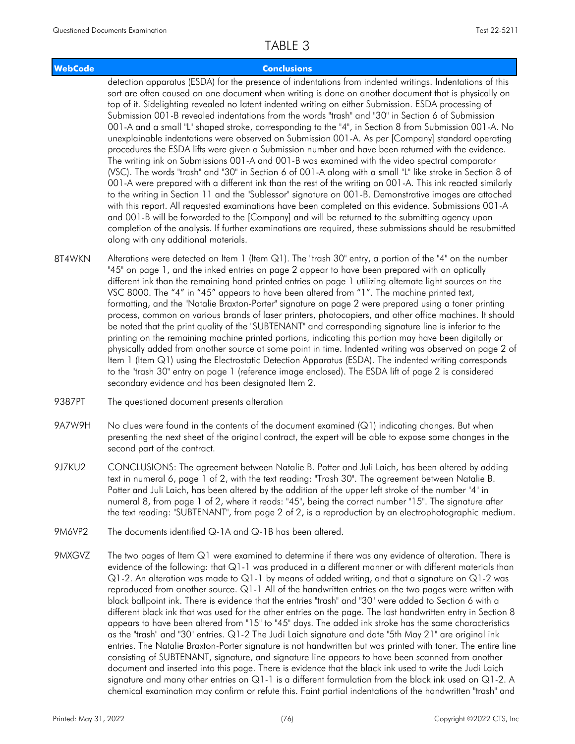# TABLE 3

| WebCode | Conclusions |
| --- | --- |
| | detection apparatus (ESDA) for the presence of indentations from indented writings. Indentations of this sort are often caused on one document when writing is done on another document that is physically on top of it. Sidelighting revealed no latent indented writing on either Submission. ESDA processing of Submission 001-B revealed indentations from the words "trash" and "30" in Section 6 of Submission 001-A and a small "L" shaped stroke, corresponding to the "4", in Section 8 from Submission 001-A. No unexplainable indentations were observed on Submission 001-A. As per [Company] standard operating procedures the ESDA lifts were given a Submission number and have been returned with the evidence. The writing ink on Submissions 001-A and 001-B was examined with the video spectral comparator (VSC). The words "trash" and "30" in Section 6 of 001-A along with a small "L" like stroke in Section 8 of 001-A were prepared with a different ink than the rest of the writing on 001-A. This ink reacted similarly to the writing in Section 11 and the "Sublessor" signature on 001-B. Demonstrative images are attached with this report. All requested examinations have been completed on this evidence. Submissions 001-A and 001-B will be forwarded to the [Company] and will be returned to the submitting agency upon completion of the analysis. If further examinations are required, these submissions should be resubmitted along with any additional materials. |
| 8T4WKN | Alterations were detected on Item 1 (Item Q1). The "trash 30" entry, a portion of the "4" on the number "45" on page 1, and the inked entries on page 2 appear to have been prepared with an optically different ink than the remaining hand printed entries on page 1 utilizing alternate light sources on the VSC 8000. The "4" in "45" appears to have been altered from "1". The machine printed text, formatting, and the "Natalie Braxton-Porter" signature on page 2 were prepared using a toner printing process, common on various brands of laser printers, photocopiers, and other office machines. It should be noted that the print quality of the "SUBTENANT" and corresponding signature line is inferior to the printing on the remaining machine printed portions, indicating this portion may have been digitally or physically added from another source at some point in time. Indented writing was observed on page 2 of Item 1 (Item Q1) using the Electrostatic Detection Apparatus (ESDA). The indented writing corresponds to the "trash 30" entry on page 1 (reference image enclosed). The ESDA lift of page 2 is considered secondary evidence and has been designated Item 2. |
| 9387PT | The questioned document presents alteration |
| 9A7W9H | No clues were found in the contents of the document examined (Q1) indicating changes. But when presenting the next sheet of the original contract, the expert will be able to expose some changes in the second part of the contract. |
| 9J7KU2 | CONCLUSIONS: The agreement between Natalie B. Potter and Juli Laich, has been altered by adding text in numeral 6, page 1 of 2, with the text reading: "Trash 30". The agreement between Natalie B. Potter and Juli Laich, has been altered by the addition of the upper left stroke of the number "4" in numeral 8, from page 1 of 2, where it reads: "45", being the correct number "15". The signature after the text reading: "SUBTENANT", from page 2 of 2, is a reproduction by an electrophotographic medium. |
| 9M6VP2 | The documents identified Q-1A and Q-1B has been altered. |
| 9MXGVZ | The two pages of Item Q1 were examined to determine if there was any evidence of alteration. There is evidence of the following: that Q1-1 was produced in a different manner or with different materials than Q1-2. An alteration was made to Q1-1 by means of added writing, and that a signature on Q1-2 was reproduced from another source. Q1-1 All of the handwritten entries on the two pages were written with black ballpoint ink. There is evidence that the entries "trash" and "30" were added to Section 6 with a different black ink that was used for the other entries on the page. The last handwritten entry in Section 8 appears to have been altered from "15" to "45" days. The added ink stroke has the same characteristics as the "trash" and "30" entries. Q1-2 The Judi Laich signature and date "5th May 21" are original ink entries. The Natalie Braxton-Porter signature is not handwritten but was printed with toner. The entire line consisting of SUBTENANT, signature, and signature line appears to have been scanned from another document and inserted into this page. There is evidence that the black ink used to write the Judi Laich signature and many other entries on Q1-1 is a different formulation from the black ink used on Q1-2. A chemical examination may confirm or refute this. Faint partial indentations of the handwritten "trash" and |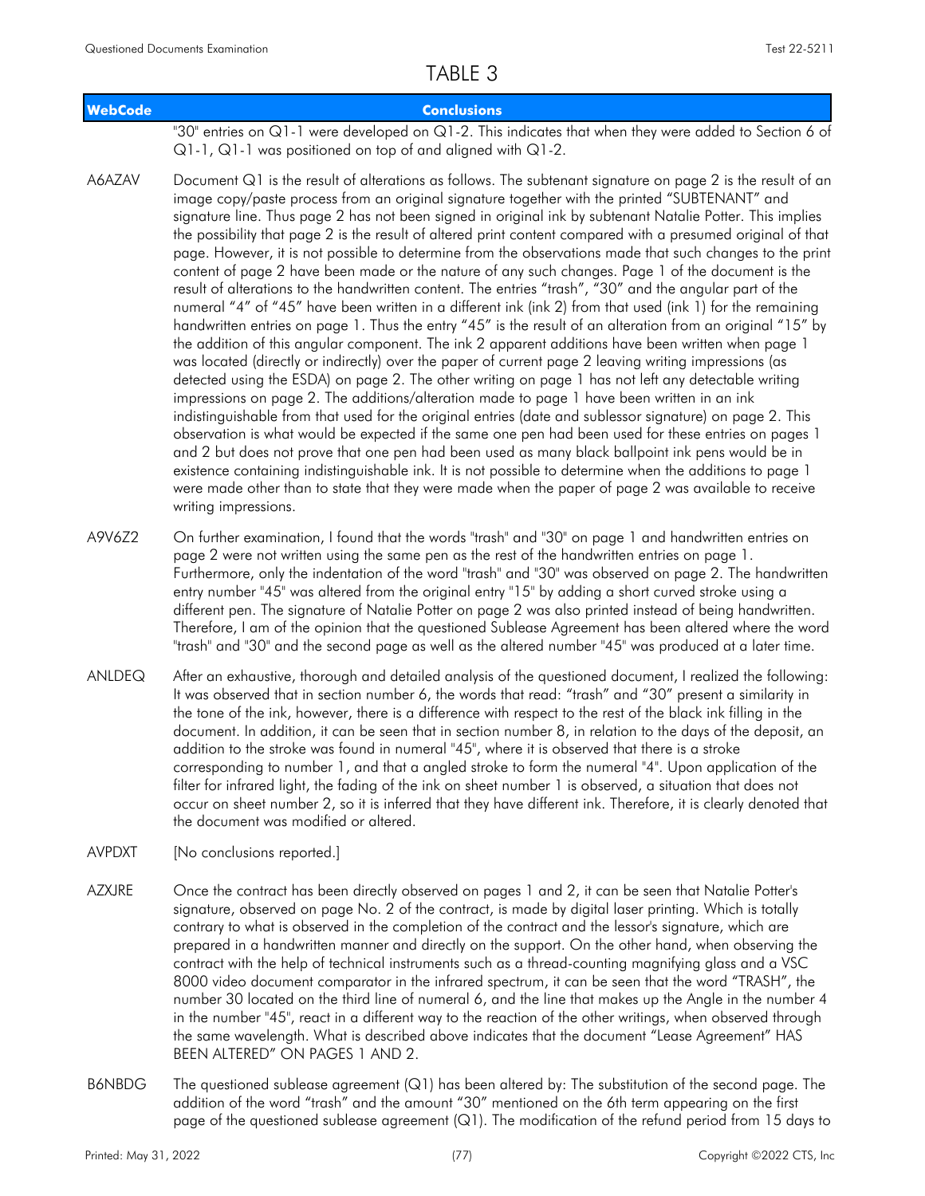# TABLE 3

| WebCode | Conclusions |
|---|---|
| | "30" entries on Q1-1 were developed on Q1-2. This indicates that when they were added to Section 6 of Q1-1, Q1-1 was positioned on top of and aligned with Q1-2. |
| A6AZAV | Document Q1 is the result of alterations as follows. The subtenant signature on page 2 is the result of an image copy/paste process from an original signature together with the printed "SUBTENANT" and signature line. Thus page 2 has not been signed in original ink by subtenant Natalie Potter. This implies the possibility that page 2 is the result of altered print content compared with a presumed original of that page. However, it is not possible to determine from the observations made that such changes to the print content of page 2 have been made or the nature of any such changes. Page 1 of the document is the result of alterations to the handwritten content. The entries "trash", "30" and the angular part of the numeral "4" of "45" have been written in a different ink (ink 2) from that used (ink 1) for the remaining handwritten entries on page 1. Thus the entry "45" is the result of an alteration from an original "15" by the addition of this angular component. The ink 2 apparent additions have been written when page 1 was located (directly or indirectly) over the paper of current page 2 leaving writing impressions (as detected using the ESDA) on page 2. The other writing on page 1 has not left any detectable writing impressions on page 2. The additions/alteration made to page 1 have been written in an ink indistinguishable from that used for the original entries (date and sublessor signature) on page 2. This observation is what would be expected if the same one pen had been used for these entries on pages 1 and 2 but does not prove that one pen had been used as many black ballpoint ink pens would be in existence containing indistinguishable ink. It is not possible to determine when the additions to page 1 were made other than to state that they were made when the paper of page 2 was available to receive writing impressions. |
| A9V6Z2 | On further examination, I found that the words "trash" and "30" on page 1 and handwritten entries on page 2 were not written using the same pen as the rest of the handwritten entries on page 1. Furthermore, only the indentation of the word "trash" and "30" was observed on page 2. The handwritten entry number "45" was altered from the original entry "15" by adding a short curved stroke using a different pen. The signature of Natalie Potter on page 2 was also printed instead of being handwritten. Therefore, I am of the opinion that the questioned Sublease Agreement has been altered where the word "trash" and "30" and the second page as well as the altered number "45" was produced at a later time. |
| ANLDEQ | After an exhaustive, thorough and detailed analysis of the questioned document, I realized the following: It was observed that in section number 6, the words that read: "trash" and "30" present a similarity in the tone of the ink, however, there is a difference with respect to the rest of the black ink filling in the document. In addition, it can be seen that in section number 8, in relation to the days of the deposit, an addition to the stroke was found in numeral "45", where it is observed that there is a stroke corresponding to number 1, and that a angled stroke to form the numeral "4". Upon application of the filter for infrared light, the fading of the ink on sheet number 1 is observed, a situation that does not occur on sheet number 2, so it is inferred that they have different ink. Therefore, it is clearly denoted that the document was modified or altered. |
| AVPDXT | [No conclusions reported.] |
| AZXJRE | Once the contract has been directly observed on pages 1 and 2, it can be seen that Natalie Potter's signature, observed on page No. 2 of the contract, is made by digital laser printing. Which is totally contrary to what is observed in the completion of the contract and the lessor's signature, which are prepared in a handwritten manner and directly on the support. On the other hand, when observing the contract with the help of technical instruments such as a thread-counting magnifying glass and a VSC 8000 video document comparator in the infrared spectrum, it can be seen that the word "TRASH", the number 30 located on the third line of numeral 6, and the line that makes up the Angle in the number 4 in the number "45", react in a different way to the reaction of the other writings, when observed through the same wavelength. What is described above indicates that the document "Lease Agreement" HAS BEEN ALTERED" ON PAGES 1 AND 2. |
| B6NBDG | The questioned sublease agreement (Q1) has been altered by: The substitution of the second page. The addition of the word "trash" and the amount "30" mentioned on the 6th term appearing on the first page of the questioned sublease agreement (Q1). The modification of the refund period from 15 days to |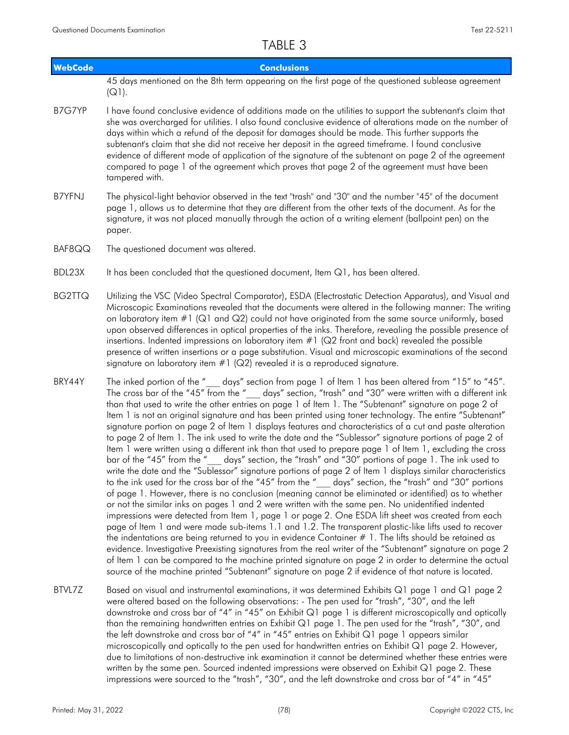# TABLE 3

| WebCode | Conclusions |
|---|---|
| | 45 days mentioned on the 8th term appearing on the first page of the questioned sublease agreement (Q1). |
| B7G7YP | I have found conclusive evidence of additions made on the utilities to support the subtenant's claim that she was overcharged for utilities. I also found conclusive evidence of alterations made on the number of days within which a refund of the deposit for damages should be made. This further supports the subtenant's claim that she did not receive her deposit in the agreed timeframe. I found conclusive evidence of different mode of application of the signature of the subtenant on page 2 of the agreement compared to page 1 of the agreement which proves that page 2 of the agreement must have been tampered with. |
| B7YFNJ | The physical-light behavior observed in the text "trash" and "30" and the number "45" of the document page 1, allows us to determine that they are different from the other texts of the document. As for the signature, it was not placed manually through the action of a writing element (ballpoint pen) on the paper. |
| BAF8QQ | The questioned document was altered. |
| BDL23X | It has been concluded that the questioned document, Item Q1, has been altered. |
| BG2TTQ | Utilizing the VSC (Video Spectral Comparator), ESDA (Electrostatic Detection Apparatus), and Visual and Microscopic Examinations revealed that the documents were altered in the following manner: The writing on laboratory item #1 (Q1 and Q2) could not have originated from the same source uniformly, based upon observed differences in optical properties of the inks. Therefore, revealing the possible presence of insertions. Indented impressions on laboratory item #1 (Q2 front and back) revealed the possible presence of written insertions or a page substitution. Visual and microscopic examinations of the second signature on laboratory item #1 (Q2) revealed it is a reproduced signature. |
| BRY44Y | The inked portion of the "___ days" section from page 1 of Item 1 has been altered from "15" to "45". The cross bar of the "45" from the "___ days" section, "trash" and "30" were written with a different ink than that used to write the other entries on page 1 of Item 1. The "Subtenant" signature on page 2 of Item 1 is not an original signature and has been printed using toner technology. The entire "Subtenant" signature portion on page 2 of Item 1 displays features and characteristics of a cut and paste alteration to page 2 of Item 1. The ink used to write the date and the "Sublessor" signature portions of page 2 of Item 1 were written using a different ink than that used to prepare page 1 of Item 1, excluding the cross bar of the "45" from the "___ days" section, the "trash" and "30" portions of page 1. The ink used to write the date and the "Sublessor" signature portions of page 2 of Item 1 displays similar characteristics to the ink used for the cross bar of the "45" from the "___ days" section, the "trash" and "30" portions of page 1. However, there is no conclusion (meaning cannot be eliminated or identified) as to whether or not the similar inks on pages 1 and 2 were written with the same pen. No unidentified indented impressions were detected from Item 1, page 1 or page 2. One ESDA lift sheet was created from each page of Item 1 and were made sub-items 1.1 and 1.2. The transparent plastic-like lifts used to recover the indentations are being returned to you in evidence Container # 1. The lifts should be retained as evidence. Investigative Preexisting signatures from the real writer of the "Subtenant" signature on page 2 of Item 1 can be compared to the machine printed signature on page 2 in order to determine the actual source of the machine printed "Subtenant" signature on page 2 if evidence of that nature is located. |
| BTVL7Z | Based on visual and instrumental examinations, it was determined Exhibits Q1 page 1 and Q1 page 2 were altered based on the following observations: - The pen used for "trash", "30", and the left downstroke and cross bar of "4" in "45" on Exhibit Q1 page 1 is different microscopically and optically than the remaining handwritten entries on Exhibit Q1 page 1. The pen used for the "trash", "30", and the left downstroke and cross bar of "4" in "45" entries on Exhibit Q1 page 1 appears similar microscopically and optically to the pen used for handwritten entries on Exhibit Q1 page 2. However, due to limitations of non-destructive ink examination it cannot be determined whether these entries were written by the same pen. Sourced indented impressions were observed on Exhibit Q1 page 2. These impressions were sourced to the "trash", "30", and the left downstroke and cross bar of "4" in "45" |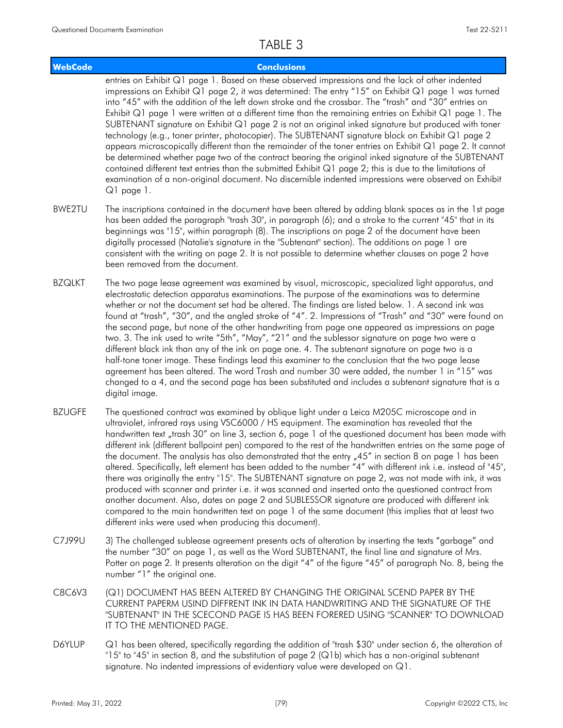# TABLE 3

| WebCode | Conclusions |
|---|---|
| | entries on Exhibit Q1 page 1. Based on these observed impressions and the lack of other indented impressions on Exhibit Q1 page 2, it was determined: The entry "15" on Exhibit Q1 page 1 was turned into "45" with the addition of the left down stroke and the crossbar. The "trash" and "30" entries on Exhibit Q1 page 1 were written at a different time than the remaining entries on Exhibit Q1 page 1. The SUBTENANT signature on Exhibit Q1 page 2 is not an original inked signature but produced with toner technology (e.g., toner printer, photocopier). The SUBTENANT signature block on Exhibit Q1 page 2 appears microscopically different than the remainder of the toner entries on Exhibit Q1 page 2. It cannot be determined whether page two of the contract bearing the original inked signature of the SUBTENANT contained different text entries than the submitted Exhibit Q1 page 2; this is due to the limitations of examination of a non-original document. No discernible indented impressions were observed on Exhibit Q1 page 1. |
| BWE2TU | The inscriptions contained in the document have been altered by adding blank spaces as in the 1st page has been added the paragraph "trash 30", in paragraph (6); and a stroke to the current "45" that in its beginnings was "15", within paragraph (8). The inscriptions on page 2 of the document have been digitally processed (Natalie's signature in the "Subtenant" section). The additions on page 1 are consistent with the writing on page 2. It is not possible to determine whether clauses on page 2 have been removed from the document. |
| BZQLKT | The two page lease agreement was examined by visual, microscopic, specialized light apparatus, and electrostatic detection apparatus examinations. The purpose of the examinations was to determine whether or not the document set had be altered. The findings are listed below. 1. A second ink was found at "trash", "30", and the angled stroke of "4". 2. Impressions of "Trash" and "30" were found on the second page, but none of the other handwriting from page one appeared as impressions on page two. 3. The ink used to write "5th", "May", "21" and the sublessor signature on page two were a different black ink than any of the ink on page one. 4. The subtenant signature on page two is a half-tone toner image. These findings lead this examiner to the conclusion that the two page lease agreement has been altered. The word Trash and number 30 were added, the number 1 in "15" was changed to a 4, and the second page has been substituted and includes a subtenant signature that is a digital image. |
| BZUGFE | The questioned contract was examined by oblique light under a Leica M205C microscope and in ultraviolet, infrared rays using VSC6000 / HS equipment. The examination has revealed that the handwritten text „trash 30" on line 3, section 6, page 1 of the questioned document has been made with different ink (different ballpoint pen) compared to the rest of the handwritten entries on the same page of the document. The analysis has also demonstrated that the entry „45" in section 8 on page 1 has been altered. Specifically, left element has been added to the number "4" with different ink i.e. instead of "45", there was originally the entry "15". The SUBTENANT signature on page 2, was not made with ink, it was produced with scanner and printer i.e. it was scanned and inserted onto the questioned contract from another document. Also, dates on page 2 and SUBLESSOR signature are produced with different ink compared to the main handwritten text on page 1 of the same document (this implies that at least two different inks were used when producing this document). |
| C7J99U | 3) The challenged sublease agreement presents acts of alteration by inserting the texts "garbage" and the number "30" on page 1, as well as the Word SUBTENANT, the final line and signature of Mrs. Potter on page 2. It presents alteration on the digit "4" of the figure "45" of paragraph No. 8, being the number "1" the original one. |
| C8C6V3 | (Q1) DOCUMENT HAS BEEN ALTERED BY CHANGING THE ORIGINAL SCEND PAPER BY THE CURRENT PAPERM USIND DIFFRENT INK IN DATA HANDWRITING AND THE SIGNATURE OF THE "SUBTENANT" IN THE SCECOND PAGE IS HAS BEEN FORERED USING "SCANNER" TO DOWNLOAD IT TO THE MENTIONED PAGE. |
| D6YLUP | Q1 has been altered, specifically regarding the addition of "trash $30" under section 6, the alteration of "15" to "45" in section 8, and the substitution of page 2 (Q1b) which has a non-original subtenant signature. No indented impressions of evidentiary value were developed on Q1. |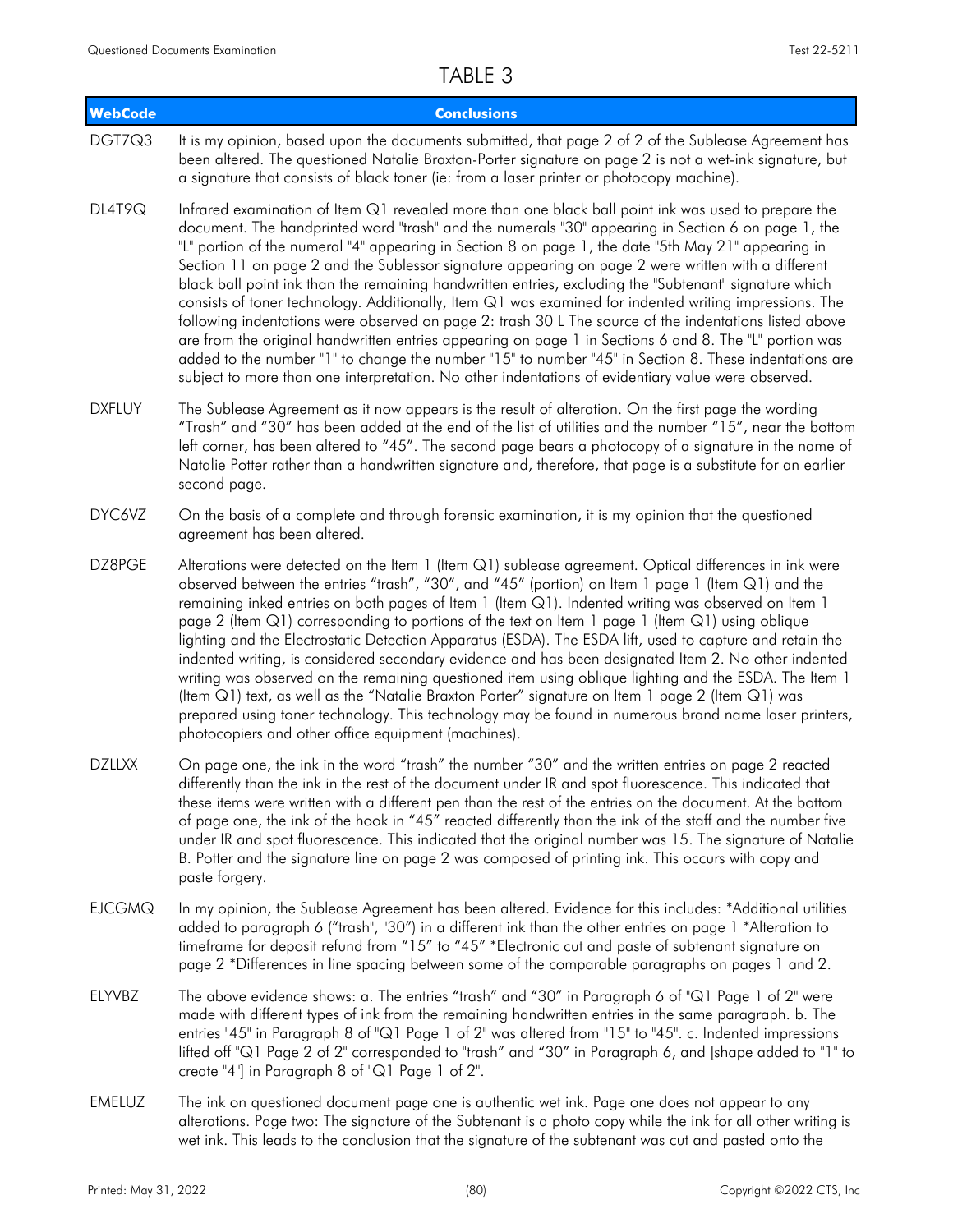## TABLE 3

| WebCode | Conclusions |
| --- | --- |
| DGT7Q3 | It is my opinion, based upon the documents submitted, that page 2 of 2 of the Sublease Agreement has been altered. The questioned Natalie Braxton-Porter signature on page 2 is not a wet-ink signature, but a signature that consists of black toner (ie: from a laser printer or photocopy machine). |
| DL4T9Q | Infrared examination of Item Q1 revealed more than one black ball point ink was used to prepare the document. The handprinted word "trash" and the numerals "30" appearing in Section 6 on page 1, the "L" portion of the numeral "4" appearing in Section 8 on page 1, the date "5th May 21" appearing in Section 11 on page 2 and the Sublessor signature appearing on page 2 were written with a different black ball point ink than the remaining handwritten entries, excluding the "Subtenant" signature which consists of toner technology. Additionally, Item Q1 was examined for indented writing impressions. The following indentations were observed on page 2: trash 30 L The source of the indentations listed above are from the original handwritten entries appearing on page 1 in Sections 6 and 8. The "L" portion was added to the number "1" to change the number "15" to number "45" in Section 8. These indentations are subject to more than one interpretation. No other indentations of evidentiary value were observed. |
| DXFLUY | The Sublease Agreement as it now appears is the result of alteration. On the first page the wording "Trash" and "30" has been added at the end of the list of utilities and the number "15", near the bottom left corner, has been altered to "45". The second page bears a photocopy of a signature in the name of Natalie Potter rather than a handwritten signature and, therefore, that page is a substitute for an earlier second page. |
| DYC6VZ | On the basis of a complete and through forensic examination, it is my opinion that the questioned agreement has been altered. |
| DZ8PGE | Alterations were detected on the Item 1 (Item Q1) sublease agreement. Optical differences in ink were observed between the entries "trash", "30", and "45" (portion) on Item 1 page 1 (Item Q1) and the remaining inked entries on both pages of Item 1 (Item Q1). Indented writing was observed on Item 1 page 2 (Item Q1) corresponding to portions of the text on Item 1 page 1 (Item Q1) using oblique lighting and the Electrostatic Detection Apparatus (ESDA). The ESDA lift, used to capture and retain the indented writing, is considered secondary evidence and has been designated Item 2. No other indented writing was observed on the remaining questioned item using oblique lighting and the ESDA. The Item 1 (Item Q1) text, as well as the "Natalie Braxton Porter" signature on Item 1 page 2 (Item Q1) was prepared using toner technology. This technology may be found in numerous brand name laser printers, photocopiers and other office equipment (machines). |
| DZLLXX | On page one, the ink in the word "trash" the number "30" and the written entries on page 2 reacted differently than the ink in the rest of the document under IR and spot fluorescence. This indicated that these items were written with a different pen than the rest of the entries on the document. At the bottom of page one, the ink of the hook in "45" reacted differently than the ink of the staff and the number five under IR and spot fluorescence. This indicated that the original number was 15. The signature of Natalie B. Potter and the signature line on page 2 was composed of printing ink. This occurs with copy and paste forgery. |
| EJCGMQ | In my opinion, the Sublease Agreement has been altered. Evidence for this includes: *Additional utilities added to paragraph 6 ("trash", "30") in a different ink than the other entries on page 1 *Alteration to timeframe for deposit refund from "15" to "45" *Electronic cut and paste of subtenant signature on page 2 *Differences in line spacing between some of the comparable paragraphs on pages 1 and 2. |
| ELYVBZ | The above evidence shows: a. The entries "trash" and "30" in Paragraph 6 of "Q1 Page 1 of 2" were made with different types of ink from the remaining handwritten entries in the same paragraph. b. The entries "45" in Paragraph 8 of "Q1 Page 1 of 2" was altered from "15" to "45". c. Indented impressions lifted off "Q1 Page 2 of 2" corresponded to "trash" and "30" in Paragraph 6, and [shape added to "1" to create "4"] in Paragraph 8 of "Q1 Page 1 of 2". |
| EMELUZ | The ink on questioned document page one is authentic wet ink. Page one does not appear to any alterations. Page two: The signature of the Subtenant is a photo copy while the ink for all other writing is wet ink. This leads to the conclusion that the signature of the subtenant was cut and pasted onto the |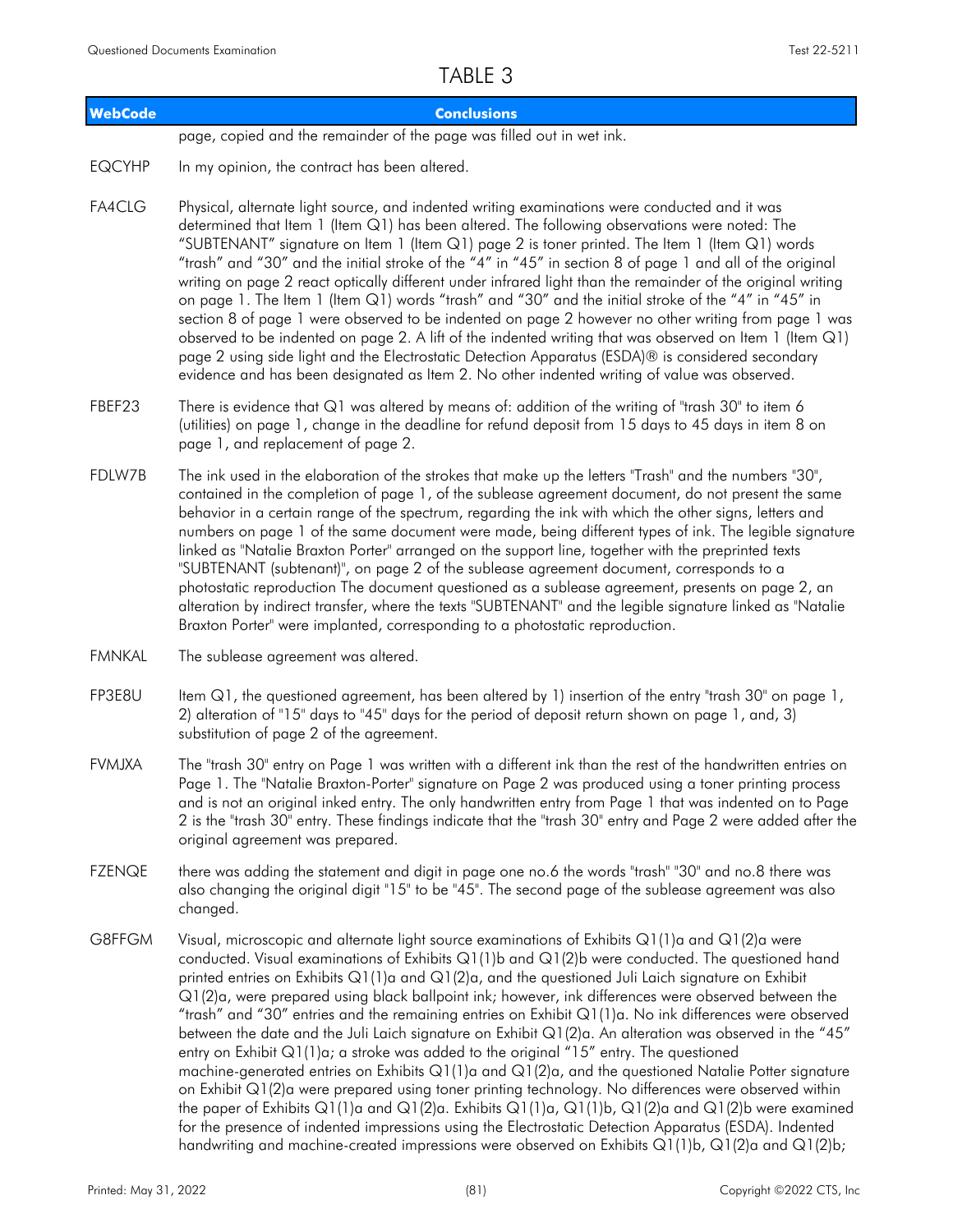# TABLE 3

| WebCode | Conclusions |
|---|---|
| | page, copied and the remainder of the page was filled out in wet ink. |
| EQCYHP | In my opinion, the contract has been altered. |
| FA4CLG | Physical, alternate light source, and indented writing examinations were conducted and it was determined that Item 1 (Item Q1) has been altered. The following observations were noted: The "SUBTENANT" signature on Item 1 (Item Q1) page 2 is toner printed. The Item 1 (Item Q1) words "trash" and "30" and the initial stroke of the "4" in "45" in section 8 of page 1 and all of the original writing on page 2 react optically different under infrared light than the remainder of the original writing on page 1. The Item 1 (Item Q1) words "trash" and "30" and the initial stroke of the "4" in "45" in section 8 of page 1 were observed to be indented on page 2 however no other writing from page 1 was observed to be indented on page 2. A lift of the indented writing that was observed on Item 1 (Item Q1) page 2 using side light and the Electrostatic Detection Apparatus (ESDA)® is considered secondary evidence and has been designated as Item 2. No other indented writing of value was observed. |
| FBEF23 | There is evidence that Q1 was altered by means of: addition of the writing of "trash 30" to item 6 (utilities) on page 1, change in the deadline for refund deposit from 15 days to 45 days in item 8 on page 1, and replacement of page 2. |
| FDLW7B | The ink used in the elaboration of the strokes that make up the letters "Trash" and the numbers "30", contained in the completion of page 1, of the sublease agreement document, do not present the same behavior in a certain range of the spectrum, regarding the ink with which the other signs, letters and numbers on page 1 of the same document were made, being different types of ink. The legible signature linked as "Natalie Braxton Porter" arranged on the support line, together with the preprinted texts "SUBTENANT (subtenant)", on page 2 of the sublease agreement document, corresponds to a photostatic reproduction The document questioned as a sublease agreement, presents on page 2, an alteration by indirect transfer, where the texts "SUBTENANT" and the legible signature linked as "Natalie Braxton Porter" were implanted, corresponding to a photostatic reproduction. |
| FMNKAL | The sublease agreement was altered. |
| FP3E8U | Item Q1, the questioned agreement, has been altered by 1) insertion of the entry "trash 30" on page 1, 2) alteration of "15" days to "45" days for the period of deposit return shown on page 1, and, 3) substitution of page 2 of the agreement. |
| FVMJXA | The "trash 30" entry on Page 1 was written with a different ink than the rest of the handwritten entries on Page 1. The "Natalie Braxton-Porter" signature on Page 2 was produced using a toner printing process and is not an original inked entry. The only handwritten entry from Page 1 that was indented on to Page 2 is the "trash 30" entry. These findings indicate that the "trash 30" entry and Page 2 were added after the original agreement was prepared. |
| FZENQE | there was adding the statement and digit in page one no.6 the words "trash" "30" and no.8 there was also changing the original digit "15" to be "45". The second page of the sublease agreement was also changed. |
| G8FFGM | Visual, microscopic and alternate light source examinations of Exhibits Q1(1)a and Q1(2)a were conducted. Visual examinations of Exhibits Q1(1)b and Q1(2)b were conducted. The questioned hand printed entries on Exhibits Q1(1)a and Q1(2)a, and the questioned Juli Laich signature on Exhibit Q1(2)a, were prepared using black ballpoint ink; however, ink differences were observed between the "trash" and "30" entries and the remaining entries on Exhibit Q1(1)a. No ink differences were observed between the date and the Juli Laich signature on Exhibit Q1(2)a. An alteration was observed in the "45" entry on Exhibit Q1(1)a; a stroke was added to the original "15" entry. The questioned machine-generated entries on Exhibits Q1(1)a and Q1(2)a, and the questioned Natalie Potter signature on Exhibit Q1(2)a were prepared using toner printing technology. No differences were observed within the paper of Exhibits Q1(1)a and Q1(2)a. Exhibits Q1(1)a, Q1(1)b, Q1(2)a and Q1(2)b were examined for the presence of indented impressions using the Electrostatic Detection Apparatus (ESDA). Indented handwriting and machine-created impressions were observed on Exhibits Q1(1)b, Q1(2)a and Q1(2)b; |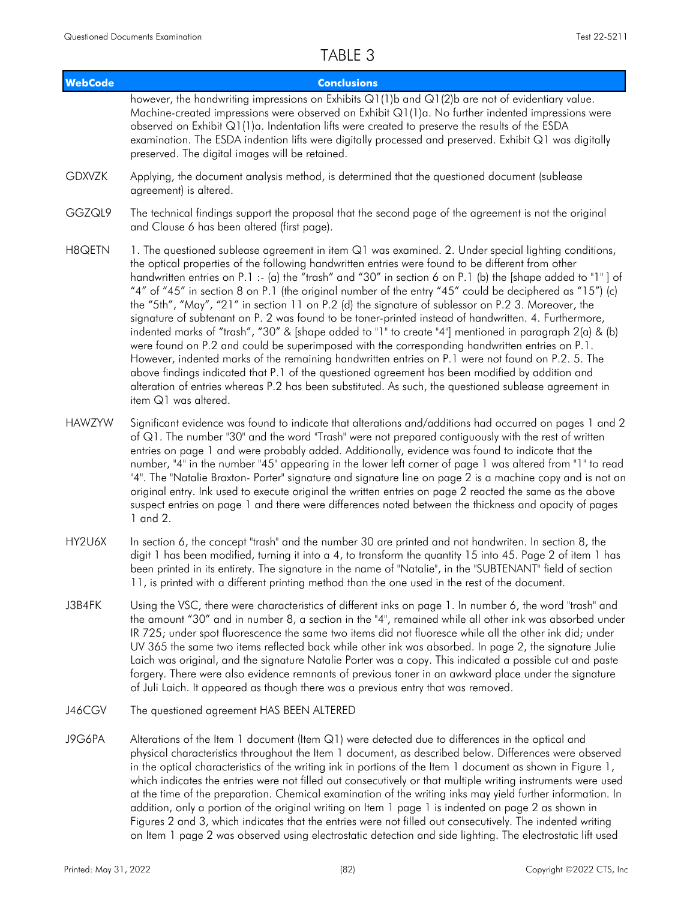# TABLE 3

| WebCode | Conclusions |
|---|---|
| | however, the handwriting impressions on Exhibits Q1(1)b and Q1(2)b are not of evidentiary value. Machine-created impressions were observed on Exhibit Q1(1)a. No further indented impressions were observed on Exhibit Q1(1)a. Indentation lifts were created to preserve the results of the ESDA examination. The ESDA indention lifts were digitally processed and preserved. Exhibit Q1 was digitally preserved. The digital images will be retained. |
| GDXVZK | Applying, the document analysis method, is determined that the questioned document (sublease agreement) is altered. |
| GGZQL9 | The technical findings support the proposal that the second page of the agreement is not the original and Clause 6 has been altered (first page). |
| H8QETN | 1. The questioned sublease agreement in item Q1 was examined. 2. Under special lighting conditions, the optical properties of the following handwritten entries were found to be different from other handwritten entries on P.1 :- (a) the "trash" and "30" in section 6 on P.1 (b) the [shape added to "1" ] of "4" of "45" in section 8 on P.1 (the original number of the entry "45" could be deciphered as "15") (c) the "5th", "May", "21" in section 11 on P.2 (d) the signature of sublessor on P.2 3. Moreover, the signature of subtenant on P. 2 was found to be toner-printed instead of handwritten. 4. Furthermore, indented marks of "trash", "30" & [shape added to "1" to create "4"] mentioned in paragraph 2(a) & (b) were found on P.2 and could be superimposed with the corresponding handwritten entries on P.1. However, indented marks of the remaining handwritten entries on P.1 were not found on P.2. 5. The above findings indicated that P.1 of the questioned agreement has been modified by addition and alteration of entries whereas P.2 has been substituted. As such, the questioned sublease agreement in item Q1 was altered. |
| HAWZYW | Significant evidence was found to indicate that alterations and/or additions had occurred on pages 1 and 2 of Q1. The number "30" and the word "Trash" were not prepared contiguously with the rest of written entries on page 1 and were probably added. Additionally, evidence was found to indicate that the number, "4" in the number "45" appearing in the lower left corner of page 1 was altered from "1" to read "4". The "Natalie Braxton- Porter" signature and signature line on page 2 is a machine copy and is not an original entry. Ink used to execute original the written entries on page 2 reacted the same as the above suspect entries on page 1 and there were differences noted between the thickness and opacity of pages 1 and 2. |
| HY2U6X | In section 6, the concept "trash" and the number 30 are printed and not handwriten. In section 8, the digit 1 has been modified, turning it into a 4, to transform the quantity 15 into 45. Page 2 of item 1 has been printed in its entirety. The signature in the name of "Natalie", in the "SUBTENANT" field of section 11, is printed with a different printing method than the one used in the rest of the document. |
| J3B4FK | Using the VSC, there were characteristics of different inks on page 1. In number 6, the word "trash" and the amount "30" and in number 8, a section in the "4", remained while all other ink was absorbed under IR 725; under spot fluorescence the same two items did not fluoresce while all the other ink did; under UV 365 the same two items reflected back while other ink was absorbed. In page 2, the signature Julie Laich was original, and the signature Natalie Porter was a copy. This indicated a possible cut and paste forgery. There were also evidence remnants of previous toner in an awkward place under the signature of Juli Laich. It appeared as though there was a previous entry that was removed. |
| J46CGV | The questioned agreement HAS BEEN ALTERED |
| J9G6PA | Alterations of the Item 1 document (Item Q1) were detected due to differences in the optical and physical characteristics throughout the Item 1 document, as described below. Differences were observed in the optical characteristics of the writing ink in portions of the Item 1 document as shown in Figure 1, which indicates the entries were not filled out consecutively or that multiple writing instruments were used at the time of the preparation. Chemical examination of the writing inks may yield further information. In addition, only a portion of the original writing on Item 1 page 1 is indented on page 2 as shown in Figures 2 and 3, which indicates that the entries were not filled out consecutively. The indented writing on Item 1 page 2 was observed using electrostatic detection and side lighting. The electrostatic lift used |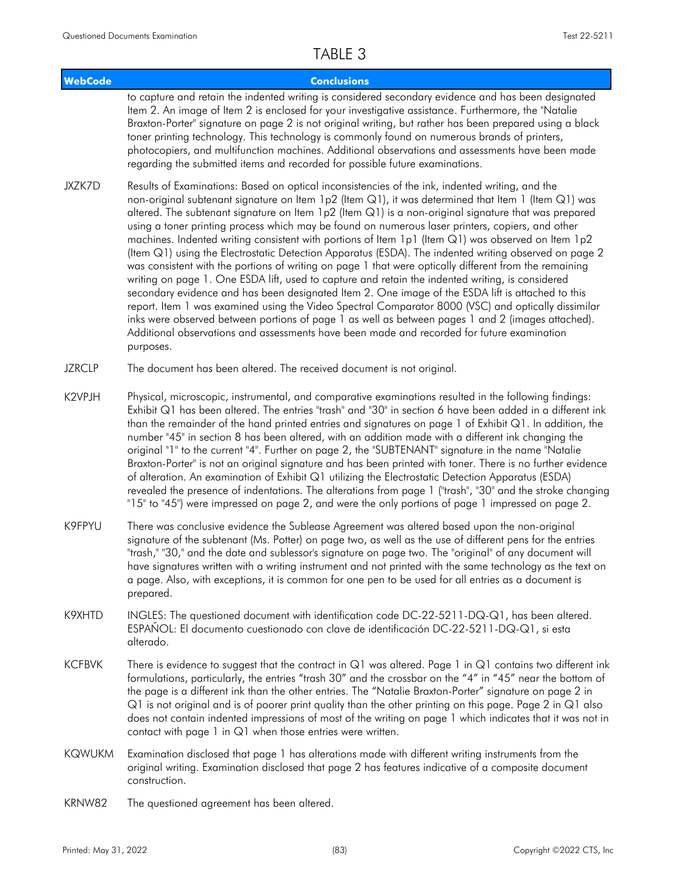# TABLE 3

| WebCode | Conclusions |
|---|---|
| | to capture and retain the indented writing is considered secondary evidence and has been designated Item 2. An image of Item 2 is enclosed for your investigative assistance. Furthermore, the "Natalie Braxton-Porter" signature on page 2 is not original writing, but rather has been prepared using a black toner printing technology. This technology is commonly found on numerous brands of printers, photocopiers, and multifunction machines. Additional observations and assessments have been made regarding the submitted items and recorded for possible future examinations. |
| JXZK7D | Results of Examinations: Based on optical inconsistencies of the ink, indented writing, and the non-original subtenant signature on Item 1p2 (Item Q1), it was determined that Item 1 (Item Q1) was altered. The subtenant signature on Item 1p2 (Item Q1) is a non-original signature that was prepared using a toner printing process which may be found on numerous laser printers, copiers, and other machines. Indented writing consistent with portions of Item 1p1 (Item Q1) was observed on Item 1p2 (Item Q1) using the Electrostatic Detection Apparatus (ESDA). The indented writing observed on page 2 was consistent with the portions of writing on page 1 that were optically different from the remaining writing on page 1. One ESDA lift, used to capture and retain the indented writing, is considered secondary evidence and has been designated Item 2. One image of the ESDA lift is attached to this report. Item 1 was examined using the Video Spectral Comparator 8000 (VSC) and optically dissimilar inks were observed between portions of page 1 as well as between pages 1 and 2 (images attached). Additional observations and assessments have been made and recorded for future examination purposes. |
| JZRCLP | The document has been altered. The received document is not original. |
| K2VPJH | Physical, microscopic, instrumental, and comparative examinations resulted in the following findings: Exhibit Q1 has been altered. The entries "trash" and "30" in section 6 have been added in a different ink than the remainder of the hand printed entries and signatures on page 1 of Exhibit Q1. In addition, the number "45" in section 8 has been altered, with an addition made with a different ink changing the original "1" to the current "4". Further on page 2, the "SUBTENANT" signature in the name "Natalie Braxton-Porter" is not an original signature and has been printed with toner. There is no further evidence of alteration. An examination of Exhibit Q1 utilizing the Electrostatic Detection Apparatus (ESDA) revealed the presence of indentations. The alterations from page 1 ("trash", "30" and the stroke changing "15" to "45") were impressed on page 2, and were the only portions of page 1 impressed on page 2. |
| K9FPYU | There was conclusive evidence the Sublease Agreement was altered based upon the non-original signature of the subtenant (Ms. Potter) on page two, as well as the use of different pens for the entries "trash," "30," and the date and sublessor's signature on page two. The "original" of any document will have signatures written with a writing instrument and not printed with the same technology as the text on a page. Also, with exceptions, it is common for one pen to be used for all entries as a document is prepared. |
| K9XHTD | INGLES: The questioned document with identification code DC-22-5211-DQ-Q1, has been altered. ESPAÑOL: El documento cuestionado con clave de identificación DC-22-5211-DQ-Q1, si esta alterado. |
| KCFBVK | There is evidence to suggest that the contract in Q1 was altered. Page 1 in Q1 contains two different ink formulations, particularly, the entries "trash 30" and the crossbar on the "4" in "45" near the bottom of the page is a different ink than the other entries. The "Natalie Braxton-Porter" signature on page 2 in Q1 is not original and is of poorer print quality than the other printing on this page. Page 2 in Q1 also does not contain indented impressions of most of the writing on page 1 which indicates that it was not in contact with page 1 in Q1 when those entries were written. |
| KQWUKM | Examination disclosed that page 1 has alterations made with different writing instruments from the original writing. Examination disclosed that page 2 has features indicative of a composite document construction. |
| KRNW82 | The questioned agreement has been altered. |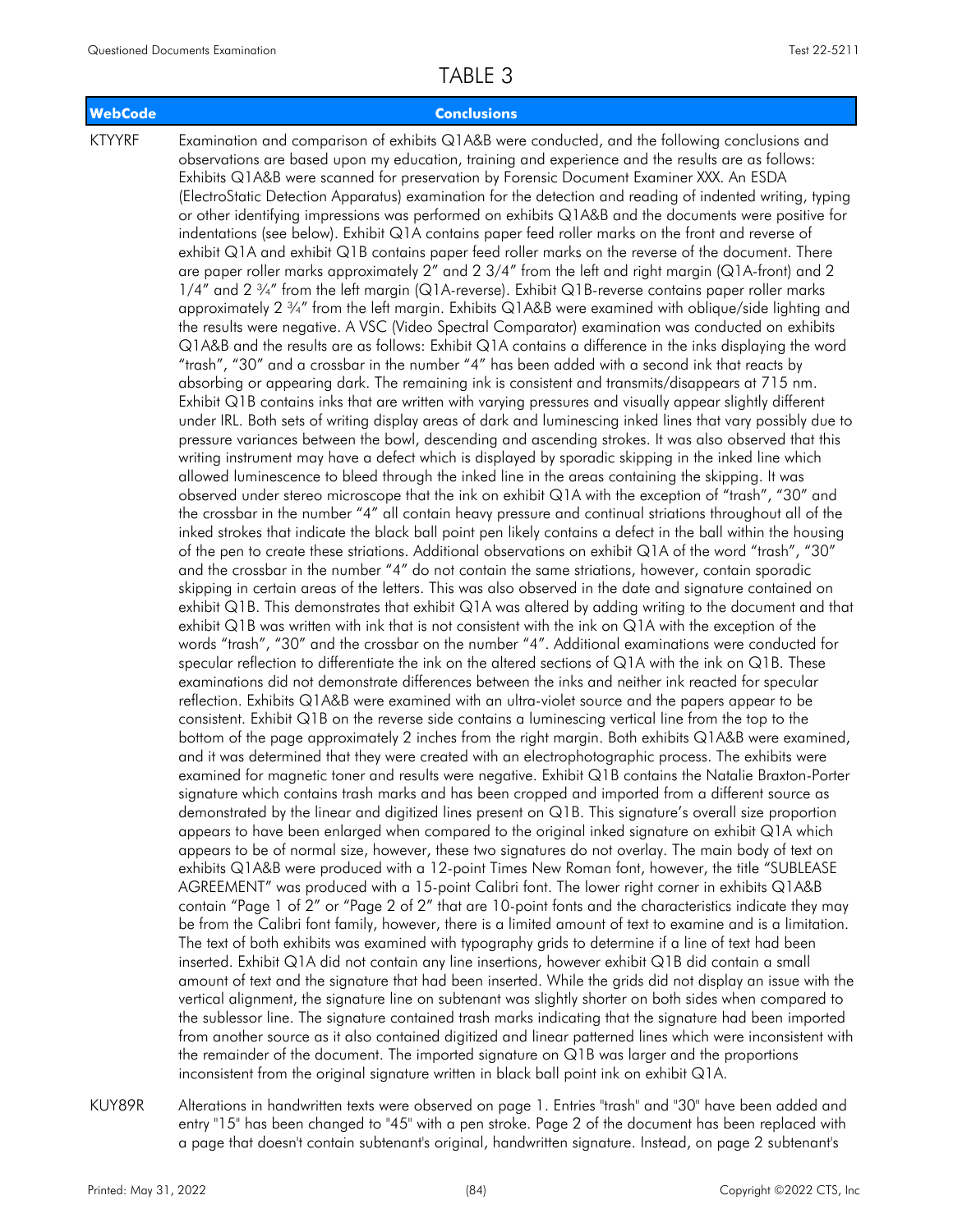# TABLE 3

| WebCode | Conclusions |
|---|---|
| KTYYRF | Examination and comparison of exhibits Q1A&B were conducted, and the following conclusions and observations are based upon my education, training and experience and the results are as follows: Exhibits Q1A&B were scanned for preservation by Forensic Document Examiner XXX. An ESDA (ElectroStatic Detection Apparatus) examination for the detection and reading of indented writing, typing or other identifying impressions was performed on exhibits Q1A&B and the documents were positive for indentations (see below). Exhibit Q1A contains paper feed roller marks on the front and reverse of exhibit Q1A and exhibit Q1B contains paper feed roller marks on the reverse of the document. There are paper roller marks approximately 2" and 2 3/4" from the left and right margin (Q1A-front) and 2 1/4" and 2 ¾" from the left margin (Q1A-reverse). Exhibit Q1B-reverse contains paper roller marks approximately 2 ¾" from the left margin. Exhibits Q1A&B were examined with oblique/side lighting and the results were negative. A VSC (Video Spectral Comparator) examination was conducted on exhibits Q1A&B and the results are as follows: Exhibit Q1A contains a difference in the inks displaying the word "trash", "30" and a crossbar in the number "4" has been added with a second ink that reacts by absorbing or appearing dark. The remaining ink is consistent and transmits/disappears at 715 nm. Exhibit Q1B contains inks that are written with varying pressures and visually appear slightly different under IRL. Both sets of writing display areas of dark and luminescing inked lines that vary possibly due to pressure variances between the bowl, descending and ascending strokes. It was also observed that this writing instrument may have a defect which is displayed by sporadic skipping in the inked line which allowed luminescence to bleed through the inked line in the areas containing the skipping. It was observed under stereo microscope that the ink on exhibit Q1A with the exception of "trash", "30" and the crossbar in the number "4" all contain heavy pressure and continual striations throughout all of the inked strokes that indicate the black ball point pen likely contains a defect in the ball within the housing of the pen to create these striations. Additional observations on exhibit Q1A of the word "trash", "30" and the crossbar in the number "4" do not contain the same striations, however, contain sporadic skipping in certain areas of the letters. This was also observed in the date and signature contained on exhibit Q1B. This demonstrates that exhibit Q1A was altered by adding writing to the document and that exhibit Q1B was written with ink that is not consistent with the ink on Q1A with the exception of the words "trash", "30" and the crossbar on the number "4". Additional examinations were conducted for specular reflection to differentiate the ink on the altered sections of Q1A with the ink on Q1B. These examinations did not demonstrate differences between the inks and neither ink reacted for specular reflection. Exhibits Q1A&B were examined with an ultra-violet source and the papers appear to be consistent. Exhibit Q1B on the reverse side contains a luminescing vertical line from the top to the bottom of the page approximately 2 inches from the right margin. Both exhibits Q1A&B were examined, and it was determined that they were created with an electrophotographic process. The exhibits were examined for magnetic toner and results were negative. Exhibit Q1B contains the Natalie Braxton-Porter signature which contains trash marks and has been cropped and imported from a different source as demonstrated by the linear and digitized lines present on Q1B. This signature's overall size proportion appears to have been enlarged when compared to the original inked signature on exhibit Q1A which appears to be of normal size, however, these two signatures do not overlay. The main body of text on exhibits Q1A&B were produced with a 12-point Times New Roman font, however, the title "SUBLEASE AGREEMENT" was produced with a 15-point Calibri font. The lower right corner in exhibits Q1A&B contain "Page 1 of 2" or "Page 2 of 2" that are 10-point fonts and the characteristics indicate they may be from the Calibri font family, however, there is a limited amount of text to examine and is a limitation. The text of both exhibits was examined with typography grids to determine if a line of text had been inserted. Exhibit Q1A did not contain any line insertions, however exhibit Q1B did contain a small amount of text and the signature that had been inserted. While the grids did not display an issue with the vertical alignment, the signature line on subtenant was slightly shorter on both sides when compared to the sublessor line. The signature contained trash marks indicating that the signature had been imported from another source as it also contained digitized and linear patterned lines which were inconsistent with the remainder of the document. The imported signature on Q1B was larger and the proportions inconsistent from the original signature written in black ball point ink on exhibit Q1A. |
| KUY89R | Alterations in handwritten texts were observed on page 1. Entries "trash" and "30" have been added and entry "15" has been changed to "45" with a pen stroke. Page 2 of the document has been replaced with a page that doesn't contain subtenant's original, handwritten signature. Instead, on page 2 subtenant's |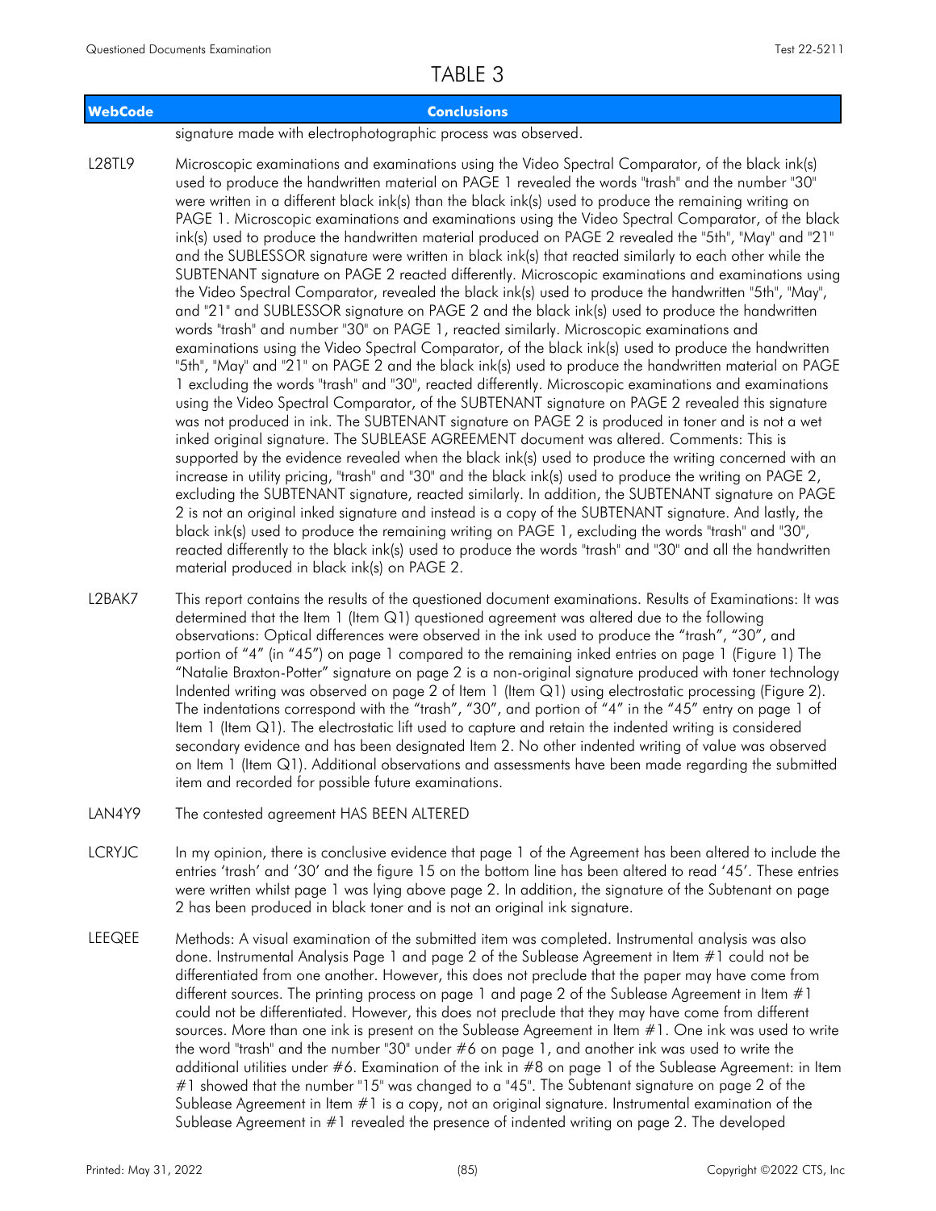# TABLE 3

| WebCode | Conclusions |
|---|---|
| | signature made with electrophotographic process was observed. |
| L28TL9 | Microscopic examinations and examinations using the Video Spectral Comparator, of the black ink(s) used to produce the handwritten material on PAGE 1 revealed the words "trash" and the number "30" were written in a different black ink(s) than the black ink(s) used to produce the remaining writing on PAGE 1. Microscopic examinations and examinations using the Video Spectral Comparator, of the black ink(s) used to produce the handwritten material produced on PAGE 2 revealed the "5th", "May" and "21" and the SUBLESSOR signature were written in black ink(s) that reacted similarly to each other while the SUBTENANT signature on PAGE 2 reacted differently. Microscopic examinations and examinations using the Video Spectral Comparator, revealed the black ink(s) used to produce the handwritten "5th", "May", and "21" and SUBLESSOR signature on PAGE 2 and the black ink(s) used to produce the handwritten words "trash" and number "30" on PAGE 1, reacted similarly. Microscopic examinations and examinations using the Video Spectral Comparator, of the black ink(s) used to produce the handwritten "5th", "May" and "21" on PAGE 2 and the black ink(s) used to produce the handwritten material on PAGE 1 excluding the words "trash" and "30", reacted differently. Microscopic examinations and examinations using the Video Spectral Comparator, of the SUBTENANT signature on PAGE 2 revealed this signature was not produced in ink. The SUBTENANT signature on PAGE 2 is produced in toner and is not a wet inked original signature. The SUBLEASE AGREEMENT document was altered. Comments: This is supported by the evidence revealed when the black ink(s) used to produce the writing concerned with an increase in utility pricing, "trash" and "30" and the black ink(s) used to produce the writing on PAGE 2, excluding the SUBTENANT signature, reacted similarly. In addition, the SUBTENANT signature on PAGE 2 is not an original inked signature and instead is a copy of the SUBTENANT signature. And lastly, the black ink(s) used to produce the remaining writing on PAGE 1, excluding the words "trash" and "30", reacted differently to the black ink(s) used to produce the words "trash" and "30" and all the handwritten material produced in black ink(s) on PAGE 2. |
| L2BAK7 | This report contains the results of the questioned document examinations. Results of Examinations: It was determined that the Item 1 (Item Q1) questioned agreement was altered due to the following observations: Optical differences were observed in the ink used to produce the "trash", "30", and portion of "4" (in "45") on page 1 compared to the remaining inked entries on page 1 (Figure 1) The "Natalie Braxton-Potter" signature on page 2 is a non-original signature produced with toner technology Indented writing was observed on page 2 of Item 1 (Item Q1) using electrostatic processing (Figure 2). The indentations correspond with the "trash", "30", and portion of "4" in the "45" entry on page 1 of Item 1 (Item Q1). The electrostatic lift used to capture and retain the indented writing is considered secondary evidence and has been designated Item 2. No other indented writing of value was observed on Item 1 (Item Q1). Additional observations and assessments have been made regarding the submitted item and recorded for possible future examinations. |
| LAN4Y9 | The contested agreement HAS BEEN ALTERED |
| LCRYJC | In my opinion, there is conclusive evidence that page 1 of the Agreement has been altered to include the entries 'trash' and '30' and the figure 15 on the bottom line has been altered to read '45'. These entries were written whilst page 1 was lying above page 2. In addition, the signature of the Subtenant on page 2 has been produced in black toner and is not an original ink signature. |
| LEEQEE | Methods: A visual examination of the submitted item was completed. Instrumental analysis was also done. Instrumental Analysis Page 1 and page 2 of the Sublease Agreement in Item #1 could not be differentiated from one another. However, this does not preclude that the paper may have come from different sources. The printing process on page 1 and page 2 of the Sublease Agreement in Item #1 could not be differentiated. However, this does not preclude that they may have come from different sources. More than one ink is present on the Sublease Agreement in Item #1. One ink was used to write the word "trash" and the number "30" under #6 on page 1, and another ink was used to write the additional utilities under #6. Examination of the ink in #8 on page 1 of the Sublease Agreement: in Item #1 showed that the number "15" was changed to a "45". The Subtenant signature on page 2 of the Sublease Agreement in Item #1 is a copy, not an original signature. Instrumental examination of the Sublease Agreement in #1 revealed the presence of indented writing on page 2. The developed |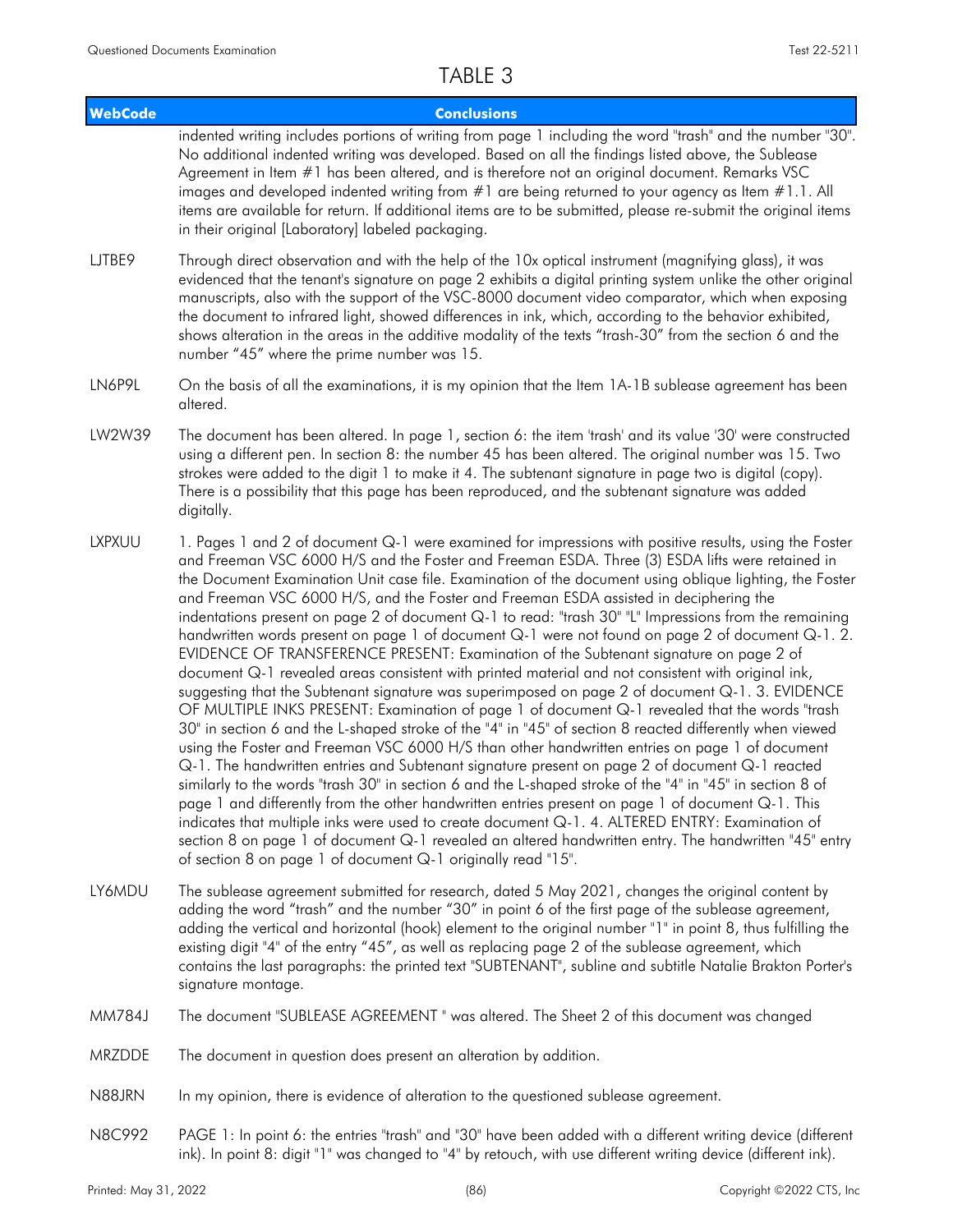# TABLE 3

| WebCode | Conclusions |
|---|---|
| | indented writing includes portions of writing from page 1 including the word "trash" and the number "30". No additional indented writing was developed. Based on all the findings listed above, the Sublease Agreement in Item #1 has been altered, and is therefore not an original document. Remarks VSC images and developed indented writing from #1 are being returned to your agency as Item #1.1. All items are available for return. If additional items are to be submitted, please re-submit the original items in their original [Laboratory] labeled packaging. |
| LJTBE9 | Through direct observation and with the help of the 10x optical instrument (magnifying glass), it was evidenced that the tenant's signature on page 2 exhibits a digital printing system unlike the other original manuscripts, also with the support of the VSC-8000 document video comparator, which when exposing the document to infrared light, showed differences in ink, which, according to the behavior exhibited, shows alteration in the areas in the additive modality of the texts "trash-30" from the section 6 and the number "45" where the prime number was 15. |
| LN6P9L | On the basis of all the examinations, it is my opinion that the Item 1A-1B sublease agreement has been altered. |
| LW2W39 | The document has been altered. In page 1, section 6: the item 'trash' and its value '30' were constructed using a different pen. In section 8: the number 45 has been altered. The original number was 15. Two strokes were added to the digit 1 to make it 4. The subtenant signature in page two is digital (copy). There is a possibility that this page has been reproduced, and the subtenant signature was added digitally. |
| LXPXUU | 1. Pages 1 and 2 of document Q-1 were examined for impressions with positive results, using the Foster and Freeman VSC 6000 H/S and the Foster and Freeman ESDA. Three (3) ESDA lifts were retained in the Document Examination Unit case file. Examination of the document using oblique lighting, the Foster and Freeman VSC 6000 H/S, and the Foster and Freeman ESDA assisted in deciphering the indentations present on page 2 of document Q-1 to read: "trash 30" "L" Impressions from the remaining handwritten words present on page 1 of document Q-1 were not found on page 2 of document Q-1. 2. EVIDENCE OF TRANSFERENCE PRESENT: Examination of the Subtenant signature on page 2 of document Q-1 revealed areas consistent with printed material and not consistent with original ink, suggesting that the Subtenant signature was superimposed on page 2 of document Q-1. 3. EVIDENCE OF MULTIPLE INKS PRESENT: Examination of page 1 of document Q-1 revealed that the words "trash 30" in section 6 and the L-shaped stroke of the "4" in "45" of section 8 reacted differently when viewed using the Foster and Freeman VSC 6000 H/S than other handwritten entries on page 1 of document Q-1. The handwritten entries and Subtenant signature present on page 2 of document Q-1 reacted similarly to the words "trash 30" in section 6 and the L-shaped stroke of the "4" in "45" in section 8 of page 1 and differently from the other handwritten entries present on page 1 of document Q-1. This indicates that multiple inks were used to create document Q-1. 4. ALTERED ENTRY: Examination of section 8 on page 1 of document Q-1 revealed an altered handwritten entry. The handwritten "45" entry of section 8 on page 1 of document Q-1 originally read "15". |
| LY6MDU | The sublease agreement submitted for research, dated 5 May 2021, changes the original content by adding the word "trash" and the number "30" in point 6 of the first page of the sublease agreement, adding the vertical and horizontal (hook) element to the original number "1" in point 8, thus fulfilling the existing digit "4" of the entry "45", as well as replacing page 2 of the sublease agreement, which contains the last paragraphs: the printed text "SUBTENANT", subline and subtitle Natalie Brakton Porter's signature montage. |
| MM784J | The document "SUBLEASE AGREEMENT " was altered. The Sheet 2 of this document was changed |
| MRZDDE | The document in question does present an alteration by addition. |
| N88JRN | In my opinion, there is evidence of alteration to the questioned sublease agreement. |
| N8C992 | PAGE 1: In point 6: the entries "trash" and "30" have been added with a different writing device (different ink). In point 8: digit "1" was changed to "4" by retouch, with use different writing device (different ink). |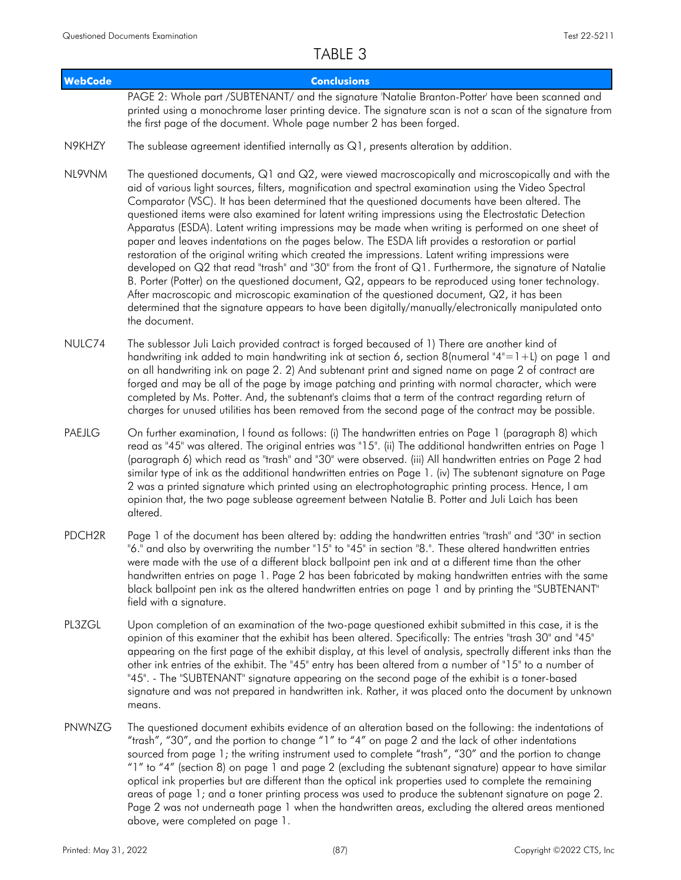# TABLE 3

| WebCode | Conclusions |
|---|---|
| | PAGE 2: Whole part /SUBTENANT/ and the signature 'Natalie Branton-Potter' have been scanned and printed using a monochrome laser printing device. The signature scan is not a scan of the signature from the first page of the document. Whole page number 2 has been forged. |
| N9KHZY | The sublease agreement identified internally as Q1, presents alteration by addition. |
| NL9VNM | The questioned documents, Q1 and Q2, were viewed macroscopically and microscopically and with the aid of various light sources, filters, magnification and spectral examination using the Video Spectral Comparator (VSC). It has been determined that the questioned documents have been altered. The questioned items were also examined for latent writing impressions using the Electrostatic Detection Apparatus (ESDA). Latent writing impressions may be made when writing is performed on one sheet of paper and leaves indentations on the pages below. The ESDA lift provides a restoration or partial restoration of the original writing which created the impressions. Latent writing impressions were developed on Q2 that read "trash" and "30" from the front of Q1. Furthermore, the signature of Natalie B. Porter (Potter) on the questioned document, Q2, appears to be reproduced using toner technology. After macroscopic and microscopic examination of the questioned document, Q2, it has been determined that the signature appears to have been digitally/manually/electronically manipulated onto the document. |
| NULC74 | The sublessor Juli Laich provided contract is forged becaused of 1) There are another kind of handwriting ink added to main handwriting ink at section 6, section 8(numeral "4"=1+L) on page 1 and on all handwriting ink on page 2. 2) And subtenant print and signed name on page 2 of contract are forged and may be all of the page by image patching and printing with normal character, which were completed by Ms. Potter. And, the subtenant's claims that a term of the contract regarding return of charges for unused utilities has been removed from the second page of the contract may be possible. |
| PAEJLG | On further examination, I found as follows: (i) The handwritten entries on Page 1 (paragraph 8) which read as "45" was altered. The original entries was "15". (ii) The additional handwritten entries on Page 1 (paragraph 6) which read as "trash" and "30" were observed. (iii) All handwritten entries on Page 2 had similar type of ink as the additional handwritten entries on Page 1. (iv) The subtenant signature on Page 2 was a printed signature which printed using an electrophotographic printing process. Hence, I am opinion that, the two page sublease agreement between Natalie B. Potter and Juli Laich has been altered. |
| PDCH2R | Page 1 of the document has been altered by: adding the handwritten entries "trash" and "30" in section "6." and also by overwriting the number "15" to "45" in section "8.". These altered handwritten entries were made with the use of a different black ballpoint pen ink and at a different time than the other handwritten entries on page 1. Page 2 has been fabricated by making handwritten entries with the same black ballpoint pen ink as the altered handwritten entries on page 1 and by printing the "SUBTENANT" field with a signature. |
| PL3ZGL | Upon completion of an examination of the two-page questioned exhibit submitted in this case, it is the opinion of this examiner that the exhibit has been altered. Specifically: The entries "trash 30" and "45" appearing on the first page of the exhibit display, at this level of analysis, spectrally different inks than the other ink entries of the exhibit. The "45" entry has been altered from a number of "15" to a number of "45". - The "SUBTENANT" signature appearing on the second page of the exhibit is a toner-based signature and was not prepared in handwritten ink. Rather, it was placed onto the document by unknown means. |
| PNWNZG | The questioned document exhibits evidence of an alteration based on the following: the indentations of "trash", "30", and the portion to change "1" to "4" on page 2 and the lack of other indentations sourced from page 1; the writing instrument used to complete "trash", "30" and the portion to change "1" to "4" (section 8) on page 1 and page 2 (excluding the subtenant signature) appear to have similar optical ink properties but are different than the optical ink properties used to complete the remaining areas of page 1; and a toner printing process was used to produce the subtenant signature on page 2. Page 2 was not underneath page 1 when the handwritten areas, excluding the altered areas mentioned above, were completed on page 1. |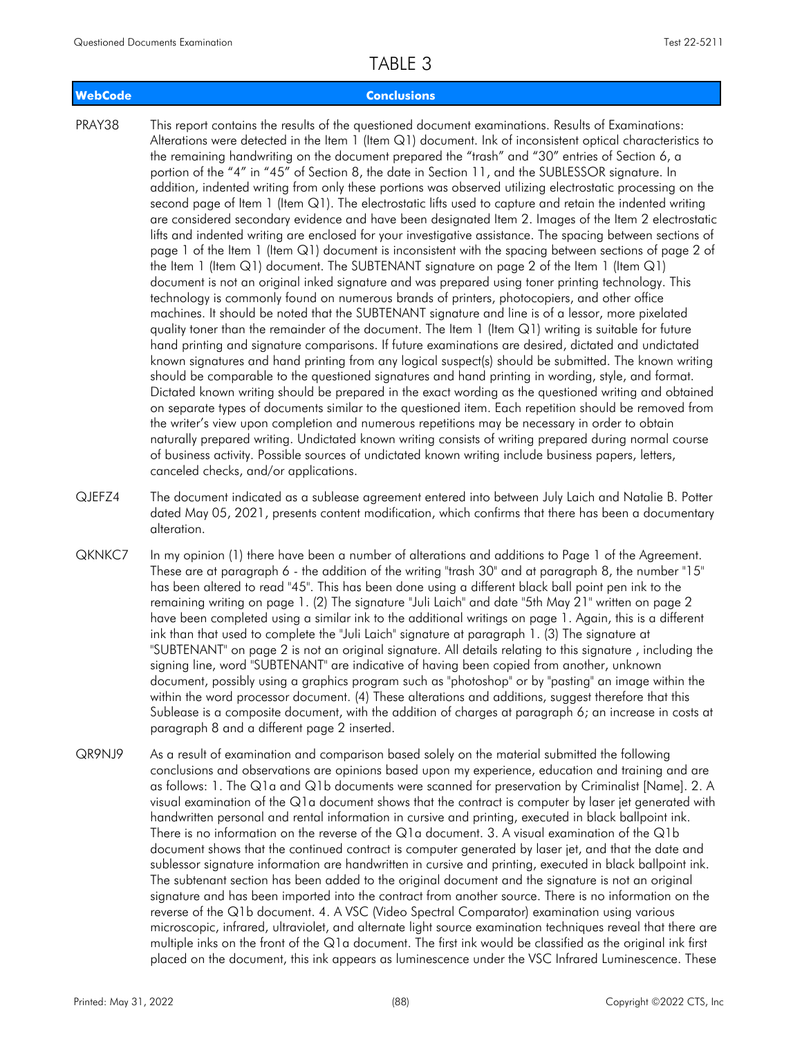# TABLE 3

| WebCode | Conclusions |
|---|---|
| PRAY38 | This report contains the results of the questioned document examinations. Results of Examinations: Alterations were detected in the Item 1 (Item Q1) document. Ink of inconsistent optical characteristics to the remaining handwriting on the document prepared the "trash" and "30" entries of Section 6, a portion of the "4" in "45" of Section 8, the date in Section 11, and the SUBLESSOR signature. In addition, indented writing from only these portions was observed utilizing electrostatic processing on the second page of Item 1 (Item Q1). The electrostatic lifts used to capture and retain the indented writing are considered secondary evidence and have been designated Item 2. Images of the Item 2 electrostatic lifts and indented writing are enclosed for your investigative assistance. The spacing between sections of page 1 of the Item 1 (Item Q1) document is inconsistent with the spacing between sections of page 2 of the Item 1 (Item Q1) document. The SUBTENANT signature on page 2 of the Item 1 (Item Q1) document is not an original inked signature and was prepared using toner printing technology. This technology is commonly found on numerous brands of printers, photocopiers, and other office machines. It should be noted that the SUBTENANT signature and line is of a lessor, more pixelated quality toner than the remainder of the document. The Item 1 (Item Q1) writing is suitable for future hand printing and signature comparisons. If future examinations are desired, dictated and undictated known signatures and hand printing from any logical suspect(s) should be submitted. The known writing should be comparable to the questioned signatures and hand printing in wording, style, and format. Dictated known writing should be prepared in the exact wording as the questioned writing and obtained on separate types of documents similar to the questioned item. Each repetition should be removed from the writer's view upon completion and numerous repetitions may be necessary in order to obtain naturally prepared writing. Undictated known writing consists of writing prepared during normal course of business activity. Possible sources of undictated known writing include business papers, letters, canceled checks, and/or applications. |
| QJEFZ4 | The document indicated as a sublease agreement entered into between July Laich and Natalie B. Potter dated May 05, 2021, presents content modification, which confirms that there has been a documentary alteration. |
| QKNKC7 | In my opinion (1) there have been a number of alterations and additions to Page 1 of the Agreement. These are at paragraph 6 - the addition of the writing "trash 30" and at paragraph 8, the number "15" has been altered to read "45". This has been done using a different black ball point pen ink to the remaining writing on page 1. (2) The signature "Juli Laich" and date "5th May 21" written on page 2 have been completed using a similar ink to the additional writings on page 1. Again, this is a different ink than that used to complete the "Juli Laich" signature at paragraph 1. (3) The signature at "SUBTENANT" on page 2 is not an original signature. All details relating to this signature , including the signing line, word "SUBTENANT" are indicative of having been copied from another, unknown document, possibly using a graphics program such as "photoshop" or by "pasting" an image within the within the word processor document. (4) These alterations and additions, suggest therefore that this Sublease is a composite document, with the addition of charges at paragraph 6; an increase in costs at paragraph 8 and a different page 2 inserted. |
| QR9NJ9 | As a result of examination and comparison based solely on the material submitted the following conclusions and observations are opinions based upon my experience, education and training and are as follows: 1. The Q1a and Q1b documents were scanned for preservation by Criminalist [Name]. 2. A visual examination of the Q1a document shows that the contract is computer by laser jet generated with handwritten personal and rental information in cursive and printing, executed in black ballpoint ink. There is no information on the reverse of the Q1a document. 3. A visual examination of the Q1b document shows that the continued contract is computer generated by laser jet, and that the date and sublessor signature information are handwritten in cursive and printing, executed in black ballpoint ink. The subtenant section has been added to the original document and the signature is not an original signature and has been imported into the contract from another source. There is no information on the reverse of the Q1b document. 4. A VSC (Video Spectral Comparator) examination using various microscopic, infrared, ultraviolet, and alternate light source examination techniques reveal that there are multiple inks on the front of the Q1a document. The first ink would be classified as the original ink first placed on the document, this ink appears as luminescence under the VSC Infrared Luminescence. These |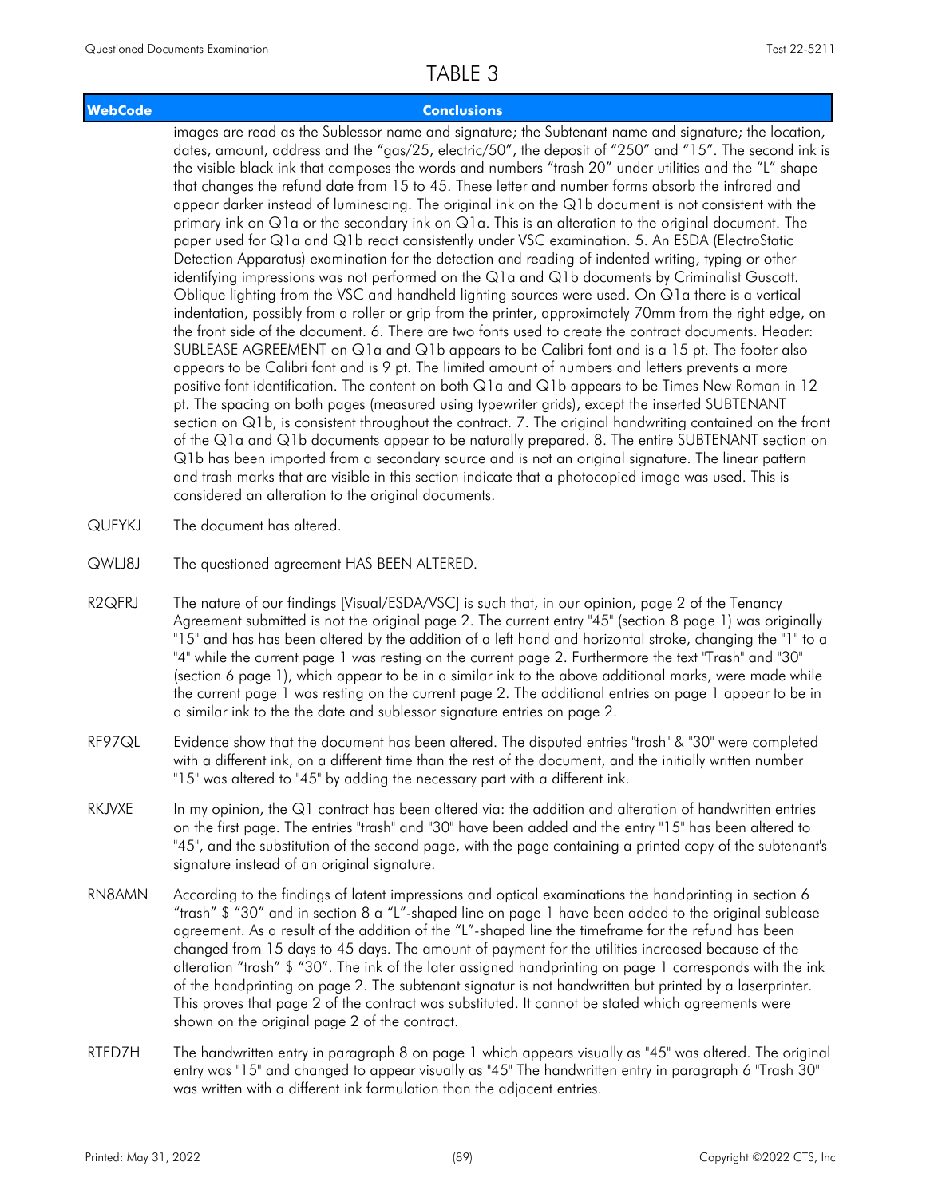# TABLE 3

| WebCode | Conclusions |
|---|---|
| | images are read as the Sublessor name and signature; the Subtenant name and signature; the location, dates, amount, address and the "gas/25, electric/50", the deposit of "250" and "15". The second ink is the visible black ink that composes the words and numbers "trash 20" under utilities and the "L" shape that changes the refund date from 15 to 45. These letter and number forms absorb the infrared and appear darker instead of luminescing. The original ink on the Q1b document is not consistent with the primary ink on Q1a or the secondary ink on Q1a. This is an alteration to the original document. The paper used for Q1a and Q1b react consistently under VSC examination. 5. An ESDA (ElectroStatic Detection Apparatus) examination for the detection and reading of indented writing, typing or other identifying impressions was not performed on the Q1a and Q1b documents by Criminalist Guscott. Oblique lighting from the VSC and handheld lighting sources were used. On Q1a there is a vertical indentation, possibly from a roller or grip from the printer, approximately 70mm from the right edge, on the front side of the document. 6. There are two fonts used to create the contract documents. Header: SUBLEASE AGREEMENT on Q1a and Q1b appears to be Calibri font and is a 15 pt. The footer also appears to be Calibri font and is 9 pt. The limited amount of numbers and letters prevents a more positive font identification. The content on both Q1a and Q1b appears to be Times New Roman in 12 pt. The spacing on both pages (measured using typewriter grids), except the inserted SUBTENANT section on Q1b, is consistent throughout the contract. 7. The original handwriting contained on the front of the Q1a and Q1b documents appear to be naturally prepared. 8. The entire SUBTENANT section on Q1b has been imported from a secondary source and is not an original signature. The linear pattern and trash marks that are visible in this section indicate that a photocopied image was used. This is considered an alteration to the original documents. |
| QUFYKJ | The document has altered. |
| QWLJ8J | The questioned agreement HAS BEEN ALTERED. |
| R2QFRJ | The nature of our findings [Visual/ESDA/VSC] is such that, in our opinion, page 2 of the Tenancy Agreement submitted is not the original page 2. The current entry "45" (section 8 page 1) was originally "15" and has has been altered by the addition of a left hand and horizontal stroke, changing the "1" to a "4" while the current page 1 was resting on the current page 2. Furthermore the text "Trash" and "30" (section 6 page 1), which appear to be in a similar ink to the above additional marks, were made while the current page 1 was resting on the current page 2. The additional entries on page 1 appear to be in a similar ink to the the date and sublessor signature entries on page 2. |
| RF97QL | Evidence show that the document has been altered. The disputed entries "trash" & "30" were completed with a different ink, on a different time than the rest of the document, and the initially written number "15" was altered to "45" by adding the necessary part with a different ink. |
| RKJVXE | In my opinion, the Q1 contract has been altered via: the addition and alteration of handwritten entries on the first page. The entries "trash" and "30" have been added and the entry "15" has been altered to "45", and the substitution of the second page, with the page containing a printed copy of the subtenant's signature instead of an original signature. |
| RN8AMN | According to the findings of latent impressions and optical examinations the handprinting in section 6 "trash" $ "30" and in section 8 a "L"-shaped line on page 1 have been added to the original sublease agreement. As a result of the addition of the "L"-shaped line the timeframe for the refund has been changed from 15 days to 45 days. The amount of payment for the utilities increased because of the alteration "trash" $ "30". The ink of the later assigned handprinting on page 1 corresponds with the ink of the handprinting on page 2. The subtenant signatur is not handwritten but printed by a laserprinter. This proves that page 2 of the contract was substituted. It cannot be stated which agreements were shown on the original page 2 of the contract. |
| RTFD7H | The handwritten entry in paragraph 8 on page 1 which appears visually as "45" was altered. The original entry was "15" and changed to appear visually as "45" The handwritten entry in paragraph 6 "Trash 30" was written with a different ink formulation than the adjacent entries. |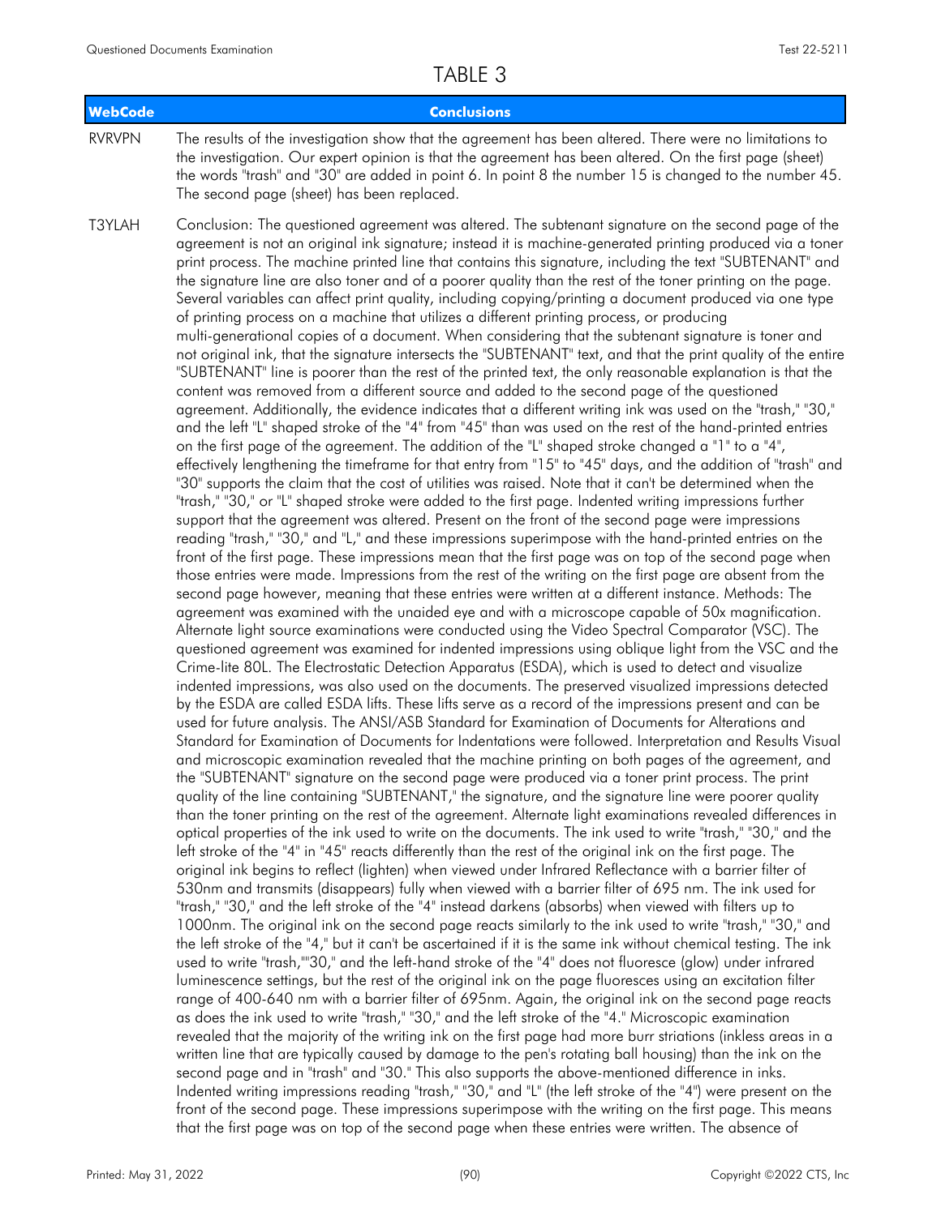## TABLE 3

| WebCode | Conclusions |
|---|---|
| RVRVPN | The results of the investigation show that the agreement has been altered. There were no limitations to the investigation. Our expert opinion is that the agreement has been altered. On the first page (sheet) the words "trash" and "30" are added in point 6. In point 8 the number 15 is changed to the number 45. The second page (sheet) has been replaced. |
| T3YLAH | Conclusion: The questioned agreement was altered. The subtenant signature on the second page of the agreement is not an original ink signature; instead it is machine-generated printing produced via a toner print process. The machine printed line that contains this signature, including the text "SUBTENANT" and the signature line are also toner and of a poorer quality than the rest of the toner printing on the page. Several variables can affect print quality, including copying/printing a document produced via one type of printing process on a machine that utilizes a different printing process, or producing multi-generational copies of a document. When considering that the subtenant signature is toner and not original ink, that the signature intersects the "SUBTENANT" text, and that the print quality of the entire "SUBTENANT" line is poorer than the rest of the printed text, the only reasonable explanation is that the content was removed from a different source and added to the second page of the questioned agreement. Additionally, the evidence indicates that a different writing ink was used on the "trash," "30," and the left "L" shaped stroke of the "4" from "45" than was used on the rest of the hand-printed entries on the first page of the agreement. The addition of the "L" shaped stroke changed a "1" to a "4", effectively lengthening the timeframe for that entry from "15" to "45" days, and the addition of "trash" and "30" supports the claim that the cost of utilities was raised. Note that it can't be determined when the "trash," "30," or "L" shaped stroke were added to the first page. Indented writing impressions further support that the agreement was altered. Present on the front of the second page were impressions reading "trash," "30," and "L," and these impressions superimpose with the hand-printed entries on the front of the first page. These impressions mean that the first page was on top of the second page when those entries were made. Impressions from the rest of the writing on the first page are absent from the second page however, meaning that these entries were written at a different instance. Methods: The agreement was examined with the unaided eye and with a microscope capable of 50x magnification. Alternate light source examinations were conducted using the Video Spectral Comparator (VSC). The questioned agreement was examined for indented impressions using oblique light from the VSC and the Crime-lite 80L. The Electrostatic Detection Apparatus (ESDA), which is used to detect and visualize indented impressions, was also used on the documents. The preserved visualized impressions detected by the ESDA are called ESDA lifts. These lifts serve as a record of the impressions present and can be used for future analysis. The ANSI/ASB Standard for Examination of Documents for Alterations and Standard for Examination of Documents for Indentations were followed. Interpretation and Results Visual and microscopic examination revealed that the machine printing on both pages of the agreement, and the "SUBTENANT" signature on the second page were produced via a toner print process. The print quality of the line containing "SUBTENANT," the signature, and the signature line were poorer quality than the toner printing on the rest of the agreement. Alternate light examinations revealed differences in optical properties of the ink used to write on the documents. The ink used to write "trash," "30," and the left stroke of the "4" in "45" reacts differently than the rest of the original ink on the first page. The original ink begins to reflect (lighten) when viewed under Infrared Reflectance with a barrier filter of 530nm and transmits (disappears) fully when viewed with a barrier filter of 695 nm. The ink used for "trash," "30," and the left stroke of the "4" instead darkens (absorbs) when viewed with filters up to 1000nm. The original ink on the second page reacts similarly to the ink used to write "trash," "30," and the left stroke of the "4," but it can't be ascertained if it is the same ink without chemical testing. The ink used to write "trash,""30," and the left-hand stroke of the "4" does not fluoresce (glow) under infrared luminescence settings, but the rest of the original ink on the page fluoresces using an excitation filter range of 400-640 nm with a barrier filter of 695nm. Again, the original ink on the second page reacts as does the ink used to write "trash," "30," and the left stroke of the "4." Microscopic examination revealed that the majority of the writing ink on the first page had more burr striations (inkless areas in a written line that are typically caused by damage to the pen's rotating ball housing) than the ink on the second page and in "trash" and "30." This also supports the above-mentioned difference in inks. Indented writing impressions reading "trash," "30," and "L" (the left stroke of the "4") were present on the front of the second page. These impressions superimpose with the writing on the first page. This means that the first page was on top of the second page when these entries were written. The absence of |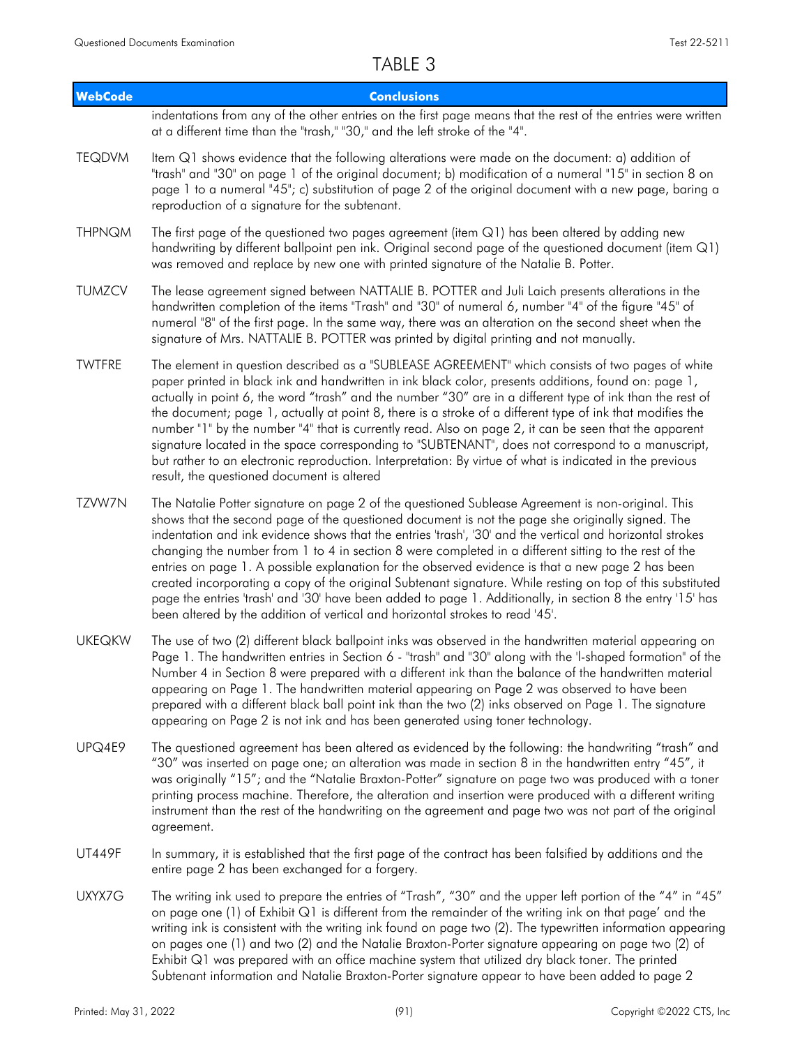# TABLE 3

| WebCode | Conclusions |
|---|---|
| | indentations from any of the other entries on the first page means that the rest of the entries were written at a different time than the "trash," "30," and the left stroke of the "4". |
| TEQDVM | Item Q1 shows evidence that the following alterations were made on the document: a) addition of "trash" and "30" on page 1 of the original document; b) modification of a numeral "15" in section 8 on page 1 to a numeral "45"; c) substitution of page 2 of the original document with a new page, baring a reproduction of a signature for the subtenant. |
| THPNQM | The first page of the questioned two pages agreement (item Q1) has been altered by adding new handwriting by different ballpoint pen ink. Original second page of the questioned document (item Q1) was removed and replace by new one with printed signature of the Natalie B. Potter. |
| TUMZCV | The lease agreement signed between NATTALIE B. POTTER and Juli Laich presents alterations in the handwritten completion of the items "Trash" and "30" of numeral 6, number "4" of the figure "45" of numeral "8" of the first page. In the same way, there was an alteration on the second sheet when the signature of Mrs. NATTALIE B. POTTER was printed by digital printing and not manually. |
| TWTFRE | The element in question described as a "SUBLEASE AGREEMENT" which consists of two pages of white paper printed in black ink and handwritten in ink black color, presents additions, found on: page 1, actually in point 6, the word "trash" and the number "30" are in a different type of ink than the rest of the document; page 1, actually at point 8, there is a stroke of a different type of ink that modifies the number "1" by the number "4" that is currently read. Also on page 2, it can be seen that the apparent signature located in the space corresponding to "SUBTENANT", does not correspond to a manuscript, but rather to an electronic reproduction. Interpretation: By virtue of what is indicated in the previous result, the questioned document is altered |
| TZVW7N | The Natalie Potter signature on page 2 of the questioned Sublease Agreement is non-original. This shows that the second page of the questioned document is not the page she originally signed. The indentation and ink evidence shows that the entries 'trash', '30' and the vertical and horizontal strokes changing the number from 1 to 4 in section 8 were completed in a different sitting to the rest of the entries on page 1. A possible explanation for the observed evidence is that a new page 2 has been created incorporating a copy of the original Subtenant signature. While resting on top of this substituted page the entries 'trash' and '30' have been added to page 1. Additionally, in section 8 the entry '15' has been altered by the addition of vertical and horizontal strokes to read '45'. |
| UKEQKW | The use of two (2) different black ballpoint inks was observed in the handwritten material appearing on Page 1. The handwritten entries in Section 6 - "trash" and "30" along with the 'l-shaped formation" of the Number 4 in Section 8 were prepared with a different ink than the balance of the handwritten material appearing on Page 1. The handwritten material appearing on Page 2 was observed to have been prepared with a different black ball point ink than the two (2) inks observed on Page 1. The signature appearing on Page 2 is not ink and has been generated using toner technology. |
| UPQ4E9 | The questioned agreement has been altered as evidenced by the following: the handwriting "trash" and "30" was inserted on page one; an alteration was made in section 8 in the handwritten entry "45", it was originally "15"; and the "Natalie Braxton-Potter" signature on page two was produced with a toner printing process machine. Therefore, the alteration and insertion were produced with a different writing instrument than the rest of the handwriting on the agreement and page two was not part of the original agreement. |
| UT449F | In summary, it is established that the first page of the contract has been falsified by additions and the entire page 2 has been exchanged for a forgery. |
| UXYX7G | The writing ink used to prepare the entries of "Trash", "30" and the upper left portion of the "4" in "45" on page one (1) of Exhibit Q1 is different from the remainder of the writing ink on that page' and the writing ink is consistent with the writing ink found on page two (2). The typewritten information appearing on pages one (1) and two (2) and the Natalie Braxton-Porter signature appearing on page two (2) of Exhibit Q1 was prepared with an office machine system that utilized dry black toner. The printed Subtenant information and Natalie Braxton-Porter signature appear to have been added to page 2 |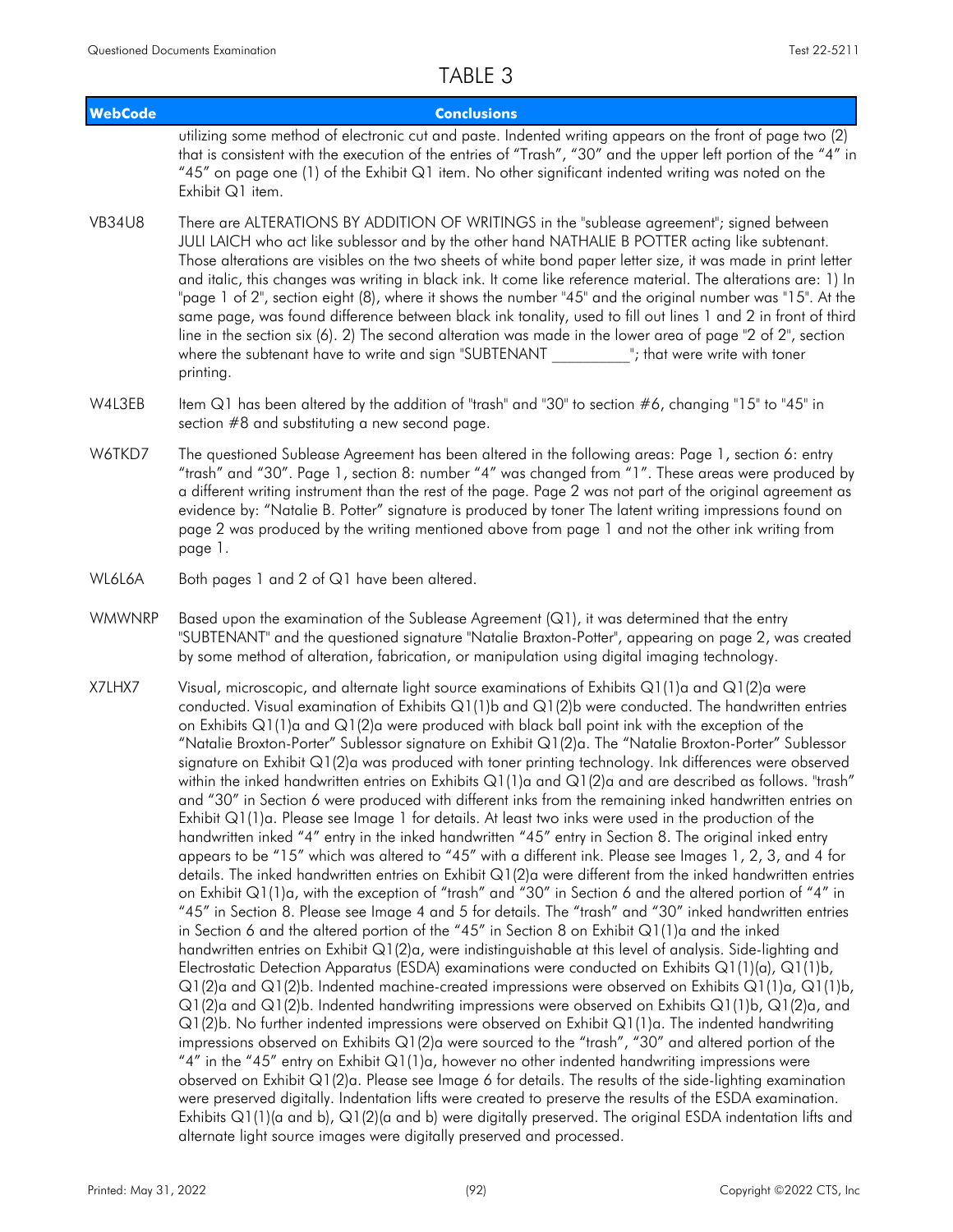# TABLE 3

| WebCode | Conclusions |
|---|---|
| | utilizing some method of electronic cut and paste. Indented writing appears on the front of page two (2) that is consistent with the execution of the entries of "Trash", "30" and the upper left portion of the "4" in "45" on page one (1) of the Exhibit Q1 item. No other significant indented writing was noted on the Exhibit Q1 item. |
| VB34U8 | There are ALTERATIONS BY ADDITION OF WRITINGS in the "sublease agreement"; signed between JULI LAICH who act like sublessor and by the other hand NATHALIE B POTTER acting like subtenant. Those alterations are visibles on the two sheets of white bond paper letter size, it was made in print letter and italic, this changes was writing in black ink. It come like reference material. The alterations are: 1) In "page 1 of 2", section eight (8), where it shows the number "45" and the original number was "15". At the same page, was found difference between black ink tonality, used to fill out lines 1 and 2 in front of third line in the section six (6). 2) The second alteration was made in the lower area of page "2 of 2", section where the subtenant have to write and sign "SUBTENANT __________"; that were write with toner printing. |
| W4L3EB | Item Q1 has been altered by the addition of "trash" and "30" to section #6, changing "15" to "45" in section #8 and substituting a new second page. |
| W6TKD7 | The questioned Sublease Agreement has been altered in the following areas: Page 1, section 6: entry "trash" and "30". Page 1, section 8: number "4" was changed from "1". These areas were produced by a different writing instrument than the rest of the page. Page 2 was not part of the original agreement as evidence by: "Natalie B. Potter" signature is produced by toner The latent writing impressions found on page 2 was produced by the writing mentioned above from page 1 and not the other ink writing from page 1. |
| WL6L6A | Both pages 1 and 2 of Q1 have been altered. |
| WMWNRP | Based upon the examination of the Sublease Agreement (Q1), it was determined that the entry "SUBTENANT" and the questioned signature "Natalie Braxton-Potter", appearing on page 2, was created by some method of alteration, fabrication, or manipulation using digital imaging technology. |
| X7LHX7 | Visual, microscopic, and alternate light source examinations of Exhibits Q1(1)a and Q1(2)a were conducted. Visual examination of Exhibits Q1(1)b and Q1(2)b were conducted. The handwritten entries on Exhibits Q1(1)a and Q1(2)a were produced with black ball point ink with the exception of the "Natalie Broxton-Porter" Sublessor signature on Exhibit Q1(2)a. The "Natalie Broxton-Porter" Sublessor signature on Exhibit Q1(2)a was produced with toner printing technology. Ink differences were observed within the inked handwritten entries on Exhibits Q1(1)a and Q1(2)a and are described as follows. "trash" and "30" in Section 6 were produced with different inks from the remaining inked handwritten entries on Exhibit Q1(1)a. Please see Image 1 for details. At least two inks were used in the production of the handwritten inked "4" entry in the inked handwritten "45" entry in Section 8. The original inked entry appears to be "15" which was altered to "45" with a different ink. Please see Images 1, 2, 3, and 4 for details. The inked handwritten entries on Exhibit Q1(2)a were different from the inked handwritten entries on Exhibit Q1(1)a, with the exception of "trash" and "30" in Section 6 and the altered portion of "4" in "45" in Section 8. Please see Image 4 and 5 for details. The "trash" and "30" inked handwritten entries in Section 6 and the altered portion of the "45" in Section 8 on Exhibit Q1(1)a and the inked handwritten entries on Exhibit Q1(2)a, were indistinguishable at this level of analysis. Side-lighting and Electrostatic Detection Apparatus (ESDA) examinations were conducted on Exhibits Q1(1)(a), Q1(1)b, Q1(2)a and Q1(2)b. Indented machine-created impressions were observed on Exhibits Q1(1)a, Q1(1)b, Q1(2)a and Q1(2)b. Indented handwriting impressions were observed on Exhibits Q1(1)b, Q1(2)a, and Q1(2)b. No further indented impressions were observed on Exhibit Q1(1)a. The indented handwriting impressions observed on Exhibits Q1(2)a were sourced to the "trash", "30" and altered portion of the "4" in the "45" entry on Exhibit Q1(1)a, however no other indented handwriting impressions were observed on Exhibit Q1(2)a. Please see Image 6 for details. The results of the side-lighting examination were preserved digitally. Indentation lifts were created to preserve the results of the ESDA examination. Exhibits Q1(1)(a and b), Q1(2)(a and b) were digitally preserved. The original ESDA indentation lifts and alternate light source images were digitally preserved and processed. |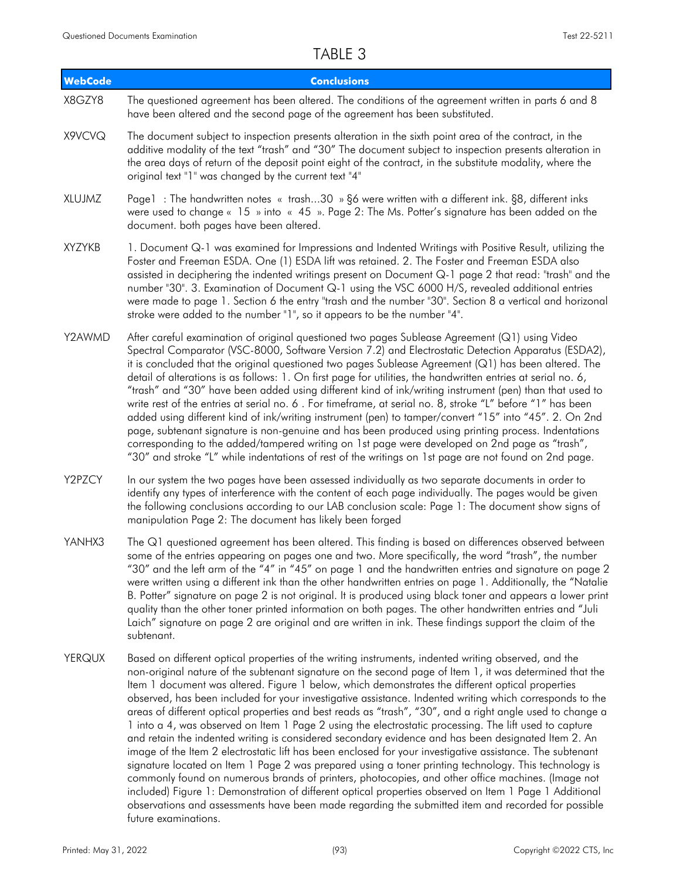## TABLE 3

| WebCode | Conclusions |
| --- | --- |
| X8GZY8 | The questioned agreement has been altered. The conditions of the agreement written in parts 6 and 8 have been altered and the second page of the agreement has been substituted. |
| X9VCVQ | The document subject to inspection presents alteration in the sixth point area of the contract, in the additive modality of the text "trash" and "30" The document subject to inspection presents alteration in the area days of return of the deposit point eight of the contract, in the substitute modality, where the original text "1" was changed by the current text "4" |
| XLUJMZ | Page1 : The handwritten notes « trash...30 » §6 were written with a different ink. §8, different inks were used to change « 15 » into « 45 ». Page 2: The Ms. Potter's signature has been added on the document. both pages have been altered. |
| XYZYKB | 1. Document Q-1 was examined for Impressions and Indented Writings with Positive Result, utilizing the Foster and Freeman ESDA. One (1) ESDA lift was retained. 2. The Foster and Freeman ESDA also assisted in deciphering the indented writings present on Document Q-1 page 2 that read: "trash" and the number "30". 3. Examination of Document Q-1 using the VSC 6000 H/S, revealed additional entries were made to page 1. Section 6 the entry "trash and the number "30". Section 8 a vertical and horizonal stroke were added to the number "1", so it appears to be the number "4". |
| Y2AWMD | After careful examination of original questioned two pages Sublease Agreement (Q1) using Video Spectral Comparator (VSC-8000, Software Version 7.2) and Electrostatic Detection Apparatus (ESDA2), it is concluded that the original questioned two pages Sublease Agreement (Q1) has been altered. The detail of alterations is as follows: 1. On first page for utilities, the handwritten entries at serial no. 6, "trash" and "30" have been added using different kind of ink/writing instrument (pen) than that used to write rest of the entries at serial no. 6 . For timeframe, at serial no. 8, stroke "L" before "1" has been added using different kind of ink/writing instrument (pen) to tamper/convert "15" into "45". 2. On 2nd page, subtenant signature is non-genuine and has been produced using printing process. Indentations corresponding to the added/tampered writing on 1st page were developed on 2nd page as "trash", "30" and stroke "L" while indentations of rest of the writings on 1st page are not found on 2nd page. |
| Y2PZCY | In our system the two pages have been assessed individually as two separate documents in order to identify any types of interference with the content of each page individually. The pages would be given the following conclusions according to our LAB conclusion scale: Page 1: The document show signs of manipulation Page 2: The document has likely been forged |
| YANHX3 | The Q1 questioned agreement has been altered. This finding is based on differences observed between some of the entries appearing on pages one and two. More specifically, the word "trash", the number "30" and the left arm of the "4" in "45" on page 1 and the handwritten entries and signature on page 2 were written using a different ink than the other handwritten entries on page 1. Additionally, the "Natalie B. Potter" signature on page 2 is not original. It is produced using black toner and appears a lower print quality than the other toner printed information on both pages. The other handwritten entries and "Juli Laich" signature on page 2 are original and are written in ink. These findings support the claim of the subtenant. |
| YERQUX | Based on different optical properties of the writing instruments, indented writing observed, and the non-original nature of the subtenant signature on the second page of Item 1, it was determined that the Item 1 document was altered. Figure 1 below, which demonstrates the different optical properties observed, has been included for your investigative assistance. Indented writing which corresponds to the areas of different optical properties and best reads as "trash", "30", and a right angle used to change a 1 into a 4, was observed on Item 1 Page 2 using the electrostatic processing. The lift used to capture and retain the indented writing is considered secondary evidence and has been designated Item 2. An image of the Item 2 electrostatic lift has been enclosed for your investigative assistance. The subtenant signature located on Item 1 Page 2 was prepared using a toner printing technology. This technology is commonly found on numerous brands of printers, photocopies, and other office machines. (Image not included) Figure 1: Demonstration of different optical properties observed on Item 1 Page 1 Additional observations and assessments have been made regarding the submitted item and recorded for possible future examinations. |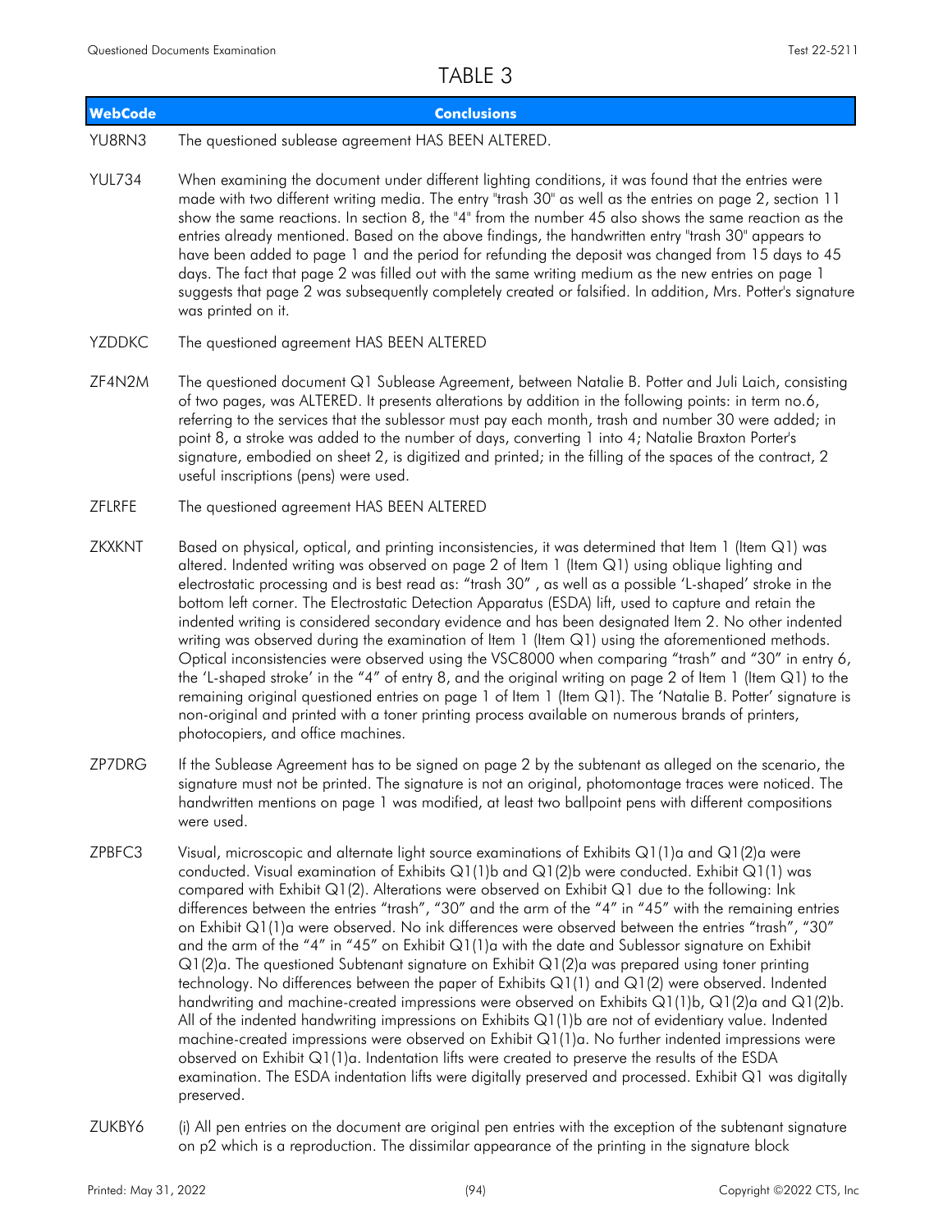# TABLE 3

| WebCode | Conclusions |
| --- | --- |
| YU8RN3 | The questioned sublease agreement HAS BEEN ALTERED. |
| YUL734 | When examining the document under different lighting conditions, it was found that the entries were made with two different writing media. The entry "trash 30" as well as the entries on page 2, section 11 show the same reactions. In section 8, the "4" from the number 45 also shows the same reaction as the entries already mentioned. Based on the above findings, the handwritten entry "trash 30" appears to have been added to page 1 and the period for refunding the deposit was changed from 15 days to 45 days. The fact that page 2 was filled out with the same writing medium as the new entries on page 1 suggests that page 2 was subsequently completely created or falsified. In addition, Mrs. Potter's signature was printed on it. |
| YZDDKC | The questioned agreement HAS BEEN ALTERED |
| ZF4N2M | The questioned document Q1 Sublease Agreement, between Natalie B. Potter and Juli Laich, consisting of two pages, was ALTERED. It presents alterations by addition in the following points: in term no.6, referring to the services that the sublessor must pay each month, trash and number 30 were added; in point 8, a stroke was added to the number of days, converting 1 into 4; Natalie Braxton Porter's signature, embodied on sheet 2, is digitized and printed; in the filling of the spaces of the contract, 2 useful inscriptions (pens) were used. |
| ZFLRFE | The questioned agreement HAS BEEN ALTERED |
| ZKXKNT | Based on physical, optical, and printing inconsistencies, it was determined that Item 1 (Item Q1) was altered. Indented writing was observed on page 2 of Item 1 (Item Q1) using oblique lighting and electrostatic processing and is best read as: "trash 30" , as well as a possible 'L-shaped' stroke in the bottom left corner. The Electrostatic Detection Apparatus (ESDA) lift, used to capture and retain the indented writing is considered secondary evidence and has been designated Item 2. No other indented writing was observed during the examination of Item 1 (Item Q1) using the aforementioned methods. Optical inconsistencies were observed using the VSC8000 when comparing "trash" and "30" in entry 6, the 'L-shaped stroke' in the "4" of entry 8, and the original writing on page 2 of Item 1 (Item Q1) to the remaining original questioned entries on page 1 of Item 1 (Item Q1). The 'Natalie B. Potter' signature is non-original and printed with a toner printing process available on numerous brands of printers, photocopiers, and office machines. |
| ZP7DRG | If the Sublease Agreement has to be signed on page 2 by the subtenant as alleged on the scenario, the signature must not be printed. The signature is not an original, photomontage traces were noticed. The handwritten mentions on page 1 was modified, at least two ballpoint pens with different compositions were used. |
| ZPBFC3 | Visual, microscopic and alternate light source examinations of Exhibits Q1(1)a and Q1(2)a were conducted. Visual examination of Exhibits Q1(1)b and Q1(2)b were conducted. Exhibit Q1(1) was compared with Exhibit Q1(2). Alterations were observed on Exhibit Q1 due to the following: Ink differences between the entries "trash", "30" and the arm of the "4" in "45" with the remaining entries on Exhibit Q1(1)a were observed. No ink differences were observed between the entries "trash", "30" and the arm of the "4" in "45" on Exhibit Q1(1)a with the date and Sublessor signature on Exhibit Q1(2)a. The questioned Subtenant signature on Exhibit Q1(2)a was prepared using toner printing technology. No differences between the paper of Exhibits Q1(1) and Q1(2) were observed. Indented handwriting and machine-created impressions were observed on Exhibits Q1(1)b, Q1(2)a and Q1(2)b. All of the indented handwriting impressions on Exhibits Q1(1)b are not of evidentiary value. Indented machine-created impressions were observed on Exhibit Q1(1)a. No further indented impressions were observed on Exhibit Q1(1)a. Indentation lifts were created to preserve the results of the ESDA examination. The ESDA indentation lifts were digitally preserved and processed. Exhibit Q1 was digitally preserved. |
| ZUKBY6 | (i) All pen entries on the document are original pen entries with the exception of the subtenant signature on p2 which is a reproduction. The dissimilar appearance of the printing in the signature block |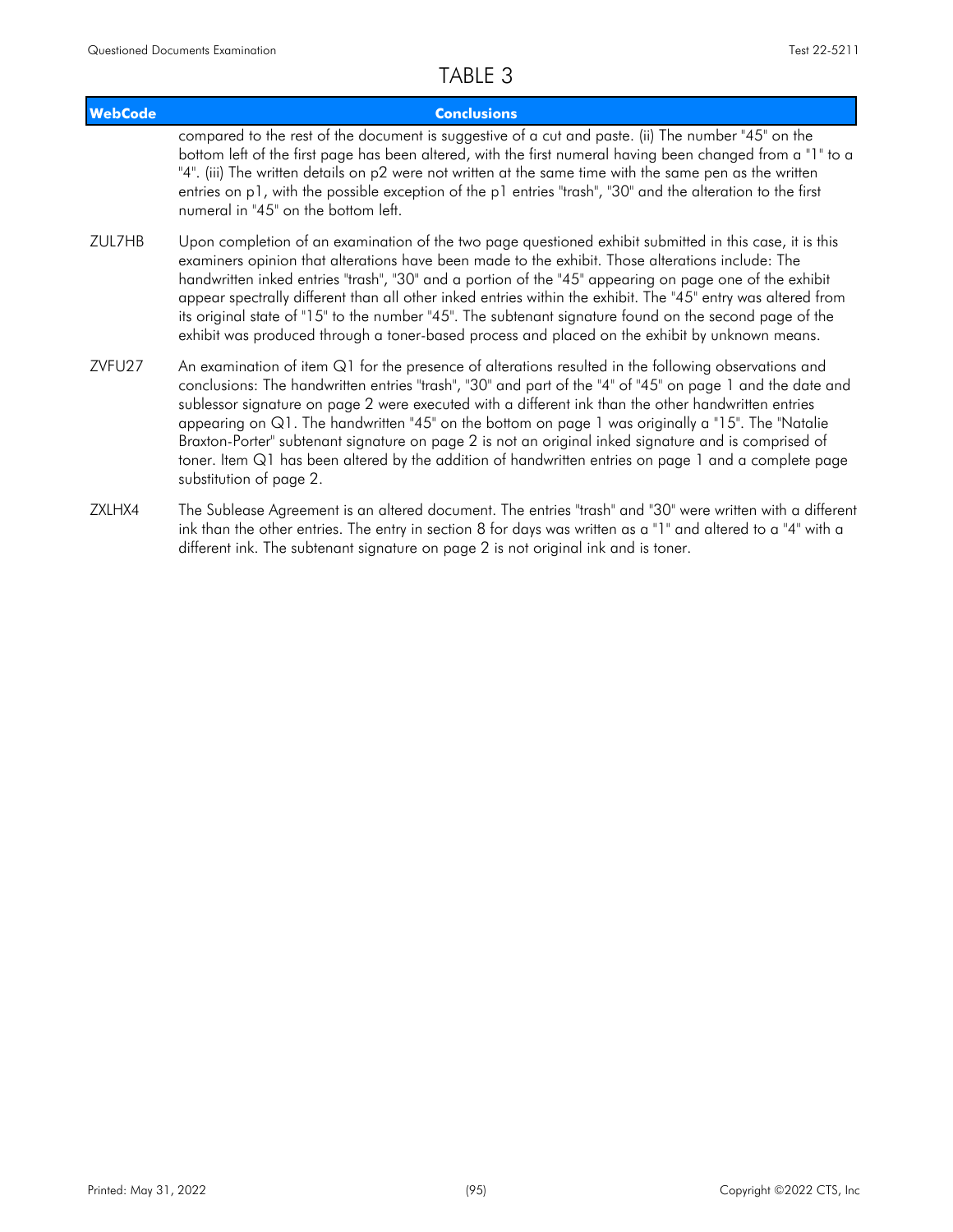## TABLE 3

| WebCode | Conclusions |
| --- | --- |
| | compared to the rest of the document is suggestive of a cut and paste. (ii) The number "45" on the bottom left of the first page has been altered, with the first numeral having been changed from a "1" to a "4". (iii) The written details on p2 were not written at the same time with the same pen as the written entries on p1, with the possible exception of the p1 entries "trash", "30" and the alteration to the first numeral in "45" on the bottom left. |
| ZUL7HB | Upon completion of an examination of the two page questioned exhibit submitted in this case, it is this examiners opinion that alterations have been made to the exhibit. Those alterations include: The handwritten inked entries "trash", "30" and a portion of the "45" appearing on page one of the exhibit appear spectrally different than all other inked entries within the exhibit. The "45" entry was altered from its original state of "15" to the number "45". The subtenant signature found on the second page of the exhibit was produced through a toner-based process and placed on the exhibit by unknown means. |
| ZVFU27 | An examination of item Q1 for the presence of alterations resulted in the following observations and conclusions: The handwritten entries "trash", "30" and part of the "4" of "45" on page 1 and the date and sublessor signature on page 2 were executed with a different ink than the other handwritten entries appearing on Q1. The handwritten "45" on the bottom on page 1 was originally a "15". The "Natalie Braxton-Porter" subtenant signature on page 2 is not an original inked signature and is comprised of toner. Item Q1 has been altered by the addition of handwritten entries on page 1 and a complete page substitution of page 2. |
| ZXLHX4 | The Sublease Agreement is an altered document. The entries "trash" and "30" were written with a different ink than the other entries. The entry in section 8 for days was written as a "1" and altered to a "4" with a different ink. The subtenant signature on page 2 is not original ink and is toner. |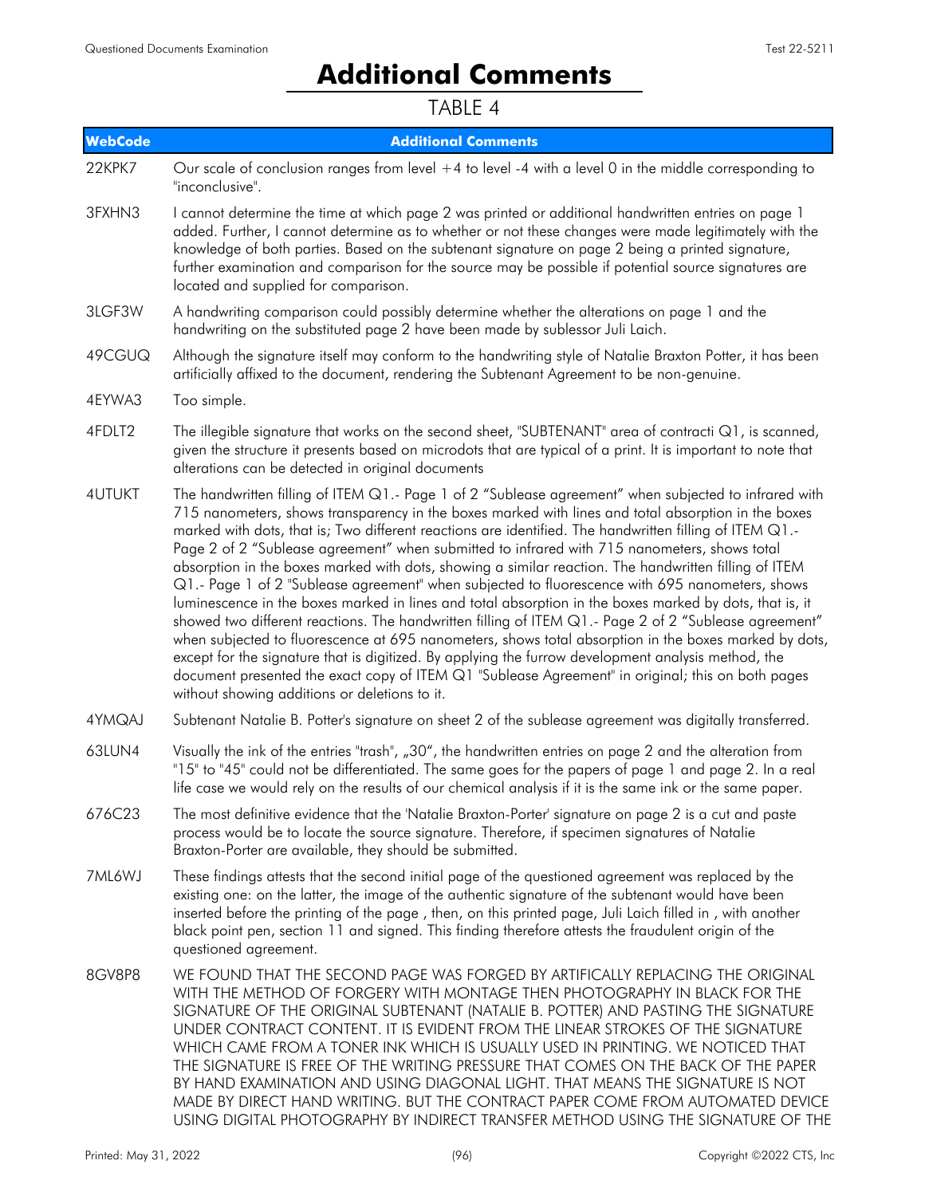# Additional Comments

TABLE 4

| WebCode | Additional Comments |
|---|---|
| 22KPK7 | Our scale of conclusion ranges from level +4 to level -4 with a level 0 in the middle corresponding to "inconclusive". |
| 3FXHN3 | I cannot determine the time at which page 2 was printed or additional handwritten entries on page 1 added. Further, I cannot determine as to whether or not these changes were made legitimately with the knowledge of both parties. Based on the subtenant signature on page 2 being a printed signature, further examination and comparison for the source may be possible if potential source signatures are located and supplied for comparison. |
| 3LGF3W | A handwriting comparison could possibly determine whether the alterations on page 1 and the handwriting on the substituted page 2 have been made by sublessor Juli Laich. |
| 49CGUQ | Although the signature itself may conform to the handwriting style of Natalie Braxton Potter, it has been artificially affixed to the document, rendering the Subtenant Agreement to be non-genuine. |
| 4EYWA3 | Too simple. |
| 4FDLT2 | The illegible signature that works on the second sheet, "SUBTENANT" area of contracti Q1, is scanned, given the structure it presents based on microdots that are typical of a print. It is important to note that alterations can be detected in original documents |
| 4UTUKT | The handwritten filling of ITEM Q1.- Page 1 of 2 "Sublease agreement" when subjected to infrared with 715 nanometers, shows transparency in the boxes marked with lines and total absorption in the boxes marked with dots, that is; Two different reactions are identified. The handwritten filling of ITEM Q1.- Page 2 of 2 "Sublease agreement" when submitted to infrared with 715 nanometers, shows total absorption in the boxes marked with dots, showing a similar reaction. The handwritten filling of ITEM Q1.- Page 1 of 2 "Sublease agreement" when subjected to fluorescence with 695 nanometers, shows luminescence in the boxes marked in lines and total absorption in the boxes marked by dots, that is, it showed two different reactions. The handwritten filling of ITEM Q1.- Page 2 of 2 "Sublease agreement" when subjected to fluorescence at 695 nanometers, shows total absorption in the boxes marked by dots, except for the signature that is digitized. By applying the furrow development analysis method, the document presented the exact copy of ITEM Q1 "Sublease Agreement" in original; this on both pages without showing additions or deletions to it. |
| 4YMQAJ | Subtenant Natalie B. Potter's signature on sheet 2 of the sublease agreement was digitally transferred. |
| 63LUN4 | Visually the ink of the entries "trash", „30", the handwritten entries on page 2 and the alteration from "15" to "45" could not be differentiated. The same goes for the papers of page 1 and page 2. In a real life case we would rely on the results of our chemical analysis if it is the same ink or the same paper. |
| 676C23 | The most definitive evidence that the 'Natalie Braxton-Porter' signature on page 2 is a cut and paste process would be to locate the source signature. Therefore, if specimen signatures of Natalie Braxton-Porter are available, they should be submitted. |
| 7ML6WJ | These findings attests that the second initial page of the questioned agreement was replaced by the existing one: on the latter, the image of the authentic signature of the subtenant would have been inserted before the printing of the page , then, on this printed page, Juli Laich filled in , with another black point pen, section 11 and signed. This finding therefore attests the fraudulent origin of the questioned agreement. |
| 8GV8P8 | WE FOUND THAT THE SECOND PAGE WAS FORGED BY ARTIFICALLY REPLACING THE ORIGINAL WITH THE METHOD OF FORGERY WITH MONTAGE THEN PHOTOGRAPHY IN BLACK FOR THE SIGNATURE OF THE ORIGINAL SUBTENANT (NATALIE B. POTTER) AND PASTING THE SIGNATURE UNDER CONTRACT CONTENT. IT IS EVIDENT FROM THE LINEAR STROKES OF THE SIGNATURE WHICH CAME FROM A TONER INK WHICH IS USUALLY USED IN PRINTING. WE NOTICED THAT THE SIGNATURE IS FREE OF THE WRITING PRESSURE THAT COMES ON THE BACK OF THE PAPER BY HAND EXAMINATION AND USING DIAGONAL LIGHT. THAT MEANS THE SIGNATURE IS NOT MADE BY DIRECT HAND WRITING. BUT THE CONTRACT PAPER COME FROM AUTOMATED DEVICE USING DIGITAL PHOTOGRAPHY BY INDIRECT TRANSFER METHOD USING THE SIGNATURE OF THE |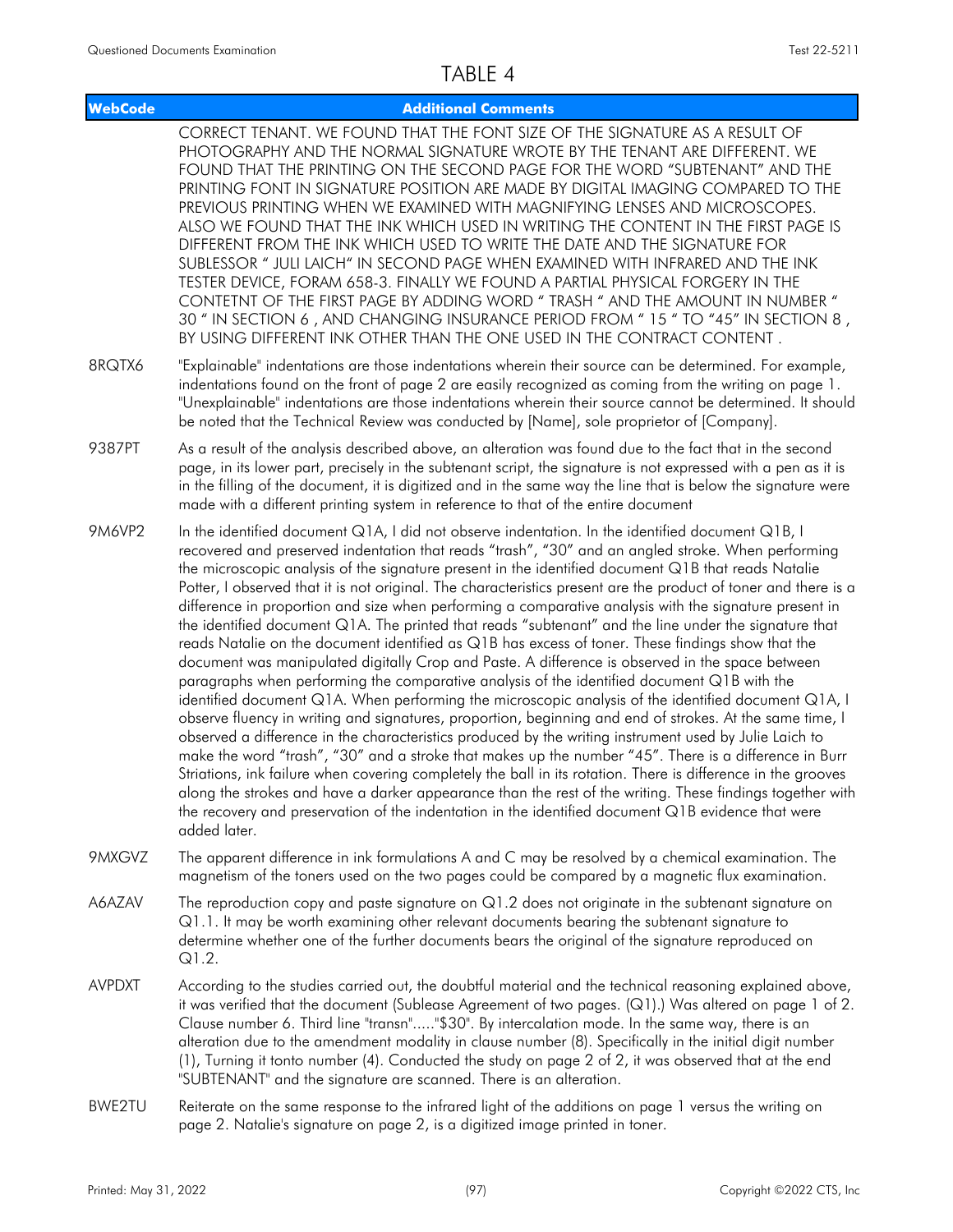# TABLE 4

| WebCode | Additional Comments |
|---|---|
| | CORRECT TENANT. WE FOUND THAT THE FONT SIZE OF THE SIGNATURE AS A RESULT OF PHOTOGRAPHY AND THE NORMAL SIGNATURE WROTE BY THE TENANT ARE DIFFERENT. WE FOUND THAT THE PRINTING ON THE SECOND PAGE FOR THE WORD "SUBTENANT" AND THE PRINTING FONT IN SIGNATURE POSITION ARE MADE BY DIGITAL IMAGING COMPARED TO THE PREVIOUS PRINTING WHEN WE EXAMINED WITH MAGNIFYING LENSES AND MICROSCOPES. ALSO WE FOUND THAT THE INK WHICH USED IN WRITING THE CONTENT IN THE FIRST PAGE IS DIFFERENT FROM THE INK WHICH USED TO WRITE THE DATE AND THE SIGNATURE FOR SUBLESSOR " JULI LAICH" IN SECOND PAGE WHEN EXAMINED WITH INFRARED AND THE INK TESTER DEVICE, FORAM 658-3. FINALLY WE FOUND A PARTIAL PHYSICAL FORGERY IN THE CONTETNT OF THE FIRST PAGE BY ADDING WORD " TRASH " AND THE AMOUNT IN NUMBER " 30 " IN SECTION 6 , AND CHANGING INSURANCE PERIOD FROM " 15 " TO "45" IN SECTION 8 , BY USING DIFFERENT INK OTHER THAN THE ONE USED IN THE CONTRACT CONTENT . |
| 8RQTX6 | "Explainable" indentations are those indentations wherein their source can be determined. For example, indentations found on the front of page 2 are easily recognized as coming from the writing on page 1. "Unexplainable" indentations are those indentations wherein their source cannot be determined. It should be noted that the Technical Review was conducted by [Name], sole proprietor of [Company]. |
| 9387PT | As a result of the analysis described above, an alteration was found due to the fact that in the second page, in its lower part, precisely in the subtenant script, the signature is not expressed with a pen as it is in the filling of the document, it is digitized and in the same way the line that is below the signature were made with a different printing system in reference to that of the entire document |
| 9M6VP2 | In the identified document Q1A, I did not observe indentation. In the identified document Q1B, I recovered and preserved indentation that reads "trash", "30" and an angled stroke. When performing the microscopic analysis of the signature present in the identified document Q1B that reads Natalie Potter, I observed that it is not original. The characteristics present are the product of toner and there is a difference in proportion and size when performing a comparative analysis with the signature present in the identified document Q1A. The printed that reads "subtenant" and the line under the signature that reads Natalie on the document identified as Q1B has excess of toner. These findings show that the document was manipulated digitally Crop and Paste. A difference is observed in the space between paragraphs when performing the comparative analysis of the identified document Q1B with the identified document Q1A. When performing the microscopic analysis of the identified document Q1A, I observe fluency in writing and signatures, proportion, beginning and end of strokes. At the same time, I observed a difference in the characteristics produced by the writing instrument used by Julie Laich to make the word "trash", "30" and a stroke that makes up the number "45". There is a difference in Burr Striations, ink failure when covering completely the ball in its rotation. There is difference in the grooves along the strokes and have a darker appearance than the rest of the writing. These findings together with the recovery and preservation of the indentation in the identified document Q1B evidence that were added later. |
| 9MXGVZ | The apparent difference in ink formulations A and C may be resolved by a chemical examination. The magnetism of the toners used on the two pages could be compared by a magnetic flux examination. |
| A6AZAV | The reproduction copy and paste signature on Q1.2 does not originate in the subtenant signature on Q1.1. It may be worth examining other relevant documents bearing the subtenant signature to determine whether one of the further documents bears the original of the signature reproduced on Q1.2. |
| AVPDXT | According to the studies carried out, the doubtful material and the technical reasoning explained above, it was verified that the document (Sublease Agreement of two pages. (Q1).) Was altered on page 1 of 2. Clause number 6. Third line "transn"....."$30". By intercalation mode. In the same way, there is an alteration due to the amendment modality in clause number (8). Specifically in the initial digit number (1), Turning it tonto number (4). Conducted the study on page 2 of 2, it was observed that at the end "SUBTENANT" and the signature are scanned. There is an alteration. |
| BWE2TU | Reiterate on the same response to the infrared light of the additions on page 1 versus the writing on page 2. Natalie's signature on page 2, is a digitized image printed in toner. |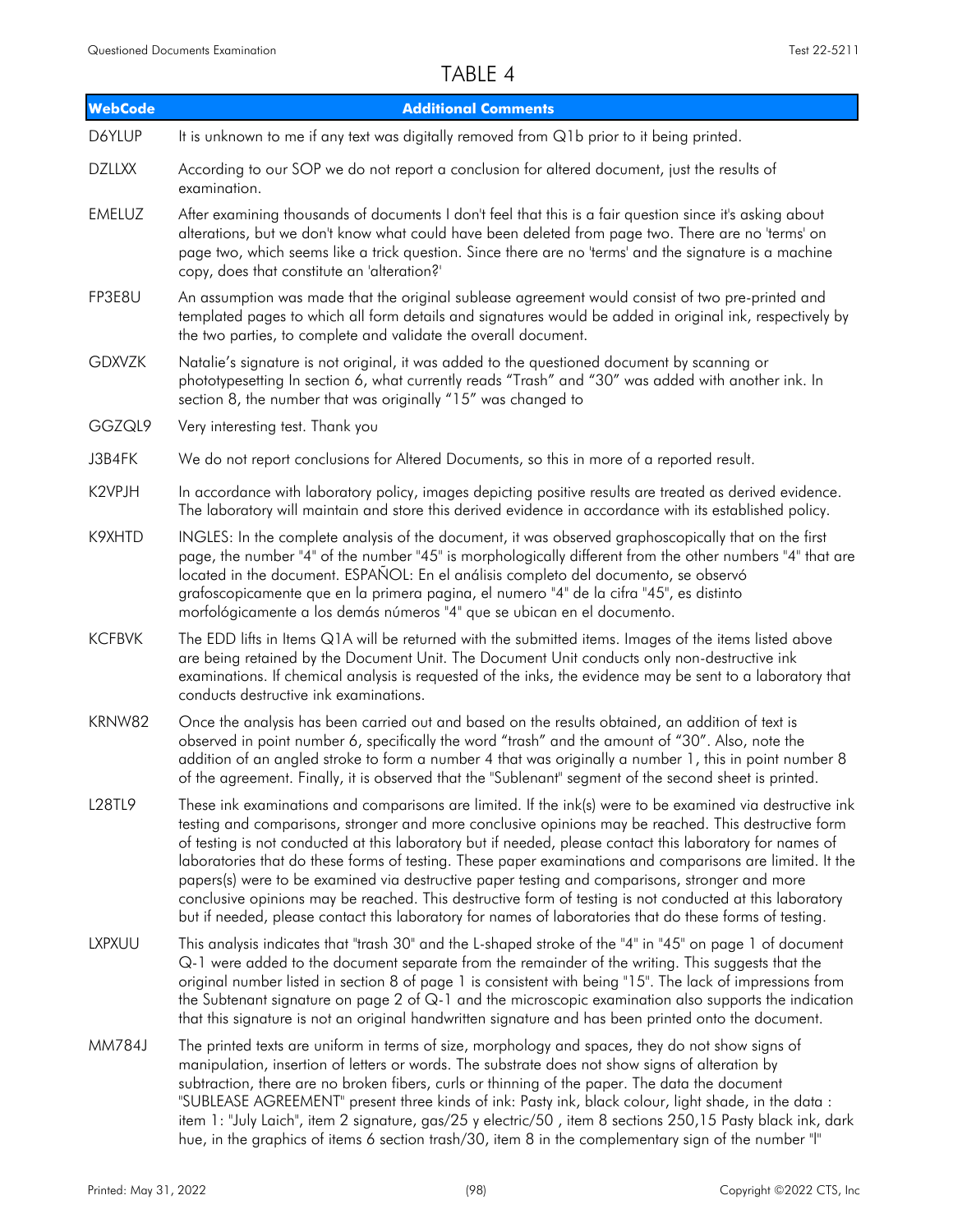# TABLE 4

| WebCode | Additional Comments |
| --- | --- |
| D6YLUP | It is unknown to me if any text was digitally removed from Q1b prior to it being printed. |
| DZLLXX | According to our SOP we do not report a conclusion for altered document, just the results of examination. |
| EMELUZ | After examining thousands of documents I don't feel that this is a fair question since it's asking about alterations, but we don't know what could have been deleted from page two. There are no 'terms' on page two, which seems like a trick question. Since there are no 'terms' and the signature is a machine copy, does that constitute an 'alteration?' |
| FP3E8U | An assumption was made that the original sublease agreement would consist of two pre-printed and templated pages to which all form details and signatures would be added in original ink, respectively by the two parties, to complete and validate the overall document. |
| GDXVZK | Natalie's signature is not original, it was added to the questioned document by scanning or phototypesetting In section 6, what currently reads "Trash" and "30" was added with another ink. In section 8, the number that was originally "15" was changed to |
| GGZQL9 | Very interesting test. Thank you |
| J3B4FK | We do not report conclusions for Altered Documents, so this in more of a reported result. |
| K2VPJH | In accordance with laboratory policy, images depicting positive results are treated as derived evidence. The laboratory will maintain and store this derived evidence in accordance with its established policy. |
| K9XHTD | INGLES: In the complete analysis of the document, it was observed graphoscopically that on the first page, the number "4" of the number "45" is morphologically different from the other numbers "4" that are located in the document. ESPAÑOL: En el análisis completo del documento, se observó grafoscopicamente que en la primera pagina, el numero "4" de la cifra "45", es distinto morfológicamente a los demás números "4" que se ubican en el documento. |
| KCFBVK | The EDD lifts in Items Q1A will be returned with the submitted items. Images of the items listed above are being retained by the Document Unit. The Document Unit conducts only non-destructive ink examinations. If chemical analysis is requested of the inks, the evidence may be sent to a laboratory that conducts destructive ink examinations. |
| KRNW82 | Once the analysis has been carried out and based on the results obtained, an addition of text is observed in point number 6, specifically the word "trash" and the amount of "30". Also, note the addition of an angled stroke to form a number 4 that was originally a number 1, this in point number 8 of the agreement. Finally, it is observed that the "Sublenant" segment of the second sheet is printed. |
| L28TL9 | These ink examinations and comparisons are limited. If the ink(s) were to be examined via destructive ink testing and comparisons, stronger and more conclusive opinions may be reached. This destructive form of testing is not conducted at this laboratory but if needed, please contact this laboratory for names of laboratories that do these forms of testing. These paper examinations and comparisons are limited. It the papers(s) were to be examined via destructive paper testing and comparisons, stronger and more conclusive opinions may be reached. This destructive form of testing is not conducted at this laboratory but if needed, please contact this laboratory for names of laboratories that do these forms of testing. |
| LXPXUU | This analysis indicates that "trash 30" and the L-shaped stroke of the "4" in "45" on page 1 of document Q-1 were added to the document separate from the remainder of the writing. This suggests that the original number listed in section 8 of page 1 is consistent with being "15". The lack of impressions from the Subtenant signature on page 2 of Q-1 and the microscopic examination also supports the indication that this signature is not an original handwritten signature and has been printed onto the document. |
| MM784J | The printed texts are uniform in terms of size, morphology and spaces, they do not show signs of manipulation, insertion of letters or words. The substrate does not show signs of alteration by subtraction, there are no broken fibers, curls or thinning of the paper. The data the document "SUBLEASE AGREEMENT" present three kinds of ink: Pasty ink, black colour, light shade, in the data : item 1: "July Laich", item 2 signature, gas/25 y electric/50 , item 8 sections 250,15 Pasty black ink, dark hue, in the graphics of items 6 section trash/30, item 8 in the complementary sign of the number "l" |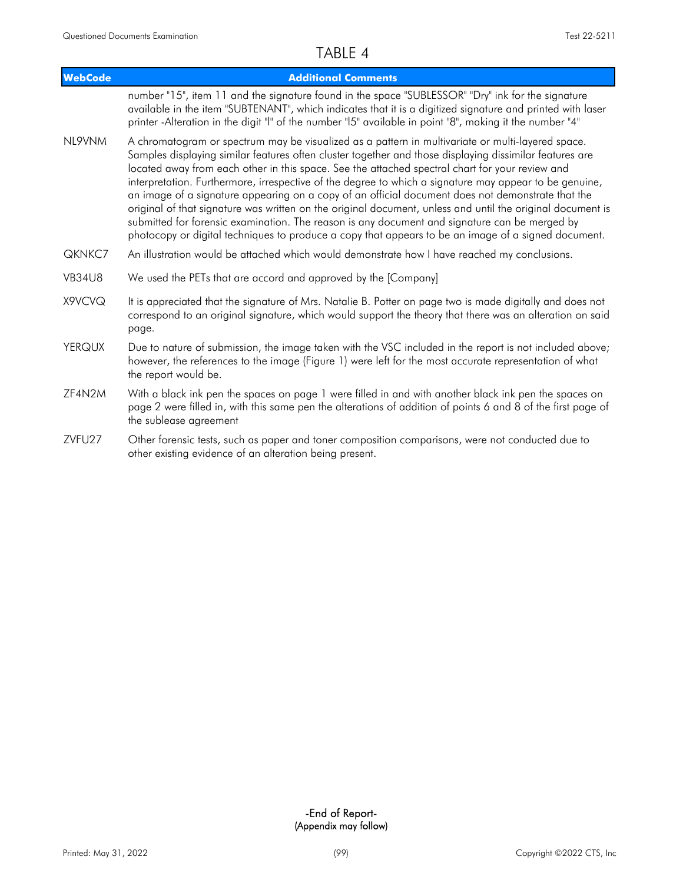# TABLE 4

| WebCode | Additional Comments |
| --- | --- |
| | number "15", item 11 and the signature found in the space "SUBLESSOR" "Dry" ink for the signature available in the item "SUBTENANT", which indicates that it is a digitized signature and printed with laser printer -Alteration in the digit "l" of the number "l5" available in point "8", making it the number "4" |
| NL9VNM | A chromatogram or spectrum may be visualized as a pattern in multivariate or multi-layered space. Samples displaying similar features often cluster together and those displaying dissimilar features are located away from each other in this space. See the attached spectral chart for your review and interpretation. Furthermore, irrespective of the degree to which a signature may appear to be genuine, an image of a signature appearing on a copy of an official document does not demonstrate that the original of that signature was written on the original document, unless and until the original document is submitted for forensic examination. The reason is any document and signature can be merged by photocopy or digital techniques to produce a copy that appears to be an image of a signed document. |
| QKNKC7 | An illustration would be attached which would demonstrate how I have reached my conclusions. |
| VB34U8 | We used the PETs that are accord and approved by the [Company] |
| X9VCVQ | It is appreciated that the signature of Mrs. Natalie B. Potter on page two is made digitally and does not correspond to an original signature, which would support the theory that there was an alteration on said page. |
| YERQUX | Due to nature of submission, the image taken with the VSC included in the report is not included above; however, the references to the image (Figure 1) were left for the most accurate representation of what the report would be. |
| ZF4N2M | With a black ink pen the spaces on page 1 were filled in and with another black ink pen the spaces on page 2 were filled in, with this same pen the alterations of addition of points 6 and 8 of the first page of the sublease agreement |
| ZVFU27 | Other forensic tests, such as paper and toner composition comparisons, were not conducted due to other existing evidence of an alteration being present. |

-End of Report-
(Appendix may follow)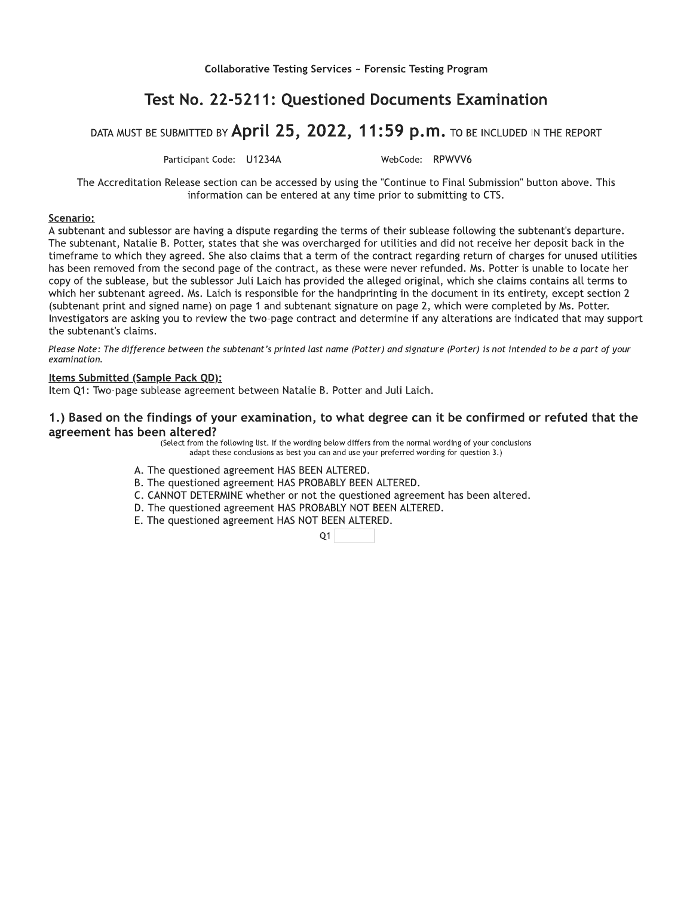Collaborative Testing Services ~ Forensic Testing Program

# Test No. 22-5211: Questioned Documents Examination

DATA MUST BE SUBMITTED BY **April 25, 2022, 11:59 p.m.** TO BE INCLUDED IN THE REPORT

Participant Code: U1234A WebCode: RPWVV6

The Accreditation Release section can be accessed by using the "Continue to Final Submission" button above. This information can be entered at any time prior to submitting to CTS.

**Scenario:**

A subtenant and sublessor are having a dispute regarding the terms of their sublease following the subtenant's departure. The subtenant, Natalie B. Potter, states that she was overcharged for utilities and did not receive her deposit back in the timeframe to which they agreed. She also claims that a term of the contract regarding return of charges for unused utilities has been removed from the second page of the contract, as these were never refunded. Ms. Potter is unable to locate her copy of the sublease, but the sublessor Juli Laich has provided the alleged original, which she claims contains all terms to which her subtenant agreed. Ms. Laich is responsible for the handprinting in the document in its entirety, except section 2 (subtenant print and signed name) on page 1 and subtenant signature on page 2, which were completed by Ms. Potter. Investigators are asking you to review the two-page contract and determine if any alterations are indicated that may support the subtenant's claims.

*Please Note: The difference between the subtenant's printed last name (Potter) and signature (Porter) is not intended to be a part of your examination.*

**Items Submitted (Sample Pack QD):**

Item Q1: Two-page sublease agreement between Natalie B. Potter and Juli Laich.

### 1.) Based on the findings of your examination, to what degree can it be confirmed or refuted that the agreement has been altered?

(Select from the following list. If the wording below differs from the normal wording of your conclusions adapt these conclusions as best you can and use your preferred wording for question 3.)

A. The questioned agreement HAS BEEN ALTERED.
B. The questioned agreement HAS PROBABLY BEEN ALTERED.
C. CANNOT DETERMINE whether or not the questioned agreement has been altered.
D. The questioned agreement HAS PROBABLY NOT BEEN ALTERED.
E. The questioned agreement HAS NOT BEEN ALTERED.

Q1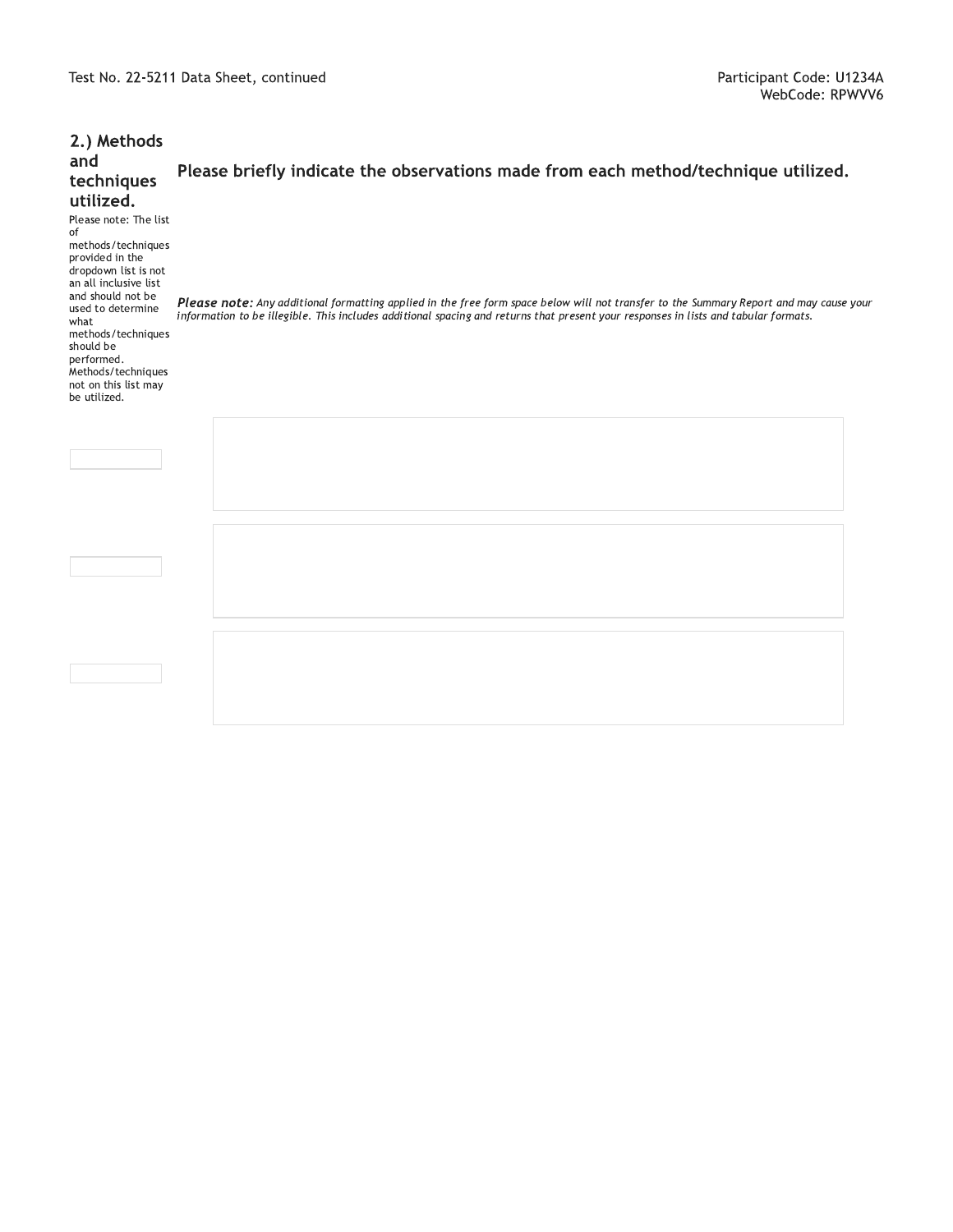## 2.) Methods and techniques utilized.

Please note: The list of methods/techniques provided in the dropdown list is not an all inclusive list and should not be used to determine what methods/techniques should be performed. Methods/techniques not on this list may be utilized.

### Please briefly indicate the observations made from each method/technique utilized.

***Please note:*** *Any additional formatting applied in the free form space below will not transfer to the Summary Report and may cause your information to be illegible. This includes additional spacing and returns that present your responses in lists and tabular formats.*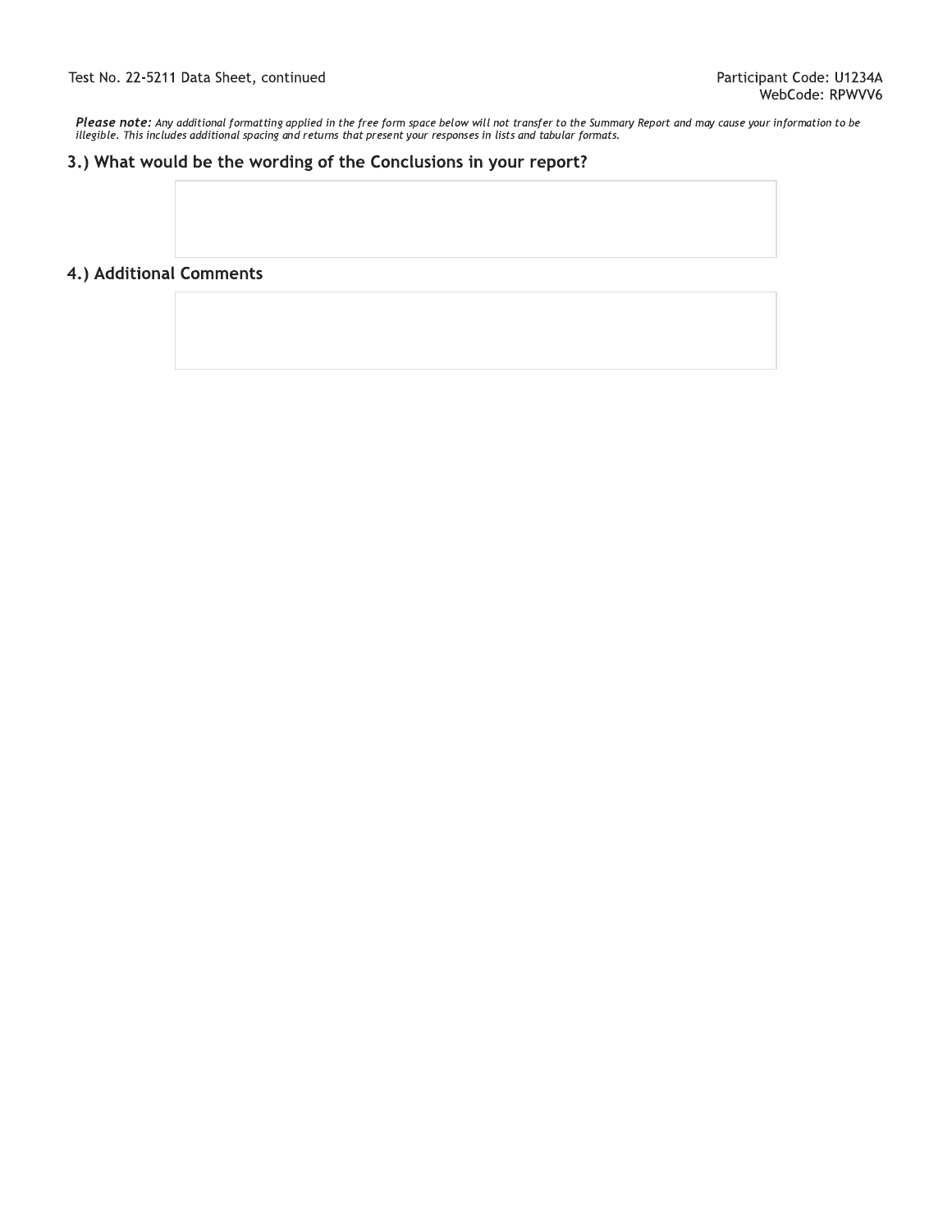*Please note: Any additional formatting applied in the free form space below will not transfer to the Summary Report and may cause your information to be illegible. This includes additional spacing and returns that present your responses in lists and tabular formats.*

### 3.) What would be the wording of the Conclusions in your report?

### 4.) Additional Comments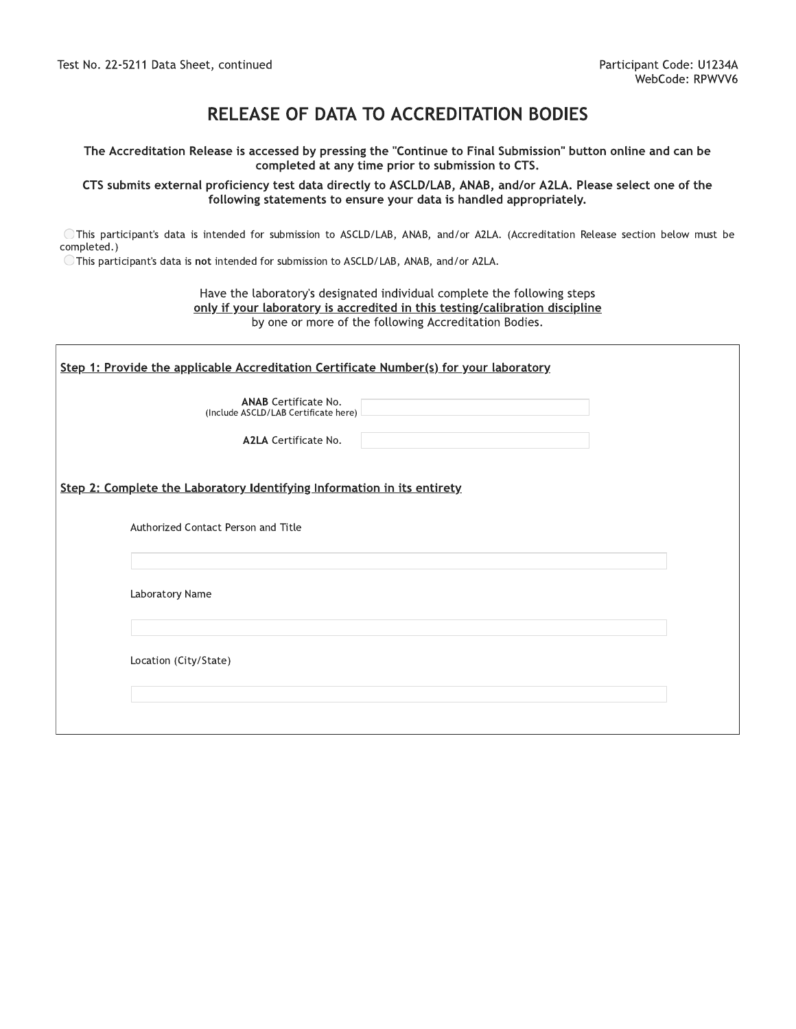# RELEASE OF DATA TO ACCREDITATION BODIES

**The Accreditation Release is accessed by pressing the "Continue to Final Submission" button online and can be completed at any time prior to submission to CTS.**

**CTS submits external proficiency test data directly to ASCLD/LAB, ANAB, and/or A2LA. Please select one of the following statements to ensure your data is handled appropriately.**

- ○ This participant's data is intended for submission to ASCLD/LAB, ANAB, and/or A2LA. (Accreditation Release section below must be completed.)
- ○ This participant's data is **not** intended for submission to ASCLD/LAB, ANAB, and/or A2LA.

Have the laboratory's designated individual complete the following steps
**only if your laboratory is accredited in this testing/calibration discipline**
by one or more of the following Accreditation Bodies.

**Step 1: Provide the applicable Accreditation Certificate Number(s) for your laboratory**

**ANAB** Certificate No. (Include ASCLD/LAB Certificate here) ____________________

**A2LA** Certificate No. ____________________

**Step 2: Complete the Laboratory Identifying Information in its entirety**

Authorized Contact Person and Title

____________________

Laboratory Name

____________________

Location (City/State)

____________________